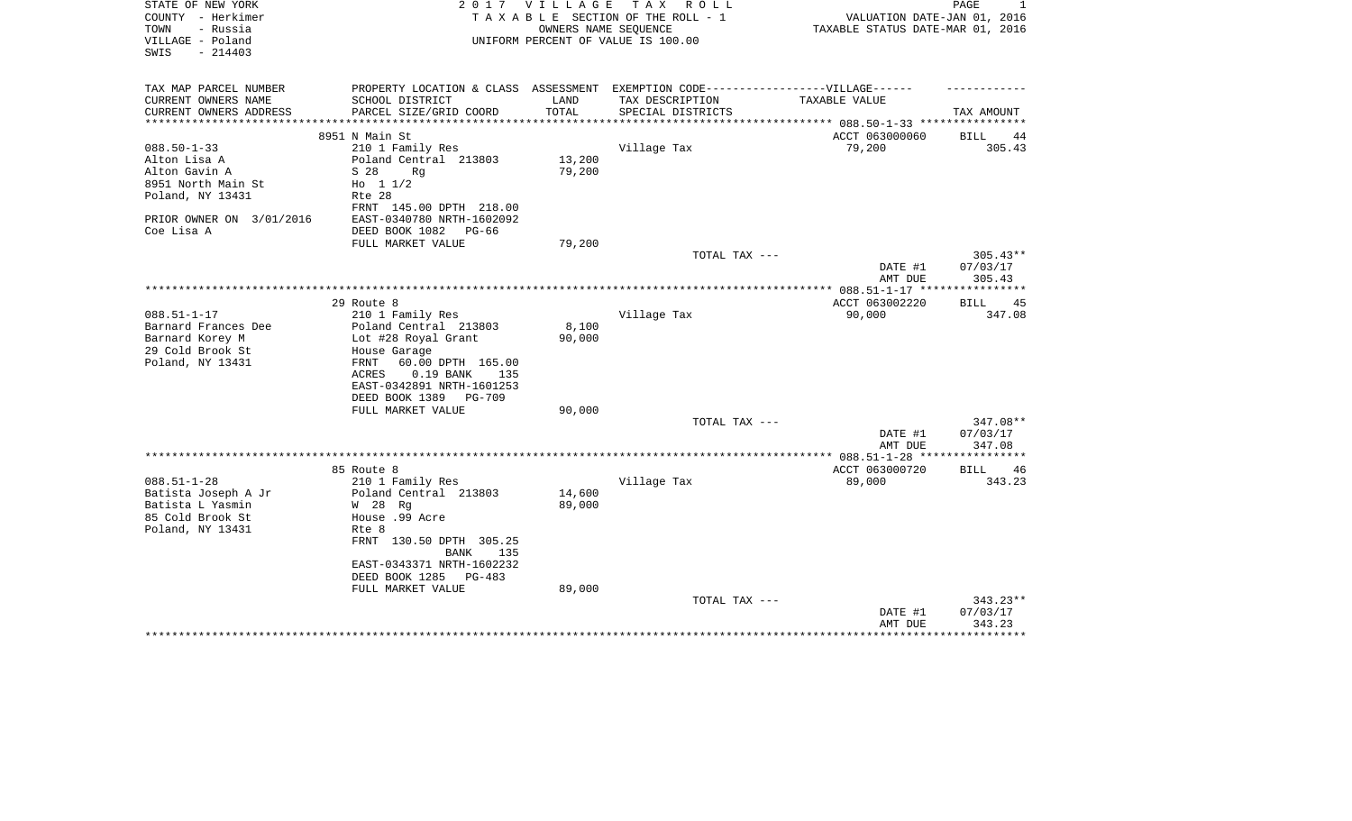STATE OF NEW YORK
COUNTY - Herkimer
TOWN - Russia
VILLAGE - Poland
SWIS - 214403

# 2017 VILLAGE TAX ROLL

TAXABLE SECTION OF THE ROLL - 1
OWNERS NAME SEQUENCE
UNIFORM PERCENT OF VALUE IS 100.00

VALUATION DATE-JAN 01, 2016
TAXABLE STATUS DATE-MAR 01, 2016

| TAX MAP PARCEL NUMBER / CURRENT OWNERS NAME / CURRENT OWNERS ADDRESS | PROPERTY LOCATION & CLASS / SCHOOL DISTRICT / PARCEL SIZE/GRID COORD | ASSESSMENT LAND / TOTAL | EXEMPTION CODE-----VILLAGE------ TAX DESCRIPTION / SPECIAL DISTRICTS | TAXABLE VALUE | TAX AMOUNT |
|---|---|---|---|---|---|
| 088.50-1-33 | 8951 N Main St | | | ACCT 063000060 | BILL 44 |
| 088.50-1-33 | 210 1 Family Res | | Village Tax | 79,200 | 305.43 |
| Alton Lisa A | Poland Central 213803 | 13,200 | | | |
| Alton Gavin A | S 28 Rg | 79,200 | | | |
| 8951 North Main St | Ho 1 1/2 | | | | |
| Poland, NY 13431 | Rte 28 | | | | |
| | FRNT 145.00 DPTH 218.00 | | | | |
| PRIOR OWNER ON 3/01/2016 | EAST-0340780 NRTH-1602092 | | | | |
| Coe Lisa A | DEED BOOK 1082 PG-66 | | | | |
| | FULL MARKET VALUE | 79,200 | | | |
| | | | TOTAL TAX --- | | 305.43** |
| | | | | DATE #1 | 07/03/17 |
| | | | | AMT DUE | 305.43 |
| 088.51-1-17 | 29 Route 8 | | | ACCT 063002220 | BILL 45 |
| 088.51-1-17 | 210 1 Family Res | | Village Tax | 90,000 | 347.08 |
| Barnard Frances Dee | Poland Central 213803 | 8,100 | | | |
| Barnard Korey M | Lot #28 Royal Grant | 90,000 | | | |
| 29 Cold Brook St | House Garage | | | | |
| Poland, NY 13431 | FRNT 60.00 DPTH 165.00 | | | | |
| | ACRES 0.19 BANK 135 | | | | |
| | EAST-0342891 NRTH-1601253 | | | | |
| | DEED BOOK 1389 PG-709 | | | | |
| | FULL MARKET VALUE | 90,000 | | | |
| | | | TOTAL TAX --- | | 347.08** |
| | | | | DATE #1 | 07/03/17 |
| | | | | AMT DUE | 347.08 |
| 088.51-1-28 | 85 Route 8 | | | ACCT 063000720 | BILL 46 |
| 088.51-1-28 | 210 1 Family Res | | Village Tax | 89,000 | 343.23 |
| Batista Joseph A Jr | Poland Central 213803 | 14,600 | | | |
| Batista L Yasmin | W 28 Rg | 89,000 | | | |
| 85 Cold Brook St | House .99 Acre | | | | |
| Poland, NY 13431 | Rte 8 | | | | |
| | FRNT 130.50 DPTH 305.25 | | | | |
| | BANK 135 | | | | |
| | EAST-0343371 NRTH-1602232 | | | | |
| | DEED BOOK 1285 PG-483 | | | | |
| | FULL MARKET VALUE | 89,000 | | | |
| | | | TOTAL TAX --- | | 343.23** |
| | | | | DATE #1 | 07/03/17 |
| | | | | AMT DUE | 343.23 |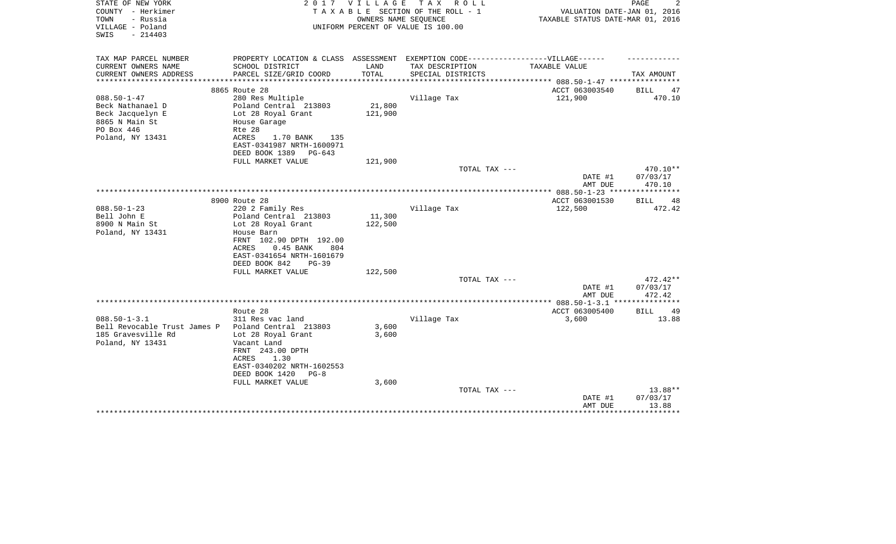STATE OF NEW YORK
COUNTY - Herkimer
TOWN - Russia
VILLAGE - Poland
SWIS - 214403

2017 VILLAGE TAX ROLL
TAXABLE SECTION OF THE ROLL - 1
OWNERS NAME SEQUENCE
UNIFORM PERCENT OF VALUE IS 100.00

VALUATION DATE-JAN 01, 2016
TAXABLE STATUS DATE-MAR 01, 2016

| TAX MAP PARCEL NUMBER / CURRENT OWNERS NAME / CURRENT OWNERS ADDRESS | PROPERTY LOCATION & CLASS / SCHOOL DISTRICT / PARCEL SIZE/GRID COORD | ASSESSMENT LAND / TOTAL | EXEMPTION CODE / TAX DESCRIPTION / SPECIAL DISTRICTS | VILLAGE TAXABLE VALUE | TAX AMOUNT |
|---|---|---|---|---|---|
| | 8865 Route 28 | | | ACCT 063003540 | BILL 47 |
| 088.50-1-47 | 280 Res Multiple | | Village Tax | 121,900 | 470.10 |
| Beck Nathanael D | Poland Central 213803 | 21,800 | | | |
| Beck Jacquelyn E | Lot 28 Royal Grant | 121,900 | | | |
| 8865 N Main St | House Garage | | | | |
| PO Box 446 | Rte 28 | | | | |
| Poland, NY 13431 | ACRES 1.70 BANK 135 | | | | |
| | EAST-0341987 NRTH-1600971 | | | | |
| | DEED BOOK 1389 PG-643 | | | | |
| | FULL MARKET VALUE | 121,900 | | | |
| | | | TOTAL TAX --- | | 470.10** |
| | | | | DATE #1 | 07/03/17 |
| | | | | AMT DUE | 470.10 |
| | 8900 Route 28 | | | ACCT 063001530 | BILL 48 |
| 088.50-1-23 | 220 2 Family Res | | Village Tax | 122,500 | 472.42 |
| Bell John E | Poland Central 213803 | 11,300 | | | |
| 8900 N Main St | Lot 28 Royal Grant | 122,500 | | | |
| Poland, NY 13431 | House Barn | | | | |
| | FRNT 102.90 DPTH 192.00 | | | | |
| | ACRES 0.45 BANK 804 | | | | |
| | EAST-0341654 NRTH-1601679 | | | | |
| | DEED BOOK 842 PG-39 | | | | |
| | FULL MARKET VALUE | 122,500 | | | |
| | | | TOTAL TAX --- | | 472.42** |
| | | | | DATE #1 | 07/03/17 |
| | | | | AMT DUE | 472.42 |
| | Route 28 | | | ACCT 063005400 | BILL 49 |
| 088.50-1-3.1 | 311 Res vac land | | Village Tax | 3,600 | 13.88 |
| Bell Revocable Trust James P | Poland Central 213803 | 3,600 | | | |
| 185 Gravesville Rd | Lot 28 Royal Grant | 3,600 | | | |
| Poland, NY 13431 | Vacant Land | | | | |
| | FRNT 243.00 DPTH | | | | |
| | ACRES 1.30 | | | | |
| | EAST-0340202 NRTH-1602553 | | | | |
| | DEED BOOK 1420 PG-8 | | | | |
| | FULL MARKET VALUE | 3,600 | | | |
| | | | TOTAL TAX --- | | 13.88** |
| | | | | DATE #1 | 07/03/17 |
| | | | | AMT DUE | 13.88 |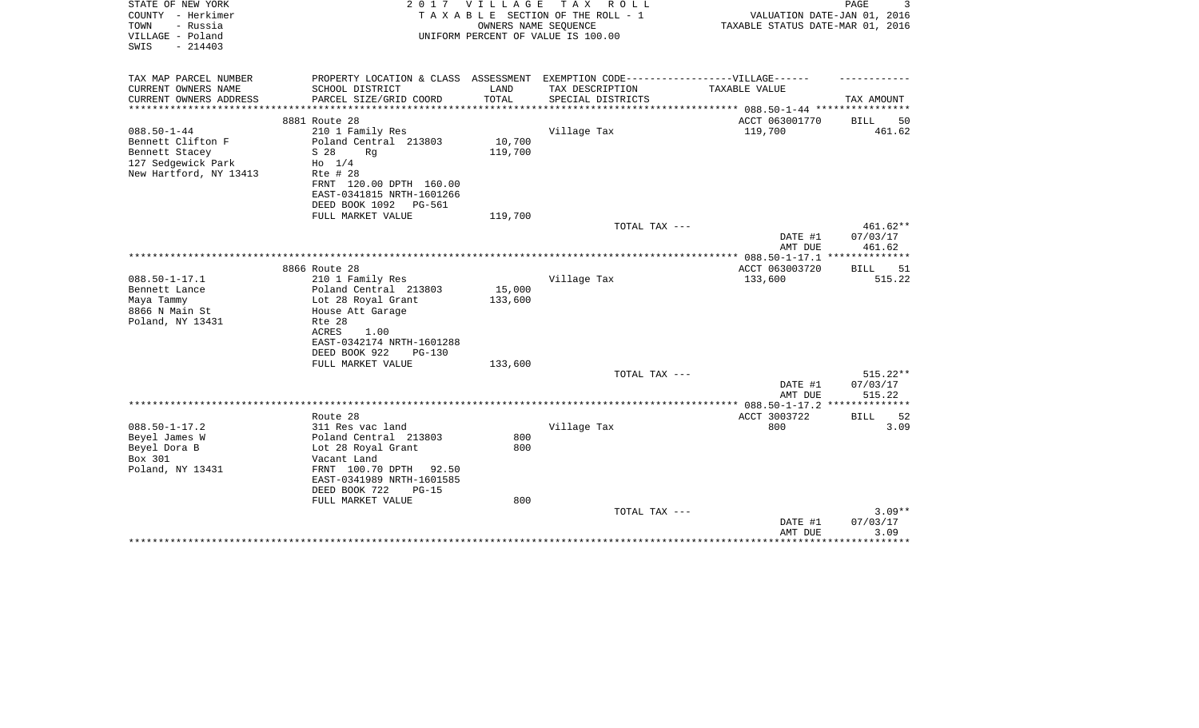STATE OF NEW YORK — 2017 VILLAGE TAX ROLL
COUNTY - Herkimer — TAXABLE SECTION OF THE ROLL - 1 — VALUATION DATE-JAN 01, 2016
TOWN - Russia — OWNERS NAME SEQUENCE — TAXABLE STATUS DATE-MAR 01, 2016
VILLAGE - Poland — UNIFORM PERCENT OF VALUE IS 100.00
SWIS - 214403

| TAX MAP PARCEL NUMBER / CURRENT OWNERS NAME / CURRENT OWNERS ADDRESS | PROPERTY LOCATION & CLASS / SCHOOL DISTRICT / PARCEL SIZE/GRID COORD | ASSESSMENT LAND / TOTAL | EXEMPTION CODE-----VILLAGE------ TAX DESCRIPTION / SPECIAL DISTRICTS | TAXABLE VALUE | TAX AMOUNT |
|---|---|---|---|---|---|
| **088.50-1-44** | 8881 Route 28 | | | ACCT 063001770 | BILL 50 |
| 088.50-1-44 | 210 1 Family Res | | Village Tax | 119,700 | 461.62 |
| Bennett Clifton F | Poland Central 213803 | 10,700 | | | |
| Bennett Stacey | S 28 Rg | 119,700 | | | |
| 127 Sedgewick Park | Ho 1/4 | | | | |
| New Hartford, NY 13413 | Rte # 28 | | | | |
| | FRNT 120.00 DPTH 160.00 | | | | |
| | EAST-0341815 NRTH-1601266 | | | | |
| | DEED BOOK 1092 PG-561 | | | | |
| | FULL MARKET VALUE | 119,700 | | | |
| | | | TOTAL TAX --- | | 461.62** |
| | | | | DATE #1 | 07/03/17 |
| | | | | AMT DUE | 461.62 |
| **088.50-1-17.1** | 8866 Route 28 | | | ACCT 063003720 | BILL 51 |
| 088.50-1-17.1 | 210 1 Family Res | | Village Tax | 133,600 | 515.22 |
| Bennett Lance | Poland Central 213803 | 15,000 | | | |
| Maya Tammy | Lot 28 Royal Grant | 133,600 | | | |
| 8866 N Main St | House Att Garage | | | | |
| Poland, NY 13431 | Rte 28 | | | | |
| | ACRES 1.00 | | | | |
| | EAST-0342174 NRTH-1601288 | | | | |
| | DEED BOOK 922 PG-130 | | | | |
| | FULL MARKET VALUE | 133,600 | | | |
| | | | TOTAL TAX --- | | 515.22** |
| | | | | DATE #1 | 07/03/17 |
| | | | | AMT DUE | 515.22 |
| **088.50-1-17.2** | Route 28 | | | ACCT 3003722 | BILL 52 |
| 088.50-1-17.2 | 311 Res vac land | | Village Tax | 800 | 3.09 |
| Beyel James W | Poland Central 213803 | 800 | | | |
| Beyel Dora B | Lot 28 Royal Grant | 800 | | | |
| Box 301 | Vacant Land | | | | |
| Poland, NY 13431 | FRNT 100.70 DPTH 92.50 | | | | |
| | EAST-0341989 NRTH-1601585 | | | | |
| | DEED BOOK 722 PG-15 | | | | |
| | FULL MARKET VALUE | 800 | | | |
| | | | TOTAL TAX --- | | 3.09** |
| | | | | DATE #1 | 07/03/17 |
| | | | | AMT DUE | 3.09 |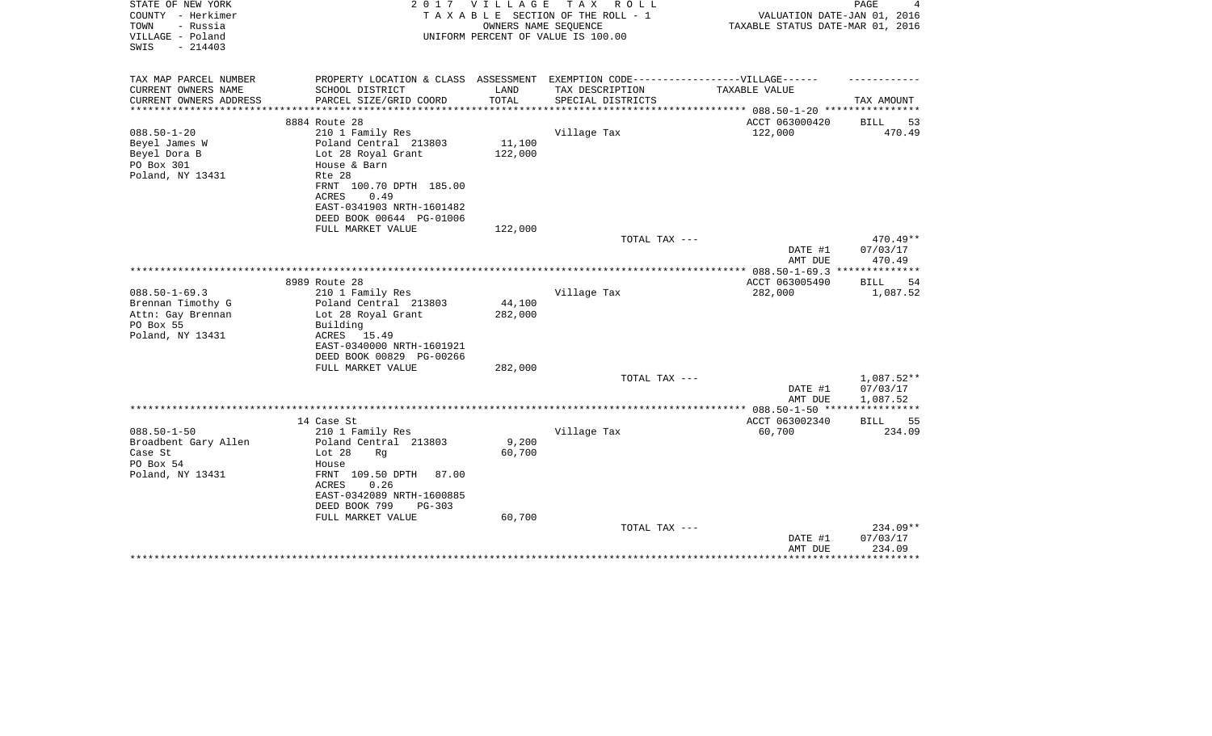STATE OF NEW YORK
COUNTY - Herkimer
TOWN - Russia
VILLAGE - Poland
SWIS - 214403

**2017 VILLAGE TAX ROLL**
TAXABLE SECTION OF THE ROLL - 1
OWNERS NAME SEQUENCE
UNIFORM PERCENT OF VALUE IS 100.00

VALUATION DATE-JAN 01, 2016
TAXABLE STATUS DATE-MAR 01, 2016

| TAX MAP PARCEL NUMBER / CURRENT OWNERS NAME / CURRENT OWNERS ADDRESS | PROPERTY LOCATION & CLASS / SCHOOL DISTRICT / PARCEL SIZE/GRID COORD | ASSESSMENT LAND / TOTAL | EXEMPTION CODE / TAX DESCRIPTION / SPECIAL DISTRICTS | TAXABLE VALUE | TAX AMOUNT |
|---|---|---|---|---|---|
| **088.50-1-20** | 8884 Route 28 | | | ACCT 063000420 | BILL 53 |
| 088.50-1-20 | 210 1 Family Res | | Village Tax | 122,000 | 470.49 |
| Beyel James W | Poland Central 213803 | 11,100 | | | |
| Beyel Dora B | Lot 28 Royal Grant | 122,000 | | | |
| PO Box 301 | House & Barn | | | | |
| Poland, NY 13431 | Rte 28 | | | | |
| | FRNT 100.70 DPTH 185.00 | | | | |
| | ACRES 0.49 | | | | |
| | EAST-0341903 NRTH-1601482 | | | | |
| | DEED BOOK 00644 PG-01006 | | | | |
| | FULL MARKET VALUE | 122,000 | | | |
| | | | TOTAL TAX --- | | 470.49** |
| | | | | DATE #1 | 07/03/17 |
| | | | | AMT DUE | 470.49 |
| **088.50-1-69.3** | 8989 Route 28 | | | ACCT 063005490 | BILL 54 |
| 088.50-1-69.3 | 210 1 Family Res | | Village Tax | 282,000 | 1,087.52 |
| Brennan Timothy G | Poland Central 213803 | 44,100 | | | |
| Attn: Gay Brennan | Lot 28 Royal Grant | 282,000 | | | |
| PO Box 55 | Building | | | | |
| Poland, NY 13431 | ACRES 15.49 | | | | |
| | EAST-0340000 NRTH-1601921 | | | | |
| | DEED BOOK 00829 PG-00266 | | | | |
| | FULL MARKET VALUE | 282,000 | | | |
| | | | TOTAL TAX --- | | 1,087.52** |
| | | | | DATE #1 | 07/03/17 |
| | | | | AMT DUE | 1,087.52 |
| **088.50-1-50** | 14 Case St | | | ACCT 063002340 | BILL 55 |
| 088.50-1-50 | 210 1 Family Res | | Village Tax | 60,700 | 234.09 |
| Broadbent Gary Allen | Poland Central 213803 | 9,200 | | | |
| Case St | Lot 28 Rg | 60,700 | | | |
| PO Box 54 | House | | | | |
| Poland, NY 13431 | FRNT 109.50 DPTH 87.00 | | | | |
| | ACRES 0.26 | | | | |
| | EAST-0342089 NRTH-1600885 | | | | |
| | DEED BOOK 799 PG-303 | | | | |
| | FULL MARKET VALUE | 60,700 | | | |
| | | | TOTAL TAX --- | | 234.09** |
| | | | | DATE #1 | 07/03/17 |
| | | | | AMT DUE | 234.09 |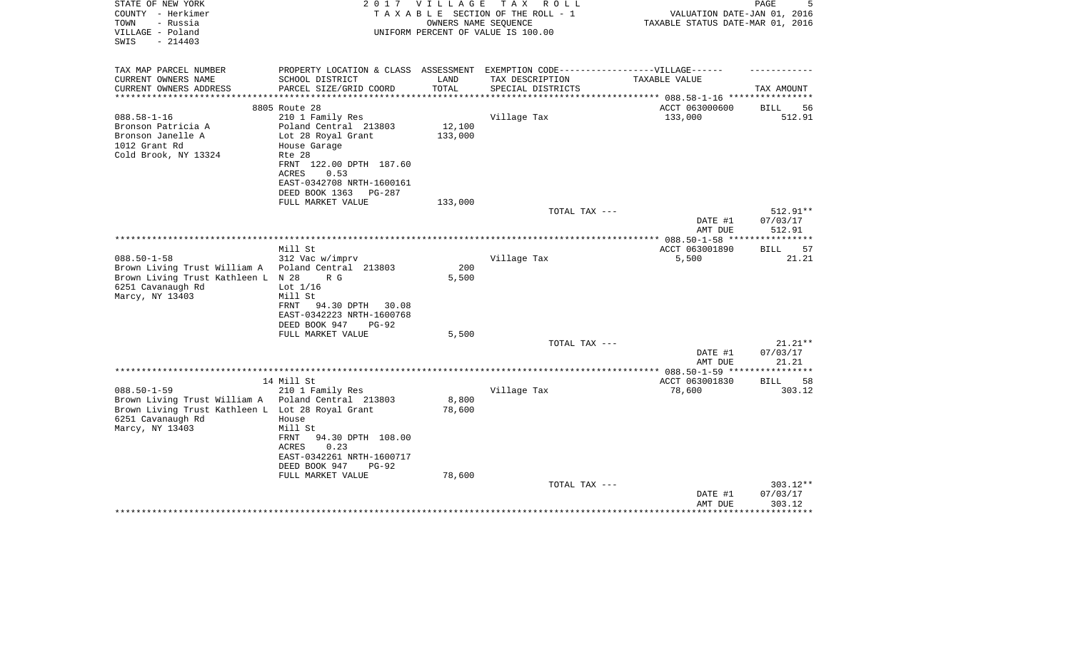STATE OF NEW YORK
COUNTY - Herkimer
TOWN - Russia
VILLAGE - Poland
SWIS - 214403

2017 VILLAGE TAX ROLL
TAXABLE SECTION OF THE ROLL - 1
OWNERS NAME SEQUENCE
UNIFORM PERCENT OF VALUE IS 100.00

VALUATION DATE-JAN 01, 2016
TAXABLE STATUS DATE-MAR 01, 2016

| TAX MAP PARCEL NUMBER<br>CURRENT OWNERS NAME<br>CURRENT OWNERS ADDRESS | PROPERTY LOCATION & CLASS<br>SCHOOL DISTRICT<br>PARCEL SIZE/GRID COORD | ASSESSMENT<br>LAND<br>TOTAL | EXEMPTION CODE------VILLAGE------<br>TAX DESCRIPTION<br>SPECIAL DISTRICTS | TAXABLE VALUE | TAX AMOUNT |
|---|---|---|---|---|---|
| | 8805 Route 28 | | | ACCT 063000600 | BILL 56 |
| 088.58-1-16 | 210 1 Family Res | | Village Tax | 133,000 | 512.91 |
| Bronson Patricia A | Poland Central 213803 | 12,100 | | | |
| Bronson Janelle A | Lot 28 Royal Grant | 133,000 | | | |
| 1012 Grant Rd | House Garage | | | | |
| Cold Brook, NY 13324 | Rte 28 | | | | |
| | FRNT 122.00 DPTH 187.60 | | | | |
| | ACRES 0.53 | | | | |
| | EAST-0342708 NRTH-1600161 | | | | |
| | DEED BOOK 1363 PG-287 | | | | |
| | FULL MARKET VALUE | 133,000 | | | |
| | | | TOTAL TAX --- | | 512.91** |
| | | | | DATE #1 | 07/03/17 |
| | | | | AMT DUE | 512.91 |
| | Mill St | | | ACCT 063001890 | BILL 57 |
| 088.50-1-58 | 312 Vac w/imprv | | Village Tax | 5,500 | 21.21 |
| Brown Living Trust William A | Poland Central 213803 | 200 | | | |
| Brown Living Trust Kathleen L | N 28 R G | 5,500 | | | |
| 6251 Cavanaugh Rd | Lot 1/16 | | | | |
| Marcy, NY 13403 | Mill St | | | | |
| | FRNT 94.30 DPTH 30.08 | | | | |
| | EAST-0342223 NRTH-1600768 | | | | |
| | DEED BOOK 947 PG-92 | | | | |
| | FULL MARKET VALUE | 5,500 | | | |
| | | | TOTAL TAX --- | | 21.21** |
| | | | | DATE #1 | 07/03/17 |
| | | | | AMT DUE | 21.21 |
| | 14 Mill St | | | ACCT 063001830 | BILL 58 |
| 088.50-1-59 | 210 1 Family Res | | Village Tax | 78,600 | 303.12 |
| Brown Living Trust William A | Poland Central 213803 | 8,800 | | | |
| Brown Living Trust Kathleen L | Lot 28 Royal Grant | 78,600 | | | |
| 6251 Cavanaugh Rd | House | | | | |
| Marcy, NY 13403 | Mill St | | | | |
| | FRNT 94.30 DPTH 108.00 | | | | |
| | ACRES 0.23 | | | | |
| | EAST-0342261 NRTH-1600717 | | | | |
| | DEED BOOK 947 PG-92 | | | | |
| | FULL MARKET VALUE | 78,600 | | | |
| | | | TOTAL TAX --- | | 303.12** |
| | | | | DATE #1 | 07/03/17 |
| | | | | AMT DUE | 303.12 |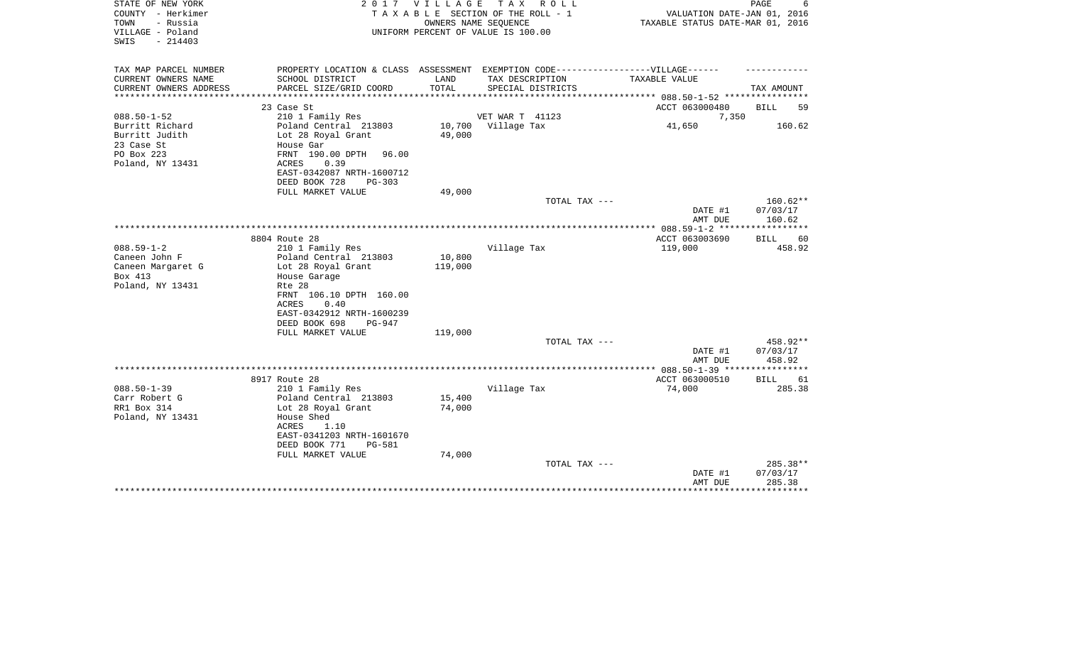STATE OF NEW YORK
COUNTY - Herkimer
TOWN - Russia
VILLAGE - Poland
SWIS - 214403

2 0 1 7 V I L L A G E T A X R O L L
T A X A B L E SECTION OF THE ROLL - 1
OWNERS NAME SEQUENCE
UNIFORM PERCENT OF VALUE IS 100.00

VALUATION DATE-JAN 01, 2016
TAXABLE STATUS DATE-MAR 01, 2016

| TAX MAP PARCEL NUMBER<br>CURRENT OWNERS NAME<br>CURRENT OWNERS ADDRESS | PROPERTY LOCATION & CLASS<br>SCHOOL DISTRICT<br>PARCEL SIZE/GRID COORD | ASSESSMENT<br>LAND<br>TOTAL | EXEMPTION CODE------------------VILLAGE------<br>TAX DESCRIPTION<br>SPECIAL DISTRICTS | TAXABLE VALUE | TAX AMOUNT |
|---|---|---|---|---|---|
| | 23 Case St | | | ACCT 063000480 | BILL 59 |
| 088.50-1-52 | 210 1 Family Res | | VET WAR T 41123 | 7,350 | |
| Burritt Richard | Poland Central 213803 | 10,700 | Village Tax | 41,650 | 160.62 |
| Burritt Judith | Lot 28 Royal Grant | 49,000 | | | |
| 23 Case St | House Gar | | | | |
| PO Box 223 | FRNT 190.00 DPTH 96.00 | | | | |
| Poland, NY 13431 | ACRES 0.39 | | | | |
| | EAST-0342087 NRTH-1600712 | | | | |
| | DEED BOOK 728 PG-303 | | | | |
| | FULL MARKET VALUE | 49,000 | | | |
| | | | TOTAL TAX --- | | 160.62** |
| | | | | DATE #1 | 07/03/17 |
| | | | | AMT DUE | 160.62 |
| | 8804 Route 28 | | | ACCT 063003690 | BILL 60 |
| 088.59-1-2 | 210 1 Family Res | | Village Tax | 119,000 | 458.92 |
| Caneen John F | Poland Central 213803 | 10,800 | | | |
| Caneen Margaret G | Lot 28 Royal Grant | 119,000 | | | |
| Box 413 | House Garage | | | | |
| Poland, NY 13431 | Rte 28 | | | | |
| | FRNT 106.10 DPTH 160.00 | | | | |
| | ACRES 0.40 | | | | |
| | EAST-0342912 NRTH-1600239 | | | | |
| | DEED BOOK 698 PG-947 | | | | |
| | FULL MARKET VALUE | 119,000 | | | |
| | | | TOTAL TAX --- | | 458.92** |
| | | | | DATE #1 | 07/03/17 |
| | | | | AMT DUE | 458.92 |
| | 8917 Route 28 | | | ACCT 063000510 | BILL 61 |
| 088.50-1-39 | 210 1 Family Res | | Village Tax | 74,000 | 285.38 |
| Carr Robert G | Poland Central 213803 | 15,400 | | | |
| RR1 Box 314 | Lot 28 Royal Grant | 74,000 | | | |
| Poland, NY 13431 | House Shed | | | | |
| | ACRES 1.10 | | | | |
| | EAST-0341203 NRTH-1601670 | | | | |
| | DEED BOOK 771 PG-581 | | | | |
| | FULL MARKET VALUE | 74,000 | | | |
| | | | TOTAL TAX --- | | 285.38** |
| | | | | DATE #1 | 07/03/17 |
| | | | | AMT DUE | 285.38 |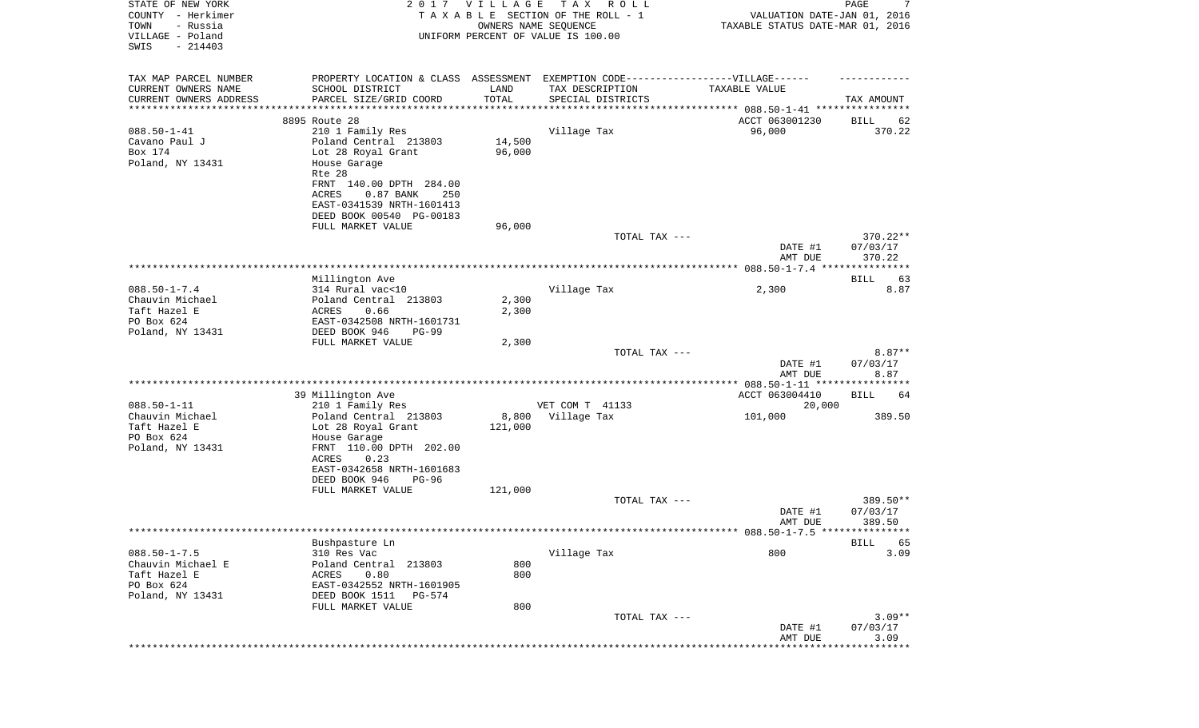STATE OF NEW YORK
COUNTY - Herkimer
TOWN - Russia
VILLAGE - Poland
SWIS - 214403

2017 VILLAGE TAX ROLL
TAXABLE SECTION OF THE ROLL - 1
OWNERS NAME SEQUENCE
UNIFORM PERCENT OF VALUE IS 100.00

VALUATION DATE-JAN 01, 2016
TAXABLE STATUS DATE-MAR 01, 2016

| TAX MAP PARCEL NUMBER / CURRENT OWNERS NAME / CURRENT OWNERS ADDRESS | PROPERTY LOCATION & CLASS / SCHOOL DISTRICT / PARCEL SIZE/GRID COORD | ASSESSMENT LAND | ASSESSMENT TOTAL | EXEMPTION CODE / TAX DESCRIPTION / SPECIAL DISTRICTS | TAXABLE VALUE | TAX AMOUNT |
|---|---|---|---|---|---|---|
| 088.50-1-41 | 8895 Route 28 | | | | ACCT 063001230 | BILL 62 |
| Cavano Paul J | 210 1 Family Res | | | Village Tax | 96,000 | 370.22 |
| Box 174 | Poland Central 213803 | 14,500 | | | | |
| Poland, NY 13431 | Lot 28 Royal Grant | | 96,000 | | | |
| | House Garage | | | | | |
| | Rte 28 | | | | | |
| | FRNT 140.00 DPTH 284.00 | | | | | |
| | ACRES 0.87 BANK 250 | | | | | |
| | EAST-0341539 NRTH-1601413 | | | | | |
| | DEED BOOK 00540 PG-00183 | | | | | |
| | FULL MARKET VALUE | | 96,000 | | | |
| | | | | TOTAL TAX --- | | 370.22** |
| | | | | | DATE #1 | 07/03/17 |
| | | | | | AMT DUE | 370.22 |
| 088.50-1-7.4 | Millington Ave | | | | | BILL 63 |
| Chauvin Michael | 314 Rural vac<10 | | | Village Tax | 2,300 | 8.87 |
| Taft Hazel E | Poland Central 213803 | 2,300 | | | | |
| PO Box 624 | ACRES 0.66 | | 2,300 | | | |
| Poland, NY 13431 | EAST-0342508 NRTH-1601731 | | | | | |
| | DEED BOOK 946 PG-99 | | | | | |
| | FULL MARKET VALUE | | 2,300 | | | |
| | | | | TOTAL TAX --- | | 8.87** |
| | | | | | DATE #1 | 07/03/17 |
| | | | | | AMT DUE | 8.87 |
| 088.50-1-11 | 39 Millington Ave | | | | ACCT 063004410 | BILL 64 |
| Chauvin Michael | 210 1 Family Res | | | VET COM T 41133 | 20,000 | |
| Taft Hazel E | Poland Central 213803 | 8,800 | | Village Tax | 101,000 | 389.50 |
| PO Box 624 | Lot 28 Royal Grant | | 121,000 | | | |
| Poland, NY 13431 | House Garage | | | | | |
| | FRNT 110.00 DPTH 202.00 | | | | | |
| | ACRES 0.23 | | | | | |
| | EAST-0342658 NRTH-1601683 | | | | | |
| | DEED BOOK 946 PG-96 | | | | | |
| | FULL MARKET VALUE | | 121,000 | | | |
| | | | | TOTAL TAX --- | | 389.50** |
| | | | | | DATE #1 | 07/03/17 |
| | | | | | AMT DUE | 389.50 |
| 088.50-1-7.5 | Bushpasture Ln | | | | | BILL 65 |
| Chauvin Michael E | 310 Res Vac | | | Village Tax | 800 | 3.09 |
| Taft Hazel E | Poland Central 213803 | 800 | | | | |
| PO Box 624 | ACRES 0.80 | | 800 | | | |
| Poland, NY 13431 | EAST-0342552 NRTH-1601905 | | | | | |
| | DEED BOOK 1511 PG-574 | | | | | |
| | FULL MARKET VALUE | | 800 | | | |
| | | | | TOTAL TAX --- | | 3.09** |
| | | | | | DATE #1 | 07/03/17 |
| | | | | | AMT DUE | 3.09 |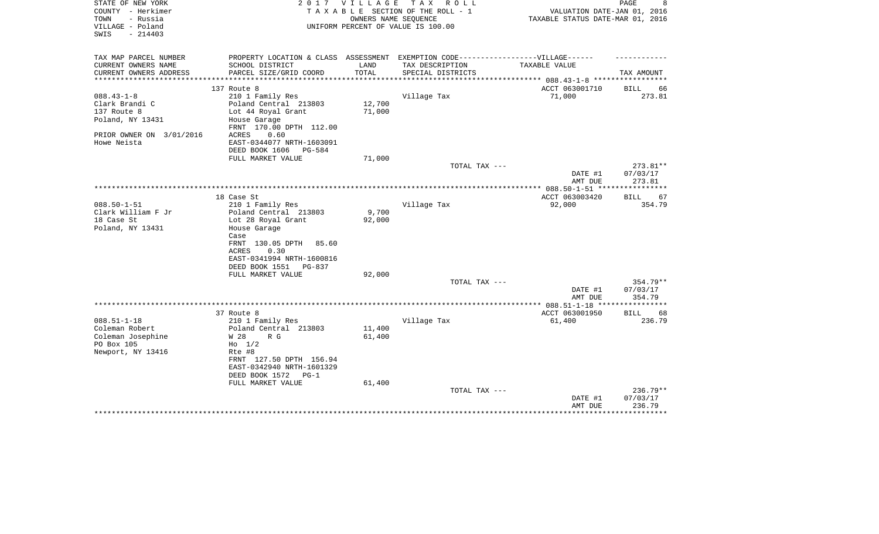STATE OF NEW YORK
COUNTY - Herkimer
TOWN - Russia
VILLAGE - Poland
SWIS - 214403

2 0 1 7 V I L L A G E T A X R O L L
T A X A B L E SECTION OF THE ROLL - 1
OWNERS NAME SEQUENCE
UNIFORM PERCENT OF VALUE IS 100.00

VALUATION DATE-JAN 01, 2016
TAXABLE STATUS DATE-MAR 01, 2016

| TAX MAP PARCEL NUMBER / CURRENT OWNERS NAME / CURRENT OWNERS ADDRESS | PROPERTY LOCATION & CLASS / SCHOOL DISTRICT / PARCEL SIZE/GRID COORD | ASSESSMENT LAND / TOTAL | EXEMPTION CODE / TAX DESCRIPTION / SPECIAL DISTRICTS | TAXABLE VALUE | TAX AMOUNT |
|---|---|---|---|---|---|
| 088.43-1-8 | 137 Route 8 | | | ACCT 063001710 | BILL 66 |
| 088.43-1-8 | 210 1 Family Res | | Village Tax | 71,000 | 273.81 |
| Clark Brandi C | Poland Central 213803 | 12,700 | | | |
| 137 Route 8 | Lot 44 Royal Grant | 71,000 | | | |
| Poland, NY 13431 | House Garage | | | | |
| | FRNT 170.00 DPTH 112.00 | | | | |
| PRIOR OWNER ON 3/01/2016 | ACRES 0.60 | | | | |
| Howe Neista | EAST-0344077 NRTH-1603091 | | | | |
| | DEED BOOK 1606 PG-584 | | | | |
| | FULL MARKET VALUE | 71,000 | | | |
| | | | TOTAL TAX --- | | 273.81** |
| | | | | DATE #1 | 07/03/17 |
| | | | | AMT DUE | 273.81 |
| 088.50-1-51 | 18 Case St | | | ACCT 063003420 | BILL 67 |
| 088.50-1-51 | 210 1 Family Res | | Village Tax | 92,000 | 354.79 |
| Clark William F Jr | Poland Central 213803 | 9,700 | | | |
| 18 Case St | Lot 28 Royal Grant | 92,000 | | | |
| Poland, NY 13431 | House Garage | | | | |
| | Case | | | | |
| | FRNT 130.05 DPTH 85.60 | | | | |
| | ACRES 0.30 | | | | |
| | EAST-0341994 NRTH-1600816 | | | | |
| | DEED BOOK 1551 PG-837 | | | | |
| | FULL MARKET VALUE | 92,000 | | | |
| | | | TOTAL TAX --- | | 354.79** |
| | | | | DATE #1 | 07/03/17 |
| | | | | AMT DUE | 354.79 |
| 088.51-1-18 | 37 Route 8 | | | ACCT 063001950 | BILL 68 |
| 088.51-1-18 | 210 1 Family Res | | Village Tax | 61,400 | 236.79 |
| Coleman Robert | Poland Central 213803 | 11,400 | | | |
| Coleman Josephine | W 28 R G | 61,400 | | | |
| PO Box 105 | Ho 1/2 | | | | |
| Newport, NY 13416 | Rte #8 | | | | |
| | FRNT 127.50 DPTH 156.94 | | | | |
| | EAST-0342940 NRTH-1601329 | | | | |
| | DEED BOOK 1572 PG-1 | | | | |
| | FULL MARKET VALUE | 61,400 | | | |
| | | | TOTAL TAX --- | | 236.79** |
| | | | | DATE #1 | 07/03/17 |
| | | | | AMT DUE | 236.79 |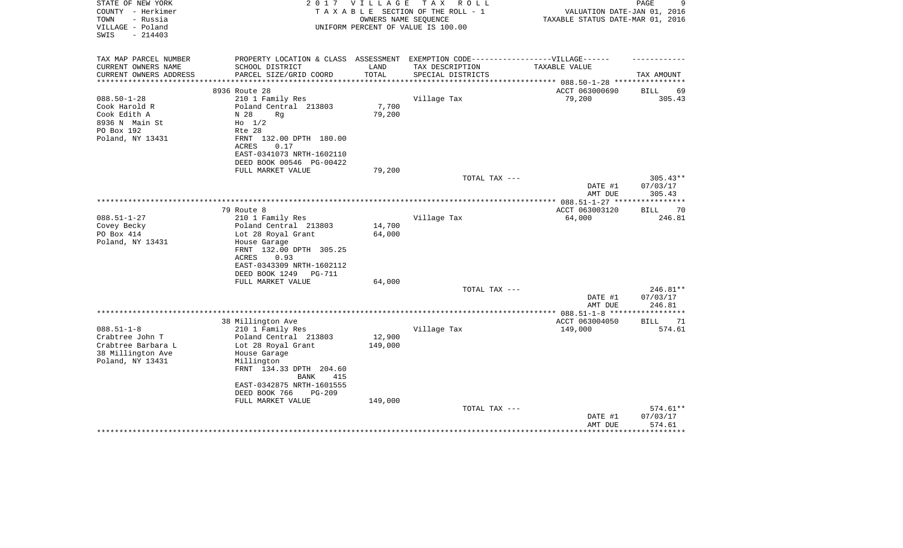STATE OF NEW YORK
COUNTY - Herkimer
TOWN - Russia
VILLAGE - Poland
SWIS - 214403

2 0 1 7 V I L L A G E T A X R O L L
T A X A B L E SECTION OF THE ROLL - 1
OWNERS NAME SEQUENCE
UNIFORM PERCENT OF VALUE IS 100.00

VALUATION DATE-JAN 01, 2016
TAXABLE STATUS DATE-MAR 01, 2016

| TAX MAP PARCEL NUMBER<br>CURRENT OWNERS NAME<br>CURRENT OWNERS ADDRESS | PROPERTY LOCATION & CLASS<br>SCHOOL DISTRICT<br>PARCEL SIZE/GRID COORD | ASSESSMENT<br>LAND<br>TOTAL | EXEMPTION CODE------VILLAGE------<br>TAX DESCRIPTION<br>SPECIAL DISTRICTS | TAXABLE VALUE | TAX AMOUNT |
|---|---|---|---|---|---|
| 088.50-1-28<br>Cook Harold R<br>Cook Edith A<br>8936 N Main St<br>PO Box 192<br>Poland, NY 13431 | 8936 Route 28<br>210 1 Family Res<br>Poland Central 213803<br>N 28 Rg<br>Ho 1/2<br>Rte 28<br>FRNT 132.00 DPTH 180.00<br>ACRES 0.17<br>EAST-0341073 NRTH-1602110<br>DEED BOOK 00546 PG-00422<br>FULL MARKET VALUE | <br><br>7,700<br>79,200<br><br><br><br><br><br><br>79,200 | Village Tax<br><br><br><br><br><br><br><br><br><br><br>TOTAL TAX --- | ACCT 063000690<br>79,200<br><br><br><br><br><br><br><br><br><br><br>DATE #1<br>AMT DUE | BILL 69<br>305.43<br><br><br><br><br><br><br><br><br><br><br>305.43**<br>07/03/17<br>305.43 |
| 088.51-1-27<br>Covey Becky<br>PO Box 414<br>Poland, NY 13431 | 79 Route 8<br>210 1 Family Res<br>Poland Central 213803<br>Lot 28 Royal Grant<br>House Garage<br>FRNT 132.00 DPTH 305.25<br>ACRES 0.93<br>EAST-0343309 NRTH-1602112<br>DEED BOOK 1249 PG-711<br>FULL MARKET VALUE | <br><br>14,700<br>64,000<br><br><br><br><br><br>64,000 | Village Tax<br><br><br><br><br><br><br><br><br><br>TOTAL TAX --- | ACCT 063003120<br>64,000<br><br><br><br><br><br><br><br><br><br>DATE #1<br>AMT DUE | BILL 70<br>246.81<br><br><br><br><br><br><br><br><br><br>246.81**<br>07/03/17<br>246.81 |
| 088.51-1-8<br>Crabtree John T<br>Crabtree Barbara L<br>38 Millington Ave<br>Poland, NY 13431 | 38 Millington Ave<br>210 1 Family Res<br>Poland Central 213803<br>Lot 28 Royal Grant<br>House Garage<br>Millington<br>FRNT 134.33 DPTH 204.60<br>BANK 415<br>EAST-0342875 NRTH-1601555<br>DEED BOOK 766 PG-209<br>FULL MARKET VALUE | <br><br>12,900<br>149,000<br><br><br><br><br><br><br>149,000 | Village Tax<br><br><br><br><br><br><br><br><br><br><br>TOTAL TAX --- | ACCT 063004050<br>149,000<br><br><br><br><br><br><br><br><br><br><br>DATE #1<br>AMT DUE | BILL 71<br>574.61<br><br><br><br><br><br><br><br><br><br><br>574.61**<br>07/03/17<br>574.61 |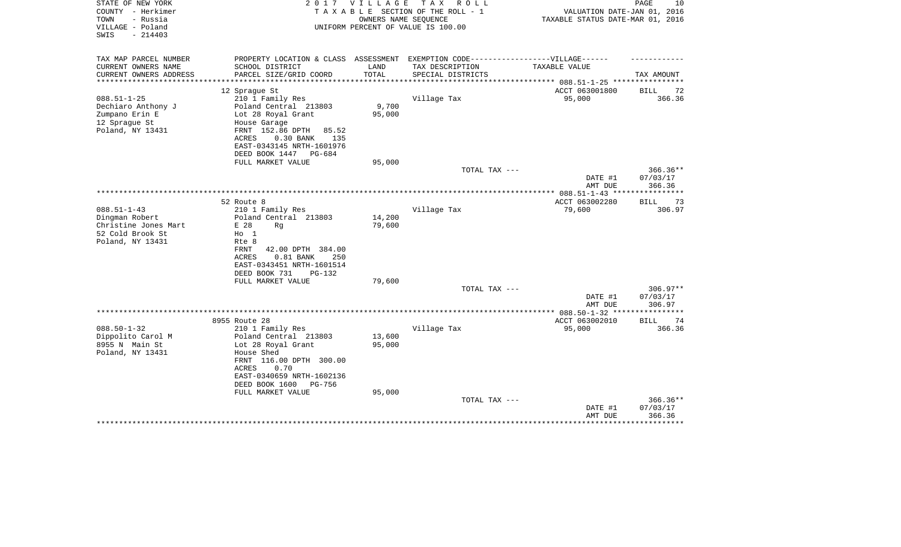STATE OF NEW YORK
COUNTY - Herkimer
TOWN - Russia
VILLAGE - Poland
SWIS - 214403

# 2017 VILLAGE TAX ROLL

TAXABLE SECTION OF THE ROLL - 1
OWNERS NAME SEQUENCE
UNIFORM PERCENT OF VALUE IS 100.00

VALUATION DATE-JAN 01, 2016
TAXABLE STATUS DATE-MAR 01, 2016

| TAX MAP PARCEL NUMBER<br>CURRENT OWNERS NAME<br>CURRENT OWNERS ADDRESS | PROPERTY LOCATION & CLASS<br>SCHOOL DISTRICT<br>PARCEL SIZE/GRID COORD | ASSESSMENT<br>LAND<br>TOTAL | EXEMPTION CODE------VILLAGE------<br>TAX DESCRIPTION<br>SPECIAL DISTRICTS | TAXABLE VALUE | TAX AMOUNT |
|---|---|---|---|---|---|
| 088.51-1-25 | 12 Sprague St | | | ACCT 063001800 | BILL 72 |
| Dechiaro Anthony J | 210 1 Family Res | | Village Tax | 95,000 | 366.36 |
| Zumpano Erin E | Poland Central 213803 | 9,700 | | | |
| 12 Sprague St | Lot 28 Royal Grant | 95,000 | | | |
| Poland, NY 13431 | House Garage | | | | |
| | FRNT 152.86 DPTH 85.52 | | | | |
| | ACRES 0.30 BANK 135 | | | | |
| | EAST-0343145 NRTH-1601976 | | | | |
| | DEED BOOK 1447 PG-684 | | | | |
| | FULL MARKET VALUE | 95,000 | | | |
| | | | TOTAL TAX --- | | 366.36** |
| | | | | DATE #1 | 07/03/17 |
| | | | | AMT DUE | 366.36 |
| 088.51-1-43 | 52 Route 8 | | | ACCT 063002280 | BILL 73 |
| Dingman Robert | 210 1 Family Res | | Village Tax | 79,600 | 306.97 |
| Christine Jones Mart | Poland Central 213803 | 14,200 | | | |
| 52 Cold Brook St | E 28 Rg | 79,600 | | | |
| Poland, NY 13431 | Ho 1 | | | | |
| | Rte 8 | | | | |
| | FRNT 42.00 DPTH 384.00 | | | | |
| | ACRES 0.81 BANK 250 | | | | |
| | EAST-0343451 NRTH-1601514 | | | | |
| | DEED BOOK 731 PG-132 | | | | |
| | FULL MARKET VALUE | 79,600 | | | |
| | | | TOTAL TAX --- | | 306.97** |
| | | | | DATE #1 | 07/03/17 |
| | | | | AMT DUE | 306.97 |
| 088.50-1-32 | 8955 Route 28 | | | ACCT 063002010 | BILL 74 |
| Dippolito Carol M | 210 1 Family Res | | Village Tax | 95,000 | 366.36 |
| 8955 N Main St | Poland Central 213803 | 13,600 | | | |
| Poland, NY 13431 | Lot 28 Royal Grant | 95,000 | | | |
| | House Shed | | | | |
| | FRNT 116.00 DPTH 300.00 | | | | |
| | ACRES 0.70 | | | | |
| | EAST-0340659 NRTH-1602136 | | | | |
| | DEED BOOK 1600 PG-756 | | | | |
| | FULL MARKET VALUE | 95,000 | | | |
| | | | TOTAL TAX --- | | 366.36** |
| | | | | DATE #1 | 07/03/17 |
| | | | | AMT DUE | 366.36 |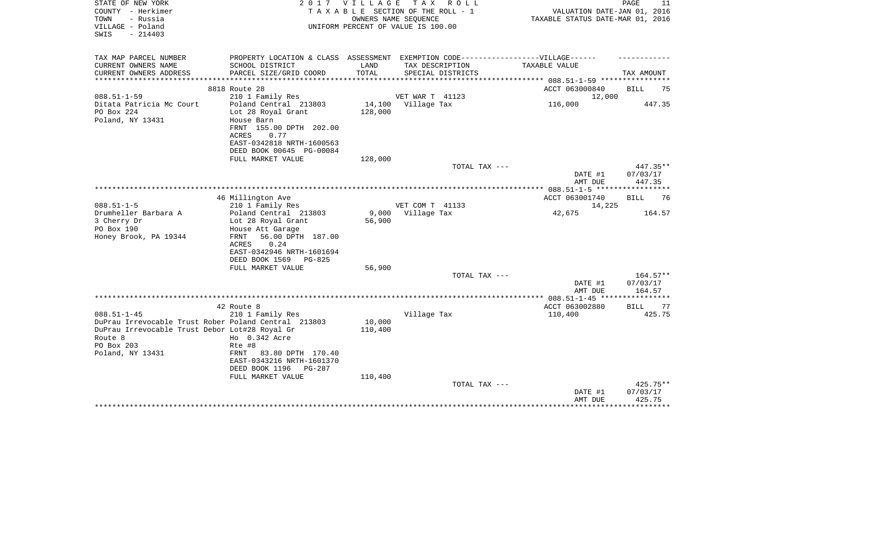STATE OF NEW YORK — COUNTY - Herkimer — TOWN - Russia — VILLAGE - Poland — SWIS - 214403

2017 VILLAGE TAX ROLL
TAXABLE SECTION OF THE ROLL - 1
OWNERS NAME SEQUENCE
UNIFORM PERCENT OF VALUE IS 100.00

VALUATION DATE-JAN 01, 2016
TAXABLE STATUS DATE-MAR 01, 2016

| TAX MAP PARCEL NUMBER / CURRENT OWNERS NAME / CURRENT OWNERS ADDRESS | PROPERTY LOCATION & CLASS / SCHOOL DISTRICT / PARCEL SIZE/GRID COORD | ASSESSMENT LAND | TOTAL | EXEMPTION CODE / TAX DESCRIPTION / SPECIAL DISTRICTS | VILLAGE TAXABLE VALUE | TAX AMOUNT |
|---|---|---|---|---|---|---|
| | 8818 Route 28 | | | | ACCT 063000840 | BILL 75 |
| 088.51-1-59 | 210 1 Family Res | | | VET WAR T 41123 | 12,000 | |
| Ditata Patricia Mc Court | Poland Central 213803 | 14,100 | | Village Tax | 116,000 | 447.35 |
| PO Box 224 | Lot 28 Royal Grant | | 128,000 | | | |
| Poland, NY 13431 | House Barn | | | | | |
| | FRNT 155.00 DPTH 202.00 | | | | | |
| | ACRES 0.77 | | | | | |
| | EAST-0342818 NRTH-1600563 | | | | | |
| | DEED BOOK 00645 PG-00084 | | | | | |
| | FULL MARKET VALUE | | 128,000 | | | |
| | | | | TOTAL TAX --- | | 447.35** |
| | | | | | DATE #1 | 07/03/17 |
| | | | | | AMT DUE | 447.35 |
| | 46 Millington Ave | | | | ACCT 063001740 | BILL 76 |
| 088.51-1-5 | 210 1 Family Res | | | VET COM T 41133 | 14,225 | |
| Drumheller Barbara A | Poland Central 213803 | 9,000 | | Village Tax | 42,675 | 164.57 |
| 3 Cherry Dr | Lot 28 Royal Grant | | 56,900 | | | |
| PO Box 190 | House Att Garage | | | | | |
| Honey Brook, PA 19344 | FRNT 56.00 DPTH 187.00 | | | | | |
| | ACRES 0.24 | | | | | |
| | EAST-0342946 NRTH-1601694 | | | | | |
| | DEED BOOK 1569 PG-825 | | | | | |
| | FULL MARKET VALUE | | 56,900 | | | |
| | | | | TOTAL TAX --- | | 164.57** |
| | | | | | DATE #1 | 07/03/17 |
| | | | | | AMT DUE | 164.57 |
| | 42 Route 8 | | | | ACCT 063002880 | BILL 77 |
| 088.51-1-45 | 210 1 Family Res | | | Village Tax | 110,400 | 425.75 |
| DuPrau Irrevocable Trust Rober | Poland Central 213803 | 10,000 | | | | |
| DuPrau Irrevocable Trust Debor | Lot#28 Royal Gr | | 110,400 | | | |
| Route 8 | Ho 0.342 Acre | | | | | |
| PO Box 203 | Rte #8 | | | | | |
| Poland, NY 13431 | FRNT 83.80 DPTH 170.40 | | | | | |
| | EAST-0343216 NRTH-1601370 | | | | | |
| | DEED BOOK 1196 PG-287 | | | | | |
| | FULL MARKET VALUE | | 110,400 | | | |
| | | | | TOTAL TAX --- | | 425.75** |
| | | | | | DATE #1 | 07/03/17 |
| | | | | | AMT DUE | 425.75 |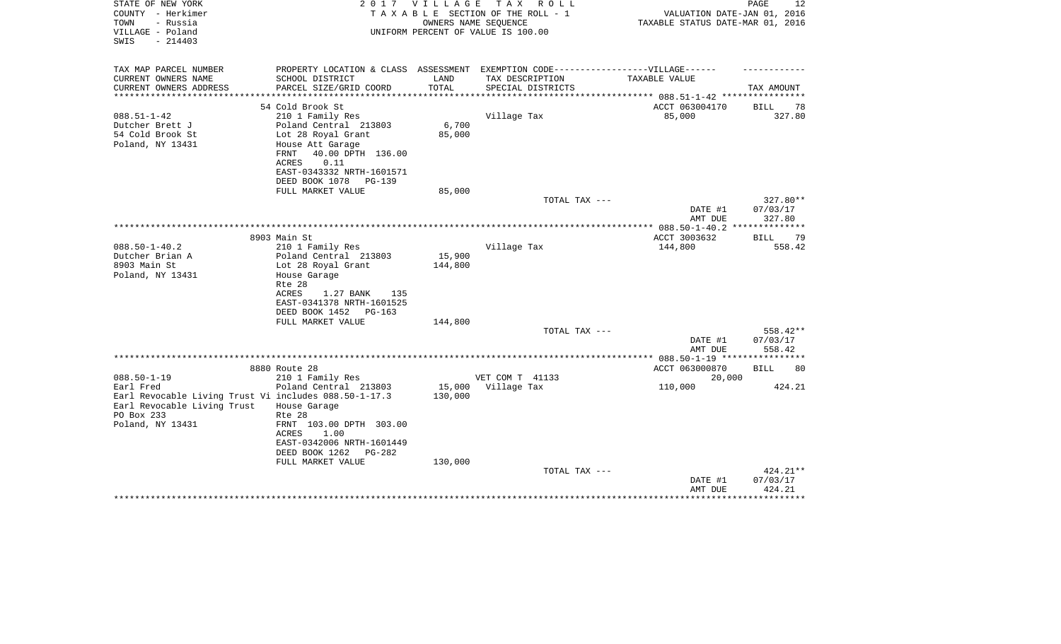STATE OF NEW YORK
COUNTY - Herkimer
TOWN - Russia
VILLAGE - Poland
SWIS - 214403

2 0 1 7 V I L L A G E T A X R O L L
T A X A B L E SECTION OF THE ROLL - 1
OWNERS NAME SEQUENCE
UNIFORM PERCENT OF VALUE IS 100.00

VALUATION DATE-JAN 01, 2016
TAXABLE STATUS DATE-MAR 01, 2016

| TAX MAP PARCEL NUMBER<br>CURRENT OWNERS NAME<br>CURRENT OWNERS ADDRESS | PROPERTY LOCATION & CLASS<br>SCHOOL DISTRICT<br>PARCEL SIZE/GRID COORD | ASSESSMENT<br>LAND<br>TOTAL | EXEMPTION CODE------------------VILLAGE------<br>TAX DESCRIPTION<br>SPECIAL DISTRICTS | TAXABLE VALUE | TAX AMOUNT |
|---|---|---|---|---|---|
| 088.51-1-42 | 54 Cold Brook St | | | ACCT 063004170 | BILL 78 |
| Dutcher Brett J | 210 1 Family Res | | Village Tax | 85,000 | 327.80 |
| 54 Cold Brook St | Poland Central 213803 | 6,700 | | | |
| Poland, NY 13431 | Lot 28 Royal Grant | 85,000 | | | |
| | House Att Garage | | | | |
| | FRNT 40.00 DPTH 136.00 | | | | |
| | ACRES 0.11 | | | | |
| | EAST-0343332 NRTH-1601571 | | | | |
| | DEED BOOK 1078 PG-139 | | | | |
| | FULL MARKET VALUE | 85,000 | | | |
| | | | TOTAL TAX --- | | 327.80** |
| | | | | DATE #1 | 07/03/17 |
| | | | | AMT DUE | 327.80 |
| 088.50-1-40.2 | 8903 Main St | | | ACCT 3003632 | BILL 79 |
| Dutcher Brian A | 210 1 Family Res | | Village Tax | 144,800 | 558.42 |
| 8903 Main St | Poland Central 213803 | 15,900 | | | |
| Poland, NY 13431 | Lot 28 Royal Grant | 144,800 | | | |
| | House Garage | | | | |
| | Rte 28 | | | | |
| | ACRES 1.27 BANK 135 | | | | |
| | EAST-0341378 NRTH-1601525 | | | | |
| | DEED BOOK 1452 PG-163 | | | | |
| | FULL MARKET VALUE | 144,800 | | | |
| | | | TOTAL TAX --- | | 558.42** |
| | | | | DATE #1 | 07/03/17 |
| | | | | AMT DUE | 558.42 |
| 088.50-1-19 | 8880 Route 28 | | | ACCT 063000870 | BILL 80 |
| Earl Fred | 210 1 Family Res | | VET COM T 41133 | 20,000 | |
| Earl Revocable Living Trust Vi | Poland Central 213803 | 15,000 | Village Tax | 110,000 | 424.21 |
| Earl Revocable Living Trust | includes 088.50-1-17.3 | 130,000 | | | |
| PO Box 233 | House Garage | | | | |
| Poland, NY 13431 | Rte 28 | | | | |
| | FRNT 103.00 DPTH 303.00 | | | | |
| | ACRES 1.00 | | | | |
| | EAST-0342006 NRTH-1601449 | | | | |
| | DEED BOOK 1262 PG-282 | | | | |
| | FULL MARKET VALUE | 130,000 | | | |
| | | | TOTAL TAX --- | | 424.21** |
| | | | | DATE #1 | 07/03/17 |
| | | | | AMT DUE | 424.21 |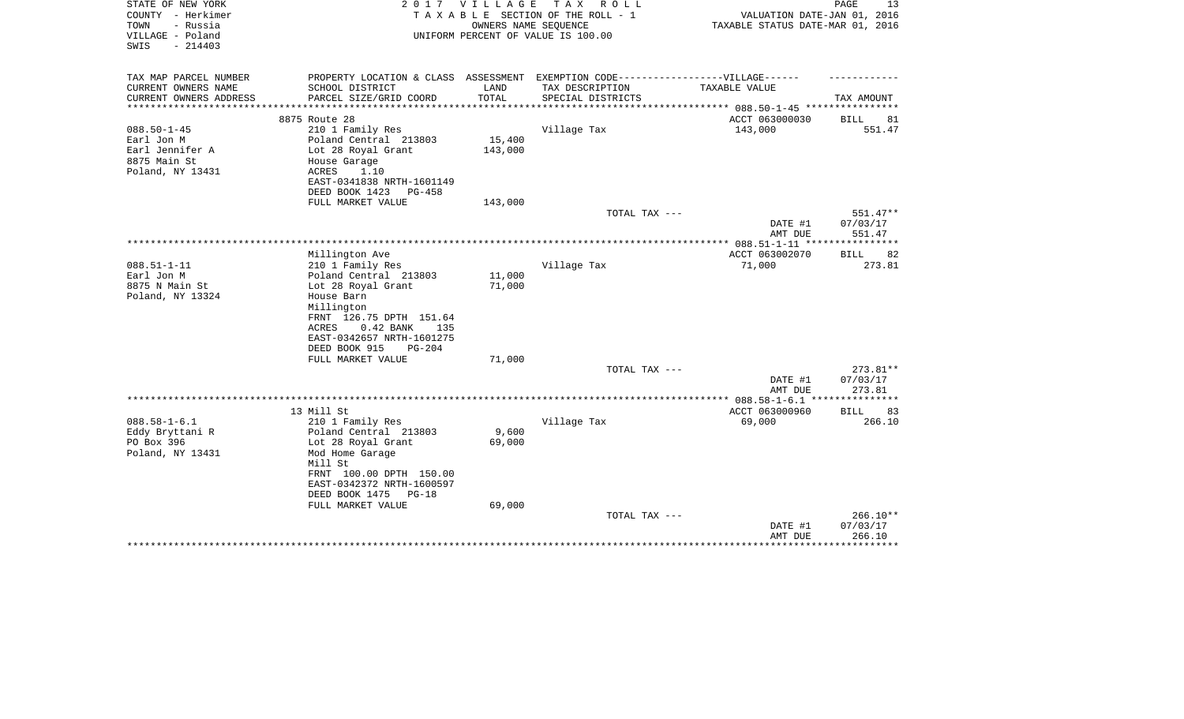STATE OF NEW YORK — 2017 VILLAGE TAX ROLL
COUNTY - Herkimer — TAXABLE SECTION OF THE ROLL - 1 — VALUATION DATE-JAN 01, 2016
TOWN - Russia — OWNERS NAME SEQUENCE — TAXABLE STATUS DATE-MAR 01, 2016
VILLAGE - Poland — UNIFORM PERCENT OF VALUE IS 100.00
SWIS - 214403

| TAX MAP PARCEL NUMBER / CURRENT OWNERS NAME / CURRENT OWNERS ADDRESS | PROPERTY LOCATION & CLASS / SCHOOL DISTRICT / PARCEL SIZE/GRID COORD | ASSESSMENT LAND / TOTAL | EXEMPTION CODE / TAX DESCRIPTION / SPECIAL DISTRICTS | TAXABLE VALUE | TAX AMOUNT |
|---|---|---|---|---|---|
| | 8875 Route 28 | | | ACCT 063000030 | BILL 81 |
| 088.50-1-45 | 210 1 Family Res | | Village Tax | 143,000 | 551.47 |
| Earl Jon M | Poland Central 213803 | 15,400 | | | |
| Earl Jennifer A | Lot 28 Royal Grant | 143,000 | | | |
| 8875 Main St | House Garage | | | | |
| Poland, NY 13431 | ACRES 1.10 | | | | |
| | EAST-0341838 NRTH-1601149 | | | | |
| | DEED BOOK 1423 PG-458 | | | | |
| | FULL MARKET VALUE | 143,000 | | | |
| | | | TOTAL TAX --- | | 551.47** |
| | | | | DATE #1 | 07/03/17 |
| | | | | AMT DUE | 551.47 |
| | Millington Ave | | | ACCT 063002070 | BILL 82 |
| 088.51-1-11 | 210 1 Family Res | | Village Tax | 71,000 | 273.81 |
| Earl Jon M | Poland Central 213803 | 11,000 | | | |
| 8875 N Main St | Lot 28 Royal Grant | 71,000 | | | |
| Poland, NY 13324 | House Barn | | | | |
| | Millington | | | | |
| | FRNT 126.75 DPTH 151.64 | | | | |
| | ACRES 0.42 BANK 135 | | | | |
| | EAST-0342657 NRTH-1601275 | | | | |
| | DEED BOOK 915 PG-204 | | | | |
| | FULL MARKET VALUE | 71,000 | | | |
| | | | TOTAL TAX --- | | 273.81** |
| | | | | DATE #1 | 07/03/17 |
| | | | | AMT DUE | 273.81 |
| | 13 Mill St | | | ACCT 063000960 | BILL 83 |
| 088.58-1-6.1 | 210 1 Family Res | | Village Tax | 69,000 | 266.10 |
| Eddy Bryttani R | Poland Central 213803 | 9,600 | | | |
| PO Box 396 | Lot 28 Royal Grant | 69,000 | | | |
| Poland, NY 13431 | Mod Home Garage | | | | |
| | Mill St | | | | |
| | FRNT 100.00 DPTH 150.00 | | | | |
| | EAST-0342372 NRTH-1600597 | | | | |
| | DEED BOOK 1475 PG-18 | | | | |
| | FULL MARKET VALUE | 69,000 | | | |
| | | | TOTAL TAX --- | | 266.10** |
| | | | | DATE #1 | 07/03/17 |
| | | | | AMT DUE | 266.10 |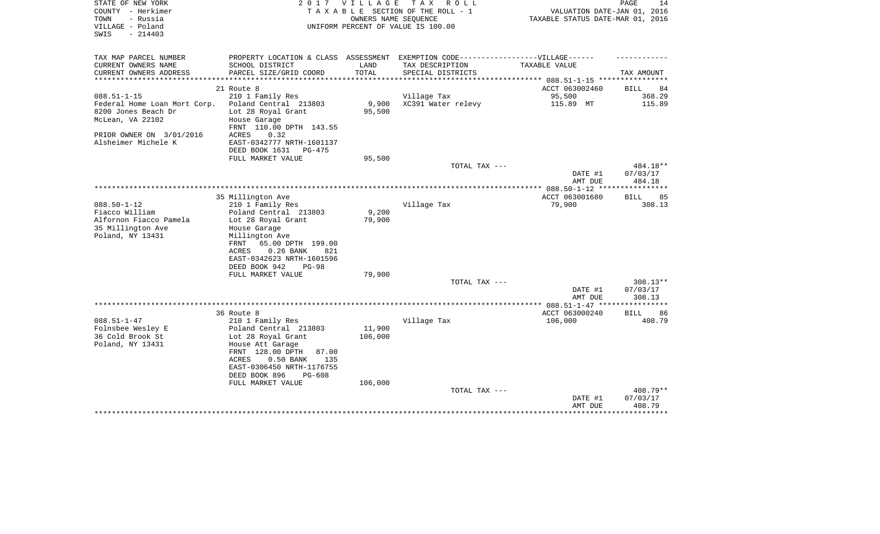STATE OF NEW YORK
COUNTY - Herkimer
TOWN - Russia
VILLAGE - Poland
SWIS - 214403

# 2017 VILLAGE TAX ROLL

TAXABLE SECTION OF THE ROLL - 1
OWNERS NAME SEQUENCE
UNIFORM PERCENT OF VALUE IS 100.00

VALUATION DATE-JAN 01, 2016
TAXABLE STATUS DATE-MAR 01, 2016

| TAX MAP PARCEL NUMBER / CURRENT OWNERS NAME / CURRENT OWNERS ADDRESS | PROPERTY LOCATION & CLASS / SCHOOL DISTRICT / PARCEL SIZE/GRID COORD | ASSESSMENT LAND / TOTAL | EXEMPTION CODE / TAX DESCRIPTION / SPECIAL DISTRICTS | TAXABLE VALUE | TAX AMOUNT |
|---|---|---|---|---|---|
| | 21 Route 8 | | | ACCT 063002460 | BILL 84 |
| 088.51-1-15 | 210 1 Family Res | | Village Tax | 95,500 | 368.29 |
| Federal Home Loan Mort Corp. | Poland Central 213803 | 9,900 | XC391 Water relevy | 115.89 MT | 115.89 |
| 8200 Jones Beach Dr | Lot 28 Royal Grant | 95,500 | | | |
| McLean, VA 22102 | House Garage | | | | |
| | FRNT 110.00 DPTH 143.55 | | | | |
| PRIOR OWNER ON 3/01/2016 | ACRES 0.32 | | | | |
| Alsheimer Michele K | EAST-0342777 NRTH-1601137 | | | | |
| | DEED BOOK 1631 PG-475 | | | | |
| | FULL MARKET VALUE | 95,500 | | | |
| | | | TOTAL TAX --- | | 484.18** |
| | | | | DATE #1 | 07/03/17 |
| | | | | AMT DUE | 484.18 |
| | 35 Millington Ave | | | ACCT 063001680 | BILL 85 |
| 088.50-1-12 | 210 1 Family Res | | Village Tax | 79,900 | 308.13 |
| Fiacco William | Poland Central 213803 | 9,200 | | | |
| Alfornon Fiacco Pamela | Lot 28 Royal Grant | 79,900 | | | |
| 35 Millington Ave | House Garage | | | | |
| Poland, NY 13431 | Millington Ave | | | | |
| | FRNT 65.00 DPTH 199.00 | | | | |
| | ACRES 0.26 BANK 821 | | | | |
| | EAST-0342623 NRTH-1601596 | | | | |
| | DEED BOOK 942 PG-98 | | | | |
| | FULL MARKET VALUE | 79,900 | | | |
| | | | TOTAL TAX --- | | 308.13** |
| | | | | DATE #1 | 07/03/17 |
| | | | | AMT DUE | 308.13 |
| | 36 Route 8 | | | ACCT 063000240 | BILL 86 |
| 088.51-1-47 | 210 1 Family Res | | Village Tax | 106,000 | 408.79 |
| Folnsbee Wesley E | Poland Central 213803 | 11,900 | | | |
| 36 Cold Brook St | Lot 28 Royal Grant | 106,000 | | | |
| Poland, NY 13431 | House Att Garage | | | | |
| | FRNT 128.00 DPTH 87.00 | | | | |
| | ACRES 0.50 BANK 135 | | | | |
| | EAST-0306450 NRTH-1176755 | | | | |
| | DEED BOOK 896 PG-608 | | | | |
| | FULL MARKET VALUE | 106,000 | | | |
| | | | TOTAL TAX --- | | 408.79** |
| | | | | DATE #1 | 07/03/17 |
| | | | | AMT DUE | 408.79 |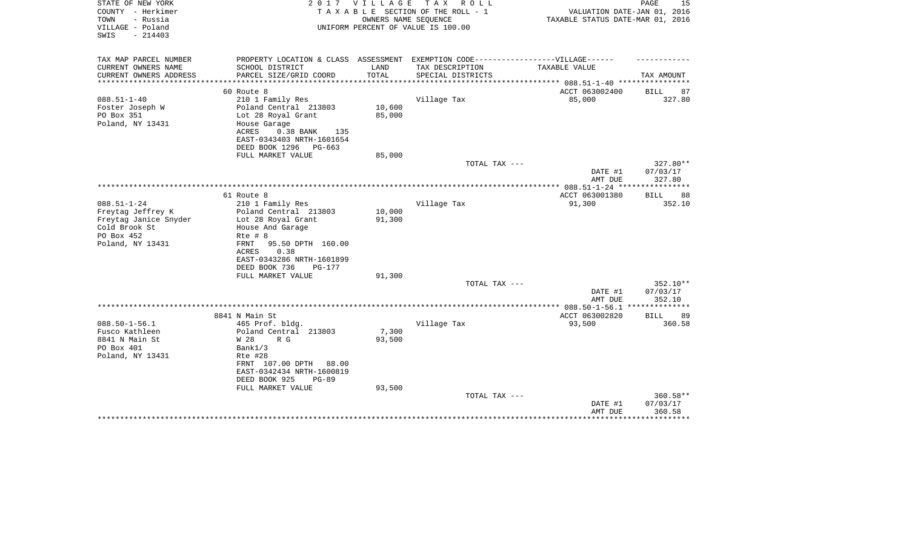STATE OF NEW YORK
COUNTY - Herkimer
TOWN - Russia
VILLAGE - Poland
SWIS - 214403

2017 VILLAGE TAX ROLL
TAXABLE SECTION OF THE ROLL - 1
OWNERS NAME SEQUENCE
UNIFORM PERCENT OF VALUE IS 100.00

VALUATION DATE-JAN 01, 2016
TAXABLE STATUS DATE-MAR 01, 2016

| TAX MAP PARCEL NUMBER / CURRENT OWNERS NAME / CURRENT OWNERS ADDRESS | PROPERTY LOCATION & CLASS / SCHOOL DISTRICT / PARCEL SIZE/GRID COORD | ASSESSMENT LAND / TOTAL | EXEMPTION CODE / TAX DESCRIPTION / SPECIAL DISTRICTS | TAXABLE VALUE | TAX AMOUNT |
|---|---|---|---|---|---|
| | 60 Route 8 | | | ACCT 063002400 | BILL 87 |
| 088.51-1-40 | 210 1 Family Res | | Village Tax | 85,000 | 327.80 |
| Foster Joseph W | Poland Central 213803 | 10,600 | | | |
| PO Box 351 | Lot 28 Royal Grant | 85,000 | | | |
| Poland, NY 13431 | House Garage | | | | |
| | ACRES 0.38 BANK 135 | | | | |
| | EAST-0343403 NRTH-1601654 | | | | |
| | DEED BOOK 1296 PG-663 | | | | |
| | FULL MARKET VALUE | 85,000 | | | |
| | | | TOTAL TAX --- | | 327.80** |
| | | | | DATE #1 | 07/03/17 |
| | | | | AMT DUE | 327.80 |
| | 61 Route 8 | | | ACCT 063001380 | BILL 88 |
| 088.51-1-24 | 210 1 Family Res | | Village Tax | 91,300 | 352.10 |
| Freytag Jeffrey K | Poland Central 213803 | 10,000 | | | |
| Freytag Janice Snyder | Lot 28 Royal Grant | 91,300 | | | |
| Cold Brook St | House And Garage | | | | |
| PO Box 452 | Rte # 8 | | | | |
| Poland, NY 13431 | FRNT 95.50 DPTH 160.00 | | | | |
| | ACRES 0.38 | | | | |
| | EAST-0343286 NRTH-1601899 | | | | |
| | DEED BOOK 736 PG-177 | | | | |
| | FULL MARKET VALUE | 91,300 | | | |
| | | | TOTAL TAX --- | | 352.10** |
| | | | | DATE #1 | 07/03/17 |
| | | | | AMT DUE | 352.10 |
| | 8841 N Main St | | | ACCT 063002820 | BILL 89 |
| 088.50-1-56.1 | 465 Prof. bldg. | | Village Tax | 93,500 | 360.58 |
| Fusco Kathleen | Poland Central 213803 | 7,300 | | | |
| 8841 N Main St | W 28 R G | 93,500 | | | |
| PO Box 401 | Bank1/3 | | | | |
| Poland, NY 13431 | Rte #28 | | | | |
| | FRNT 107.00 DPTH 88.00 | | | | |
| | EAST-0342434 NRTH-1600819 | | | | |
| | DEED BOOK 925 PG-89 | | | | |
| | FULL MARKET VALUE | 93,500 | | | |
| | | | TOTAL TAX --- | | 360.58** |
| | | | | DATE #1 | 07/03/17 |
| | | | | AMT DUE | 360.58 |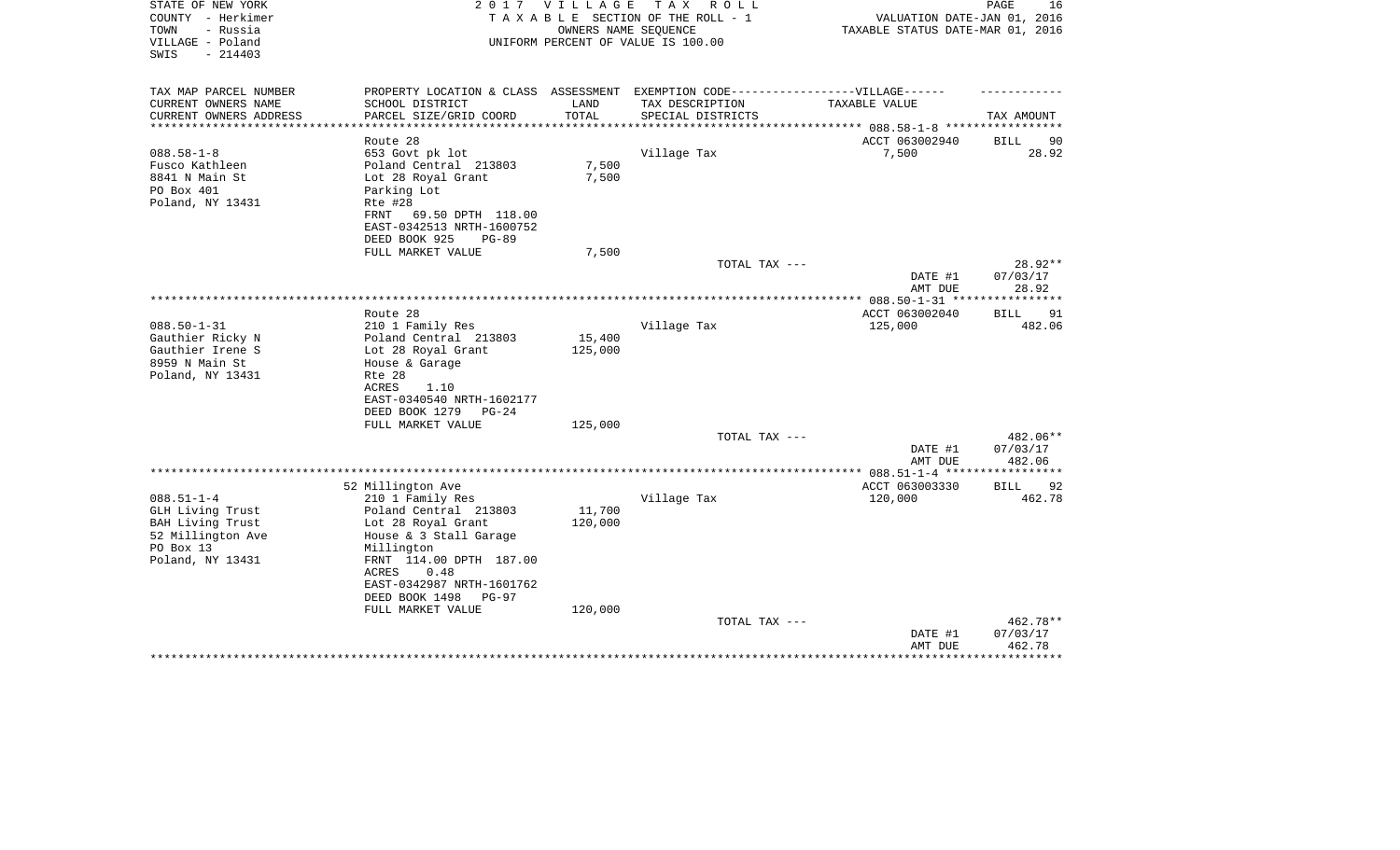STATE OF NEW YORK
COUNTY - Herkimer
TOWN - Russia
VILLAGE - Poland
SWIS - 214403

# 2017 VILLAGE TAX ROLL

TAXABLE SECTION OF THE ROLL - 1
OWNERS NAME SEQUENCE
UNIFORM PERCENT OF VALUE IS 100.00

VALUATION DATE-JAN 01, 2016
TAXABLE STATUS DATE-MAR 01, 2016

| TAX MAP PARCEL NUMBER / CURRENT OWNERS NAME / CURRENT OWNERS ADDRESS | PROPERTY LOCATION & CLASS / SCHOOL DISTRICT / PARCEL SIZE/GRID COORD | ASSESSMENT LAND / TOTAL | EXEMPTION CODE / TAX DESCRIPTION / SPECIAL DISTRICTS | VILLAGE TAXABLE VALUE | TAX AMOUNT |
|---|---|---|---|---|---|
| **088.58-1-8** | Route 28 | | | ACCT 063002940 | BILL 90 |
| Fusco Kathleen | 653 Govt pk lot | | Village Tax | 7,500 | 28.92 |
| 8841 N Main St | Poland Central 213803 | 7,500 | | | |
| PO Box 401 | Lot 28 Royal Grant | 7,500 | | | |
| Poland, NY 13431 | Parking Lot | | | | |
| | Rte #28 | | | | |
| | FRNT 69.50 DPTH 118.00 | | | | |
| | EAST-0342513 NRTH-1600752 | | | | |
| | DEED BOOK 925 PG-89 | | | | |
| | FULL MARKET VALUE | 7,500 | | | |
| | | | TOTAL TAX --- | | 28.92** |
| | | | | DATE #1 | 07/03/17 |
| | | | | AMT DUE | 28.92 |
| **088.50-1-31** | Route 28 | | | ACCT 063002040 | BILL 91 |
| Gauthier Ricky N | 210 1 Family Res | | Village Tax | 125,000 | 482.06 |
| Gauthier Irene S | Poland Central 213803 | 15,400 | | | |
| 8959 N Main St | Lot 28 Royal Grant | 125,000 | | | |
| Poland, NY 13431 | House & Garage | | | | |
| | Rte 28 | | | | |
| | ACRES 1.10 | | | | |
| | EAST-0340540 NRTH-1602177 | | | | |
| | DEED BOOK 1279 PG-24 | | | | |
| | FULL MARKET VALUE | 125,000 | | | |
| | | | TOTAL TAX --- | | 482.06** |
| | | | | DATE #1 | 07/03/17 |
| | | | | AMT DUE | 482.06 |
| **088.51-1-4** | 52 Millington Ave | | | ACCT 063003330 | BILL 92 |
| GLH Living Trust | 210 1 Family Res | | Village Tax | 120,000 | 462.78 |
| BAH Living Trust | Poland Central 213803 | 11,700 | | | |
| 52 Millington Ave | Lot 28 Royal Grant | 120,000 | | | |
| PO Box 13 | House & 3 Stall Garage | | | | |
| Poland, NY 13431 | Millington | | | | |
| | FRNT 114.00 DPTH 187.00 | | | | |
| | ACRES 0.48 | | | | |
| | EAST-0342987 NRTH-1601762 | | | | |
| | DEED BOOK 1498 PG-97 | | | | |
| | FULL MARKET VALUE | 120,000 | | | |
| | | | TOTAL TAX --- | | 462.78** |
| | | | | DATE #1 | 07/03/17 |
| | | | | AMT DUE | 462.78 |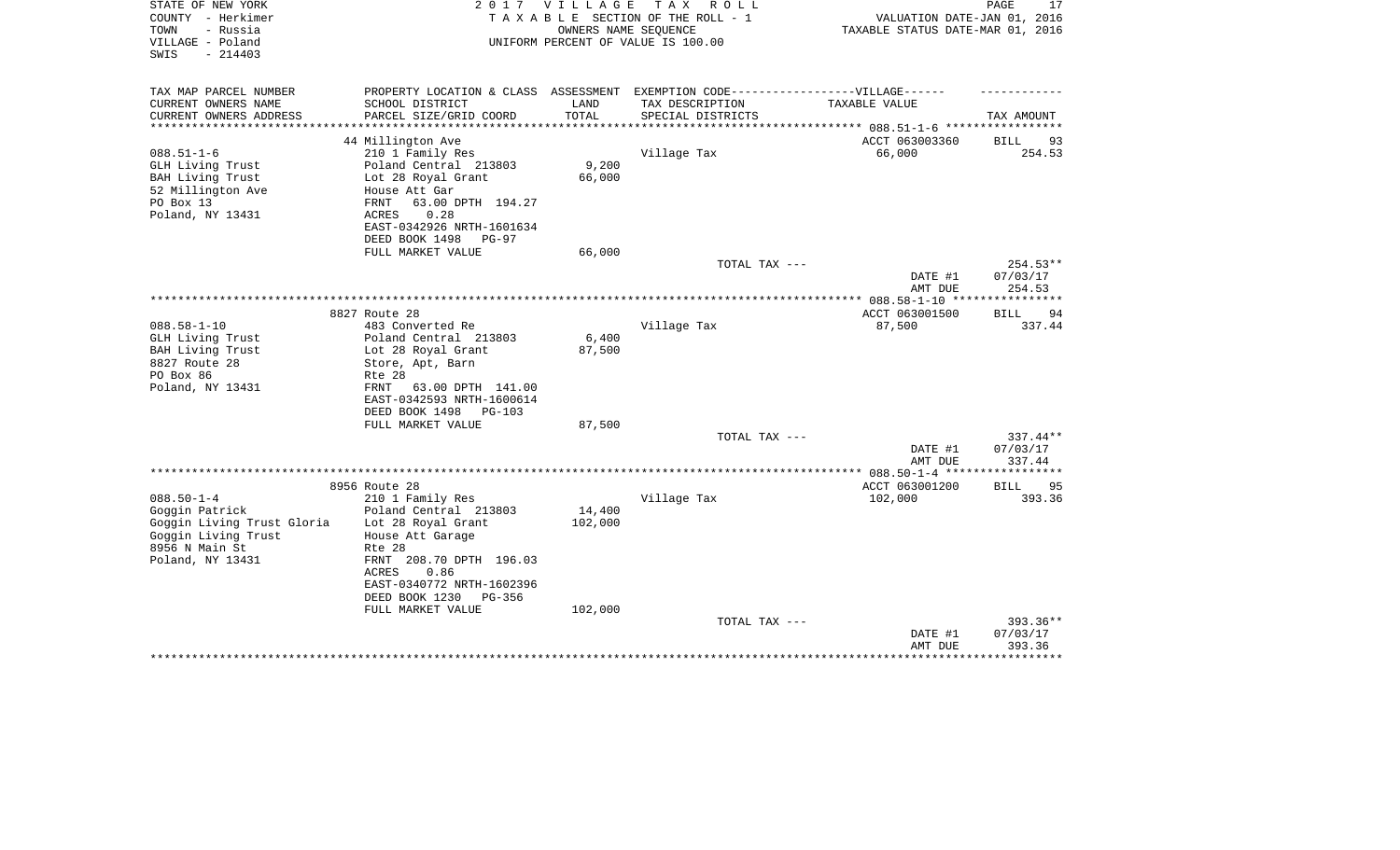STATE OF NEW YORK
COUNTY - Herkimer
TOWN - Russia
VILLAGE - Poland
SWIS - 214403

2 0 1 7 V I L L A G E T A X R O L L
T A X A B L E SECTION OF THE ROLL - 1
OWNERS NAME SEQUENCE
UNIFORM PERCENT OF VALUE IS 100.00

VALUATION DATE-JAN 01, 2016
TAXABLE STATUS DATE-MAR 01, 2016

| TAX MAP PARCEL NUMBER<br>CURRENT OWNERS NAME<br>CURRENT OWNERS ADDRESS | PROPERTY LOCATION & CLASS<br>SCHOOL DISTRICT<br>PARCEL SIZE/GRID COORD | ASSESSMENT<br>LAND<br>TOTAL | EXEMPTION CODE-----VILLAGE------<br>TAX DESCRIPTION<br>SPECIAL DISTRICTS | TAXABLE VALUE | TAX AMOUNT |
|---|---|---|---|---|---|
| | 44 Millington Ave | | | ACCT 063003360 | BILL 93 |
| 088.51-1-6 | 210 1 Family Res | | Village Tax | 66,000 | 254.53 |
| GLH Living Trust | Poland Central 213803 | 9,200 | | | |
| BAH Living Trust | Lot 28 Royal Grant | 66,000 | | | |
| 52 Millington Ave | House Att Gar | | | | |
| PO Box 13 | FRNT 63.00 DPTH 194.27 | | | | |
| Poland, NY 13431 | ACRES 0.28 | | | | |
| | EAST-0342926 NRTH-1601634 | | | | |
| | DEED BOOK 1498 PG-97 | | | | |
| | FULL MARKET VALUE | 66,000 | | | |
| | | | TOTAL TAX --- | | 254.53** |
| | | | | DATE #1 | 07/03/17 |
| | | | | AMT DUE | 254.53 |
| | 8827 Route 28 | | | ACCT 063001500 | BILL 94 |
| 088.58-1-10 | 483 Converted Re | | Village Tax | 87,500 | 337.44 |
| GLH Living Trust | Poland Central 213803 | 6,400 | | | |
| BAH Living Trust | Lot 28 Royal Grant | 87,500 | | | |
| 8827 Route 28 | Store, Apt, Barn | | | | |
| PO Box 86 | Rte 28 | | | | |
| Poland, NY 13431 | FRNT 63.00 DPTH 141.00 | | | | |
| | EAST-0342593 NRTH-1600614 | | | | |
| | DEED BOOK 1498 PG-103 | | | | |
| | FULL MARKET VALUE | 87,500 | | | |
| | | | TOTAL TAX --- | | 337.44** |
| | | | | DATE #1 | 07/03/17 |
| | | | | AMT DUE | 337.44 |
| | 8956 Route 28 | | | ACCT 063001200 | BILL 95 |
| 088.50-1-4 | 210 1 Family Res | | Village Tax | 102,000 | 393.36 |
| Goggin Patrick | Poland Central 213803 | 14,400 | | | |
| Goggin Living Trust Gloria | Lot 28 Royal Grant | 102,000 | | | |
| Goggin Living Trust | House Att Garage | | | | |
| 8956 N Main St | Rte 28 | | | | |
| Poland, NY 13431 | FRNT 208.70 DPTH 196.03 | | | | |
| | ACRES 0.86 | | | | |
| | EAST-0340772 NRTH-1602396 | | | | |
| | DEED BOOK 1230 PG-356 | | | | |
| | FULL MARKET VALUE | 102,000 | | | |
| | | | TOTAL TAX --- | | 393.36** |
| | | | | DATE #1 | 07/03/17 |
| | | | | AMT DUE | 393.36 |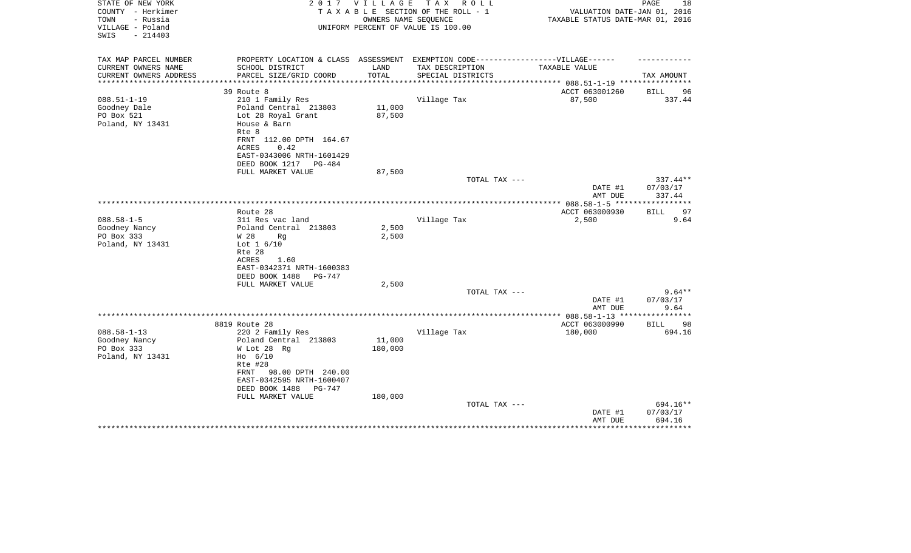STATE OF NEW YORK
COUNTY - Herkimer
TOWN - Russia
VILLAGE - Poland
SWIS - 214403

2017 VILLAGE TAX ROLL
TAXABLE SECTION OF THE ROLL - 1
OWNERS NAME SEQUENCE
UNIFORM PERCENT OF VALUE IS 100.00

VALUATION DATE-JAN 01, 2016
TAXABLE STATUS DATE-MAR 01, 2016

| TAX MAP PARCEL NUMBER / CURRENT OWNERS NAME / CURRENT OWNERS ADDRESS | PROPERTY LOCATION & CLASS / SCHOOL DISTRICT / PARCEL SIZE/GRID COORD | ASSESSMENT LAND | ASSESSMENT TOTAL | EXEMPTION CODE / TAX DESCRIPTION / SPECIAL DISTRICTS | TAXABLE VALUE | TAX AMOUNT |
|---|---|---|---|---|---|---|
| 088.51-1-19 | 39 Route 8 | | | | ACCT 063001260 | BILL 96 |
| Goodney Dale | 210 1 Family Res | | | Village Tax | 87,500 | 337.44 |
| PO Box 521 | Poland Central 213803 | 11,000 | | | | |
| Poland, NY 13431 | Lot 28 Royal Grant | | 87,500 | | | |
| | House & Barn | | | | | |
| | Rte 8 | | | | | |
| | FRNT 112.00 DPTH 164.67 | | | | | |
| | ACRES 0.42 | | | | | |
| | EAST-0343006 NRTH-1601429 | | | | | |
| | DEED BOOK 1217 PG-484 | | | | | |
| | FULL MARKET VALUE | | 87,500 | | | |
| | | | | TOTAL TAX --- | | 337.44** |
| | | | | | DATE #1 | 07/03/17 |
| | | | | | AMT DUE | 337.44 |
| 088.58-1-5 | Route 28 | | | | ACCT 063000930 | BILL 97 |
| Goodney Nancy | 311 Res vac land | | | Village Tax | 2,500 | 9.64 |
| PO Box 333 | Poland Central 213803 | 2,500 | | | | |
| Poland, NY 13431 | W 28 Rg | | 2,500 | | | |
| | Lot 1 6/10 | | | | | |
| | Rte 28 | | | | | |
| | ACRES 1.60 | | | | | |
| | EAST-0342371 NRTH-1600383 | | | | | |
| | DEED BOOK 1488 PG-747 | | | | | |
| | FULL MARKET VALUE | | 2,500 | | | |
| | | | | TOTAL TAX --- | | 9.64** |
| | | | | | DATE #1 | 07/03/17 |
| | | | | | AMT DUE | 9.64 |
| 088.58-1-13 | 8819 Route 28 | | | | ACCT 063000990 | BILL 98 |
| Goodney Nancy | 220 2 Family Res | | | Village Tax | 180,000 | 694.16 |
| PO Box 333 | Poland Central 213803 | 11,000 | | | | |
| Poland, NY 13431 | W Lot 28 Rg | | 180,000 | | | |
| | Ho 6/10 | | | | | |
| | Rte #28 | | | | | |
| | FRNT 98.00 DPTH 240.00 | | | | | |
| | EAST-0342595 NRTH-1600407 | | | | | |
| | DEED BOOK 1488 PG-747 | | | | | |
| | FULL MARKET VALUE | | 180,000 | | | |
| | | | | TOTAL TAX --- | | 694.16** |
| | | | | | DATE #1 | 07/03/17 |
| | | | | | AMT DUE | 694.16 |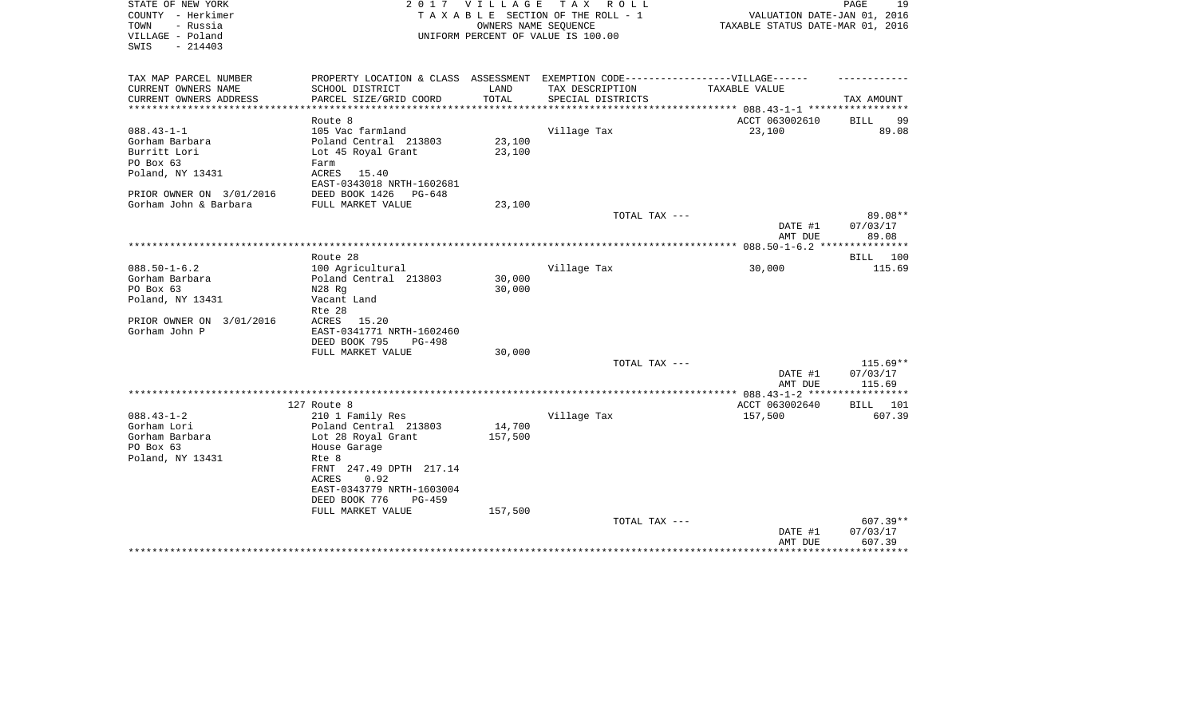STATE OF NEW YORK — 2017 VILLAGE TAX ROLL
COUNTY - Herkimer — TAXABLE SECTION OF THE ROLL - 1 — VALUATION DATE-JAN 01, 2016
TOWN - Russia — OWNERS NAME SEQUENCE — TAXABLE STATUS DATE-MAR 01, 2016
VILLAGE - Poland — UNIFORM PERCENT OF VALUE IS 100.00
SWIS - 214403

| TAX MAP PARCEL NUMBER / CURRENT OWNERS NAME / CURRENT OWNERS ADDRESS | PROPERTY LOCATION & CLASS / SCHOOL DISTRICT / PARCEL SIZE/GRID COORD | ASSESSMENT LAND / TOTAL | EXEMPTION CODE-----VILLAGE------ TAX DESCRIPTION / SPECIAL DISTRICTS | TAXABLE VALUE | TAX AMOUNT |
|---|---|---|---|---|---|
| **088.43-1-1** | Route 8 | | | ACCT 063002610 | BILL 99 |
| 088.43-1-1 | 105 Vac farmland | | Village Tax | 23,100 | 89.08 |
| Gorham Barbara | Poland Central 213803 | 23,100 | | | |
| Burritt Lori | Lot 45 Royal Grant | 23,100 | | | |
| PO Box 63 | Farm | | | | |
| Poland, NY 13431 | ACRES 15.40 | | | | |
| | EAST-0343018 NRTH-1602681 | | | | |
| PRIOR OWNER ON 3/01/2016 | DEED BOOK 1426 PG-648 | | | | |
| Gorham John & Barbara | FULL MARKET VALUE | 23,100 | | | |
| | | | TOTAL TAX --- | | 89.08** |
| | | | | DATE #1 | 07/03/17 |
| | | | | AMT DUE | 89.08 |
| **088.50-1-6.2** | Route 28 | | | | BILL 100 |
| 088.50-1-6.2 | 100 Agricultural | | Village Tax | 30,000 | 115.69 |
| Gorham Barbara | Poland Central 213803 | 30,000 | | | |
| PO Box 63 | N28 Rg | 30,000 | | | |
| Poland, NY 13431 | Vacant Land | | | | |
| | Rte 28 | | | | |
| PRIOR OWNER ON 3/01/2016 | ACRES 15.20 | | | | |
| Gorham John P | EAST-0341771 NRTH-1602460 | | | | |
| | DEED BOOK 795 PG-498 | | | | |
| | FULL MARKET VALUE | 30,000 | | | |
| | | | TOTAL TAX --- | | 115.69** |
| | | | | DATE #1 | 07/03/17 |
| | | | | AMT DUE | 115.69 |
| **088.43-1-2** | 127 Route 8 | | | ACCT 063002640 | BILL 101 |
| 088.43-1-2 | 210 1 Family Res | | Village Tax | 157,500 | 607.39 |
| Gorham Lori | Poland Central 213803 | 14,700 | | | |
| Gorham Barbara | Lot 28 Royal Grant | 157,500 | | | |
| PO Box 63 | House Garage | | | | |
| Poland, NY 13431 | Rte 8 | | | | |
| | FRNT 247.49 DPTH 217.14 | | | | |
| | ACRES 0.92 | | | | |
| | EAST-0343779 NRTH-1603004 | | | | |
| | DEED BOOK 776 PG-459 | | | | |
| | FULL MARKET VALUE | 157,500 | | | |
| | | | TOTAL TAX --- | | 607.39** |
| | | | | DATE #1 | 07/03/17 |
| | | | | AMT DUE | 607.39 |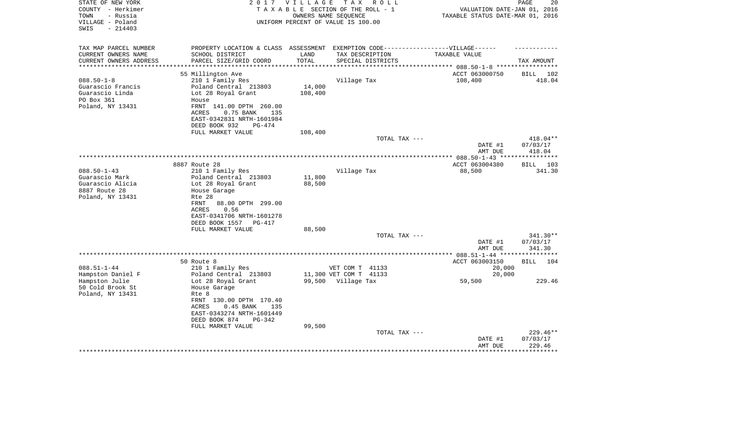STATE OF NEW YORK
COUNTY - Herkimer
TOWN - Russia
VILLAGE - Poland
SWIS - 214403

2 0 1 7 V I L L A G E T A X R O L L
T A X A B L E SECTION OF THE ROLL - 1
OWNERS NAME SEQUENCE
UNIFORM PERCENT OF VALUE IS 100.00

VALUATION DATE-JAN 01, 2016
TAXABLE STATUS DATE-MAR 01, 2016

| TAX MAP PARCEL NUMBER<br>CURRENT OWNERS NAME<br>CURRENT OWNERS ADDRESS | PROPERTY LOCATION & CLASS<br>SCHOOL DISTRICT<br>PARCEL SIZE/GRID COORD | ASSESSMENT<br>LAND<br>TOTAL | EXEMPTION CODE------------------VILLAGE------<br>TAX DESCRIPTION<br>SPECIAL DISTRICTS | TAXABLE VALUE | TAX AMOUNT |
|---|---|---|---|---|---|
| ******* 088.50-1-8 ******* | | | | | |
| | 55 Millington Ave | | | ACCT 063000750 | BILL 102 |
| 088.50-1-8 | 210 1 Family Res | | Village Tax | 108,400 | 418.04 |
| Guarascio Francis | Poland Central 213803 | 14,000 | | | |
| Guarascio Linda | Lot 28 Royal Grant | 108,400 | | | |
| PO Box 361 | House | | | | |
| Poland, NY 13431 | FRNT 141.00 DPTH 260.00 | | | | |
| | ACRES 0.75 BANK 135 | | | | |
| | EAST-0342831 NRTH-1601984 | | | | |
| | DEED BOOK 932 PG-474 | | | | |
| | FULL MARKET VALUE | 108,400 | | | |
| | | | TOTAL TAX --- | | 418.04** |
| | | | | DATE #1 | 07/03/17 |
| | | | | AMT DUE | 418.04 |
| ******* 088.50-1-43 ******* | | | | | |
| | 8887 Route 28 | | | ACCT 063004380 | BILL 103 |
| 088.50-1-43 | 210 1 Family Res | | Village Tax | 88,500 | 341.30 |
| Guarascio Mark | Poland Central 213803 | 11,800 | | | |
| Guarascio Alicia | Lot 28 Royal Grant | 88,500 | | | |
| 8887 Route 28 | House Garage | | | | |
| Poland, NY 13431 | Rte 28 | | | | |
| | FRNT 88.00 DPTH 299.00 | | | | |
| | ACRES 0.56 | | | | |
| | EAST-0341706 NRTH-1601278 | | | | |
| | DEED BOOK 1557 PG-417 | | | | |
| | FULL MARKET VALUE | 88,500 | | | |
| | | | TOTAL TAX --- | | 341.30** |
| | | | | DATE #1 | 07/03/17 |
| | | | | AMT DUE | 341.30 |
| ******* 088.51-1-44 ******* | | | | | |
| | 50 Route 8 | | | ACCT 063003150 | BILL 104 |
| 088.51-1-44 | 210 1 Family Res | | VET COM T 41133 | 20,000 | |
| Hampston Daniel F | Poland Central 213803 | 11,300 | VET COM T 41133 | 20,000 | |
| Hampston Julie | Lot 28 Royal Grant | 99,500 | Village Tax | 59,500 | 229.46 |
| 50 Cold Brook St | House Garage | | | | |
| Poland, NY 13431 | Rte 8 | | | | |
| | FRNT 130.00 DPTH 170.40 | | | | |
| | ACRES 0.45 BANK 135 | | | | |
| | EAST-0343274 NRTH-1601449 | | | | |
| | DEED BOOK 874 PG-342 | | | | |
| | FULL MARKET VALUE | 99,500 | | | |
| | | | TOTAL TAX --- | | 229.46** |
| | | | | DATE #1 | 07/03/17 |
| | | | | AMT DUE | 229.46 |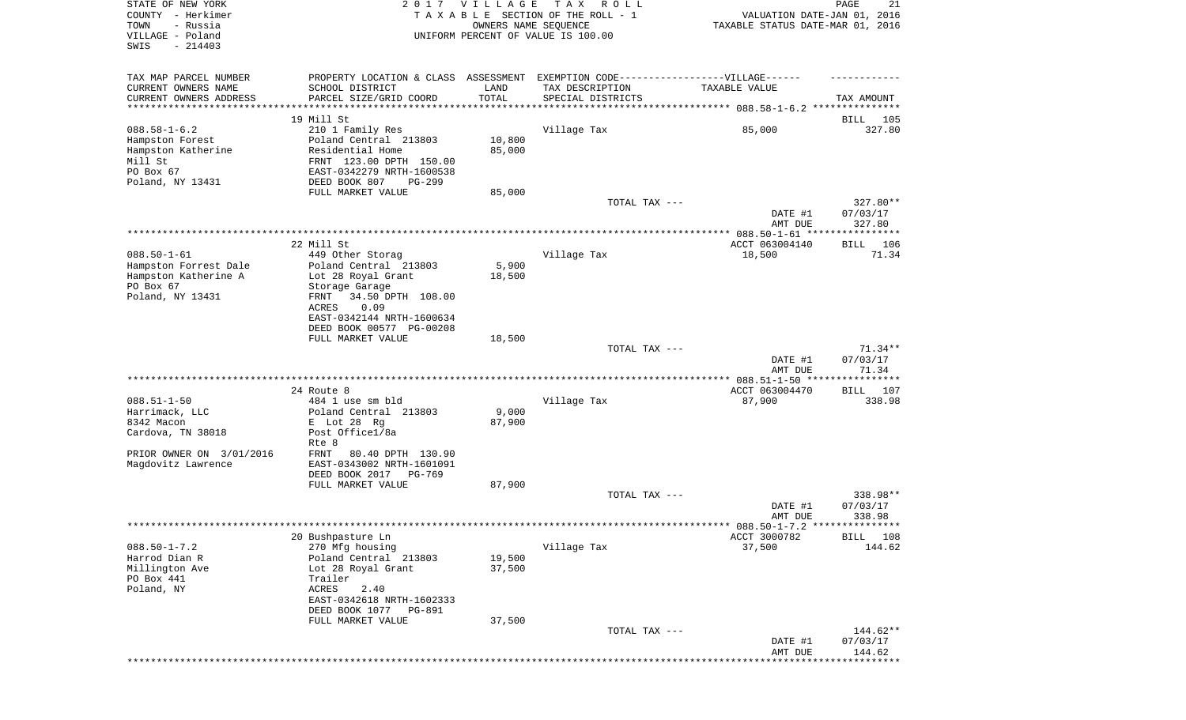STATE OF NEW YORK
COUNTY - Herkimer
TOWN - Russia
VILLAGE - Poland
SWIS - 214403

2017 VILLAGE TAX ROLL
TAXABLE SECTION OF THE ROLL - 1
OWNERS NAME SEQUENCE
UNIFORM PERCENT OF VALUE IS 100.00

VALUATION DATE-JAN 01, 2016
TAXABLE STATUS DATE-MAR 01, 2016

| TAX MAP PARCEL NUMBER<br>CURRENT OWNERS NAME<br>CURRENT OWNERS ADDRESS | PROPERTY LOCATION & CLASS<br>SCHOOL DISTRICT<br>PARCEL SIZE/GRID COORD | ASSESSMENT<br>LAND<br>TOTAL | EXEMPTION CODE-----VILLAGE------<br>TAX DESCRIPTION<br>SPECIAL DISTRICTS | TAXABLE VALUE | TAX AMOUNT |
|---|---|---|---|---|---|
| 088.58-1-6.2 | 19 Mill St | | | | BILL 105 |
| 088.58-1-6.2 | 210 1 Family Res | | Village Tax | 85,000 | 327.80 |
| Hampston Forest | Poland Central 213803 | 10,800 | | | |
| Hampston Katherine | Residential Home | 85,000 | | | |
| Mill St | FRNT 123.00 DPTH 150.00 | | | | |
| PO Box 67 | EAST-0342279 NRTH-1600538 | | | | |
| Poland, NY 13431 | DEED BOOK 807 PG-299 | | | | |
| | FULL MARKET VALUE | 85,000 | | | |
| | | | TOTAL TAX --- | | 327.80** |
| | | | | DATE #1 | 07/03/17 |
| | | | | AMT DUE | 327.80 |
| 088.50-1-61 | 22 Mill St | | | ACCT 063004140 | BILL 106 |
| 088.50-1-61 | 449 Other Storag | | Village Tax | 18,500 | 71.34 |
| Hampston Forrest Dale | Poland Central 213803 | 5,900 | | | |
| Hampston Katherine A | Lot 28 Royal Grant | 18,500 | | | |
| PO Box 67 | Storage Garage | | | | |
| Poland, NY 13431 | FRNT 34.50 DPTH 108.00 | | | | |
| | ACRES 0.09 | | | | |
| | EAST-0342144 NRTH-1600634 | | | | |
| | DEED BOOK 00577 PG-00208 | | | | |
| | FULL MARKET VALUE | 18,500 | | | |
| | | | TOTAL TAX --- | | 71.34** |
| | | | | DATE #1 | 07/03/17 |
| | | | | AMT DUE | 71.34 |
| 088.51-1-50 | 24 Route 8 | | | ACCT 063004470 | BILL 107 |
| 088.51-1-50 | 484 1 use sm bld | | Village Tax | 87,900 | 338.98 |
| Harrimack, LLC | Poland Central 213803 | 9,000 | | | |
| 8342 Macon | E Lot 28 Rg | 87,900 | | | |
| Cardova, TN 38018 | Post Office1/8a | | | | |
| | Rte 8 | | | | |
| PRIOR OWNER ON 3/01/2016 | FRNT 80.40 DPTH 130.90 | | | | |
| Magdovitz Lawrence | EAST-0343002 NRTH-1601091 | | | | |
| | DEED BOOK 2017 PG-769 | | | | |
| | FULL MARKET VALUE | 87,900 | | | |
| | | | TOTAL TAX --- | | 338.98** |
| | | | | DATE #1 | 07/03/17 |
| | | | | AMT DUE | 338.98 |
| 088.50-1-7.2 | 20 Bushpasture Ln | | | ACCT 3000782 | BILL 108 |
| 088.50-1-7.2 | 270 Mfg housing | | Village Tax | 37,500 | 144.62 |
| Harrod Dian R | Poland Central 213803 | 19,500 | | | |
| Millington Ave | Lot 28 Royal Grant | 37,500 | | | |
| PO Box 441 | Trailer | | | | |
| Poland, NY | ACRES 2.40 | | | | |
| | EAST-0342618 NRTH-1602333 | | | | |
| | DEED BOOK 1077 PG-891 | | | | |
| | FULL MARKET VALUE | 37,500 | | | |
| | | | TOTAL TAX --- | | 144.62** |
| | | | | DATE #1 | 07/03/17 |
| | | | | AMT DUE | 144.62 |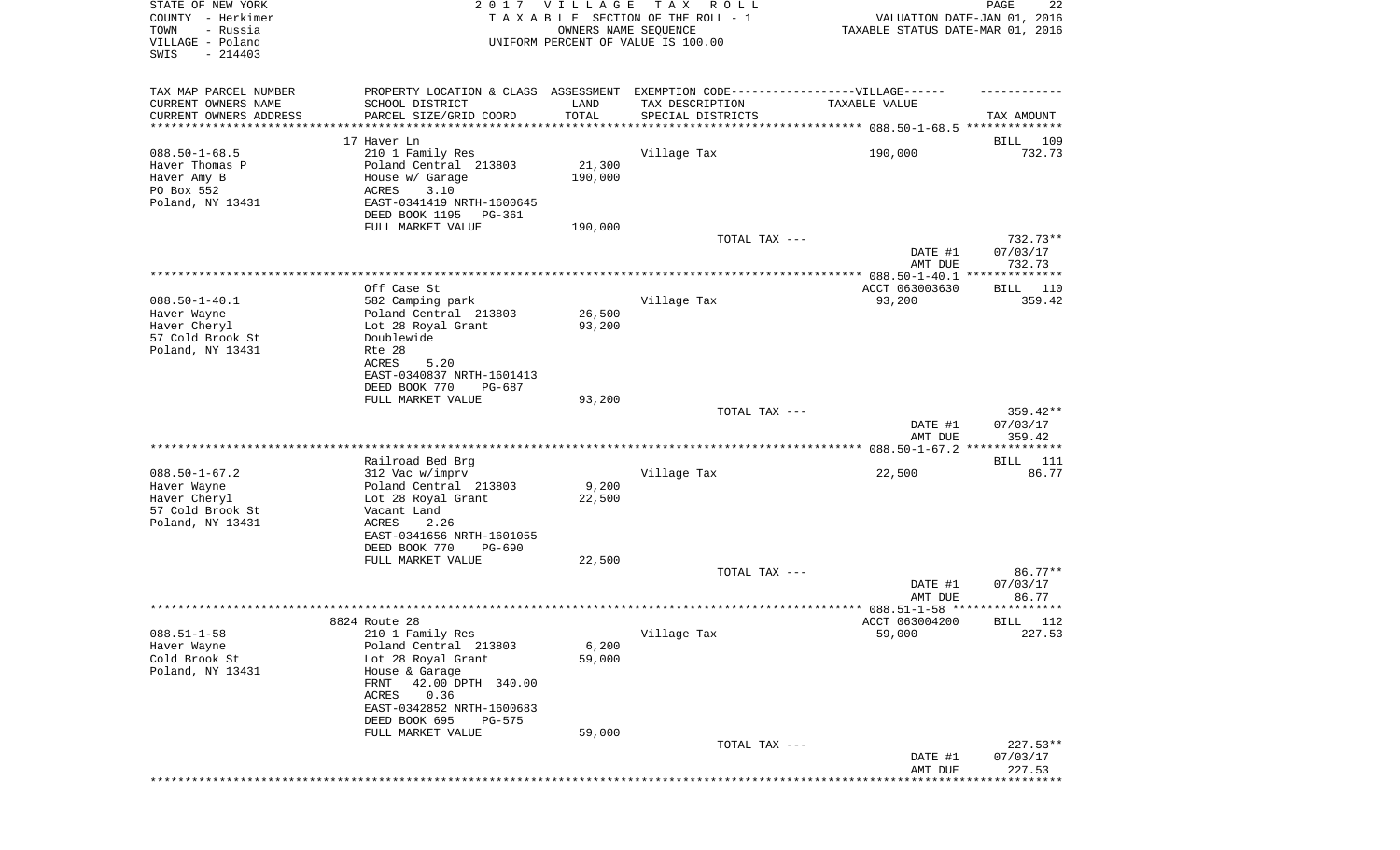STATE OF NEW YORK — 2017 VILLAGE TAX ROLL
COUNTY - Herkimer — TAXABLE SECTION OF THE ROLL - 1 — VALUATION DATE-JAN 01, 2016
TOWN - Russia — OWNERS NAME SEQUENCE — TAXABLE STATUS DATE-MAR 01, 2016
VILLAGE - Poland — UNIFORM PERCENT OF VALUE IS 100.00
SWIS - 214403

| TAX MAP PARCEL NUMBER / CURRENT OWNERS NAME / CURRENT OWNERS ADDRESS | PROPERTY LOCATION & CLASS / SCHOOL DISTRICT / PARCEL SIZE/GRID COORD | ASSESSMENT LAND / TOTAL | EXEMPTION CODE-----VILLAGE------ / TAX DESCRIPTION / SPECIAL DISTRICTS | TAXABLE VALUE | TAX AMOUNT |
|---|---|---|---|---|---|
| **088.50-1-68.5** | 17 Haver Ln | | | | BILL 109 |
| Haver Thomas P | 210 1 Family Res | 21,300 | Village Tax | 190,000 | 732.73 |
| Haver Amy B | Poland Central 213803 | 190,000 | | | |
| PO Box 552 | House w/ Garage | | | | |
| Poland, NY 13431 | ACRES 3.10 | | | | |
| | EAST-0341419 NRTH-1600645 | | | | |
| | DEED BOOK 1195 PG-361 | | | | |
| | FULL MARKET VALUE | 190,000 | | | |
| | | | TOTAL TAX --- | | 732.73** |
| | | | | DATE #1 | 07/03/17 |
| | | | | AMT DUE | 732.73 |
| **088.50-1-40.1** | Off Case St | | | ACCT 063003630 | BILL 110 |
| Haver Wayne | 582 Camping park | 26,500 | Village Tax | 93,200 | 359.42 |
| Haver Cheryl | Poland Central 213803 | 93,200 | | | |
| 57 Cold Brook St | Lot 28 Royal Grant | | | | |
| Poland, NY 13431 | Doublewide | | | | |
| | Rte 28 | | | | |
| | ACRES 5.20 | | | | |
| | EAST-0340837 NRTH-1601413 | | | | |
| | DEED BOOK 770 PG-687 | | | | |
| | FULL MARKET VALUE | 93,200 | | | |
| | | | TOTAL TAX --- | | 359.42** |
| | | | | DATE #1 | 07/03/17 |
| | | | | AMT DUE | 359.42 |
| **088.50-1-67.2** | Railroad Bed Brg | | | | BILL 111 |
| Haver Wayne | 312 Vac w/imprv | 9,200 | Village Tax | 22,500 | 86.77 |
| Haver Cheryl | Poland Central 213803 | 22,500 | | | |
| 57 Cold Brook St | Lot 28 Royal Grant | | | | |
| Poland, NY 13431 | Vacant Land | | | | |
| | ACRES 2.26 | | | | |
| | EAST-0341656 NRTH-1601055 | | | | |
| | DEED BOOK 770 PG-690 | | | | |
| | FULL MARKET VALUE | 22,500 | | | |
| | | | TOTAL TAX --- | | 86.77** |
| | | | | DATE #1 | 07/03/17 |
| | | | | AMT DUE | 86.77 |
| **088.51-1-58** | 8824 Route 28 | | | ACCT 063004200 | BILL 112 |
| Haver Wayne | 210 1 Family Res | 6,200 | Village Tax | 59,000 | 227.53 |
| Cold Brook St | Poland Central 213803 | 59,000 | | | |
| Poland, NY 13431 | Lot 28 Royal Grant | | | | |
| | House & Garage | | | | |
| | FRNT 42.00 DPTH 340.00 | | | | |
| | ACRES 0.36 | | | | |
| | EAST-0342852 NRTH-1600683 | | | | |
| | DEED BOOK 695 PG-575 | | | | |
| | FULL MARKET VALUE | 59,000 | | | |
| | | | TOTAL TAX --- | | 227.53** |
| | | | | DATE #1 | 07/03/17 |
| | | | | AMT DUE | 227.53 |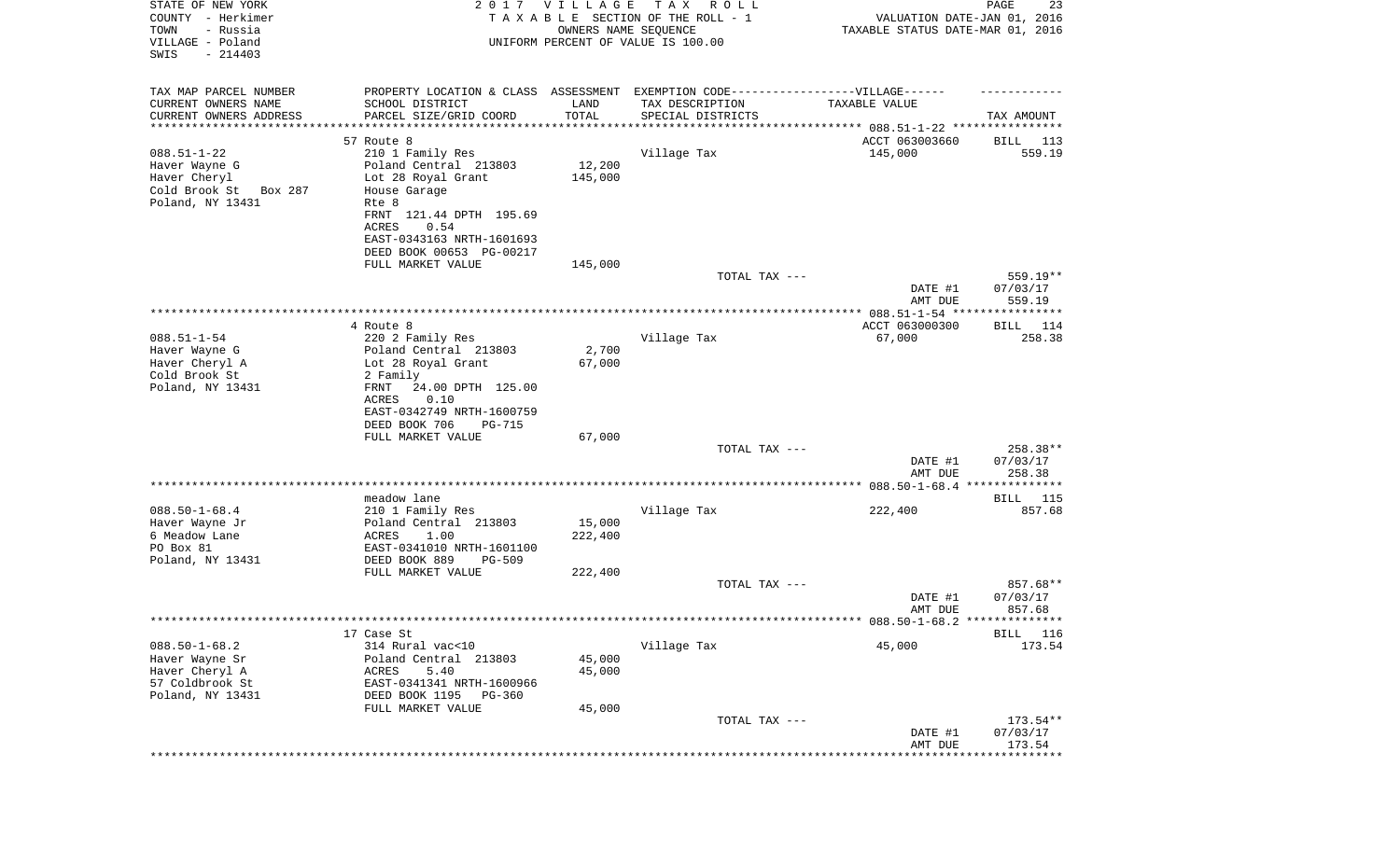STATE OF NEW YORK
COUNTY - Herkimer
TOWN - Russia
VILLAGE - Poland
SWIS - 214403

2 0 1 7 V I L L A G E T A X R O L L
T A X A B L E SECTION OF THE ROLL - 1
OWNERS NAME SEQUENCE
UNIFORM PERCENT OF VALUE IS 100.00

VALUATION DATE-JAN 01, 2016
TAXABLE STATUS DATE-MAR 01, 2016

| TAX MAP PARCEL NUMBER<br>CURRENT OWNERS NAME<br>CURRENT OWNERS ADDRESS | PROPERTY LOCATION & CLASS<br>SCHOOL DISTRICT<br>PARCEL SIZE/GRID COORD | ASSESSMENT<br>LAND<br>TOTAL | EXEMPTION CODE------VILLAGE------<br>TAX DESCRIPTION<br>SPECIAL DISTRICTS | TAXABLE VALUE | TAX AMOUNT |
|---|---|---|---|---|---|
| 088.51-1-22 | 57 Route 8 | | | ACCT 063003660 | BILL 113 |
| 088.51-1-22<br>Haver Wayne G<br>Haver Cheryl<br>Cold Brook St Box 287<br>Poland, NY 13431 | 210 1 Family Res<br>Poland Central 213803<br>Lot 28 Royal Grant<br>House Garage<br>Rte 8<br>FRNT 121.44 DPTH 195.69<br>ACRES 0.54<br>EAST-0343163 NRTH-1601693<br>DEED BOOK 00653 PG-00217<br>FULL MARKET VALUE | <br>12,200<br>145,000<br><br><br><br><br><br><br>145,000 | Village Tax | 145,000 | 559.19 |
| | | | TOTAL TAX --- | | 559.19** |
| | | | | DATE #1<br>AMT DUE | 07/03/17<br>559.19 |
| 088.51-1-54 | 4 Route 8 | | | ACCT 063000300 | BILL 114 |
| 088.51-1-54<br>Haver Wayne G<br>Haver Cheryl A<br>Cold Brook St<br>Poland, NY 13431 | 220 2 Family Res<br>Poland Central 213803<br>Lot 28 Royal Grant<br>2 Family<br>FRNT 24.00 DPTH 125.00<br>ACRES 0.10<br>EAST-0342749 NRTH-1600759<br>DEED BOOK 706 PG-715<br>FULL MARKET VALUE | <br>2,700<br>67,000<br><br><br><br><br><br>67,000 | Village Tax | 67,000 | 258.38 |
| | | | TOTAL TAX --- | | 258.38** |
| | | | | DATE #1<br>AMT DUE | 07/03/17<br>258.38 |
| 088.50-1-68.4 | meadow lane | | | | BILL 115 |
| 088.50-1-68.4<br>Haver Wayne Jr<br>6 Meadow Lane<br>PO Box 81<br>Poland, NY 13431 | 210 1 Family Res<br>Poland Central 213803<br>ACRES 1.00<br>EAST-0341010 NRTH-1601100<br>DEED BOOK 889 PG-509<br>FULL MARKET VALUE | <br>15,000<br>222,400<br><br><br>222,400 | Village Tax | 222,400 | 857.68 |
| | | | TOTAL TAX --- | | 857.68** |
| | | | | DATE #1<br>AMT DUE | 07/03/17<br>857.68 |
| 088.50-1-68.2 | 17 Case St | | | | BILL 116 |
| 088.50-1-68.2<br>Haver Wayne Sr<br>Haver Cheryl A<br>57 Coldbrook St<br>Poland, NY 13431 | 314 Rural vac<10<br>Poland Central 213803<br>ACRES 5.40<br>EAST-0341341 NRTH-1600966<br>DEED BOOK 1195 PG-360<br>FULL MARKET VALUE | <br>45,000<br>45,000<br><br><br>45,000 | Village Tax | 45,000 | 173.54 |
| | | | TOTAL TAX --- | | 173.54** |
| | | | | DATE #1<br>AMT DUE | 07/03/17<br>173.54 |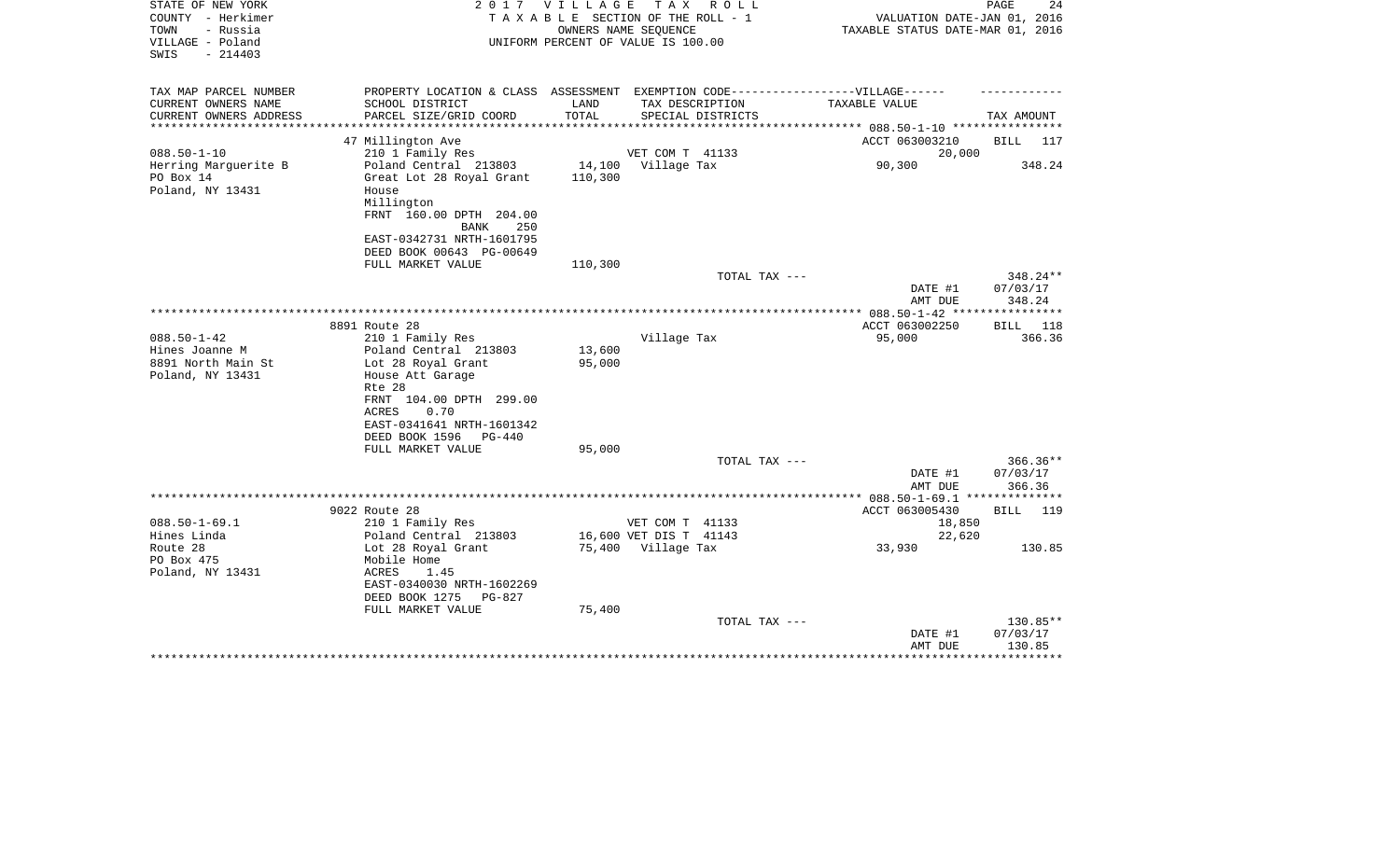STATE OF NEW YORK — 2017 VILLAGE TAX ROLL
COUNTY - Herkimer — TAXABLE SECTION OF THE ROLL - 1 — VALUATION DATE-JAN 01, 2016
TOWN - Russia — OWNERS NAME SEQUENCE — TAXABLE STATUS DATE-MAR 01, 2016
VILLAGE - Poland — UNIFORM PERCENT OF VALUE IS 100.00
SWIS - 214403

| TAX MAP PARCEL NUMBER / CURRENT OWNERS NAME / CURRENT OWNERS ADDRESS | PROPERTY LOCATION & CLASS / SCHOOL DISTRICT / PARCEL SIZE/GRID COORD | ASSESSMENT LAND | TOTAL | EXEMPTION CODE / TAX DESCRIPTION / SPECIAL DISTRICTS | TAXABLE VALUE | TAX AMOUNT |
|---|---|---|---|---|---|---|
| 088.50-1-10 | 47 Millington Ave | | | | ACCT 063003210 | BILL 117 |
| | 210 1 Family Res | | | VET COM T 41133 | 20,000 | |
| Herring Marguerite B | Poland Central 213803 | 14,100 | | Village Tax | 90,300 | 348.24 |
| PO Box 14 | Great Lot 28 Royal Grant | | 110,300 | | | |
| Poland, NY 13431 | House | | | | | |
| | Millington | | | | | |
| | FRNT 160.00 DPTH 204.00 | | | | | |
| | BANK 250 | | | | | |
| | EAST-0342731 NRTH-1601795 | | | | | |
| | DEED BOOK 00643 PG-00649 | | | | | |
| | FULL MARKET VALUE | | 110,300 | | | |
| | | | | TOTAL TAX --- | | 348.24** |
| | | | | | DATE #1 | 07/03/17 |
| | | | | | AMT DUE | 348.24 |
| 088.50-1-42 | 8891 Route 28 | | | | ACCT 063002250 | BILL 118 |
| | 210 1 Family Res | | | Village Tax | 95,000 | 366.36 |
| Hines Joanne M | Poland Central 213803 | 13,600 | | | | |
| 8891 North Main St | Lot 28 Royal Grant | | 95,000 | | | |
| Poland, NY 13431 | House Att Garage | | | | | |
| | Rte 28 | | | | | |
| | FRNT 104.00 DPTH 299.00 | | | | | |
| | ACRES 0.70 | | | | | |
| | EAST-0341641 NRTH-1601342 | | | | | |
| | DEED BOOK 1596 PG-440 | | | | | |
| | FULL MARKET VALUE | | 95,000 | | | |
| | | | | TOTAL TAX --- | | 366.36** |
| | | | | | DATE #1 | 07/03/17 |
| | | | | | AMT DUE | 366.36 |
| 088.50-1-69.1 | 9022 Route 28 | | | | ACCT 063005430 | BILL 119 |
| | 210 1 Family Res | | | VET COM T 41133 | 18,850 | |
| Hines Linda | Poland Central 213803 | 16,600 | | VET DIS T 41143 | 22,620 | |
| Route 28 | Lot 28 Royal Grant | | 75,400 | Village Tax | 33,930 | 130.85 |
| PO Box 475 | Mobile Home | | | | | |
| Poland, NY 13431 | ACRES 1.45 | | | | | |
| | EAST-0340030 NRTH-1602269 | | | | | |
| | DEED BOOK 1275 PG-827 | | | | | |
| | FULL MARKET VALUE | | 75,400 | | | |
| | | | | TOTAL TAX --- | | 130.85** |
| | | | | | DATE #1 | 07/03/17 |
| | | | | | AMT DUE | 130.85 |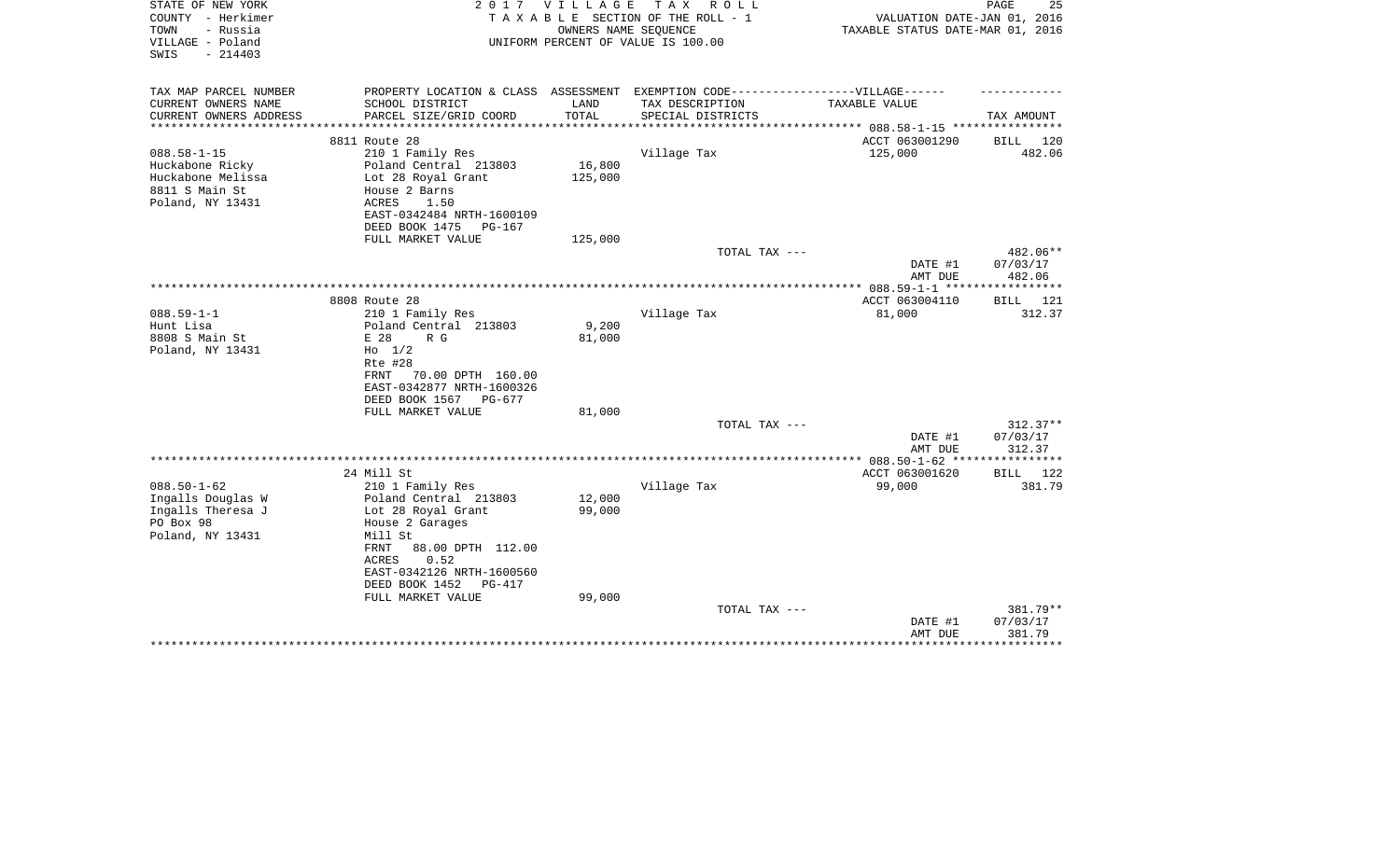STATE OF NEW YORK
COUNTY - Herkimer
TOWN - Russia
VILLAGE - Poland
SWIS - 214403

# 2017 VILLAGE TAX ROLL

TAXABLE SECTION OF THE ROLL - 1
OWNERS NAME SEQUENCE
UNIFORM PERCENT OF VALUE IS 100.00

VALUATION DATE-JAN 01, 2016
TAXABLE STATUS DATE-MAR 01, 2016

| TAX MAP PARCEL NUMBER / CURRENT OWNERS NAME / CURRENT OWNERS ADDRESS | PROPERTY LOCATION & CLASS / SCHOOL DISTRICT / PARCEL SIZE/GRID COORD | ASSESSMENT LAND / TOTAL | EXEMPTION CODE / TAX DESCRIPTION / SPECIAL DISTRICTS | TAXABLE VALUE | TAX AMOUNT |
|---|---|---|---|---|---|
| 088.58-1-15 | 8811 Route 28 | | | ACCT 063001290 | BILL 120 |
| 088.58-1-15 | 210 1 Family Res | | Village Tax | 125,000 | 482.06 |
| Huckabone Ricky | Poland Central 213803 | 16,800 | | | |
| Huckabone Melissa | Lot 28 Royal Grant | 125,000 | | | |
| 8811 S Main St | House 2 Barns | | | | |
| Poland, NY 13431 | ACRES 1.50 | | | | |
| | EAST-0342484 NRTH-1600109 | | | | |
| | DEED BOOK 1475 PG-167 | | | | |
| | FULL MARKET VALUE | 125,000 | | | |
| | | | TOTAL TAX --- | | 482.06** |
| | | | | DATE #1 | 07/03/17 |
| | | | | AMT DUE | 482.06 |
| 088.59-1-1 | 8808 Route 28 | | | ACCT 063004110 | BILL 121 |
| 088.59-1-1 | 210 1 Family Res | | Village Tax | 81,000 | 312.37 |
| Hunt Lisa | Poland Central 213803 | 9,200 | | | |
| 8808 S Main St | E 28 R G | 81,000 | | | |
| Poland, NY 13431 | Ho 1/2 | | | | |
| | Rte #28 | | | | |
| | FRNT 70.00 DPTH 160.00 | | | | |
| | EAST-0342877 NRTH-1600326 | | | | |
| | DEED BOOK 1567 PG-677 | | | | |
| | FULL MARKET VALUE | 81,000 | | | |
| | | | TOTAL TAX --- | | 312.37** |
| | | | | DATE #1 | 07/03/17 |
| | | | | AMT DUE | 312.37 |
| 088.50-1-62 | 24 Mill St | | | ACCT 063001620 | BILL 122 |
| 088.50-1-62 | 210 1 Family Res | | Village Tax | 99,000 | 381.79 |
| Ingalls Douglas W | Poland Central 213803 | 12,000 | | | |
| Ingalls Theresa J | Lot 28 Royal Grant | 99,000 | | | |
| PO Box 98 | House 2 Garages | | | | |
| Poland, NY 13431 | Mill St | | | | |
| | FRNT 88.00 DPTH 112.00 | | | | |
| | ACRES 0.52 | | | | |
| | EAST-0342126 NRTH-1600560 | | | | |
| | DEED BOOK 1452 PG-417 | | | | |
| | FULL MARKET VALUE | 99,000 | | | |
| | | | TOTAL TAX --- | | 381.79** |
| | | | | DATE #1 | 07/03/17 |
| | | | | AMT DUE | 381.79 |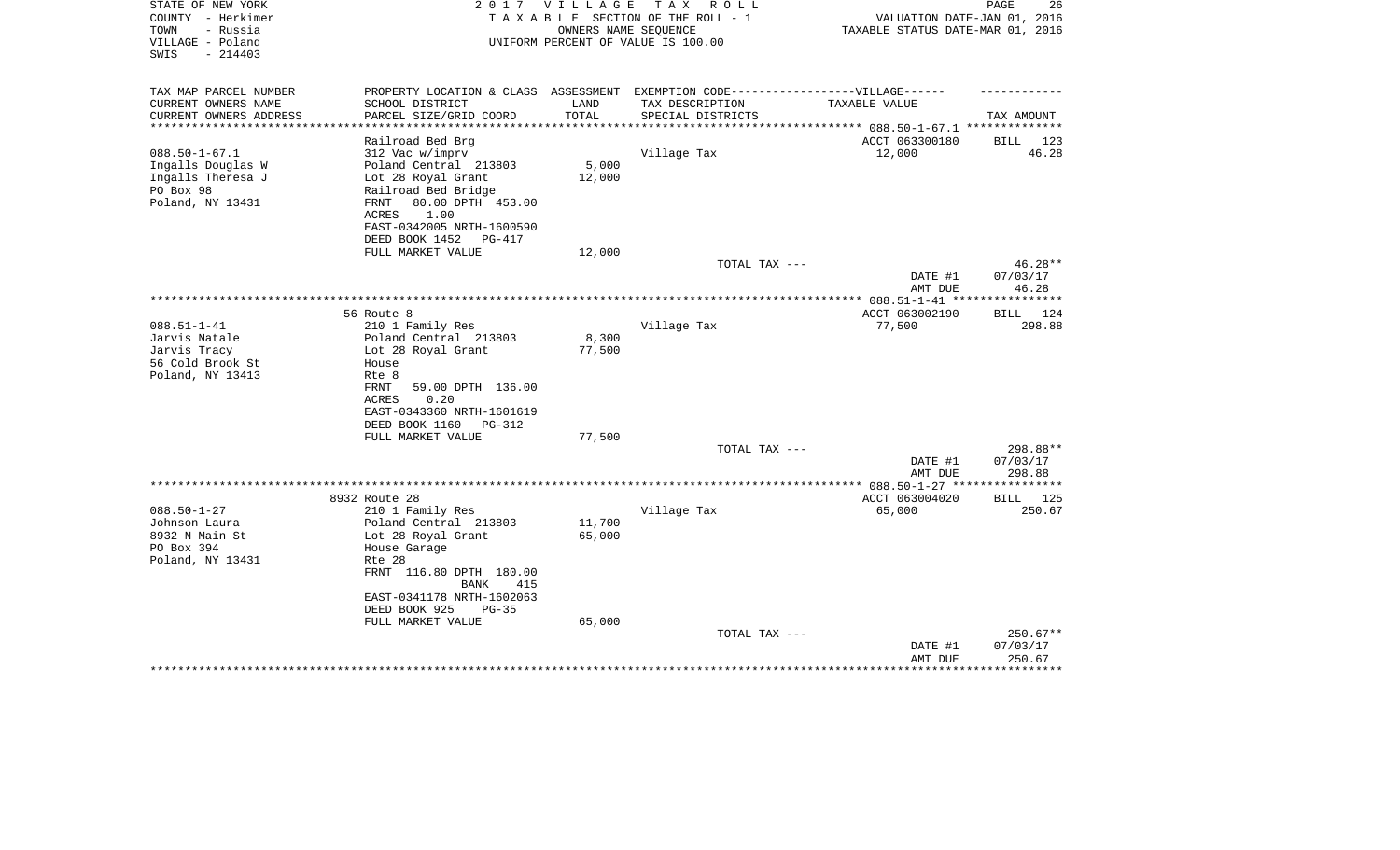STATE OF NEW YORK
COUNTY - Herkimer
TOWN - Russia
VILLAGE - Poland
SWIS - 214403

2 0 1 7 V I L L A G E T A X R O L L
T A X A B L E SECTION OF THE ROLL - 1
OWNERS NAME SEQUENCE
UNIFORM PERCENT OF VALUE IS 100.00

VALUATION DATE-JAN 01, 2016
TAXABLE STATUS DATE-MAR 01, 2016

| TAX MAP PARCEL NUMBER<br>CURRENT OWNERS NAME<br>CURRENT OWNERS ADDRESS | PROPERTY LOCATION & CLASS<br>SCHOOL DISTRICT<br>PARCEL SIZE/GRID COORD | ASSESSMENT<br>LAND<br>TOTAL | EXEMPTION CODE------VILLAGE------<br>TAX DESCRIPTION<br>SPECIAL DISTRICTS | TAXABLE VALUE | TAX AMOUNT |
|---|---|---|---|---|---|
| | Railroad Bed Brg | | | ACCT 063300180 | BILL 123 |
| 088.50-1-67.1 | 312 Vac w/imprv | | Village Tax | 12,000 | 46.28 |
| Ingalls Douglas W | Poland Central 213803 | 5,000 | | | |
| Ingalls Theresa J | Lot 28 Royal Grant | 12,000 | | | |
| PO Box 98 | Railroad Bed Bridge | | | | |
| Poland, NY 13431 | FRNT 80.00 DPTH 453.00 | | | | |
| | ACRES 1.00 | | | | |
| | EAST-0342005 NRTH-1600590 | | | | |
| | DEED BOOK 1452 PG-417 | | | | |
| | FULL MARKET VALUE | 12,000 | | | |
| | | | TOTAL TAX --- | | 46.28** |
| | | | | DATE #1 | 07/03/17 |
| | | | | AMT DUE | 46.28 |
| | 56 Route 8 | | | ACCT 063002190 | BILL 124 |
| 088.51-1-41 | 210 1 Family Res | | Village Tax | 77,500 | 298.88 |
| Jarvis Natale | Poland Central 213803 | 8,300 | | | |
| Jarvis Tracy | Lot 28 Royal Grant | 77,500 | | | |
| 56 Cold Brook St | House | | | | |
| Poland, NY 13413 | Rte 8 | | | | |
| | FRNT 59.00 DPTH 136.00 | | | | |
| | ACRES 0.20 | | | | |
| | EAST-0343360 NRTH-1601619 | | | | |
| | DEED BOOK 1160 PG-312 | | | | |
| | FULL MARKET VALUE | 77,500 | | | |
| | | | TOTAL TAX --- | | 298.88** |
| | | | | DATE #1 | 07/03/17 |
| | | | | AMT DUE | 298.88 |
| | 8932 Route 28 | | | ACCT 063004020 | BILL 125 |
| 088.50-1-27 | 210 1 Family Res | | Village Tax | 65,000 | 250.67 |
| Johnson Laura | Poland Central 213803 | 11,700 | | | |
| 8932 N Main St | Lot 28 Royal Grant | 65,000 | | | |
| PO Box 394 | House Garage | | | | |
| Poland, NY 13431 | Rte 28 | | | | |
| | FRNT 116.80 DPTH 180.00 | | | | |
| | BANK 415 | | | | |
| | EAST-0341178 NRTH-1602063 | | | | |
| | DEED BOOK 925 PG-35 | | | | |
| | FULL MARKET VALUE | 65,000 | | | |
| | | | TOTAL TAX --- | | 250.67** |
| | | | | DATE #1 | 07/03/17 |
| | | | | AMT DUE | 250.67 |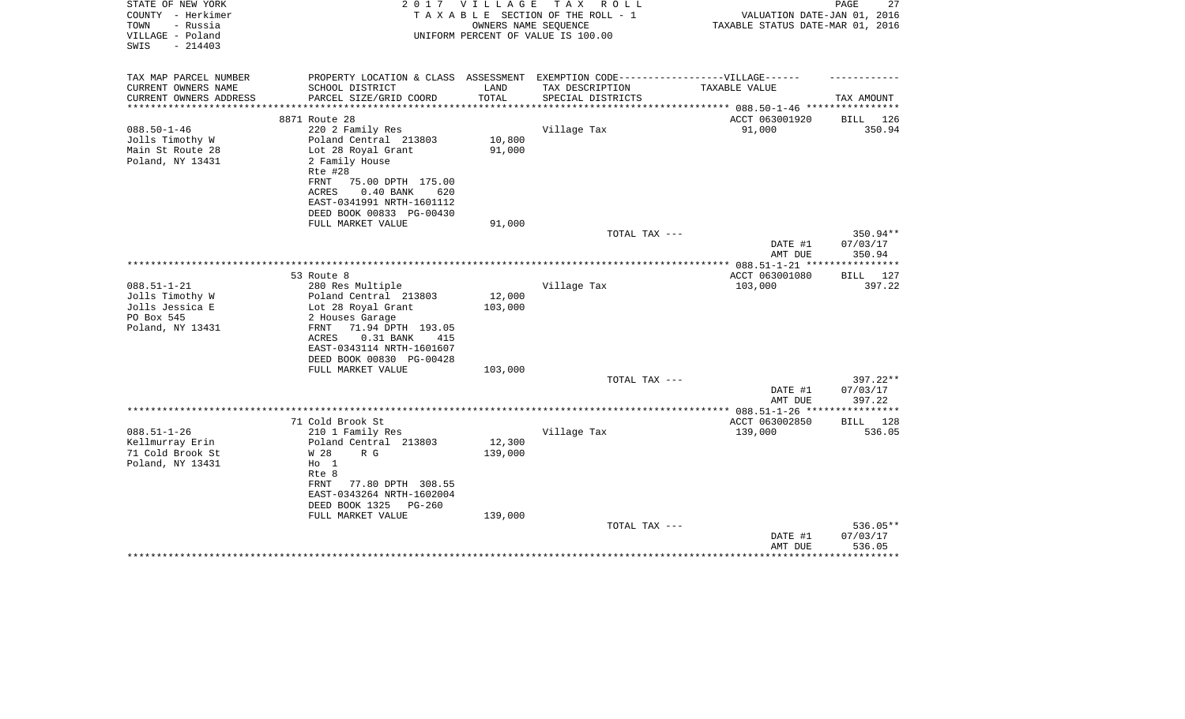STATE OF NEW YORK
COUNTY - Herkimer
TOWN - Russia
VILLAGE - Poland
SWIS - 214403

2 0 1 7 V I L L A G E T A X R O L L
T A X A B L E SECTION OF THE ROLL - 1
OWNERS NAME SEQUENCE
UNIFORM PERCENT OF VALUE IS 100.00

VALUATION DATE-JAN 01, 2016
TAXABLE STATUS DATE-MAR 01, 2016

| TAX MAP PARCEL NUMBER / CURRENT OWNERS NAME / CURRENT OWNERS ADDRESS | PROPERTY LOCATION & CLASS / SCHOOL DISTRICT / PARCEL SIZE/GRID COORD | ASSESSMENT LAND / TOTAL | EXEMPTION CODE / TAX DESCRIPTION / SPECIAL DISTRICTS | TAXABLE VALUE | TAX AMOUNT |
|---|---|---|---|---|---|
| | 8871 Route 28 | | | ACCT 063001920 | BILL 126 |
| 088.50-1-46 | 220 2 Family Res | | Village Tax | 91,000 | 350.94 |
| Jolls Timothy W | Poland Central 213803 | 10,800 | | | |
| Main St Route 28 | Lot 28 Royal Grant | 91,000 | | | |
| Poland, NY 13431 | 2 Family House | | | | |
| | Rte #28 | | | | |
| | FRNT 75.00 DPTH 175.00 | | | | |
| | ACRES 0.40 BANK 620 | | | | |
| | EAST-0341991 NRTH-1601112 | | | | |
| | DEED BOOK 00833 PG-00430 | | | | |
| | FULL MARKET VALUE | 91,000 | | | |
| | | | TOTAL TAX --- | | 350.94** |
| | | | | DATE #1 | 07/03/17 |
| | | | | AMT DUE | 350.94 |
| | 53 Route 8 | | | ACCT 063001080 | BILL 127 |
| 088.51-1-21 | 280 Res Multiple | | Village Tax | 103,000 | 397.22 |
| Jolls Timothy W | Poland Central 213803 | 12,000 | | | |
| Jolls Jessica E | Lot 28 Royal Grant | 103,000 | | | |
| PO Box 545 | 2 Houses Garage | | | | |
| Poland, NY 13431 | FRNT 71.94 DPTH 193.05 | | | | |
| | ACRES 0.31 BANK 415 | | | | |
| | EAST-0343114 NRTH-1601607 | | | | |
| | DEED BOOK 00830 PG-00428 | | | | |
| | FULL MARKET VALUE | 103,000 | | | |
| | | | TOTAL TAX --- | | 397.22** |
| | | | | DATE #1 | 07/03/17 |
| | | | | AMT DUE | 397.22 |
| | 71 Cold Brook St | | | ACCT 063002850 | BILL 128 |
| 088.51-1-26 | 210 1 Family Res | | Village Tax | 139,000 | 536.05 |
| Kellmurray Erin | Poland Central 213803 | 12,300 | | | |
| 71 Cold Brook St | W 28 R G | 139,000 | | | |
| Poland, NY 13431 | Ho 1 | | | | |
| | Rte 8 | | | | |
| | FRNT 77.80 DPTH 308.55 | | | | |
| | EAST-0343264 NRTH-1602004 | | | | |
| | DEED BOOK 1325 PG-260 | | | | |
| | FULL MARKET VALUE | 139,000 | | | |
| | | | TOTAL TAX --- | | 536.05** |
| | | | | DATE #1 | 07/03/17 |
| | | | | AMT DUE | 536.05 |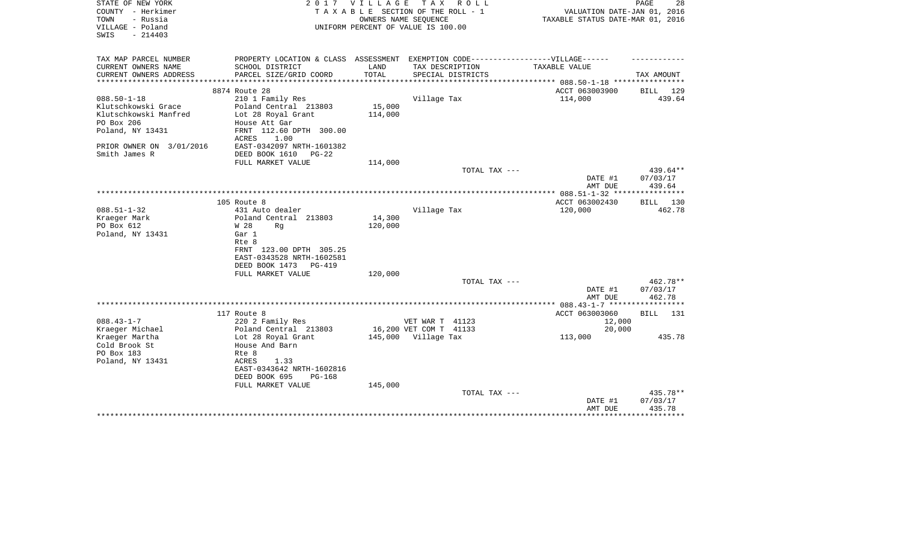STATE OF NEW YORK
COUNTY - Herkimer
TOWN - Russia
VILLAGE - Poland
SWIS - 214403

**2017 VILLAGE TAX ROLL**
TAXABLE SECTION OF THE ROLL - 1
OWNERS NAME SEQUENCE
UNIFORM PERCENT OF VALUE IS 100.00

VALUATION DATE-JAN 01, 2016
TAXABLE STATUS DATE-MAR 01, 2016

| TAX MAP PARCEL NUMBER<br>CURRENT OWNERS NAME<br>CURRENT OWNERS ADDRESS | PROPERTY LOCATION & CLASS<br>SCHOOL DISTRICT<br>PARCEL SIZE/GRID COORD | ASSESSMENT<br>LAND<br>TOTAL | EXEMPTION CODE------VILLAGE------<br>TAX DESCRIPTION<br>SPECIAL DISTRICTS | TAXABLE VALUE | TAX AMOUNT |
|---|---|---|---|---|---|
| | 8874 Route 28 | | | ACCT 063003900 | BILL 129 |
| 088.50-1-18 | 210 1 Family Res | | Village Tax | 114,000 | 439.64 |
| Klutschkowski Grace | Poland Central 213803 | 15,000 | | | |
| Klutschkowski Manfred | Lot 28 Royal Grant | 114,000 | | | |
| PO Box 206 | House Att Gar | | | | |
| Poland, NY 13431 | FRNT 112.60 DPTH 300.00 | | | | |
| | ACRES 1.00 | | | | |
| PRIOR OWNER ON 3/01/2016 | EAST-0342097 NRTH-1601382 | | | | |
| Smith James R | DEED BOOK 1610 PG-22 | | | | |
| | FULL MARKET VALUE | 114,000 | | | |
| | | | TOTAL TAX --- | | 439.64** |
| | | | | DATE #1 | 07/03/17 |
| | | | | AMT DUE | 439.64 |
| | 105 Route 8 | | | ACCT 063002430 | BILL 130 |
| 088.51-1-32 | 431 Auto dealer | | Village Tax | 120,000 | 462.78 |
| Kraeger Mark | Poland Central 213803 | 14,300 | | | |
| PO Box 612 | W 28 Rg | 120,000 | | | |
| Poland, NY 13431 | Gar 1 | | | | |
| | Rte 8 | | | | |
| | FRNT 123.00 DPTH 305.25 | | | | |
| | EAST-0343528 NRTH-1602581 | | | | |
| | DEED BOOK 1473 PG-419 | | | | |
| | FULL MARKET VALUE | 120,000 | | | |
| | | | TOTAL TAX --- | | 462.78** |
| | | | | DATE #1 | 07/03/17 |
| | | | | AMT DUE | 462.78 |
| | 117 Route 8 | | | ACCT 063003060 | BILL 131 |
| 088.43-1-7 | 220 2 Family Res | | VET WAR T 41123 | 12,000 | |
| Kraeger Michael | Poland Central 213803 | 16,200 | VET COM T 41133 | 20,000 | |
| Kraeger Martha | Lot 28 Royal Grant | 145,000 | Village Tax | 113,000 | 435.78 |
| Cold Brook St | House And Barn | | | | |
| PO Box 183 | Rte 8 | | | | |
| Poland, NY 13431 | ACRES 1.33 | | | | |
| | EAST-0343642 NRTH-1602816 | | | | |
| | DEED BOOK 695 PG-168 | | | | |
| | FULL MARKET VALUE | 145,000 | | | |
| | | | TOTAL TAX --- | | 435.78** |
| | | | | DATE #1 | 07/03/17 |
| | | | | AMT DUE | 435.78 |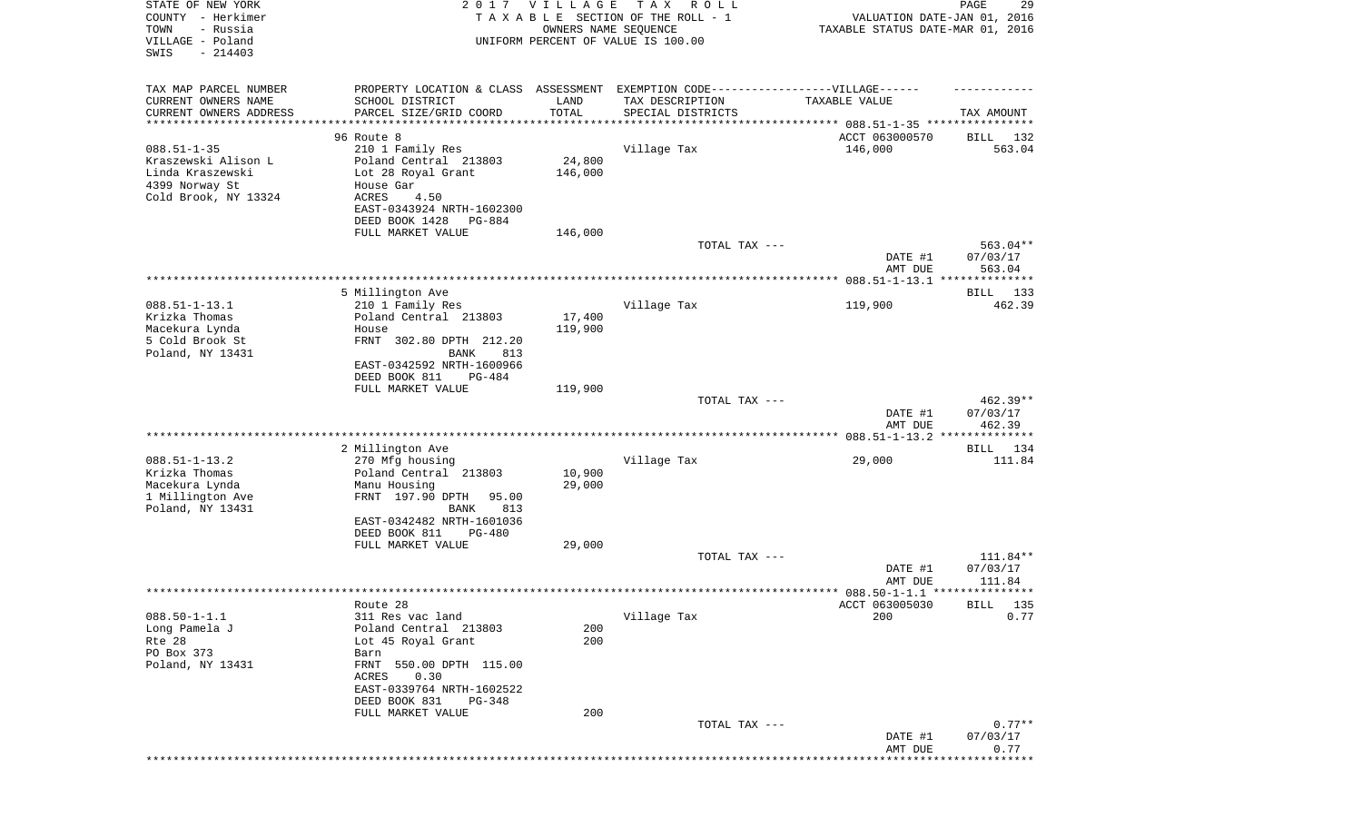STATE OF NEW YORK
COUNTY - Herkimer
TOWN - Russia
VILLAGE - Poland
SWIS - 214403

2017 VILLAGE TAX ROLL
TAXABLE SECTION OF THE ROLL - 1
OWNERS NAME SEQUENCE
UNIFORM PERCENT OF VALUE IS 100.00

VALUATION DATE-JAN 01, 2016
TAXABLE STATUS DATE-MAR 01, 2016

| TAX MAP PARCEL NUMBER / CURRENT OWNERS NAME / CURRENT OWNERS ADDRESS | PROPERTY LOCATION & CLASS / SCHOOL DISTRICT / PARCEL SIZE/GRID COORD | ASSESSMENT LAND | TOTAL | EXEMPTION CODE / TAX DESCRIPTION / SPECIAL DISTRICTS | VILLAGE TAXABLE VALUE | TAX AMOUNT |
|---|---|---|---|---|---|---|
| 088.51-1-35 | 96 Route 8 | | | | ACCT 063000570 | BILL 132 |
| Kraszewski Alison L | 210 1 Family Res | | | Village Tax | 146,000 | 563.04 |
| Linda Kraszewski | Poland Central 213803 | 24,800 | | | | |
| 4399 Norway St | Lot 28 Royal Grant | | 146,000 | | | |
| Cold Brook, NY 13324 | House Gar | | | | | |
| | ACRES 4.50 | | | | | |
| | EAST-0343924 NRTH-1602300 | | | | | |
| | DEED BOOK 1428 PG-884 | | | | | |
| | FULL MARKET VALUE | | 146,000 | | | |
| | | | | TOTAL TAX --- | | 563.04** |
| | | | | | DATE #1 | 07/03/17 |
| | | | | | AMT DUE | 563.04 |
| 088.51-1-13.1 | 5 Millington Ave | | | | | BILL 133 |
| Krizka Thomas | 210 1 Family Res | | | Village Tax | 119,900 | 462.39 |
| Macekura Lynda | Poland Central 213803 | 17,400 | | | | |
| 5 Cold Brook St | House | | 119,900 | | | |
| Poland, NY 13431 | FRNT 302.80 DPTH 212.20 | | | | | |
| | BANK 813 | | | | | |
| | EAST-0342592 NRTH-1600966 | | | | | |
| | DEED BOOK 811 PG-484 | | | | | |
| | FULL MARKET VALUE | | 119,900 | | | |
| | | | | TOTAL TAX --- | | 462.39** |
| | | | | | DATE #1 | 07/03/17 |
| | | | | | AMT DUE | 462.39 |
| 088.51-1-13.2 | 2 Millington Ave | | | | | BILL 134 |
| Krizka Thomas | 270 Mfg housing | | | Village Tax | 29,000 | 111.84 |
| Macekura Lynda | Poland Central 213803 | 10,900 | | | | |
| 1 Millington Ave | Manu Housing | | 29,000 | | | |
| Poland, NY 13431 | FRNT 197.90 DPTH 95.00 | | | | | |
| | BANK 813 | | | | | |
| | EAST-0342482 NRTH-1601036 | | | | | |
| | DEED BOOK 811 PG-480 | | | | | |
| | FULL MARKET VALUE | | 29,000 | | | |
| | | | | TOTAL TAX --- | | 111.84** |
| | | | | | DATE #1 | 07/03/17 |
| | | | | | AMT DUE | 111.84 |
| 088.50-1-1.1 | Route 28 | | | | ACCT 063005030 | BILL 135 |
| Long Pamela J | 311 Res vac land | | | Village Tax | 200 | 0.77 |
| Rte 28 | Poland Central 213803 | 200 | | | | |
| PO Box 373 | Lot 45 Royal Grant | | 200 | | | |
| Poland, NY 13431 | Barn | | | | | |
| | FRNT 550.00 DPTH 115.00 | | | | | |
| | ACRES 0.30 | | | | | |
| | EAST-0339764 NRTH-1602522 | | | | | |
| | DEED BOOK 831 PG-348 | | | | | |
| | FULL MARKET VALUE | | 200 | | | |
| | | | | TOTAL TAX --- | | 0.77** |
| | | | | | DATE #1 | 07/03/17 |
| | | | | | AMT DUE | 0.77 |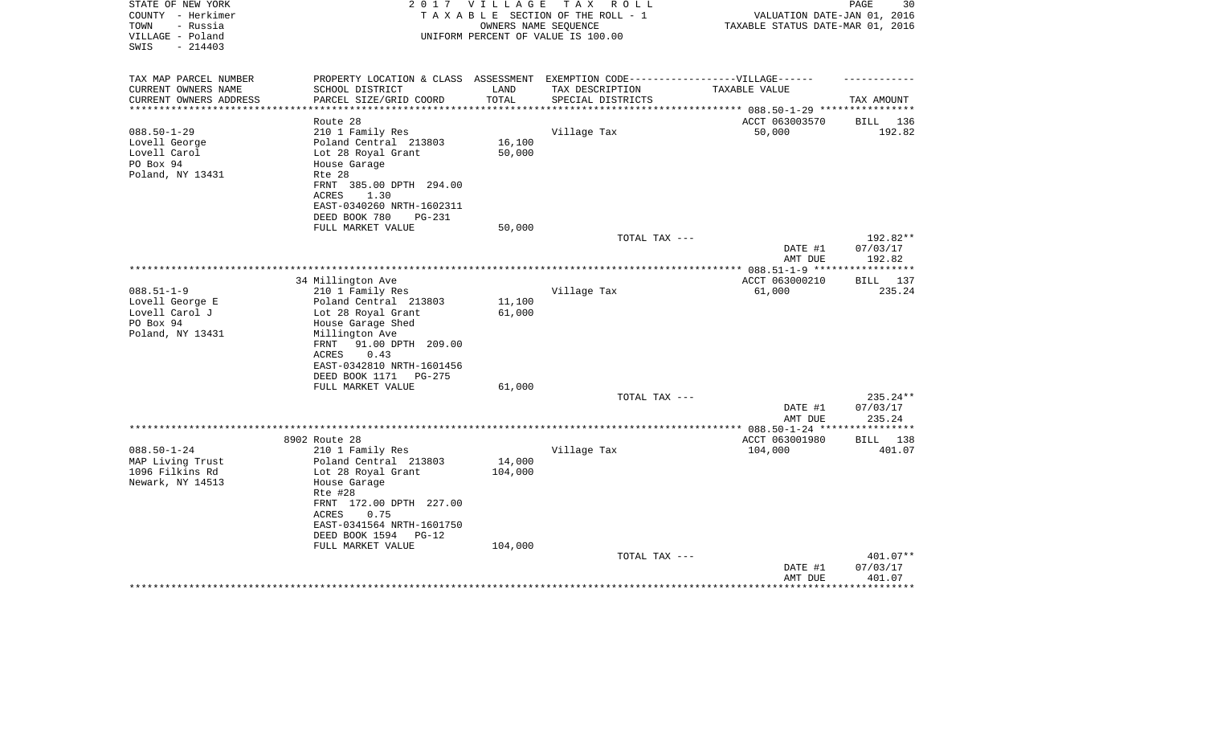STATE OF NEW YORK
COUNTY - Herkimer
TOWN - Russia
VILLAGE - Poland
SWIS - 214403

# 2017 VILLAGE TAX ROLL

TAXABLE SECTION OF THE ROLL - 1
OWNERS NAME SEQUENCE
UNIFORM PERCENT OF VALUE IS 100.00

VALUATION DATE-JAN 01, 2016
TAXABLE STATUS DATE-MAR 01, 2016

| TAX MAP PARCEL NUMBER / CURRENT OWNERS NAME / CURRENT OWNERS ADDRESS | PROPERTY LOCATION & CLASS / SCHOOL DISTRICT / PARCEL SIZE/GRID COORD | ASSESSMENT LAND | TOTAL | EXEMPTION CODE / TAX DESCRIPTION / SPECIAL DISTRICTS | TAXABLE VALUE | TAX AMOUNT |
|---|---|---|---|---|---|---|
| **088.50-1-29** | Route 28 | | | | ACCT 063003570 | BILL 136 |
| 088.50-1-29 | 210 1 Family Res | | | Village Tax | 50,000 | 192.82 |
| Lovell George | Poland Central 213803 | 16,100 | | | | |
| Lovell Carol | Lot 28 Royal Grant | | 50,000 | | | |
| PO Box 94 | House Garage | | | | | |
| Poland, NY 13431 | Rte 28 | | | | | |
| | FRNT 385.00 DPTH 294.00 | | | | | |
| | ACRES 1.30 | | | | | |
| | EAST-0340260 NRTH-1602311 | | | | | |
| | DEED BOOK 780 PG-231 | | | | | |
| | FULL MARKET VALUE | | 50,000 | | | |
| | | | | TOTAL TAX --- | | 192.82** |
| | | | | | DATE #1 | 07/03/17 |
| | | | | | AMT DUE | 192.82 |
| **088.51-1-9** | 34 Millington Ave | | | | ACCT 063000210 | BILL 137 |
| 088.51-1-9 | 210 1 Family Res | | | Village Tax | 61,000 | 235.24 |
| Lovell George E | Poland Central 213803 | 11,100 | | | | |
| Lovell Carol J | Lot 28 Royal Grant | | 61,000 | | | |
| PO Box 94 | House Garage Shed | | | | | |
| Poland, NY 13431 | Millington Ave | | | | | |
| | FRNT 91.00 DPTH 209.00 | | | | | |
| | ACRES 0.43 | | | | | |
| | EAST-0342810 NRTH-1601456 | | | | | |
| | DEED BOOK 1171 PG-275 | | | | | |
| | FULL MARKET VALUE | | 61,000 | | | |
| | | | | TOTAL TAX --- | | 235.24** |
| | | | | | DATE #1 | 07/03/17 |
| | | | | | AMT DUE | 235.24 |
| **088.50-1-24** | 8902 Route 28 | | | | ACCT 063001980 | BILL 138 |
| 088.50-1-24 | 210 1 Family Res | | | Village Tax | 104,000 | 401.07 |
| MAP Living Trust | Poland Central 213803 | 14,000 | | | | |
| 1096 Filkins Rd | Lot 28 Royal Grant | | 104,000 | | | |
| Newark, NY 14513 | House Garage | | | | | |
| | Rte #28 | | | | | |
| | FRNT 172.00 DPTH 227.00 | | | | | |
| | ACRES 0.75 | | | | | |
| | EAST-0341564 NRTH-1601750 | | | | | |
| | DEED BOOK 1594 PG-12 | | | | | |
| | FULL MARKET VALUE | | 104,000 | | | |
| | | | | TOTAL TAX --- | | 401.07** |
| | | | | | DATE #1 | 07/03/17 |
| | | | | | AMT DUE | 401.07 |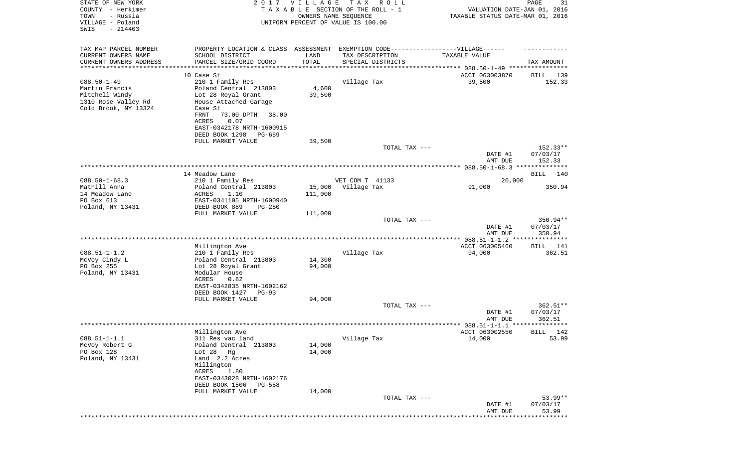STATE OF NEW YORK — 2017 VILLAGE TAX ROLL
COUNTY - Herkimer — TAXABLE SECTION OF THE ROLL - 1 — VALUATION DATE-JAN 01, 2016
TOWN - Russia — OWNERS NAME SEQUENCE — TAXABLE STATUS DATE-MAR 01, 2016
VILLAGE - Poland — UNIFORM PERCENT OF VALUE IS 100.00
SWIS - 214403

| TAX MAP PARCEL NUMBER / CURRENT OWNERS NAME / CURRENT OWNERS ADDRESS | PROPERTY LOCATION & CLASS / SCHOOL DISTRICT / PARCEL SIZE/GRID COORD | ASSESSMENT LAND / TOTAL | EXEMPTION CODE / TAX DESCRIPTION / SPECIAL DISTRICTS | TAXABLE VALUE | TAX AMOUNT |
|---|---|---|---|---|---|
| **088.50-1-49** | 10 Case St | | | ACCT 063003870 | BILL 139 |
| Martin Francis | 210 1 Family Res | | Village Tax | 39,500 | 152.33 |
| Mitchell Windy | Poland Central 213803 | 4,600 | | | |
| 1310 Rose Valley Rd | Lot 28 Royal Grant | 39,500 | | | |
| Cold Brook, NY 13324 | House Attached Garage | | | | |
| | Case St | | | | |
| | FRNT 73.00 DPTH 38.00 | | | | |
| | ACRES 0.07 | | | | |
| | EAST-0342178 NRTH-1600915 | | | | |
| | DEED BOOK 1298 PG-659 | | | | |
| | FULL MARKET VALUE | 39,500 | | | |
| | | | TOTAL TAX --- | | 152.33** |
| | | | | DATE #1 | 07/03/17 |
| | | | | AMT DUE | 152.33 |
| **088.50-1-68.3** | 14 Meadow Lane | | | | BILL 140 |
| Mathill Anna | 210 1 Family Res | | VET COM T 41133 | 20,000 | |
| 14 Meadow Lane | Poland Central 213803 | 15,000 | Village Tax | 91,000 | 350.94 |
| PO Box 613 | ACRES 1.10 | 111,000 | | | |
| Poland, NY 13431 | EAST-0341105 NRTH-1600940 | | | | |
| | DEED BOOK 889 PG-250 | | | | |
| | FULL MARKET VALUE | 111,000 | | | |
| | | | TOTAL TAX --- | | 350.94** |
| | | | | DATE #1 | 07/03/17 |
| | | | | AMT DUE | 350.94 |
| **088.51-1-1.2** | Millington Ave | | | ACCT 063005460 | BILL 141 |
| McVoy Cindy L | 210 1 Family Res | | Village Tax | 94,000 | 362.51 |
| PO Box 255 | Poland Central 213803 | 14,300 | | | |
| Poland, NY 13431 | Lot 28 Royal Grant | 94,000 | | | |
| | Modular House | | | | |
| | ACRES 0.82 | | | | |
| | EAST-0342835 NRTH-1602162 | | | | |
| | DEED BOOK 1427 PG-93 | | | | |
| | FULL MARKET VALUE | 94,000 | | | |
| | | | TOTAL TAX --- | | 362.51** |
| | | | | DATE #1 | 07/03/17 |
| | | | | AMT DUE | 362.51 |
| **088.51-1-1.1** | Millington Ave | | | ACCT 063002550 | BILL 142 |
| McVoy Robert G | 311 Res vac land | | Village Tax | 14,000 | 53.99 |
| PO Box 128 | Poland Central 213803 | 14,000 | | | |
| Poland, NY 13431 | Lot 28 Rg | 14,000 | | | |
| | Land 2.2 Acres | | | | |
| | Millington | | | | |
| | ACRES 1.80 | | | | |
| | EAST-0343028 NRTH-1602176 | | | | |
| | DEED BOOK 1506 PG-558 | | | | |
| | FULL MARKET VALUE | 14,000 | | | |
| | | | TOTAL TAX --- | | 53.99** |
| | | | | DATE #1 | 07/03/17 |
| | | | | AMT DUE | 53.99 |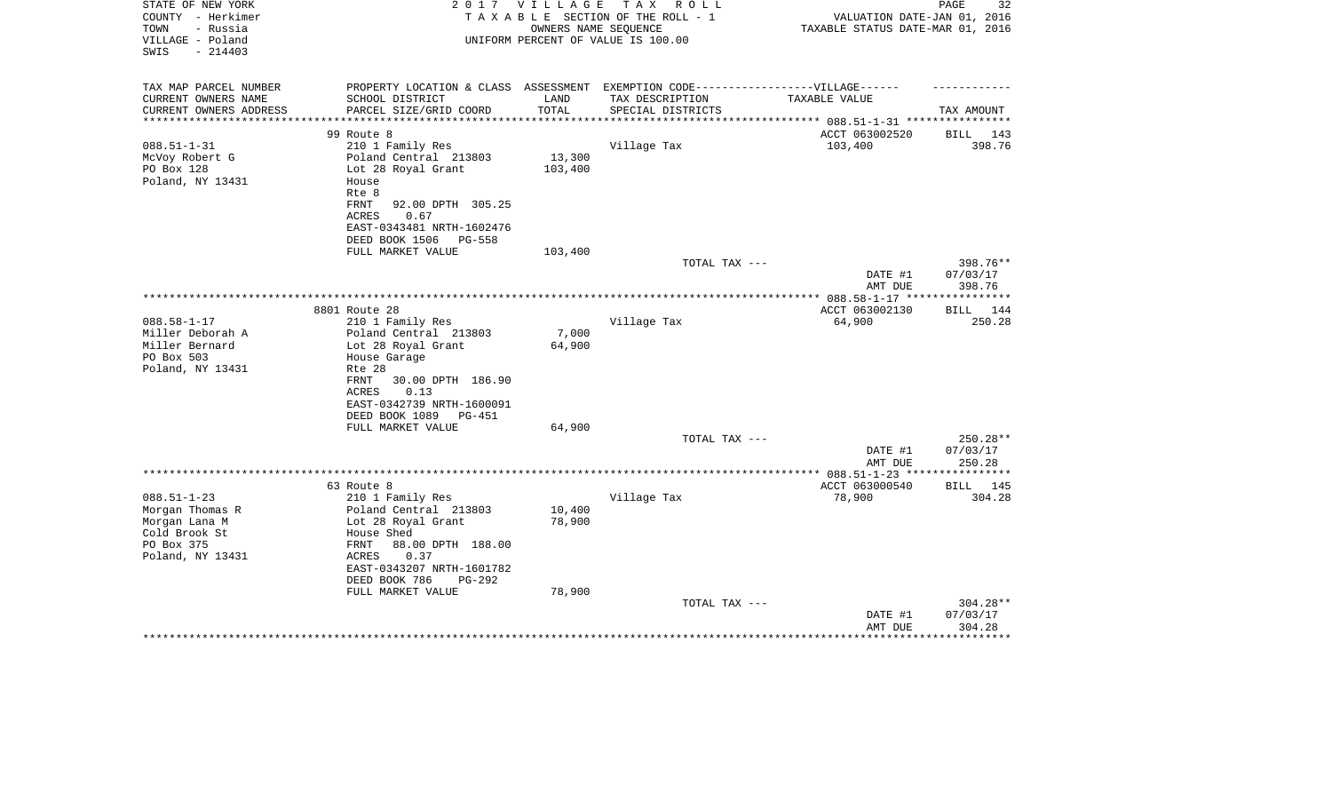STATE OF NEW YORK
COUNTY - Herkimer
TOWN - Russia
VILLAGE - Poland
SWIS - 214403

2017 VILLAGE TAX ROLL
TAXABLE SECTION OF THE ROLL - 1
OWNERS NAME SEQUENCE
UNIFORM PERCENT OF VALUE IS 100.00

VALUATION DATE-JAN 01, 2016
TAXABLE STATUS DATE-MAR 01, 2016

| TAX MAP PARCEL NUMBER<br>CURRENT OWNERS NAME<br>CURRENT OWNERS ADDRESS | PROPERTY LOCATION & CLASS<br>SCHOOL DISTRICT<br>PARCEL SIZE/GRID COORD | ASSESSMENT<br>LAND<br>TOTAL | EXEMPTION CODE------VILLAGE------<br>TAX DESCRIPTION<br>SPECIAL DISTRICTS | TAXABLE VALUE | TAX AMOUNT |
|---|---|---|---|---|---|
| 088.51-1-31 | 99 Route 8 | | | ACCT 063002520 | BILL 143 |
| McVoy Robert G | 210 1 Family Res | | Village Tax | 103,400 | 398.76 |
| PO Box 128 | Poland Central 213803 | 13,300 | | | |
| Poland, NY 13431 | Lot 28 Royal Grant | 103,400 | | | |
| | House | | | | |
| | Rte 8 | | | | |
| | FRNT 92.00 DPTH 305.25 | | | | |
| | ACRES 0.67 | | | | |
| | EAST-0343481 NRTH-1602476 | | | | |
| | DEED BOOK 1506 PG-558 | | | | |
| | FULL MARKET VALUE | 103,400 | | | |
| | | | TOTAL TAX --- | | 398.76** |
| | | | | DATE #1 | 07/03/17 |
| | | | | AMT DUE | 398.76 |
| 088.58-1-17 | 8801 Route 28 | | | ACCT 063002130 | BILL 144 |
| Miller Deborah A | 210 1 Family Res | | Village Tax | 64,900 | 250.28 |
| Miller Bernard | Poland Central 213803 | 7,000 | | | |
| PO Box 503 | Lot 28 Royal Grant | 64,900 | | | |
| Poland, NY 13431 | House Garage | | | | |
| | Rte 28 | | | | |
| | FRNT 30.00 DPTH 186.90 | | | | |
| | ACRES 0.13 | | | | |
| | EAST-0342739 NRTH-1600091 | | | | |
| | DEED BOOK 1089 PG-451 | | | | |
| | FULL MARKET VALUE | 64,900 | | | |
| | | | TOTAL TAX --- | | 250.28** |
| | | | | DATE #1 | 07/03/17 |
| | | | | AMT DUE | 250.28 |
| 088.51-1-23 | 63 Route 8 | | | ACCT 063000540 | BILL 145 |
| Morgan Thomas R | 210 1 Family Res | | Village Tax | 78,900 | 304.28 |
| Morgan Lana M | Poland Central 213803 | 10,400 | | | |
| Cold Brook St | Lot 28 Royal Grant | 78,900 | | | |
| PO Box 375 | House Shed | | | | |
| Poland, NY 13431 | FRNT 88.00 DPTH 188.00 | | | | |
| | ACRES 0.37 | | | | |
| | EAST-0343207 NRTH-1601782 | | | | |
| | DEED BOOK 786 PG-292 | | | | |
| | FULL MARKET VALUE | 78,900 | | | |
| | | | TOTAL TAX --- | | 304.28** |
| | | | | DATE #1 | 07/03/17 |
| | | | | AMT DUE | 304.28 |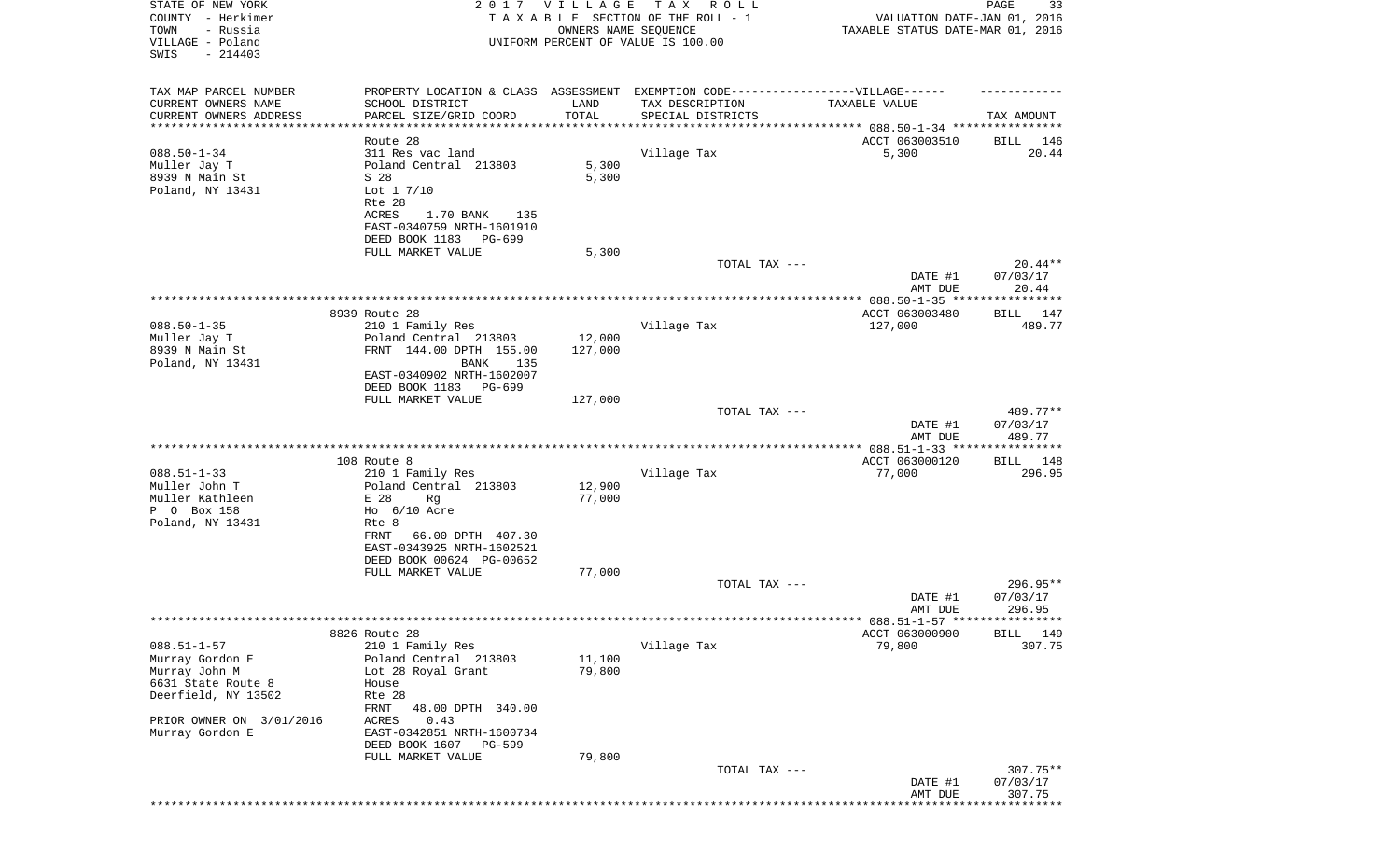STATE OF NEW YORK — 2017 VILLAGE TAX ROLL
COUNTY - Herkimer — TAXABLE SECTION OF THE ROLL - 1 — VALUATION DATE-JAN 01, 2016
TOWN - Russia — OWNERS NAME SEQUENCE — TAXABLE STATUS DATE-MAR 01, 2016
VILLAGE - Poland — UNIFORM PERCENT OF VALUE IS 100.00
SWIS - 214403

| TAX MAP PARCEL NUMBER / CURRENT OWNERS NAME / CURRENT OWNERS ADDRESS | PROPERTY LOCATION & CLASS / SCHOOL DISTRICT / PARCEL SIZE/GRID COORD | ASSESSMENT LAND / TOTAL | EXEMPTION CODE-VILLAGE / TAX DESCRIPTION / SPECIAL DISTRICTS | TAXABLE VALUE | TAX AMOUNT |
|---|---|---|---|---|---|
| **088.50-1-34** | Route 28 | | | ACCT 063003510 | BILL 146 |
| 088.50-1-34 | 311 Res vac land | | Village Tax | 5,300 | 20.44 |
| Muller Jay T | Poland Central 213803 | 5,300 | | | |
| 8939 N Main St | S 28 | 5,300 | | | |
| Poland, NY 13431 | Lot 1 7/10 | | | | |
| | Rte 28 | | | | |
| | ACRES 1.70 BANK 135 | | | | |
| | EAST-0340759 NRTH-1601910 | | | | |
| | DEED BOOK 1183 PG-699 | | | | |
| | FULL MARKET VALUE | 5,300 | | | |
| | | | TOTAL TAX --- | | 20.44** |
| | | | | DATE #1 | 07/03/17 |
| | | | | AMT DUE | 20.44 |
| **088.50-1-35** | 8939 Route 28 | | | ACCT 063003480 | BILL 147 |
| 088.50-1-35 | 210 1 Family Res | | Village Tax | 127,000 | 489.77 |
| Muller Jay T | Poland Central 213803 | 12,000 | | | |
| 8939 N Main St | FRNT 144.00 DPTH 155.00 | 127,000 | | | |
| Poland, NY 13431 | BANK 135 | | | | |
| | EAST-0340902 NRTH-1602007 | | | | |
| | DEED BOOK 1183 PG-699 | | | | |
| | FULL MARKET VALUE | 127,000 | | | |
| | | | TOTAL TAX --- | | 489.77** |
| | | | | DATE #1 | 07/03/17 |
| | | | | AMT DUE | 489.77 |
| **088.51-1-33** | 108 Route 8 | | | ACCT 063000120 | BILL 148 |
| 088.51-1-33 | 210 1 Family Res | | Village Tax | 77,000 | 296.95 |
| Muller John T | Poland Central 213803 | 12,900 | | | |
| Muller Kathleen | E 28 Rg | 77,000 | | | |
| P O Box 158 | Ho 6/10 Acre | | | | |
| Poland, NY 13431 | Rte 8 | | | | |
| | FRNT 66.00 DPTH 407.30 | | | | |
| | EAST-0343925 NRTH-1602521 | | | | |
| | DEED BOOK 00624 PG-00652 | | | | |
| | FULL MARKET VALUE | 77,000 | | | |
| | | | TOTAL TAX --- | | 296.95** |
| | | | | DATE #1 | 07/03/17 |
| | | | | AMT DUE | 296.95 |
| **088.51-1-57** | 8826 Route 28 | | | ACCT 063000900 | BILL 149 |
| 088.51-1-57 | 210 1 Family Res | | Village Tax | 79,800 | 307.75 |
| Murray Gordon E | Poland Central 213803 | 11,100 | | | |
| Murray John M | Lot 28 Royal Grant | 79,800 | | | |
| 6631 State Route 8 | House | | | | |
| Deerfield, NY 13502 | Rte 28 | | | | |
| | FRNT 48.00 DPTH 340.00 | | | | |
| PRIOR OWNER ON 3/01/2016 | ACRES 0.43 | | | | |
| Murray Gordon E | EAST-0342851 NRTH-1600734 | | | | |
| | DEED BOOK 1607 PG-599 | | | | |
| | FULL MARKET VALUE | 79,800 | | | |
| | | | TOTAL TAX --- | | 307.75** |
| | | | | DATE #1 | 07/03/17 |
| | | | | AMT DUE | 307.75 |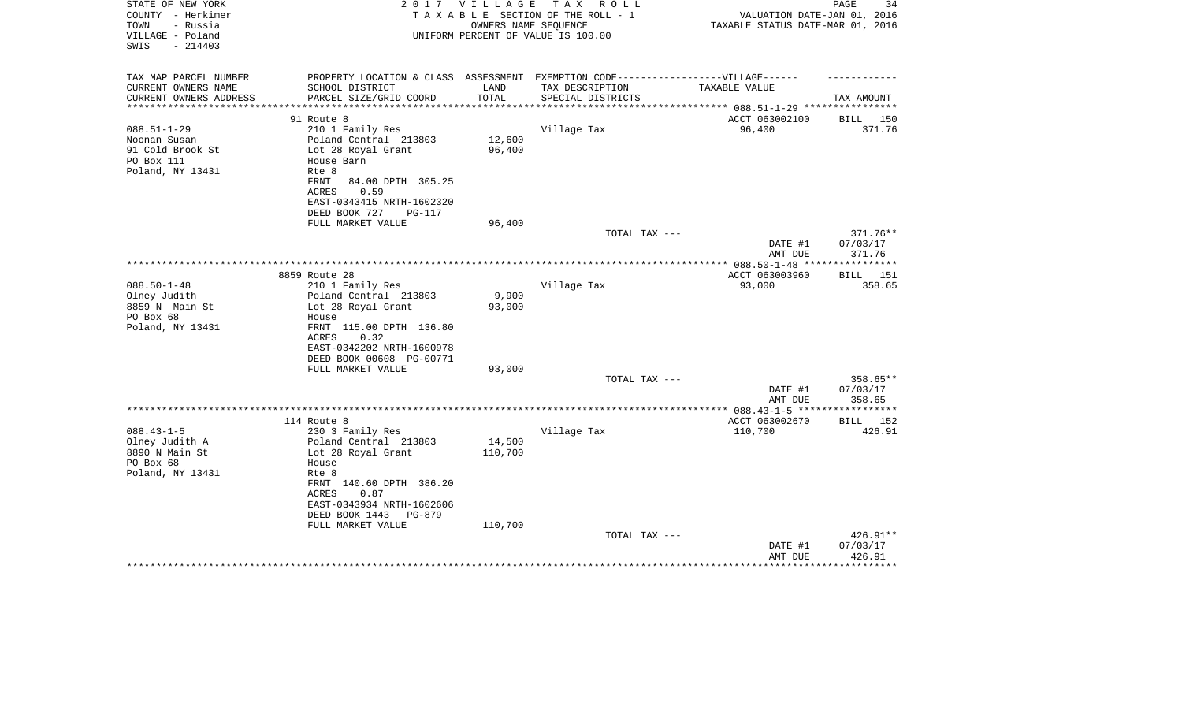STATE OF NEW YORK
COUNTY - Herkimer
TOWN - Russia
VILLAGE - Poland
SWIS - 214403

2 0 1 7 V I L L A G E T A X R O L L
T A X A B L E SECTION OF THE ROLL - 1
OWNERS NAME SEQUENCE
UNIFORM PERCENT OF VALUE IS 100.00

VALUATION DATE-JAN 01, 2016
TAXABLE STATUS DATE-MAR 01, 2016

| TAX MAP PARCEL NUMBER<br>CURRENT OWNERS NAME<br>CURRENT OWNERS ADDRESS | PROPERTY LOCATION & CLASS<br>SCHOOL DISTRICT<br>PARCEL SIZE/GRID COORD | ASSESSMENT<br>LAND<br>TOTAL | EXEMPTION CODE------------------VILLAGE------<br>TAX DESCRIPTION<br>SPECIAL DISTRICTS | TAXABLE VALUE | TAX AMOUNT |
|---|---|---|---|---|---|
| | 91 Route 8 | | | ACCT 063002100 | BILL 150 |
| 088.51-1-29 | 210 1 Family Res | | Village Tax | 96,400 | 371.76 |
| Noonan Susan | Poland Central 213803 | 12,600 | | | |
| 91 Cold Brook St | Lot 28 Royal Grant | 96,400 | | | |
| PO Box 111 | House Barn | | | | |
| Poland, NY 13431 | Rte 8 | | | | |
| | FRNT 84.00 DPTH 305.25 | | | | |
| | ACRES 0.59 | | | | |
| | EAST-0343415 NRTH-1602320 | | | | |
| | DEED BOOK 727 PG-117 | | | | |
| | FULL MARKET VALUE | 96,400 | | | |
| | | | TOTAL TAX --- | | 371.76** |
| | | | | DATE #1 | 07/03/17 |
| | | | | AMT DUE | 371.76 |
| | 8859 Route 28 | | | ACCT 063003960 | BILL 151 |
| 088.50-1-48 | 210 1 Family Res | | Village Tax | 93,000 | 358.65 |
| Olney Judith | Poland Central 213803 | 9,900 | | | |
| 8859 N Main St | Lot 28 Royal Grant | 93,000 | | | |
| PO Box 68 | House | | | | |
| Poland, NY 13431 | FRNT 115.00 DPTH 136.80 | | | | |
| | ACRES 0.32 | | | | |
| | EAST-0342202 NRTH-1600978 | | | | |
| | DEED BOOK 00608 PG-00771 | | | | |
| | FULL MARKET VALUE | 93,000 | | | |
| | | | TOTAL TAX --- | | 358.65** |
| | | | | DATE #1 | 07/03/17 |
| | | | | AMT DUE | 358.65 |
| | 114 Route 8 | | | ACCT 063002670 | BILL 152 |
| 088.43-1-5 | 230 3 Family Res | | Village Tax | 110,700 | 426.91 |
| Olney Judith A | Poland Central 213803 | 14,500 | | | |
| 8890 N Main St | Lot 28 Royal Grant | 110,700 | | | |
| PO Box 68 | House | | | | |
| Poland, NY 13431 | Rte 8 | | | | |
| | FRNT 140.60 DPTH 386.20 | | | | |
| | ACRES 0.87 | | | | |
| | EAST-0343934 NRTH-1602606 | | | | |
| | DEED BOOK 1443 PG-879 | | | | |
| | FULL MARKET VALUE | 110,700 | | | |
| | | | TOTAL TAX --- | | 426.91** |
| | | | | DATE #1 | 07/03/17 |
| | | | | AMT DUE | 426.91 |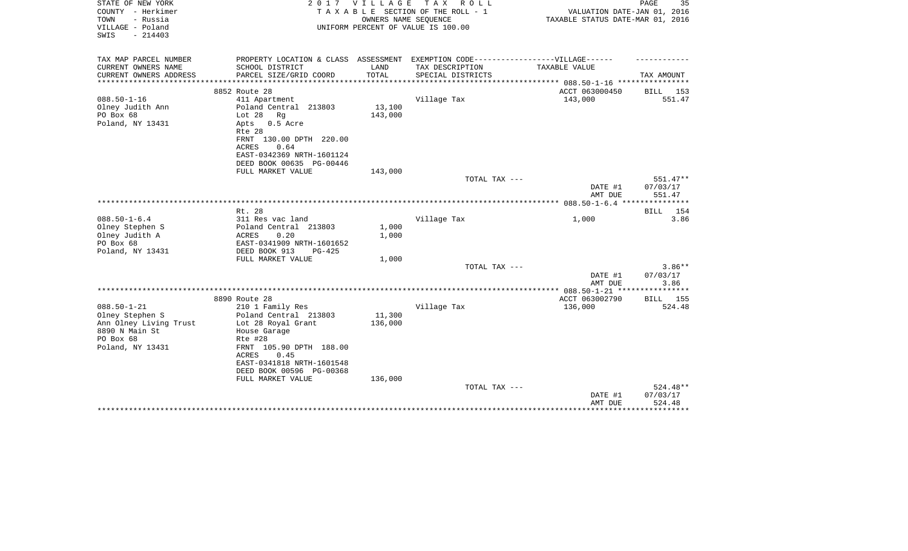STATE OF NEW YORK
COUNTY - Herkimer
TOWN - Russia
VILLAGE - Poland
SWIS - 214403

**2017 VILLAGE TAX ROLL**
TAXABLE SECTION OF THE ROLL - 1
OWNERS NAME SEQUENCE
UNIFORM PERCENT OF VALUE IS 100.00

VALUATION DATE-JAN 01, 2016
TAXABLE STATUS DATE-MAR 01, 2016

| TAX MAP PARCEL NUMBER / CURRENT OWNERS NAME / CURRENT OWNERS ADDRESS | PROPERTY LOCATION & CLASS / SCHOOL DISTRICT / PARCEL SIZE/GRID COORD | ASSESSMENT LAND / TOTAL | EXEMPTION CODE-----VILLAGE------ TAX DESCRIPTION / SPECIAL DISTRICTS | TAXABLE VALUE | TAX AMOUNT |
|---|---|---|---|---|---|
| **088.50-1-16** | 8852 Route 28 | | | ACCT 063000450 | BILL 153 |
| 088.50-1-16 | 411 Apartment | | Village Tax | 143,000 | 551.47 |
| Olney Judith Ann | Poland Central 213803 | 13,100 | | | |
| PO Box 68 | Lot 28 Rg | 143,000 | | | |
| Poland, NY 13431 | Apts 0.5 Acre | | | | |
| | Rte 28 | | | | |
| | FRNT 130.00 DPTH 220.00 | | | | |
| | ACRES 0.64 | | | | |
| | EAST-0342369 NRTH-1601124 | | | | |
| | DEED BOOK 00635 PG-00446 | | | | |
| | FULL MARKET VALUE | 143,000 | | | |
| | | | TOTAL TAX --- | | 551.47** |
| | | | | DATE #1 | 07/03/17 |
| | | | | AMT DUE | 551.47 |
| **088.50-1-6.4** | Rt. 28 | | | | BILL 154 |
| 088.50-1-6.4 | 311 Res vac land | | Village Tax | 1,000 | 3.86 |
| Olney Stephen S | Poland Central 213803 | 1,000 | | | |
| Olney Judith A | ACRES 0.20 | 1,000 | | | |
| PO Box 68 | EAST-0341909 NRTH-1601652 | | | | |
| Poland, NY 13431 | DEED BOOK 913 PG-425 | | | | |
| | FULL MARKET VALUE | 1,000 | | | |
| | | | TOTAL TAX --- | | 3.86** |
| | | | | DATE #1 | 07/03/17 |
| | | | | AMT DUE | 3.86 |
| **088.50-1-21** | 8890 Route 28 | | | ACCT 063002790 | BILL 155 |
| 088.50-1-21 | 210 1 Family Res | | Village Tax | 136,000 | 524.48 |
| Olney Stephen S | Poland Central 213803 | 11,300 | | | |
| Ann Olney Living Trust | Lot 28 Royal Grant | 136,000 | | | |
| 8890 N Main St | House Garage | | | | |
| PO Box 68 | Rte #28 | | | | |
| Poland, NY 13431 | FRNT 105.90 DPTH 188.00 | | | | |
| | ACRES 0.45 | | | | |
| | EAST-0341818 NRTH-1601548 | | | | |
| | DEED BOOK 00596 PG-00368 | | | | |
| | FULL MARKET VALUE | 136,000 | | | |
| | | | TOTAL TAX --- | | 524.48** |
| | | | | DATE #1 | 07/03/17 |
| | | | | AMT DUE | 524.48 |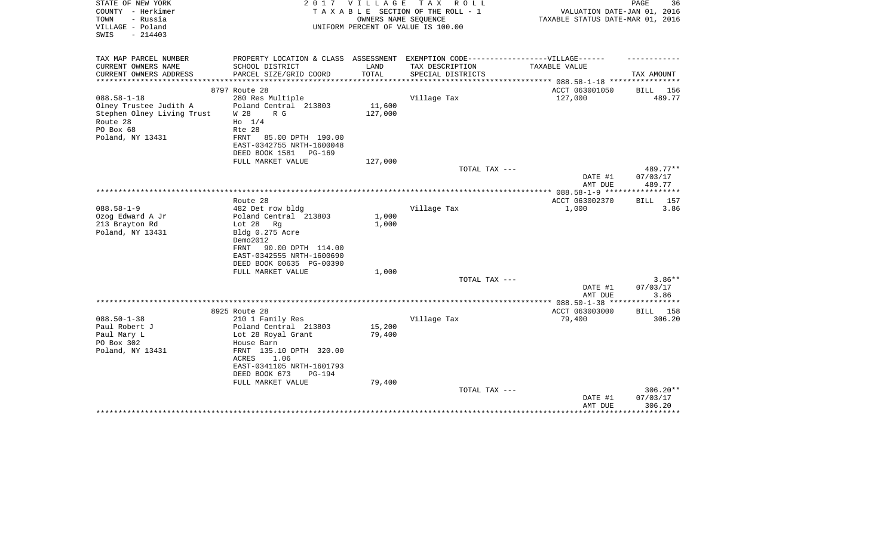STATE OF NEW YORK
COUNTY - Herkimer
TOWN - Russia
VILLAGE - Poland
SWIS - 214403

2017 VILLAGE TAX ROLL
TAXABLE SECTION OF THE ROLL - 1
OWNERS NAME SEQUENCE
UNIFORM PERCENT OF VALUE IS 100.00

VALUATION DATE-JAN 01, 2016
TAXABLE STATUS DATE-MAR 01, 2016

| TAX MAP PARCEL NUMBER<br>CURRENT OWNERS NAME<br>CURRENT OWNERS ADDRESS | PROPERTY LOCATION & CLASS<br>SCHOOL DISTRICT<br>PARCEL SIZE/GRID COORD | ASSESSMENT<br>LAND<br>TOTAL | EXEMPTION CODE------VILLAGE------<br>TAX DESCRIPTION<br>SPECIAL DISTRICTS | TAXABLE VALUE | TAX AMOUNT |
|---|---|---|---|---|---|
| 088.58-1-18 | 8797 Route 28 | | | ACCT 063001050 | BILL 156 |
| 088.58-1-18 | 280 Res Multiple | | Village Tax | 127,000 | 489.77 |
| Olney Trustee Judith A | Poland Central 213803 | 11,600 | | | |
| Stephen Olney Living Trust | W 28 R G | 127,000 | | | |
| Route 28 | Ho 1/4 | | | | |
| PO Box 68 | Rte 28 | | | | |
| Poland, NY 13431 | FRNT 85.00 DPTH 190.00 | | | | |
| | EAST-0342755 NRTH-1600048 | | | | |
| | DEED BOOK 1581 PG-169 | | | | |
| | FULL MARKET VALUE | 127,000 | | | |
| | | | TOTAL TAX --- | | 489.77** |
| | | | | DATE #1 | 07/03/17 |
| | | | | AMT DUE | 489.77 |
| 088.58-1-9 | Route 28 | | | ACCT 063002370 | BILL 157 |
| 088.58-1-9 | 482 Det row bldg | | Village Tax | 1,000 | 3.86 |
| Ozog Edward A Jr | Poland Central 213803 | 1,000 | | | |
| 213 Brayton Rd | Lot 28 Rg | 1,000 | | | |
| Poland, NY 13431 | Bldg 0.275 Acre | | | | |
| | Demo2012 | | | | |
| | FRNT 90.00 DPTH 114.00 | | | | |
| | EAST-0342555 NRTH-1600690 | | | | |
| | DEED BOOK 00635 PG-00390 | | | | |
| | FULL MARKET VALUE | 1,000 | | | |
| | | | TOTAL TAX --- | | 3.86** |
| | | | | DATE #1 | 07/03/17 |
| | | | | AMT DUE | 3.86 |
| 088.50-1-38 | 8925 Route 28 | | | ACCT 063003000 | BILL 158 |
| 088.50-1-38 | 210 1 Family Res | | Village Tax | 79,400 | 306.20 |
| Paul Robert J | Poland Central 213803 | 15,200 | | | |
| Paul Mary L | Lot 28 Royal Grant | 79,400 | | | |
| PO Box 302 | House Barn | | | | |
| Poland, NY 13431 | FRNT 135.10 DPTH 320.00 | | | | |
| | ACRES 1.06 | | | | |
| | EAST-0341105 NRTH-1601793 | | | | |
| | DEED BOOK 673 PG-194 | | | | |
| | FULL MARKET VALUE | 79,400 | | | |
| | | | TOTAL TAX --- | | 306.20** |
| | | | | DATE #1 | 07/03/17 |
| | | | | AMT DUE | 306.20 |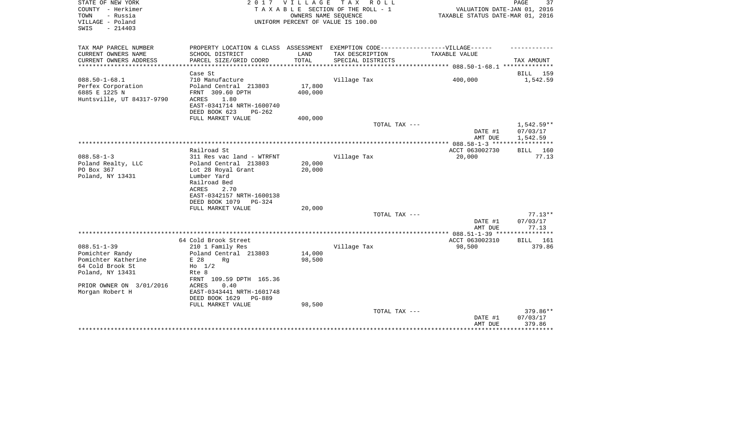STATE OF NEW YORK
COUNTY - Herkimer
TOWN - Russia
VILLAGE - Poland
SWIS - 214403

2 0 1 7 V I L L A G E T A X R O L L
T A X A B L E SECTION OF THE ROLL - 1
OWNERS NAME SEQUENCE
UNIFORM PERCENT OF VALUE IS 100.00

VALUATION DATE-JAN 01, 2016
TAXABLE STATUS DATE-MAR 01, 2016

| TAX MAP PARCEL NUMBER / CURRENT OWNERS NAME / CURRENT OWNERS ADDRESS | PROPERTY LOCATION & CLASS / SCHOOL DISTRICT / PARCEL SIZE/GRID COORD | ASSESSMENT LAND / TOTAL | EXEMPTION CODE-----VILLAGE------ TAX DESCRIPTION / SPECIAL DISTRICTS | TAXABLE VALUE | TAX AMOUNT |
|---|---|---|---|---|---|
| ***** 088.50-1-68.1 ***** | | | | | |
| | Case St | | | | BILL 159 |
| 088.50-1-68.1 | 710 Manufacture | | Village Tax | 400,000 | 1,542.59 |
| Perfex Corporation | Poland Central 213803 | 17,800 | | | |
| 6885 E 1225 N | FRNT 309.60 DPTH | 400,000 | | | |
| Huntsville, UT 84317-9790 | ACRES 1.80 | | | | |
| | EAST-0341714 NRTH-1600740 | | | | |
| | DEED BOOK 623 PG-262 | | | | |
| | FULL MARKET VALUE | 400,000 | | | |
| | | | TOTAL TAX --- | | 1,542.59** |
| | | | | DATE #1 | 07/03/17 |
| | | | | AMT DUE | 1,542.59 |
| ***** 088.58-1-3 ***** | | | | | |
| | Railroad St | | | ACCT 063002730 | BILL 160 |
| 088.58-1-3 | 311 Res vac land - WTRFNT | | Village Tax | 20,000 | 77.13 |
| Poland Realty, LLC | Poland Central 213803 | 20,000 | | | |
| PO Box 367 | Lot 28 Royal Grant | 20,000 | | | |
| Poland, NY 13431 | Lumber Yard | | | | |
| | Railroad Bed | | | | |
| | ACRES 2.70 | | | | |
| | EAST-0342157 NRTH-1600138 | | | | |
| | DEED BOOK 1079 PG-324 | | | | |
| | FULL MARKET VALUE | 20,000 | | | |
| | | | TOTAL TAX --- | | 77.13** |
| | | | | DATE #1 | 07/03/17 |
| | | | | AMT DUE | 77.13 |
| ***** 088.51-1-39 ***** | | | | | |
| | 64 Cold Brook Street | | | ACCT 063002310 | BILL 161 |
| 088.51-1-39 | 210 1 Family Res | | Village Tax | 98,500 | 379.86 |
| Pomichter Randy | Poland Central 213803 | 14,000 | | | |
| Pomichter Katherine | E 28 Rg | 98,500 | | | |
| 64 Cold Brook St | Ho 1/2 | | | | |
| Poland, NY 13431 | Rte 8 | | | | |
| | FRNT 109.59 DPTH 165.36 | | | | |
| PRIOR OWNER ON 3/01/2016 | ACRES 0.40 | | | | |
| Morgan Robert H | EAST-0343441 NRTH-1601748 | | | | |
| | DEED BOOK 1629 PG-889 | | | | |
| | FULL MARKET VALUE | 98,500 | | | |
| | | | TOTAL TAX --- | | 379.86** |
| | | | | DATE #1 | 07/03/17 |
| | | | | AMT DUE | 379.86 |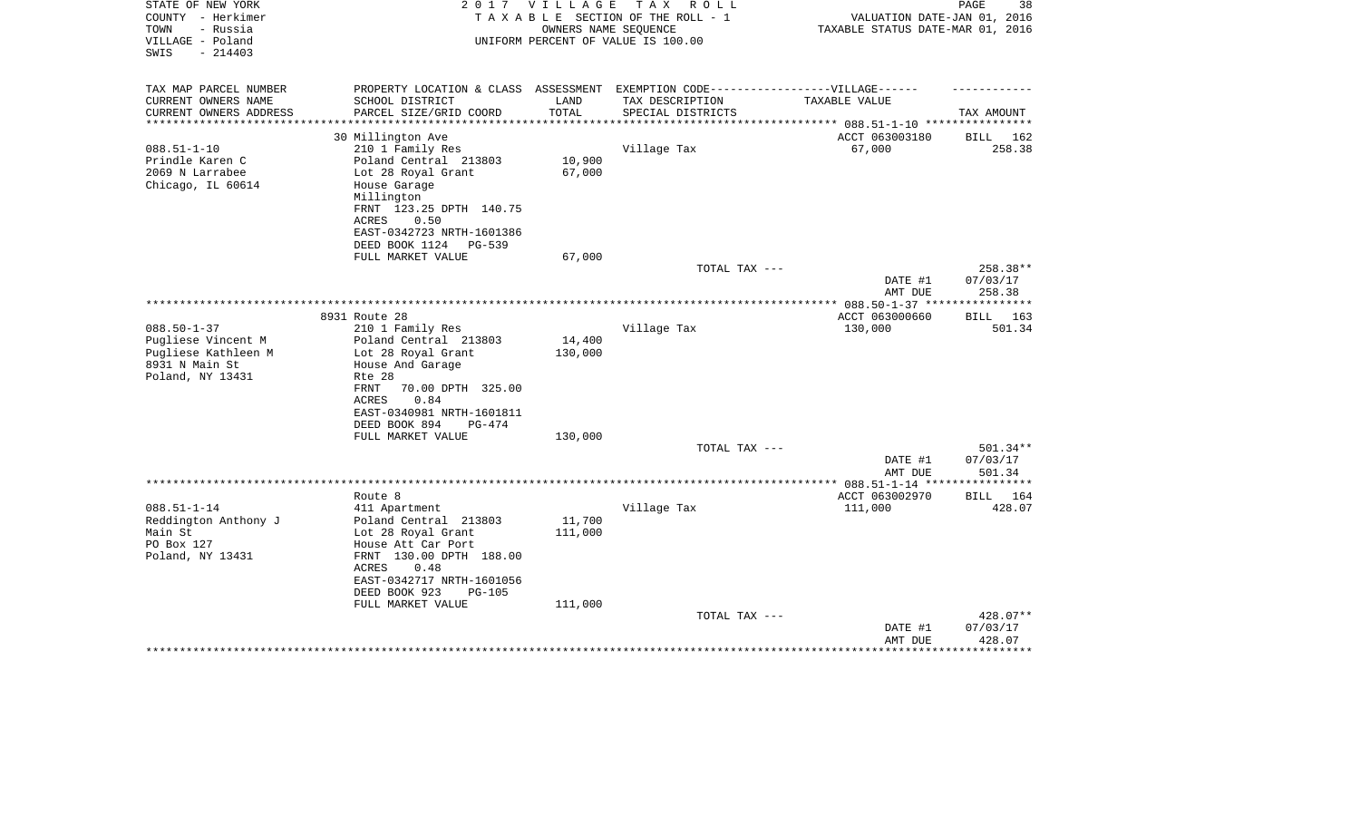STATE OF NEW YORK
COUNTY - Herkimer
TOWN - Russia
VILLAGE - Poland
SWIS - 214403

2 0 1 7 V I L L A G E T A X R O L L
T A X A B L E SECTION OF THE ROLL - 1
OWNERS NAME SEQUENCE
UNIFORM PERCENT OF VALUE IS 100.00

VALUATION DATE-JAN 01, 2016
TAXABLE STATUS DATE-MAR 01, 2016

| TAX MAP PARCEL NUMBER / CURRENT OWNERS NAME / CURRENT OWNERS ADDRESS | PROPERTY LOCATION & CLASS / SCHOOL DISTRICT / PARCEL SIZE/GRID COORD | ASSESSMENT LAND / TOTAL | EXEMPTION CODE / TAX DESCRIPTION / SPECIAL DISTRICTS | TAXABLE VALUE | TAX AMOUNT |
|---|---|---|---|---|---|
| 088.51-1-10 | 30 Millington Ave | | | ACCT 063003180 | BILL 162 |
| Prindle Karen C | 210 1 Family Res | | Village Tax | 67,000 | 258.38 |
| 2069 N Larrabee | Poland Central 213803 | 10,900 | | | |
| Chicago, IL 60614 | Lot 28 Royal Grant | 67,000 | | | |
| | House Garage | | | | |
| | Millington | | | | |
| | FRNT 123.25 DPTH 140.75 | | | | |
| | ACRES 0.50 | | | | |
| | EAST-0342723 NRTH-1601386 | | | | |
| | DEED BOOK 1124 PG-539 | | | | |
| | FULL MARKET VALUE | 67,000 | | | |
| | | | TOTAL TAX --- | | 258.38** |
| | | | | DATE #1 | 07/03/17 |
| | | | | AMT DUE | 258.38 |
| 088.50-1-37 | 8931 Route 28 | | | ACCT 063000660 | BILL 163 |
| Pugliese Vincent M | 210 1 Family Res | | Village Tax | 130,000 | 501.34 |
| Pugliese Kathleen M | Poland Central 213803 | 14,400 | | | |
| 8931 N Main St | Lot 28 Royal Grant | 130,000 | | | |
| Poland, NY 13431 | House And Garage | | | | |
| | Rte 28 | | | | |
| | FRNT 70.00 DPTH 325.00 | | | | |
| | ACRES 0.84 | | | | |
| | EAST-0340981 NRTH-1601811 | | | | |
| | DEED BOOK 894 PG-474 | | | | |
| | FULL MARKET VALUE | 130,000 | | | |
| | | | TOTAL TAX --- | | 501.34** |
| | | | | DATE #1 | 07/03/17 |
| | | | | AMT DUE | 501.34 |
| 088.51-1-14 | Route 8 | | | ACCT 063002970 | BILL 164 |
| Reddington Anthony J | 411 Apartment | | Village Tax | 111,000 | 428.07 |
| Main St | Poland Central 213803 | 11,700 | | | |
| PO Box 127 | Lot 28 Royal Grant | 111,000 | | | |
| Poland, NY 13431 | House Att Car Port | | | | |
| | FRNT 130.00 DPTH 188.00 | | | | |
| | ACRES 0.48 | | | | |
| | EAST-0342717 NRTH-1601056 | | | | |
| | DEED BOOK 923 PG-105 | | | | |
| | FULL MARKET VALUE | 111,000 | | | |
| | | | TOTAL TAX --- | | 428.07** |
| | | | | DATE #1 | 07/03/17 |
| | | | | AMT DUE | 428.07 |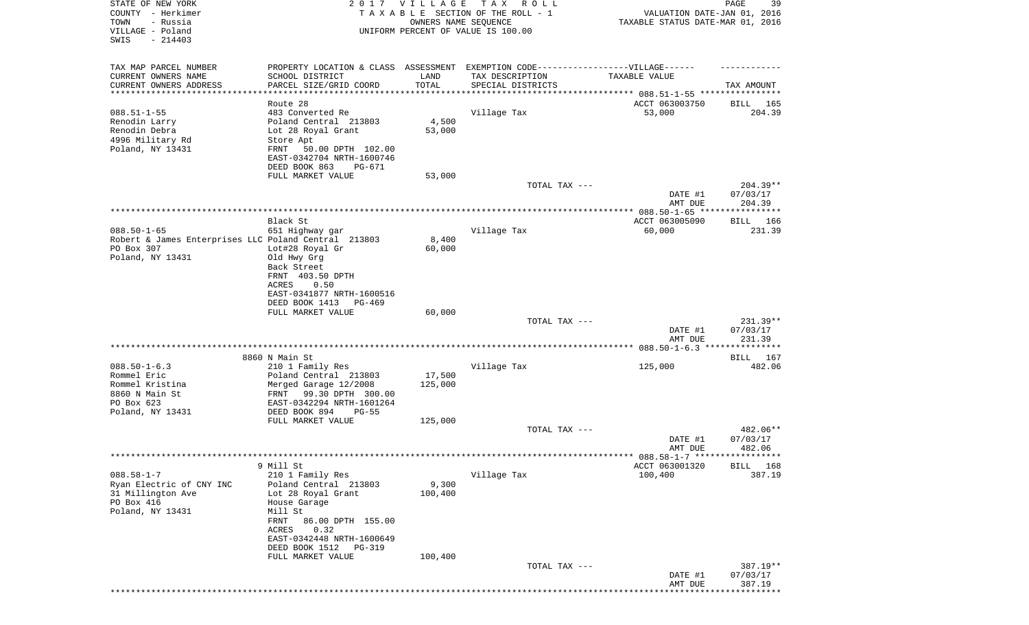STATE OF NEW YORK
COUNTY - Herkimer
TOWN - Russia
VILLAGE - Poland
SWIS - 214403

2017 VILLAGE TAX ROLL
TAXABLE SECTION OF THE ROLL - 1
OWNERS NAME SEQUENCE
UNIFORM PERCENT OF VALUE IS 100.00

VALUATION DATE-JAN 01, 2016
TAXABLE STATUS DATE-MAR 01, 2016

| TAX MAP PARCEL NUMBER / CURRENT OWNERS NAME / CURRENT OWNERS ADDRESS | PROPERTY LOCATION & CLASS / SCHOOL DISTRICT / PARCEL SIZE/GRID COORD | ASSESSMENT LAND / TOTAL | EXEMPTION CODE / TAX DESCRIPTION / SPECIAL DISTRICTS | TAXABLE VALUE | TAX AMOUNT |
|---|---|---|---|---|---|
| 088.51-1-55 | Route 28 | | | ACCT 063003750 | BILL 165 |
| Renodin Larry | 483 Converted Re | | Village Tax | 53,000 | 204.39 |
| Renodin Debra | Poland Central 213803 | 4,500 | | | |
| 4996 Military Rd | Lot 28 Royal Grant | 53,000 | | | |
| Poland, NY 13431 | Store Apt | | | | |
| | FRNT 50.00 DPTH 102.00 | | | | |
| | EAST-0342704 NRTH-1600746 | | | | |
| | DEED BOOK 863 PG-671 | | | | |
| | FULL MARKET VALUE | 53,000 | | | |
| | | | TOTAL TAX --- | | 204.39** |
| | | | | DATE #1 | 07/03/17 |
| | | | | AMT DUE | 204.39 |
| 088.50-1-65 | Black St | | | ACCT 063005090 | BILL 166 |
| Robert & James Enterprises LLC | 651 Highway gar | | Village Tax | 60,000 | 231.39 |
| PO Box 307 | Poland Central 213803 | 8,400 | | | |
| Poland, NY 13431 | Lot#28 Royal Gr | 60,000 | | | |
| | Old Hwy Grg | | | | |
| | Back Street | | | | |
| | FRNT 403.50 DPTH | | | | |
| | ACRES 0.50 | | | | |
| | EAST-0341877 NRTH-1600516 | | | | |
| | DEED BOOK 1413 PG-469 | | | | |
| | FULL MARKET VALUE | 60,000 | | | |
| | | | TOTAL TAX --- | | 231.39** |
| | | | | DATE #1 | 07/03/17 |
| | | | | AMT DUE | 231.39 |
| 088.50-1-6.3 | 8860 N Main St | | | | BILL 167 |
| Rommel Eric | 210 1 Family Res | | Village Tax | 125,000 | 482.06 |
| Rommel Kristina | Poland Central 213803 | 17,500 | | | |
| 8860 N Main St | Merged Garage 12/2008 | 125,000 | | | |
| PO Box 623 | FRNT 99.30 DPTH 300.00 | | | | |
| Poland, NY 13431 | EAST-0342294 NRTH-1601264 | | | | |
| | DEED BOOK 894 PG-55 | | | | |
| | FULL MARKET VALUE | 125,000 | | | |
| | | | TOTAL TAX --- | | 482.06** |
| | | | | DATE #1 | 07/03/17 |
| | | | | AMT DUE | 482.06 |
| 088.58-1-7 | 9 Mill St | | | ACCT 063001320 | BILL 168 |
| Ryan Electric of CNY INC | 210 1 Family Res | | Village Tax | 100,400 | 387.19 |
| 31 Millington Ave | Poland Central 213803 | 9,300 | | | |
| PO Box 416 | Lot 28 Royal Grant | 100,400 | | | |
| Poland, NY 13431 | House Garage | | | | |
| | Mill St | | | | |
| | FRNT 86.00 DPTH 155.00 | | | | |
| | ACRES 0.32 | | | | |
| | EAST-0342448 NRTH-1600649 | | | | |
| | DEED BOOK 1512 PG-319 | | | | |
| | FULL MARKET VALUE | 100,400 | | | |
| | | | TOTAL TAX --- | | 387.19** |
| | | | | DATE #1 | 07/03/17 |
| | | | | AMT DUE | 387.19 |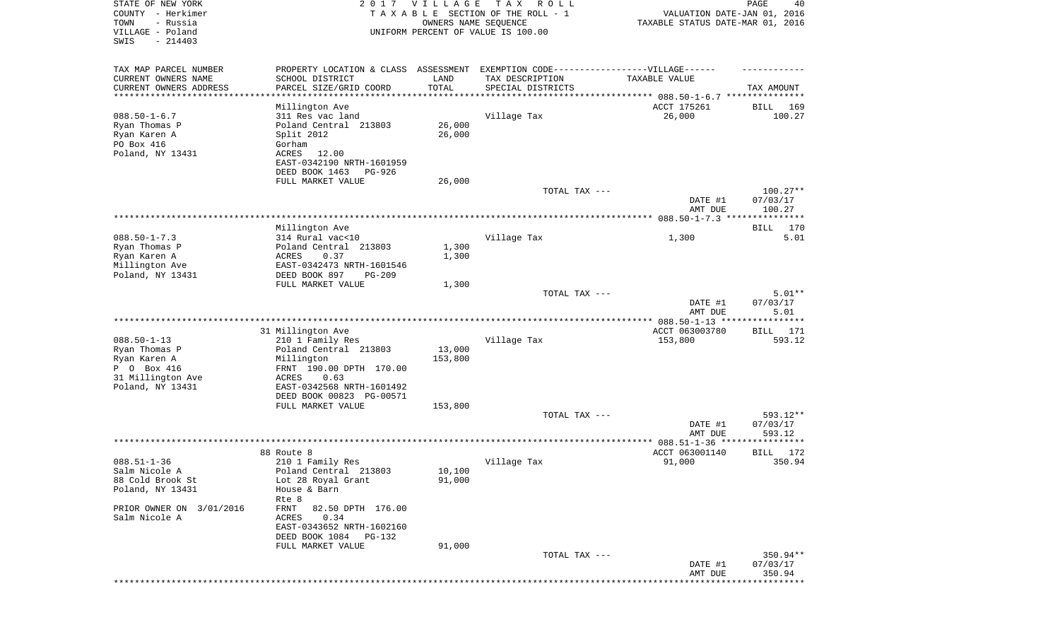STATE OF NEW YORK　　　　2 0 1 7 V I L L A G E T A X R O L L
COUNTY - Herkimer　　　　T A X A B L E SECTION OF THE ROLL - 1　　　　VALUATION DATE-JAN 01, 2016
TOWN - Russia　　　　OWNERS NAME SEQUENCE　　　　TAXABLE STATUS DATE-MAR 01, 2016
VILLAGE - Poland　　　　UNIFORM PERCENT OF VALUE IS 100.00
SWIS - 214403

| TAX MAP PARCEL NUMBER / CURRENT OWNERS NAME / CURRENT OWNERS ADDRESS | PROPERTY LOCATION & CLASS / SCHOOL DISTRICT / PARCEL SIZE/GRID COORD | ASSESSMENT LAND / TOTAL | EXEMPTION CODE / TAX DESCRIPTION / SPECIAL DISTRICTS | TAXABLE VALUE | TAX AMOUNT |
|---|---|---|---|---|---|
| 088.50-1-6.7 | Millington Ave | | | ACCT 175261 | BILL 169 |
| 088.50-1-6.7 | 311 Res vac land | | Village Tax | 26,000 | 100.27 |
| Ryan Thomas P | Poland Central 213803 | 26,000 | | | |
| Ryan Karen A | Split 2012 | 26,000 | | | |
| PO Box 416 | Gorham | | | | |
| Poland, NY 13431 | ACRES 12.00 | | | | |
| | EAST-0342190 NRTH-1601959 | | | | |
| | DEED BOOK 1463 PG-926 | | | | |
| | FULL MARKET VALUE | 26,000 | | | |
| | | | TOTAL TAX --- | | 100.27** |
| | | | | DATE #1 | 07/03/17 |
| | | | | AMT DUE | 100.27 |
| 088.50-1-7.3 | Millington Ave | | | | BILL 170 |
| 088.50-1-7.3 | 314 Rural vac<10 | | Village Tax | 1,300 | 5.01 |
| Ryan Thomas P | Poland Central 213803 | 1,300 | | | |
| Ryan Karen A | ACRES 0.37 | 1,300 | | | |
| Millington Ave | EAST-0342473 NRTH-1601546 | | | | |
| Poland, NY 13431 | DEED BOOK 897 PG-209 | | | | |
| | FULL MARKET VALUE | 1,300 | | | |
| | | | TOTAL TAX --- | | 5.01** |
| | | | | DATE #1 | 07/03/17 |
| | | | | AMT DUE | 5.01 |
| 088.50-1-13 | 31 Millington Ave | | | ACCT 063003780 | BILL 171 |
| 088.50-1-13 | 210 1 Family Res | | Village Tax | 153,800 | 593.12 |
| Ryan Thomas P | Poland Central 213803 | 13,000 | | | |
| Ryan Karen A | Millington | 153,800 | | | |
| P O Box 416 | FRNT 190.00 DPTH 170.00 | | | | |
| 31 Millington Ave | ACRES 0.63 | | | | |
| Poland, NY 13431 | EAST-0342568 NRTH-1601492 | | | | |
| | DEED BOOK 00823 PG-00571 | | | | |
| | FULL MARKET VALUE | 153,800 | | | |
| | | | TOTAL TAX --- | | 593.12** |
| | | | | DATE #1 | 07/03/17 |
| | | | | AMT DUE | 593.12 |
| 088.51-1-36 | 88 Route 8 | | | ACCT 063001140 | BILL 172 |
| 088.51-1-36 | 210 1 Family Res | | Village Tax | 91,000 | 350.94 |
| Salm Nicole A | Poland Central 213803 | 10,100 | | | |
| 88 Cold Brook St | Lot 28 Royal Grant | 91,000 | | | |
| Poland, NY 13431 | House & Barn | | | | |
| | Rte 8 | | | | |
| PRIOR OWNER ON 3/01/2016 | FRNT 82.50 DPTH 176.00 | | | | |
| Salm Nicole A | ACRES 0.34 | | | | |
| | EAST-0343652 NRTH-1602160 | | | | |
| | DEED BOOK 1084 PG-132 | | | | |
| | FULL MARKET VALUE | 91,000 | | | |
| | | | TOTAL TAX --- | | 350.94** |
| | | | | DATE #1 | 07/03/17 |
| | | | | AMT DUE | 350.94 |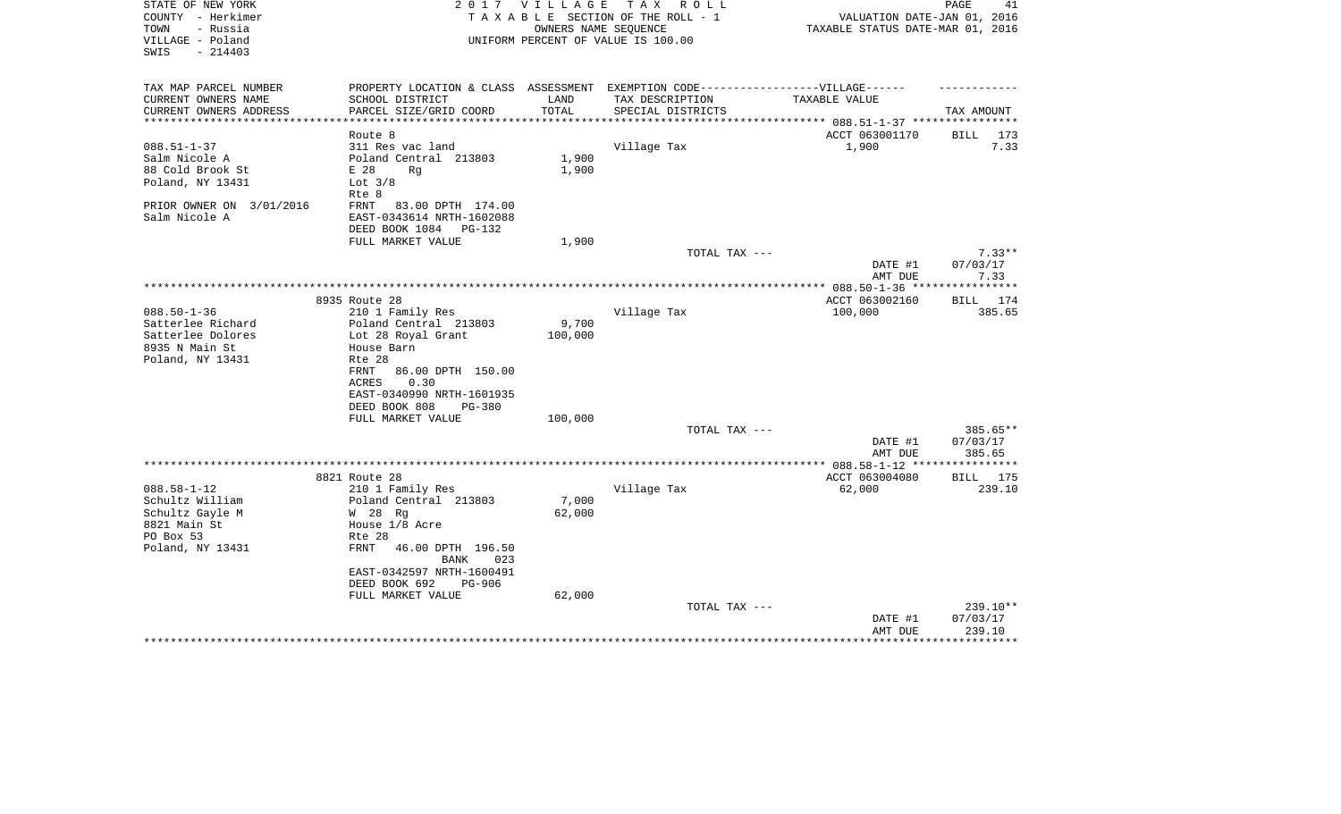STATE OF NEW YORK
COUNTY - Herkimer
TOWN - Russia
VILLAGE - Poland
SWIS - 214403

2017 VILLAGE TAX ROLL
TAXABLE SECTION OF THE ROLL - 1
OWNERS NAME SEQUENCE
UNIFORM PERCENT OF VALUE IS 100.00

VALUATION DATE-JAN 01, 2016
TAXABLE STATUS DATE-MAR 01, 2016

| TAX MAP PARCEL NUMBER<br>CURRENT OWNERS NAME<br>CURRENT OWNERS ADDRESS | PROPERTY LOCATION & CLASS<br>SCHOOL DISTRICT<br>PARCEL SIZE/GRID COORD | ASSESSMENT<br>LAND<br>TOTAL | EXEMPTION CODE-------VILLAGE------<br>TAX DESCRIPTION<br>SPECIAL DISTRICTS | TAXABLE VALUE | TAX AMOUNT |
|---|---|---|---|---|---|
| | Route 8 | | | ACCT 063001170 | BILL 173 |
| 088.51-1-37 | 311 Res vac land | | Village Tax | 1,900 | 7.33 |
| Salm Nicole A | Poland Central 213803 | 1,900 | | | |
| 88 Cold Brook St | E 28 Rg | 1,900 | | | |
| Poland, NY 13431 | Lot 3/8 | | | | |
| | Rte 8 | | | | |
| PRIOR OWNER ON 3/01/2016 | FRNT 83.00 DPTH 174.00 | | | | |
| Salm Nicole A | EAST-0343614 NRTH-1602088 | | | | |
| | DEED BOOK 1084 PG-132 | | | | |
| | FULL MARKET VALUE | 1,900 | | | |
| | | | TOTAL TAX --- | | 7.33** |
| | | | | DATE #1 | 07/03/17 |
| | | | | AMT DUE | 7.33 |
| | 8935 Route 28 | | | ACCT 063002160 | BILL 174 |
| 088.50-1-36 | 210 1 Family Res | | Village Tax | 100,000 | 385.65 |
| Satterlee Richard | Poland Central 213803 | 9,700 | | | |
| Satterlee Dolores | Lot 28 Royal Grant | 100,000 | | | |
| 8935 N Main St | House Barn | | | | |
| Poland, NY 13431 | Rte 28 | | | | |
| | FRNT 86.00 DPTH 150.00 | | | | |
| | ACRES 0.30 | | | | |
| | EAST-0340990 NRTH-1601935 | | | | |
| | DEED BOOK 808 PG-380 | | | | |
| | FULL MARKET VALUE | 100,000 | | | |
| | | | TOTAL TAX --- | | 385.65** |
| | | | | DATE #1 | 07/03/17 |
| | | | | AMT DUE | 385.65 |
| | 8821 Route 28 | | | ACCT 063004080 | BILL 175 |
| 088.58-1-12 | 210 1 Family Res | | Village Tax | 62,000 | 239.10 |
| Schultz William | Poland Central 213803 | 7,000 | | | |
| Schultz Gayle M | W 28 Rg | 62,000 | | | |
| 8821 Main St | House 1/8 Acre | | | | |
| PO Box 53 | Rte 28 | | | | |
| Poland, NY 13431 | FRNT 46.00 DPTH 196.50 | | | | |
| | BANK 023 | | | | |
| | EAST-0342597 NRTH-1600491 | | | | |
| | DEED BOOK 692 PG-906 | | | | |
| | FULL MARKET VALUE | 62,000 | | | |
| | | | TOTAL TAX --- | | 239.10** |
| | | | | DATE #1 | 07/03/17 |
| | | | | AMT DUE | 239.10 |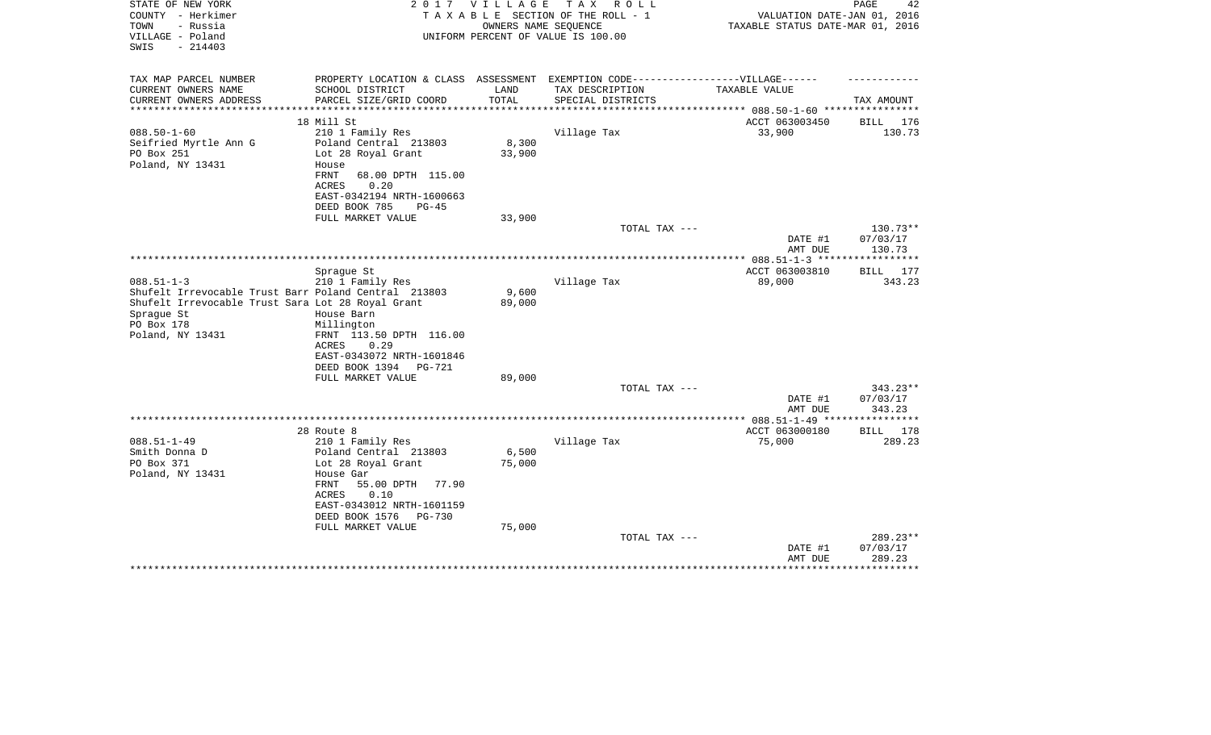STATE OF NEW YORK
COUNTY - Herkimer
TOWN - Russia
VILLAGE - Poland
SWIS - 214403

**2017 VILLAGE TAX ROLL**
TAXABLE SECTION OF THE ROLL - 1
OWNERS NAME SEQUENCE
UNIFORM PERCENT OF VALUE IS 100.00

VALUATION DATE-JAN 01, 2016
TAXABLE STATUS DATE-MAR 01, 2016

| TAX MAP PARCEL NUMBER / CURRENT OWNERS NAME / CURRENT OWNERS ADDRESS | PROPERTY LOCATION & CLASS / SCHOOL DISTRICT / PARCEL SIZE/GRID COORD | ASSESSMENT LAND / TOTAL | EXEMPTION CODE---VILLAGE--- TAX DESCRIPTION / SPECIAL DISTRICTS | TAXABLE VALUE | TAX AMOUNT |
|---|---|---|---|---|---|
| | 18 Mill St | | | ACCT 063003450 | BILL 176 |
| 088.50-1-60 | 210 1 Family Res | | Village Tax | 33,900 | 130.73 |
| Seifried Myrtle Ann G | Poland Central 213803 | 8,300 | | | |
| PO Box 251 | Lot 28 Royal Grant | 33,900 | | | |
| Poland, NY 13431 | House | | | | |
| | FRNT 68.00 DPTH 115.00 | | | | |
| | ACRES 0.20 | | | | |
| | EAST-0342194 NRTH-1600663 | | | | |
| | DEED BOOK 785 PG-45 | | | | |
| | FULL MARKET VALUE | 33,900 | | | |
| | | | TOTAL TAX --- | | 130.73** |
| | | | | DATE #1 | 07/03/17 |
| | | | | AMT DUE | 130.73 |
| | Sprague St | | | ACCT 063003810 | BILL 177 |
| 088.51-1-3 | 210 1 Family Res | | Village Tax | 89,000 | 343.23 |
| Shufelt Irrevocable Trust Barr | Poland Central 213803 | 9,600 | | | |
| Shufelt Irrevocable Trust Sara | Lot 28 Royal Grant | 89,000 | | | |
| Sprague St | House Barn | | | | |
| PO Box 178 | Millington | | | | |
| Poland, NY 13431 | FRNT 113.50 DPTH 116.00 | | | | |
| | ACRES 0.29 | | | | |
| | EAST-0343072 NRTH-1601846 | | | | |
| | DEED BOOK 1394 PG-721 | | | | |
| | FULL MARKET VALUE | 89,000 | | | |
| | | | TOTAL TAX --- | | 343.23** |
| | | | | DATE #1 | 07/03/17 |
| | | | | AMT DUE | 343.23 |
| | 28 Route 8 | | | ACCT 063000180 | BILL 178 |
| 088.51-1-49 | 210 1 Family Res | | Village Tax | 75,000 | 289.23 |
| Smith Donna D | Poland Central 213803 | 6,500 | | | |
| PO Box 371 | Lot 28 Royal Grant | 75,000 | | | |
| Poland, NY 13431 | House Gar | | | | |
| | FRNT 55.00 DPTH 77.90 | | | | |
| | ACRES 0.10 | | | | |
| | EAST-0343012 NRTH-1601159 | | | | |
| | DEED BOOK 1576 PG-730 | | | | |
| | FULL MARKET VALUE | 75,000 | | | |
| | | | TOTAL TAX --- | | 289.23** |
| | | | | DATE #1 | 07/03/17 |
| | | | | AMT DUE | 289.23 |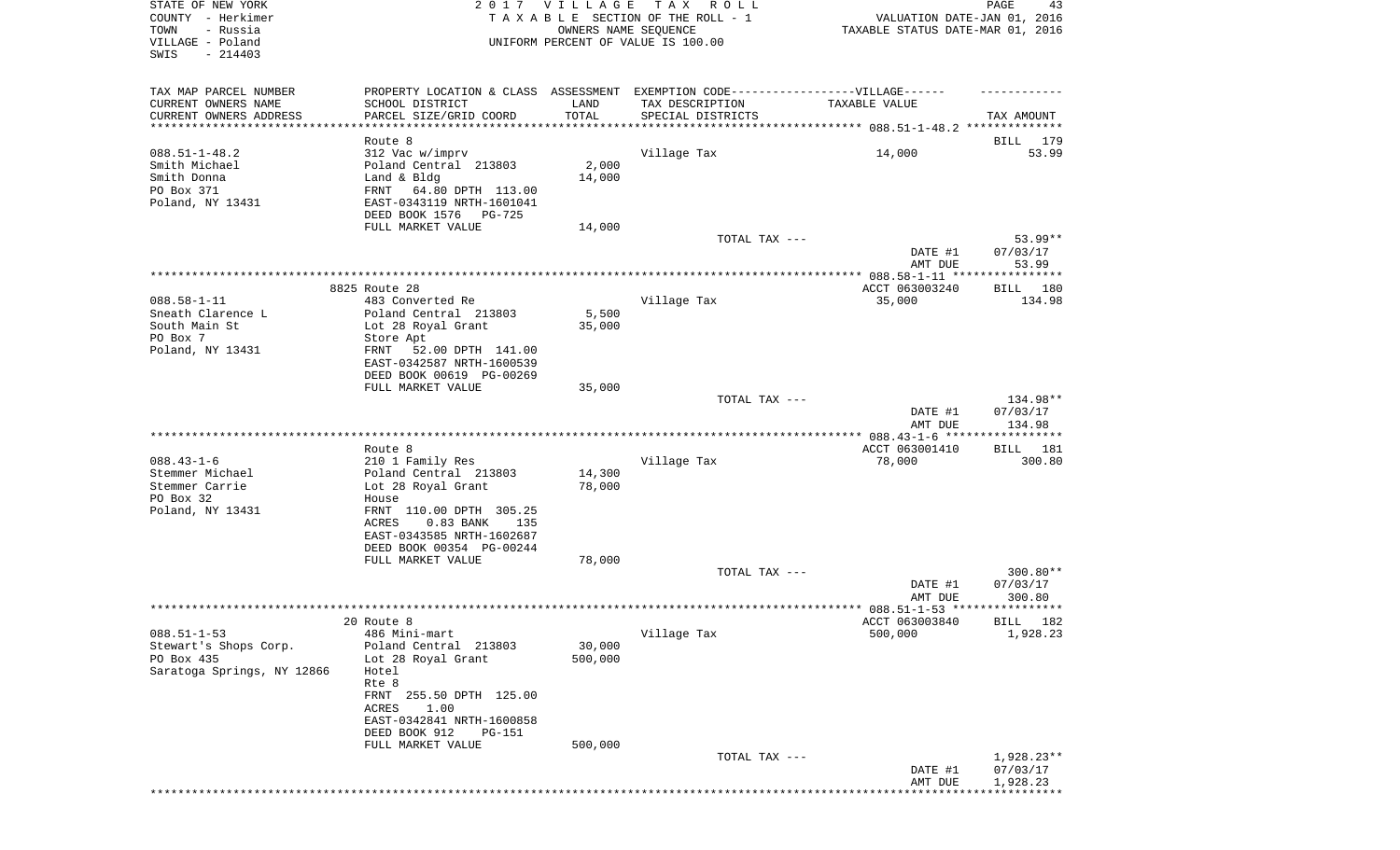STATE OF NEW YORK
COUNTY - Herkimer
TOWN - Russia
VILLAGE - Poland
SWIS - 214403

2017 VILLAGE TAX ROLL
TAXABLE SECTION OF THE ROLL - 1
OWNERS NAME SEQUENCE
UNIFORM PERCENT OF VALUE IS 100.00

VALUATION DATE-JAN 01, 2016
TAXABLE STATUS DATE-MAR 01, 2016

| TAX MAP PARCEL NUMBER / CURRENT OWNERS NAME / CURRENT OWNERS ADDRESS | PROPERTY LOCATION & CLASS / SCHOOL DISTRICT / PARCEL SIZE/GRID COORD | ASSESSMENT LAND / TOTAL | EXEMPTION CODE / TAX DESCRIPTION / SPECIAL DISTRICTS | TAXABLE VALUE | TAX AMOUNT |
|---|---|---|---|---|---|
| 088.51-1-48.2 | Route 8 | | | | BILL 179 |
| 088.51-1-48.2 | 312 Vac w/imprv | | Village Tax | 14,000 | 53.99 |
| Smith Michael | Poland Central 213803 | 2,000 | | | |
| Smith Donna | Land & Bldg | 14,000 | | | |
| PO Box 371 | FRNT 64.80 DPTH 113.00 | | | | |
| Poland, NY 13431 | EAST-0343119 NRTH-1601041 | | | | |
| | DEED BOOK 1576 PG-725 | | | | |
| | FULL MARKET VALUE | 14,000 | | | |
| | | | TOTAL TAX --- | | 53.99** |
| | | | | DATE #1 | 07/03/17 |
| | | | | AMT DUE | 53.99 |
| 088.58-1-11 | 8825 Route 28 | | | ACCT 063003240 | BILL 180 |
| 088.58-1-11 | 483 Converted Re | | Village Tax | 35,000 | 134.98 |
| Sneath Clarence L | Poland Central 213803 | 5,500 | | | |
| South Main St | Lot 28 Royal Grant | 35,000 | | | |
| PO Box 7 | Store Apt | | | | |
| Poland, NY 13431 | FRNT 52.00 DPTH 141.00 | | | | |
| | EAST-0342587 NRTH-1600539 | | | | |
| | DEED BOOK 00619 PG-00269 | | | | |
| | FULL MARKET VALUE | 35,000 | | | |
| | | | TOTAL TAX --- | | 134.98** |
| | | | | DATE #1 | 07/03/17 |
| | | | | AMT DUE | 134.98 |
| 088.43-1-6 | Route 8 | | | ACCT 063001410 | BILL 181 |
| 088.43-1-6 | 210 1 Family Res | | Village Tax | 78,000 | 300.80 |
| Stemmer Michael | Poland Central 213803 | 14,300 | | | |
| Stemmer Carrie | Lot 28 Royal Grant | 78,000 | | | |
| PO Box 32 | House | | | | |
| Poland, NY 13431 | FRNT 110.00 DPTH 305.25 | | | | |
| | ACRES 0.83 BANK 135 | | | | |
| | EAST-0343585 NRTH-1602687 | | | | |
| | DEED BOOK 00354 PG-00244 | | | | |
| | FULL MARKET VALUE | 78,000 | | | |
| | | | TOTAL TAX --- | | 300.80** |
| | | | | DATE #1 | 07/03/17 |
| | | | | AMT DUE | 300.80 |
| 088.51-1-53 | 20 Route 8 | | | ACCT 063003840 | BILL 182 |
| 088.51-1-53 | 486 Mini-mart | | Village Tax | 500,000 | 1,928.23 |
| Stewart's Shops Corp. | Poland Central 213803 | 30,000 | | | |
| PO Box 435 | Lot 28 Royal Grant | 500,000 | | | |
| Saratoga Springs, NY 12866 | Hotel | | | | |
| | Rte 8 | | | | |
| | FRNT 255.50 DPTH 125.00 | | | | |
| | ACRES 1.00 | | | | |
| | EAST-0342841 NRTH-1600858 | | | | |
| | DEED BOOK 912 PG-151 | | | | |
| | FULL MARKET VALUE | 500,000 | | | |
| | | | TOTAL TAX --- | | 1,928.23** |
| | | | | DATE #1 | 07/03/17 |
| | | | | AMT DUE | 1,928.23 |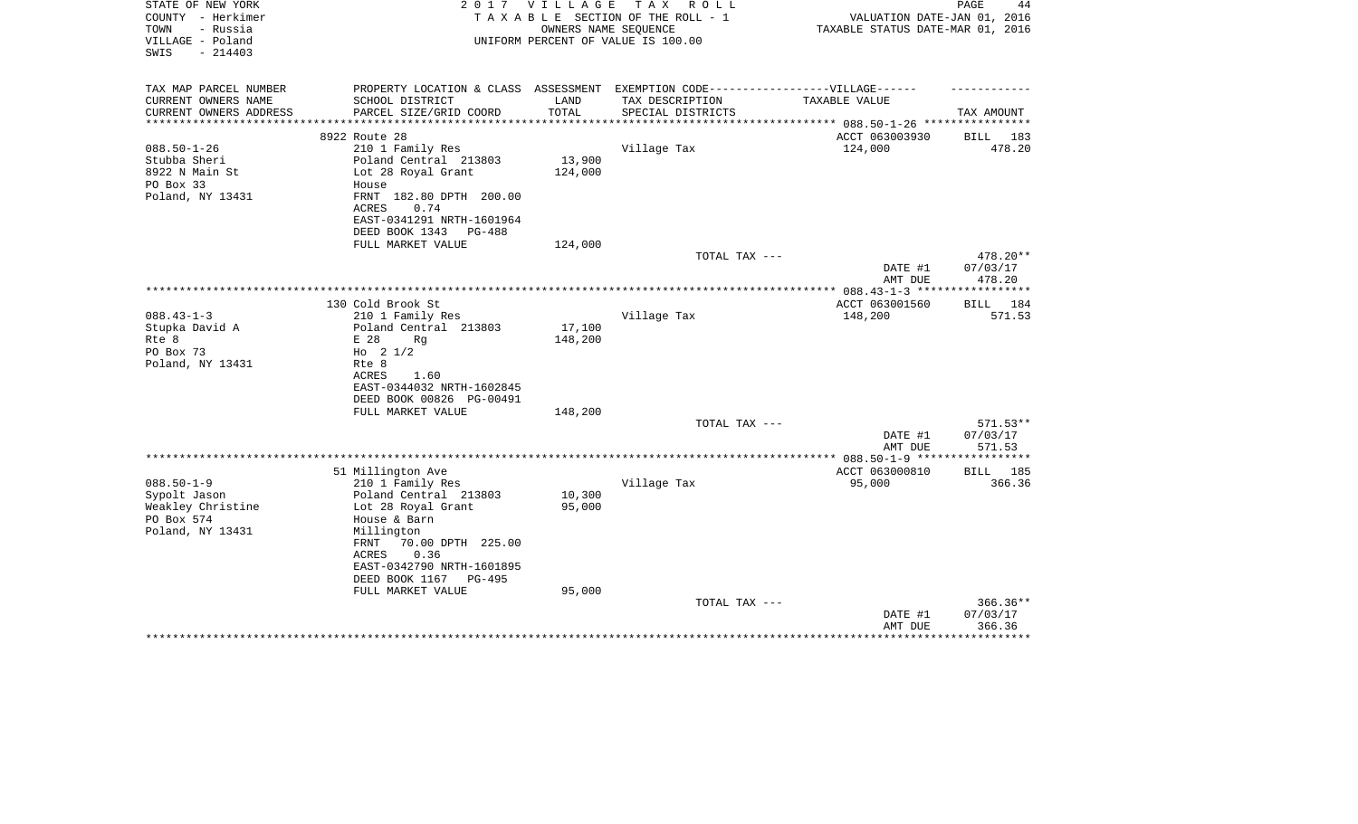STATE OF NEW YORK — 2017 VILLAGE TAX ROLL
COUNTY - Herkimer — TAXABLE SECTION OF THE ROLL - 1 — VALUATION DATE-JAN 01, 2016
TOWN - Russia — OWNERS NAME SEQUENCE — TAXABLE STATUS DATE-MAR 01, 2016
VILLAGE - Poland — UNIFORM PERCENT OF VALUE IS 100.00
SWIS - 214403

| TAX MAP PARCEL NUMBER / CURRENT OWNERS NAME / CURRENT OWNERS ADDRESS | PROPERTY LOCATION & CLASS / SCHOOL DISTRICT / PARCEL SIZE/GRID COORD | ASSESSMENT LAND / TOTAL | EXEMPTION CODE / TAX DESCRIPTION / SPECIAL DISTRICTS | VILLAGE TAXABLE VALUE | TAX AMOUNT |
|---|---|---|---|---|---|
| | 8922 Route 28 | | | ACCT 063003930 | BILL 183 |
| 088.50-1-26 | 210 1 Family Res | | Village Tax | 124,000 | 478.20 |
| Stubba Sheri | Poland Central 213803 | 13,900 | | | |
| 8922 N Main St | Lot 28 Royal Grant | 124,000 | | | |
| PO Box 33 | House | | | | |
| Poland, NY 13431 | FRNT 182.80 DPTH 200.00 | | | | |
| | ACRES 0.74 | | | | |
| | EAST-0341291 NRTH-1601964 | | | | |
| | DEED BOOK 1343 PG-488 | | | | |
| | FULL MARKET VALUE | 124,000 | | | |
| | | | TOTAL TAX --- | | 478.20** |
| | | | | DATE #1 | 07/03/17 |
| | | | | AMT DUE | 478.20 |
| | 130 Cold Brook St | | | ACCT 063001560 | BILL 184 |
| 088.43-1-3 | 210 1 Family Res | | Village Tax | 148,200 | 571.53 |
| Stupka David A | Poland Central 213803 | 17,100 | | | |
| Rte 8 | E 28 Rg | 148,200 | | | |
| PO Box 73 | Ho 2 1/2 | | | | |
| Poland, NY 13431 | Rte 8 | | | | |
| | ACRES 1.60 | | | | |
| | EAST-0344032 NRTH-1602845 | | | | |
| | DEED BOOK 00826 PG-00491 | | | | |
| | FULL MARKET VALUE | 148,200 | | | |
| | | | TOTAL TAX --- | | 571.53** |
| | | | | DATE #1 | 07/03/17 |
| | | | | AMT DUE | 571.53 |
| | 51 Millington Ave | | | ACCT 063000810 | BILL 185 |
| 088.50-1-9 | 210 1 Family Res | | Village Tax | 95,000 | 366.36 |
| Sypolt Jason | Poland Central 213803 | 10,300 | | | |
| Weakley Christine | Lot 28 Royal Grant | 95,000 | | | |
| PO Box 574 | House & Barn | | | | |
| Poland, NY 13431 | Millington | | | | |
| | FRNT 70.00 DPTH 225.00 | | | | |
| | ACRES 0.36 | | | | |
| | EAST-0342790 NRTH-1601895 | | | | |
| | DEED BOOK 1167 PG-495 | | | | |
| | FULL MARKET VALUE | 95,000 | | | |
| | | | TOTAL TAX --- | | 366.36** |
| | | | | DATE #1 | 07/03/17 |
| | | | | AMT DUE | 366.36 |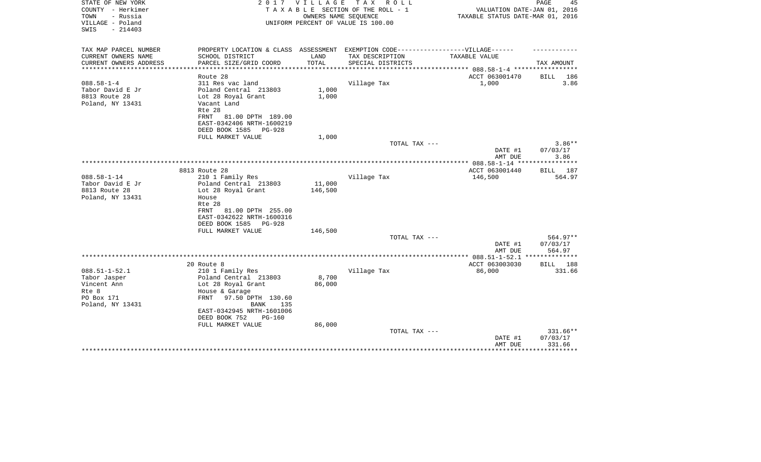STATE OF NEW YORK
COUNTY - Herkimer
TOWN - Russia
VILLAGE - Poland
SWIS - 214403

2 0 1 7 V I L L A G E T A X R O L L
T A X A B L E SECTION OF THE ROLL - 1
OWNERS NAME SEQUENCE
UNIFORM PERCENT OF VALUE IS 100.00

VALUATION DATE-JAN 01, 2016
TAXABLE STATUS DATE-MAR 01, 2016

| TAX MAP PARCEL NUMBER<br>CURRENT OWNERS NAME<br>CURRENT OWNERS ADDRESS | PROPERTY LOCATION & CLASS<br>SCHOOL DISTRICT<br>PARCEL SIZE/GRID COORD | ASSESSMENT<br>LAND<br>TOTAL | EXEMPTION CODE-----VILLAGE------<br>TAX DESCRIPTION<br>SPECIAL DISTRICTS | TAXABLE VALUE | TAX AMOUNT |
|---|---|---|---|---|---|
| 088.58-1-4 | Route 28 | | | ACCT 063001470 | BILL 186 |
| 088.58-1-4<br>Tabor David E Jr<br>8813 Route 28<br>Poland, NY 13431 | 311 Res vac land<br>Poland Central 213803<br>Lot 28 Royal Grant<br>Vacant Land<br>Rte 28<br>FRNT 81.00 DPTH 189.00<br>EAST-0342406 NRTH-1600219<br>DEED BOOK 1585 PG-928<br>FULL MARKET VALUE | 1,000<br>1,000<br><br><br><br><br><br><br>1,000 | Village Tax | 1,000 | 3.86 |
| | | | TOTAL TAX --- | | 3.86** |
| | | | | DATE #1 | 07/03/17 |
| | | | | AMT DUE | 3.86 |
| 088.58-1-14 | 8813 Route 28 | | | ACCT 063001440 | BILL 187 |
| 088.58-1-14<br>Tabor David E Jr<br>8813 Route 28<br>Poland, NY 13431 | 210 1 Family Res<br>Poland Central 213803<br>Lot 28 Royal Grant<br>House<br>Rte 28<br>FRNT 81.00 DPTH 255.00<br>EAST-0342622 NRTH-1600316<br>DEED BOOK 1585 PG-928<br>FULL MARKET VALUE | 11,000<br>146,500<br><br><br><br><br><br><br>146,500 | Village Tax | 146,500 | 564.97 |
| | | | TOTAL TAX --- | | 564.97** |
| | | | | DATE #1 | 07/03/17 |
| | | | | AMT DUE | 564.97 |
| 088.51-1-52.1 | 20 Route 8 | | | ACCT 063003030 | BILL 188 |
| 088.51-1-52.1<br>Tabor Jasper<br>Vincent Ann<br>Rte 8<br>PO Box 171<br>Poland, NY 13431 | 210 1 Family Res<br>Poland Central 213803<br>Lot 28 Royal Grant<br>House & Garage<br>FRNT 97.50 DPTH 130.60<br>BANK 135<br>EAST-0342945 NRTH-1601006<br>DEED BOOK 752 PG-160<br>FULL MARKET VALUE | 8,700<br>86,000<br><br><br><br><br><br><br>86,000 | Village Tax | 86,000 | 331.66 |
| | | | TOTAL TAX --- | | 331.66** |
| | | | | DATE #1 | 07/03/17 |
| | | | | AMT DUE | 331.66 |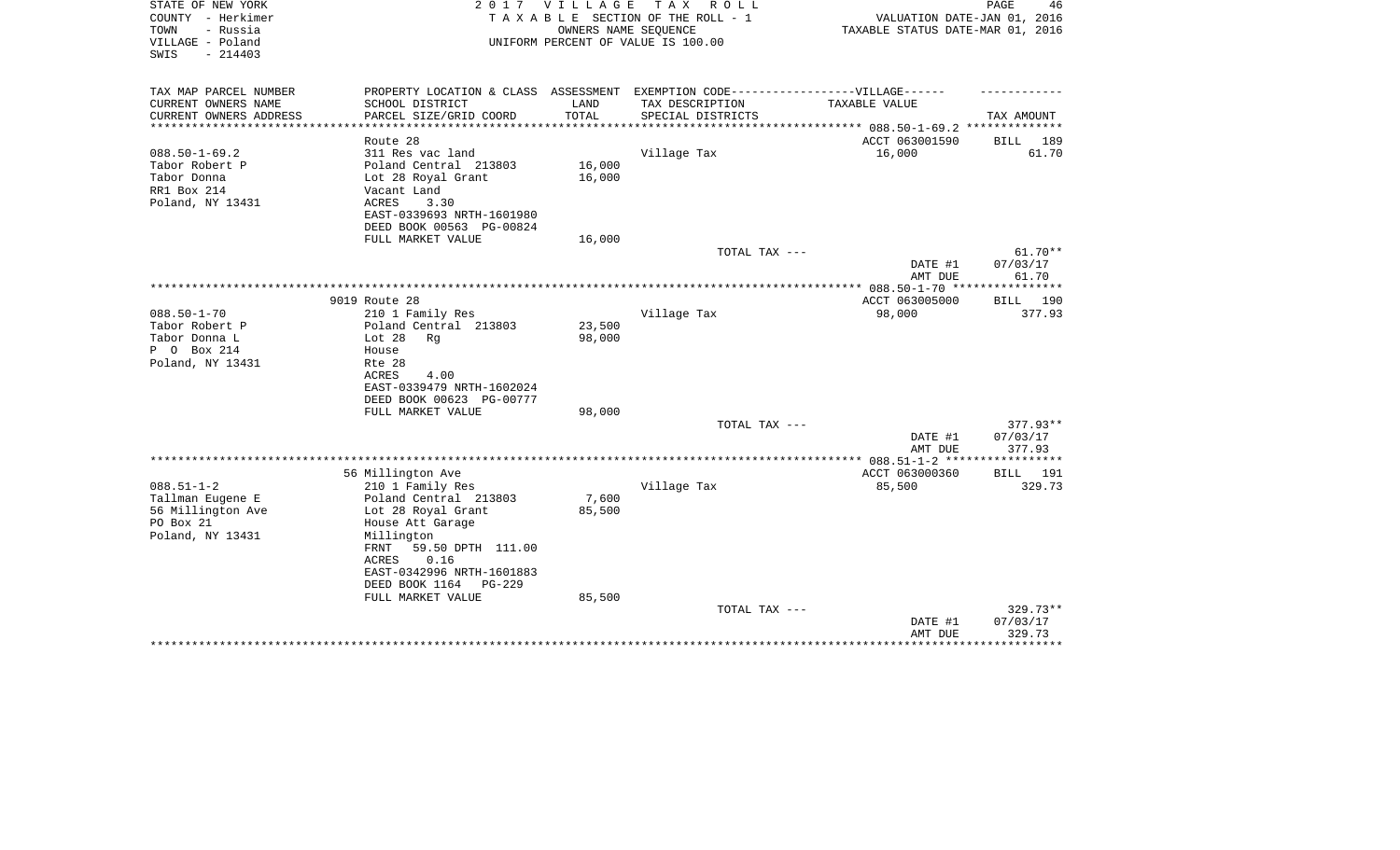STATE OF NEW YORK — 2017 VILLAGE TAX ROLL
COUNTY - Herkimer — TAXABLE SECTION OF THE ROLL - 1 — VALUATION DATE-JAN 01, 2016
TOWN - Russia — OWNERS NAME SEQUENCE — TAXABLE STATUS DATE-MAR 01, 2016
VILLAGE - Poland — UNIFORM PERCENT OF VALUE IS 100.00
SWIS - 214403

| TAX MAP PARCEL NUMBER / CURRENT OWNERS NAME / CURRENT OWNERS ADDRESS | PROPERTY LOCATION & CLASS / SCHOOL DISTRICT / PARCEL SIZE/GRID COORD | ASSESSMENT LAND / TOTAL | EXEMPTION CODE-----VILLAGE------ TAX DESCRIPTION / SPECIAL DISTRICTS | TAXABLE VALUE | TAX AMOUNT |
|---|---|---|---|---|---|
| 088.50-1-69.2 | Route 28 | | | ACCT 063001590 | BILL 189 |
| Tabor Robert P | 311 Res vac land | | Village Tax | 16,000 | 61.70 |
| Tabor Donna | Poland Central 213803 | 16,000 | | | |
| RR1 Box 214 | Lot 28 Royal Grant | 16,000 | | | |
| Poland, NY 13431 | Vacant Land | | | | |
| | ACRES 3.30 | | | | |
| | EAST-0339693 NRTH-1601980 | | | | |
| | DEED BOOK 00563 PG-00824 | | | | |
| | FULL MARKET VALUE | 16,000 | | | |
| | | | TOTAL TAX --- | | 61.70** |
| | | | | DATE #1 | 07/03/17 |
| | | | | AMT DUE | 61.70 |
| 088.50-1-70 | 9019 Route 28 | | | ACCT 063005000 | BILL 190 |
| Tabor Robert P | 210 1 Family Res | | Village Tax | 98,000 | 377.93 |
| Tabor Donna L | Poland Central 213803 | 23,500 | | | |
| P O Box 214 | Lot 28 Rg | 98,000 | | | |
| Poland, NY 13431 | House | | | | |
| | Rte 28 | | | | |
| | ACRES 4.00 | | | | |
| | EAST-0339479 NRTH-1602024 | | | | |
| | DEED BOOK 00623 PG-00777 | | | | |
| | FULL MARKET VALUE | 98,000 | | | |
| | | | TOTAL TAX --- | | 377.93** |
| | | | | DATE #1 | 07/03/17 |
| | | | | AMT DUE | 377.93 |
| 088.51-1-2 | 56 Millington Ave | | | ACCT 063000360 | BILL 191 |
| Tallman Eugene E | 210 1 Family Res | | Village Tax | 85,500 | 329.73 |
| 56 Millington Ave | Poland Central 213803 | 7,600 | | | |
| PO Box 21 | Lot 28 Royal Grant | 85,500 | | | |
| Poland, NY 13431 | House Att Garage | | | | |
| | Millington | | | | |
| | FRNT 59.50 DPTH 111.00 | | | | |
| | ACRES 0.16 | | | | |
| | EAST-0342996 NRTH-1601883 | | | | |
| | DEED BOOK 1164 PG-229 | | | | |
| | FULL MARKET VALUE | 85,500 | | | |
| | | | TOTAL TAX --- | | 329.73** |
| | | | | DATE #1 | 07/03/17 |
| | | | | AMT DUE | 329.73 |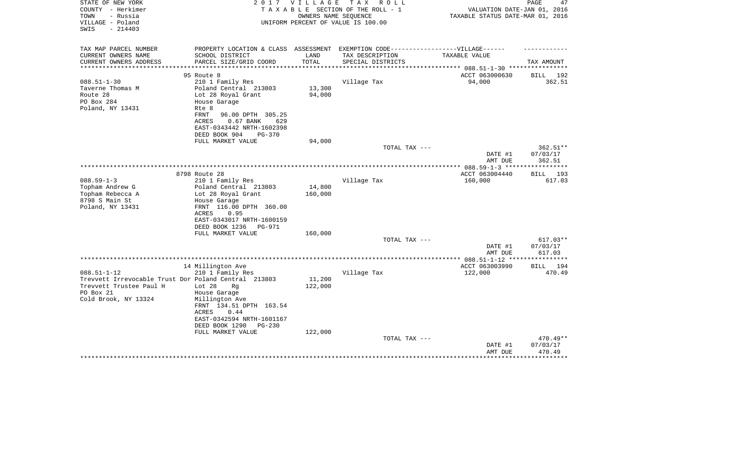STATE OF NEW YORK  
COUNTY - Herkimer  
TOWN - Russia  
VILLAGE - Poland  
SWIS - 214403

2017 VILLAGE TAX ROLL  
TAXABLE SECTION OF THE ROLL - 1  
OWNERS NAME SEQUENCE  
UNIFORM PERCENT OF VALUE IS 100.00

VALUATION DATE-JAN 01, 2016  
TAXABLE STATUS DATE-MAR 01, 2016

| TAX MAP PARCEL NUMBER / CURRENT OWNERS NAME / CURRENT OWNERS ADDRESS | PROPERTY LOCATION & CLASS / SCHOOL DISTRICT / PARCEL SIZE/GRID COORD | ASSESSMENT LAND / TOTAL | EXEMPTION CODE / TAX DESCRIPTION / SPECIAL DISTRICTS | TAXABLE VALUE | TAX AMOUNT |
|---|---|---|---|---|---|
| | 95 Route 8 | | | ACCT 063000630 | BILL 192 |
| 088.51-1-30 | 210 1 Family Res | | Village Tax | 94,000 | 362.51 |
| Taverne Thomas M | Poland Central 213803 | 13,300 | | | |
| Route 28 | Lot 28 Royal Grant | 94,000 | | | |
| PO Box 284 | House Garage | | | | |
| Poland, NY 13431 | Rte 8 | | | | |
| | FRNT 96.00 DPTH 305.25 | | | | |
| | ACRES 0.67 BANK 629 | | | | |
| | EAST-0343442 NRTH-1602398 | | | | |
| | DEED BOOK 904 PG-370 | | | | |
| | FULL MARKET VALUE | 94,000 | | | |
| | | | TOTAL TAX --- | | 362.51** |
| | | | | DATE #1 | 07/03/17 |
| | | | | AMT DUE | 362.51 |
| | 8798 Route 28 | | | ACCT 063004440 | BILL 193 |
| 088.59-1-3 | 210 1 Family Res | | Village Tax | 160,000 | 617.03 |
| Topham Andrew G | Poland Central 213803 | 14,800 | | | |
| Topham Rebecca A | Lot 28 Royal Grant | 160,000 | | | |
| 8798 S Main St | House Garage | | | | |
| Poland, NY 13431 | FRNT 116.00 DPTH 360.00 | | | | |
| | ACRES 0.95 | | | | |
| | EAST-0343017 NRTH-1600159 | | | | |
| | DEED BOOK 1236 PG-971 | | | | |
| | FULL MARKET VALUE | 160,000 | | | |
| | | | TOTAL TAX --- | | 617.03** |
| | | | | DATE #1 | 07/03/17 |
| | | | | AMT DUE | 617.03 |
| | 14 Millington Ave | | | ACCT 063003990 | BILL 194 |
| 088.51-1-12 | 210 1 Family Res | | Village Tax | 122,000 | 470.49 |
| Trevvett Irrevocable Trust Dor | Poland Central 213803 | 11,200 | | | |
| Trevvett Trustee Paul H | Lot 28 Rg | 122,000 | | | |
| PO Box 21 | House Garage | | | | |
| Cold Brook, NY 13324 | Millington Ave | | | | |
| | FRNT 134.51 DPTH 163.54 | | | | |
| | ACRES 0.44 | | | | |
| | EAST-0342594 NRTH-1601167 | | | | |
| | DEED BOOK 1290 PG-230 | | | | |
| | FULL MARKET VALUE | 122,000 | | | |
| | | | TOTAL TAX --- | | 470.49** |
| | | | | DATE #1 | 07/03/17 |
| | | | | AMT DUE | 470.49 |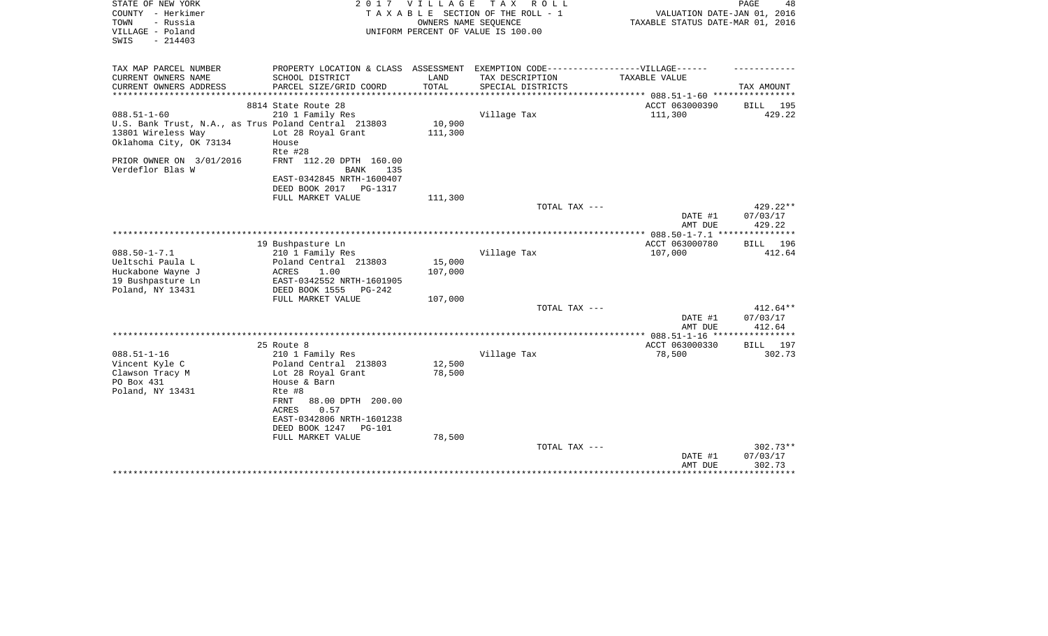STATE OF NEW YORK
COUNTY - Herkimer
TOWN - Russia
VILLAGE - Poland
SWIS - 214403

2 0 1 7 V I L L A G E T A X R O L L
T A X A B L E SECTION OF THE ROLL - 1
OWNERS NAME SEQUENCE
UNIFORM PERCENT OF VALUE IS 100.00

VALUATION DATE-JAN 01, 2016
TAXABLE STATUS DATE-MAR 01, 2016

| TAX MAP PARCEL NUMBER<br>CURRENT OWNERS NAME<br>CURRENT OWNERS ADDRESS | PROPERTY LOCATION & CLASS<br>SCHOOL DISTRICT<br>PARCEL SIZE/GRID COORD | ASSESSMENT<br>LAND<br>TOTAL | EXEMPTION CODE------------------VILLAGE------<br>TAX DESCRIPTION<br>SPECIAL DISTRICTS | TAXABLE VALUE | TAX AMOUNT |
|---|---|---|---|---|---|
| | 8814 State Route 28 | | | ACCT 063000390 | BILL 195 |
| 088.51-1-60 | 210 1 Family Res | | Village Tax | 111,300 | 429.22 |
| U.S. Bank Trust, N.A., as Trus | Poland Central 213803 | 10,900 | | | |
| 13801 Wireless Way | Lot 28 Royal Grant | 111,300 | | | |
| Oklahoma City, OK 73134 | House | | | | |
| | Rte #28 | | | | |
| PRIOR OWNER ON 3/01/2016 | FRNT 112.20 DPTH 160.00 | | | | |
| Verdeflor Blas W | BANK 135 | | | | |
| | EAST-0342845 NRTH-1600407 | | | | |
| | DEED BOOK 2017 PG-1317 | | | | |
| | FULL MARKET VALUE | 111,300 | | | |
| | | | TOTAL TAX --- | | 429.22** |
| | | | | DATE #1 | 07/03/17 |
| | | | | AMT DUE | 429.22 |
| | 19 Bushpasture Ln | | | ACCT 063000780 | BILL 196 |
| 088.50-1-7.1 | 210 1 Family Res | | Village Tax | 107,000 | 412.64 |
| Ueltschi Paula L | Poland Central 213803 | 15,000 | | | |
| Huckabone Wayne J | ACRES 1.00 | 107,000 | | | |
| 19 Bushpasture Ln | EAST-0342552 NRTH-1601905 | | | | |
| Poland, NY 13431 | DEED BOOK 1555 PG-242 | | | | |
| | FULL MARKET VALUE | 107,000 | | | |
| | | | TOTAL TAX --- | | 412.64** |
| | | | | DATE #1 | 07/03/17 |
| | | | | AMT DUE | 412.64 |
| | 25 Route 8 | | | ACCT 063000330 | BILL 197 |
| 088.51-1-16 | 210 1 Family Res | | Village Tax | 78,500 | 302.73 |
| Vincent Kyle C | Poland Central 213803 | 12,500 | | | |
| Clawson Tracy M | Lot 28 Royal Grant | 78,500 | | | |
| PO Box 431 | House & Barn | | | | |
| Poland, NY 13431 | Rte #8 | | | | |
| | FRNT 88.00 DPTH 200.00 | | | | |
| | ACRES 0.57 | | | | |
| | EAST-0342806 NRTH-1601238 | | | | |
| | DEED BOOK 1247 PG-101 | | | | |
| | FULL MARKET VALUE | 78,500 | | | |
| | | | TOTAL TAX --- | | 302.73** |
| | | | | DATE #1 | 07/03/17 |
| | | | | AMT DUE | 302.73 |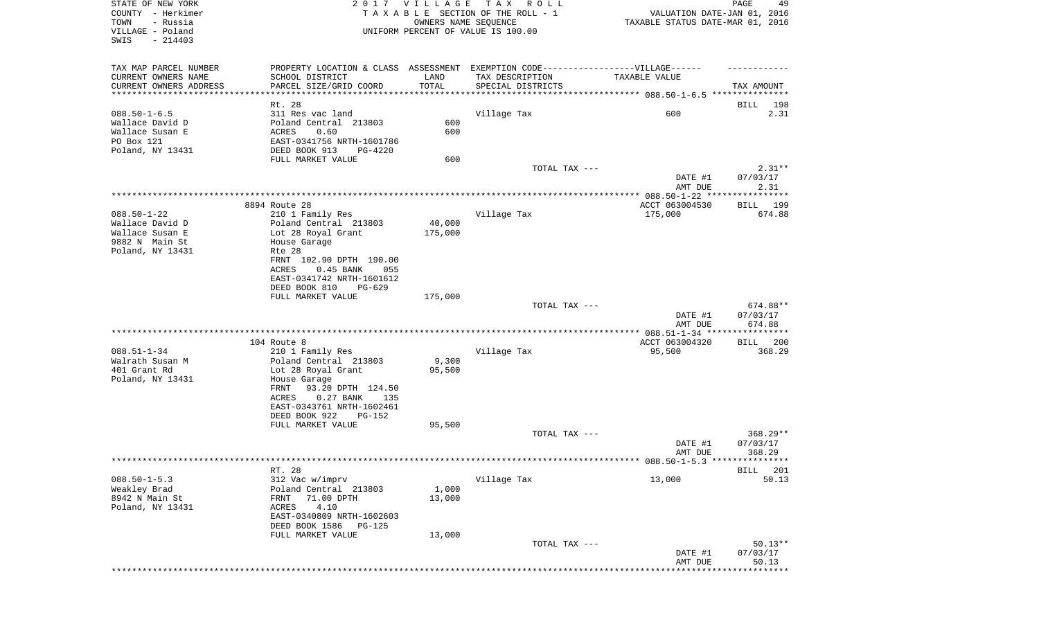STATE OF NEW YORK — 2017 VILLAGE TAX ROLL — PAGE 49
COUNTY - Herkimer — TAXABLE SECTION OF THE ROLL - 1 — VALUATION DATE-JAN 01, 2016
TOWN - Russia — OWNERS NAME SEQUENCE — TAXABLE STATUS DATE-MAR 01, 2016
VILLAGE - Poland — UNIFORM PERCENT OF VALUE IS 100.00
SWIS - 214403

| TAX MAP PARCEL NUMBER / CURRENT OWNERS NAME / CURRENT OWNERS ADDRESS | PROPERTY LOCATION & CLASS / SCHOOL DISTRICT / PARCEL SIZE/GRID COORD | ASSESSMENT LAND / TOTAL | EXEMPTION CODE / TAX DESCRIPTION / SPECIAL DISTRICTS | TAXABLE VALUE | TAX AMOUNT |
|---|---|---|---|---|---|
| **088.50-1-6.5** | Rt. 28 | | | | BILL 198 |
| 088.50-1-6.5 | 311 Res vac land | | Village Tax | 600 | 2.31 |
| Wallace David D | Poland Central 213803 | 600 | | | |
| Wallace Susan E | ACRES 0.60 | 600 | | | |
| PO Box 121 | EAST-0341756 NRTH-1601786 | | | | |
| Poland, NY 13431 | DEED BOOK 913 PG-4220 | | | | |
| | FULL MARKET VALUE | 600 | | | |
| | | | TOTAL TAX --- | | 2.31** |
| | | | | DATE #1 | 07/03/17 |
| | | | | AMT DUE | 2.31 |
| **088.50-1-22** | 8894 Route 28 | | | ACCT 063004530 | BILL 199 |
| 088.50-1-22 | 210 1 Family Res | | Village Tax | 175,000 | 674.88 |
| Wallace David D | Poland Central 213803 | 40,000 | | | |
| Wallace Susan E | Lot 28 Royal Grant | 175,000 | | | |
| 9882 N Main St | House Garage | | | | |
| Poland, NY 13431 | Rte 28 | | | | |
| | FRNT 102.90 DPTH 190.00 | | | | |
| | ACRES 0.45 BANK 055 | | | | |
| | EAST-0341742 NRTH-1601612 | | | | |
| | DEED BOOK 810 PG-629 | | | | |
| | FULL MARKET VALUE | 175,000 | | | |
| | | | TOTAL TAX --- | | 674.88** |
| | | | | DATE #1 | 07/03/17 |
| | | | | AMT DUE | 674.88 |
| **088.51-1-34** | 104 Route 8 | | | ACCT 063004320 | BILL 200 |
| 088.51-1-34 | 210 1 Family Res | | Village Tax | 95,500 | 368.29 |
| Walrath Susan M | Poland Central 213803 | 9,300 | | | |
| 401 Grant Rd | Lot 28 Royal Grant | 95,500 | | | |
| Poland, NY 13431 | House Garage | | | | |
| | FRNT 93.20 DPTH 124.50 | | | | |
| | ACRES 0.27 BANK 135 | | | | |
| | EAST-0343761 NRTH-1602461 | | | | |
| | DEED BOOK 922 PG-152 | | | | |
| | FULL MARKET VALUE | 95,500 | | | |
| | | | TOTAL TAX --- | | 368.29** |
| | | | | DATE #1 | 07/03/17 |
| | | | | AMT DUE | 368.29 |
| **088.50-1-5.3** | RT. 28 | | | | BILL 201 |
| 088.50-1-5.3 | 312 Vac w/imprv | | Village Tax | 13,000 | 50.13 |
| Weakley Brad | Poland Central 213803 | 1,000 | | | |
| 8942 N Main St | FRNT 71.00 DPTH | 13,000 | | | |
| Poland, NY 13431 | ACRES 4.10 | | | | |
| | EAST-0340809 NRTH-1602603 | | | | |
| | DEED BOOK 1586 PG-125 | | | | |
| | FULL MARKET VALUE | 13,000 | | | |
| | | | TOTAL TAX --- | | 50.13** |
| | | | | DATE #1 | 07/03/17 |
| | | | | AMT DUE | 50.13 |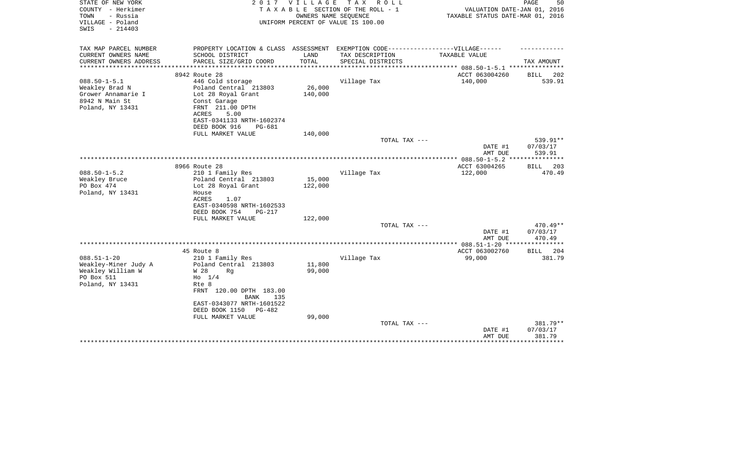STATE OF NEW YORK
COUNTY - Herkimer
TOWN - Russia
VILLAGE - Poland
SWIS - 214403

2017 VILLAGE TAX ROLL
TAXABLE SECTION OF THE ROLL - 1
OWNERS NAME SEQUENCE
UNIFORM PERCENT OF VALUE IS 100.00

VALUATION DATE-JAN 01, 2016
TAXABLE STATUS DATE-MAR 01, 2016

| TAX MAP PARCEL NUMBER<br>CURRENT OWNERS NAME<br>CURRENT OWNERS ADDRESS | PROPERTY LOCATION & CLASS<br>SCHOOL DISTRICT<br>PARCEL SIZE/GRID COORD | ASSESSMENT<br>LAND<br>TOTAL | EXEMPTION CODE-----VILLAGE------<br>TAX DESCRIPTION<br>SPECIAL DISTRICTS | TAXABLE VALUE | TAX AMOUNT |
|---|---|---|---|---|---|
| 088.50-1-5.1 | 8942 Route 28 | | | ACCT 063004260 | BILL 202 |
| 088.50-1-5.1<br>Weakley Brad N<br>Grower Annamarie I<br>8942 N Main St<br>Poland, NY 13431 | 446 Cold storage<br>Poland Central 213803<br>Lot 28 Royal Grant<br>Const Garage<br>FRNT 211.00 DPTH<br>ACRES 5.00<br>EAST-0341133 NRTH-1602374<br>DEED BOOK 916 PG-681<br>FULL MARKET VALUE | 26,000<br>140,000<br><br><br><br><br><br><br>140,000 | Village Tax | 140,000 | 539.91 |
| | | | TOTAL TAX --- | | 539.91** |
| | | | | DATE #1 | 07/03/17 |
| | | | | AMT DUE | 539.91 |
| 088.50-1-5.2 | 8966 Route 28 | | | ACCT 63004265 | BILL 203 |
| 088.50-1-5.2<br>Weakley Bruce<br>PO Box 474<br>Poland, NY 13431 | 210 1 Family Res<br>Poland Central 213803<br>Lot 28 Royal Grant<br>House<br>ACRES 1.07<br>EAST-0340598 NRTH-1602533<br>DEED BOOK 754 PG-217<br>FULL MARKET VALUE | 15,000<br>122,000<br><br><br><br><br><br>122,000 | Village Tax | 122,000 | 470.49 |
| | | | TOTAL TAX --- | | 470.49** |
| | | | | DATE #1 | 07/03/17 |
| | | | | AMT DUE | 470.49 |
| 088.51-1-20 | 45 Route 8 | | | ACCT 063002760 | BILL 204 |
| 088.51-1-20<br>Weakley-Miner Judy A<br>Weakley William W<br>PO Box 511<br>Poland, NY 13431 | 210 1 Family Res<br>Poland Central 213803<br>W 28 Rg<br>Ho 1/4<br>Rte 8<br>FRNT 120.00 DPTH 183.00<br>BANK 135<br>EAST-0343077 NRTH-1601522<br>DEED BOOK 1150 PG-482<br>FULL MARKET VALUE | 11,800<br>99,000<br><br><br><br><br><br><br><br>99,000 | Village Tax | 99,000 | 381.79 |
| | | | TOTAL TAX --- | | 381.79** |
| | | | | DATE #1 | 07/03/17 |
| | | | | AMT DUE | 381.79 |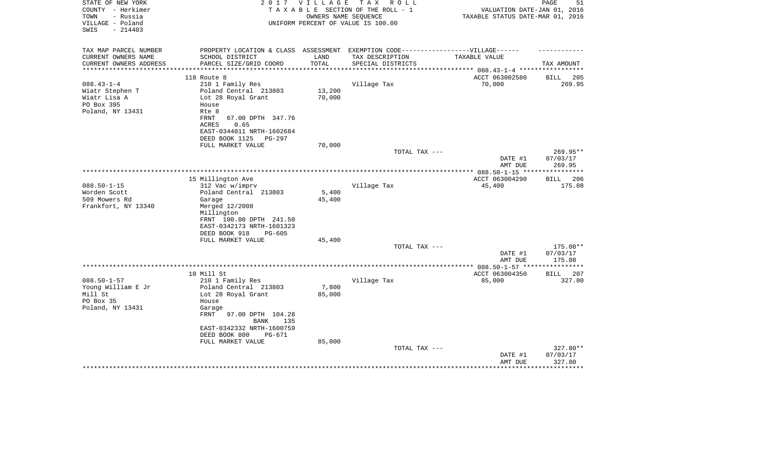STATE OF NEW YORK — 2017 VILLAGE TAX ROLL
COUNTY - Herkimer — TAXABLE SECTION OF THE ROLL - 1 — VALUATION DATE-JAN 01, 2016
TOWN - Russia — OWNERS NAME SEQUENCE — TAXABLE STATUS DATE-MAR 01, 2016
VILLAGE - Poland — UNIFORM PERCENT OF VALUE IS 100.00
SWIS - 214403

| TAX MAP PARCEL NUMBER / CURRENT OWNERS NAME / CURRENT OWNERS ADDRESS | PROPERTY LOCATION & CLASS / SCHOOL DISTRICT / PARCEL SIZE/GRID COORD | ASSESSMENT LAND / TOTAL | EXEMPTION CODE-----VILLAGE------ TAX DESCRIPTION / SPECIAL DISTRICTS | TAXABLE VALUE | TAX AMOUNT |
|---|---|---|---|---|---|
| | 118 Route 8 | | | ACCT 063002580 | BILL 205 |
| 088.43-1-4 | 210 1 Family Res | | Village Tax | 70,000 | 269.95 |
| Wiatr Stephen T | Poland Central 213803 | 13,200 | | | |
| Wiatr Lisa A | Lot 28 Royal Grant | 70,000 | | | |
| PO Box 395 | House | | | | |
| Poland, NY 13431 | Rte 8 | | | | |
| | FRNT 67.00 DPTH 347.76 | | | | |
| | ACRES 0.65 | | | | |
| | EAST-0344011 NRTH-1602684 | | | | |
| | DEED BOOK 1125 PG-297 | | | | |
| | FULL MARKET VALUE | 70,000 | | | |
| | | | TOTAL TAX --- | | 269.95** |
| | | | | DATE #1 | 07/03/17 |
| | | | | AMT DUE | 269.95 |
| | 15 Millington Ave | | | ACCT 063004290 | BILL 206 |
| 088.50-1-15 | 312 Vac w/imprv | | Village Tax | 45,400 | 175.08 |
| Worden Scott | Poland Central 213803 | 5,400 | | | |
| 509 Mowers Rd | Garage | 45,400 | | | |
| Frankfort, NY 13340 | Merged 12/2008 | | | | |
| | Millington | | | | |
| | FRNT 100.00 DPTH 241.50 | | | | |
| | EAST-0342173 NRTH-1601323 | | | | |
| | DEED BOOK 918 PG-605 | | | | |
| | FULL MARKET VALUE | 45,400 | | | |
| | | | TOTAL TAX --- | | 175.08** |
| | | | | DATE #1 | 07/03/17 |
| | | | | AMT DUE | 175.08 |
| | 10 Mill St | | | ACCT 063004350 | BILL 207 |
| 088.50-1-57 | 210 1 Family Res | | Village Tax | 85,000 | 327.80 |
| Young William E Jr | Poland Central 213803 | 7,800 | | | |
| Mill St | Lot 28 Royal Grant | 85,000 | | | |
| PO Box 35 | House | | | | |
| Poland, NY 13431 | Garage | | | | |
| | FRNT 97.00 DPTH 104.28 | | | | |
| | BANK 135 | | | | |
| | EAST-0342332 NRTH-1600759 | | | | |
| | DEED BOOK 800 PG-671 | | | | |
| | FULL MARKET VALUE | 85,000 | | | |
| | | | TOTAL TAX --- | | 327.80** |
| | | | | DATE #1 | 07/03/17 |
| | | | | AMT DUE | 327.80 |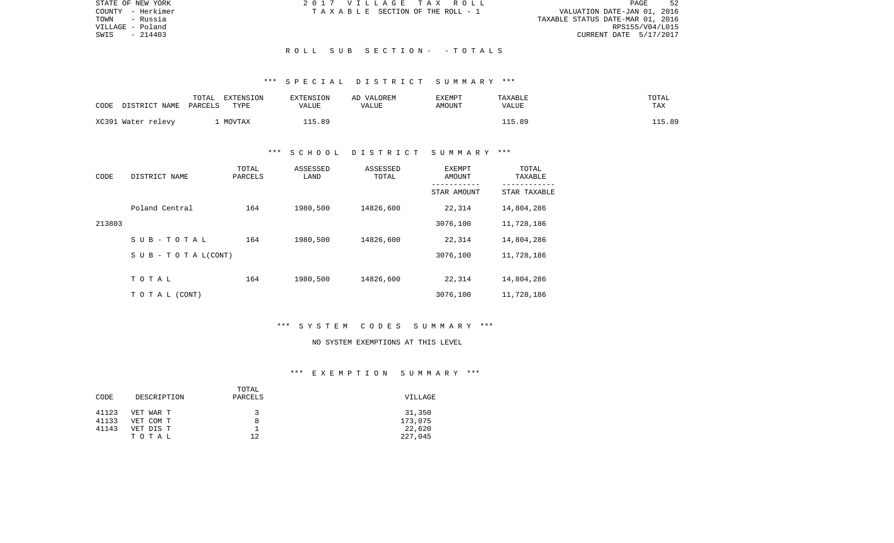STATE OF NEW YORK
COUNTY - Herkimer
TOWN - Russia
VILLAGE - Poland
SWIS - 214403

2 0 1 7 V I L L A G E T A X R O L L
T A X A B L E SECTION OF THE ROLL - 1

VALUATION DATE-JAN 01, 2016
TAXABLE STATUS DATE-MAR 01, 2016
RPS155/V04/L015
CURRENT DATE 5/17/2017

R O L L S U B S E C T I O N - - T O T A L S

*** S P E C I A L D I S T R I C T S U M M A R Y ***

| CODE DISTRICT NAME | TOTAL PARCELS | EXTENSION TYPE | EXTENSION VALUE | AD VALOREM VALUE | EXEMPT AMOUNT | TAXABLE VALUE | TOTAL TAX |
|---|---|---|---|---|---|---|---|
| XC391 Water relevy | 1 | MOVTAX | 115.89 | | | 115.89 | 115.89 |

*** S C H O O L D I S T R I C T S U M M A R Y ***

| CODE | DISTRICT NAME | TOTAL PARCELS | ASSESSED LAND | ASSESSED TOTAL | EXEMPT AMOUNT / STAR AMOUNT | TOTAL TAXABLE / STAR TAXABLE |
|---|---|---|---|---|---|---|
| | Poland Central | 164 | 1980,500 | 14826,600 | 22,314 | 14,804,286 |
| 213803 | | | | | 3076,100 | 11,728,186 |
| | S U B - T O T A L | 164 | 1980,500 | 14826,600 | 22,314 | 14,804,286 |
| | S U B - T O T A L(CONT) | | | | 3076,100 | 11,728,186 |
| | T O T A L | 164 | 1980,500 | 14826,600 | 22,314 | 14,804,286 |
| | T O T A L (CONT) | | | | 3076,100 | 11,728,186 |

*** S Y S T E M C O D E S S U M M A R Y ***

NO SYSTEM EXEMPTIONS AT THIS LEVEL

*** E X E M P T I O N S U M M A R Y ***

| CODE | DESCRIPTION | TOTAL PARCELS | VILLAGE |
|---|---|---|---|
| 41123 | VET WAR T | 3 | 31,350 |
| 41133 | VET COM T | 8 | 173,075 |
| 41143 | VET DIS T | 1 | 22,620 |
| | T O T A L | 12 | 227,045 |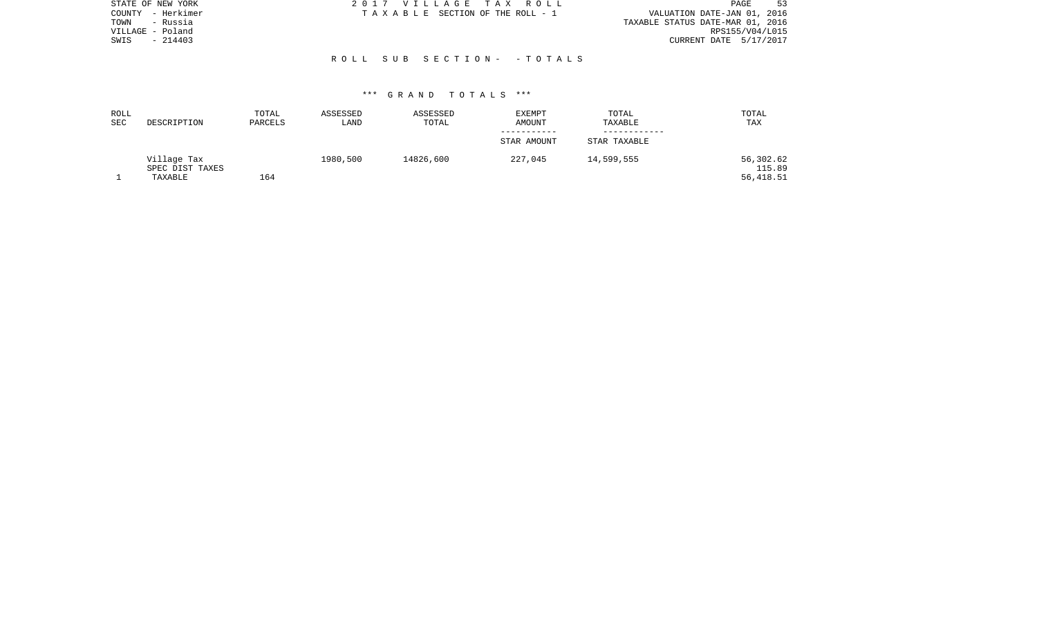STATE OF NEW YORK
COUNTY - Herkimer
TOWN - Russia
VILLAGE - Poland
SWIS - 214403

2 0 1 7 V I L L A G E T A X R O L L
T A X A B L E SECTION OF THE ROLL - 1

VALUATION DATE-JAN 01, 2016
TAXABLE STATUS DATE-MAR 01, 2016
RPS155/V04/L015
CURRENT DATE 5/17/2017

R O L L S U B S E C T I O N - - T O T A L S

*** G R A N D T O T A L S ***

| ROLL SEC | DESCRIPTION | TOTAL PARCELS | ASSESSED LAND | ASSESSED TOTAL | EXEMPT AMOUNT<br>-----------<br>STAR AMOUNT | TOTAL TAXABLE<br>------------<br>STAR TAXABLE | TOTAL TAX |
|---|---|---|---|---|---|---|---|
| | Village Tax | | 1980,500 | 14826,600 | 227,045 | 14,599,555 | 56,302.62 |
| | SPEC DIST TAXES | | | | | | 115.89 |
| 1 | TAXABLE | 164 | | | | | 56,418.51 |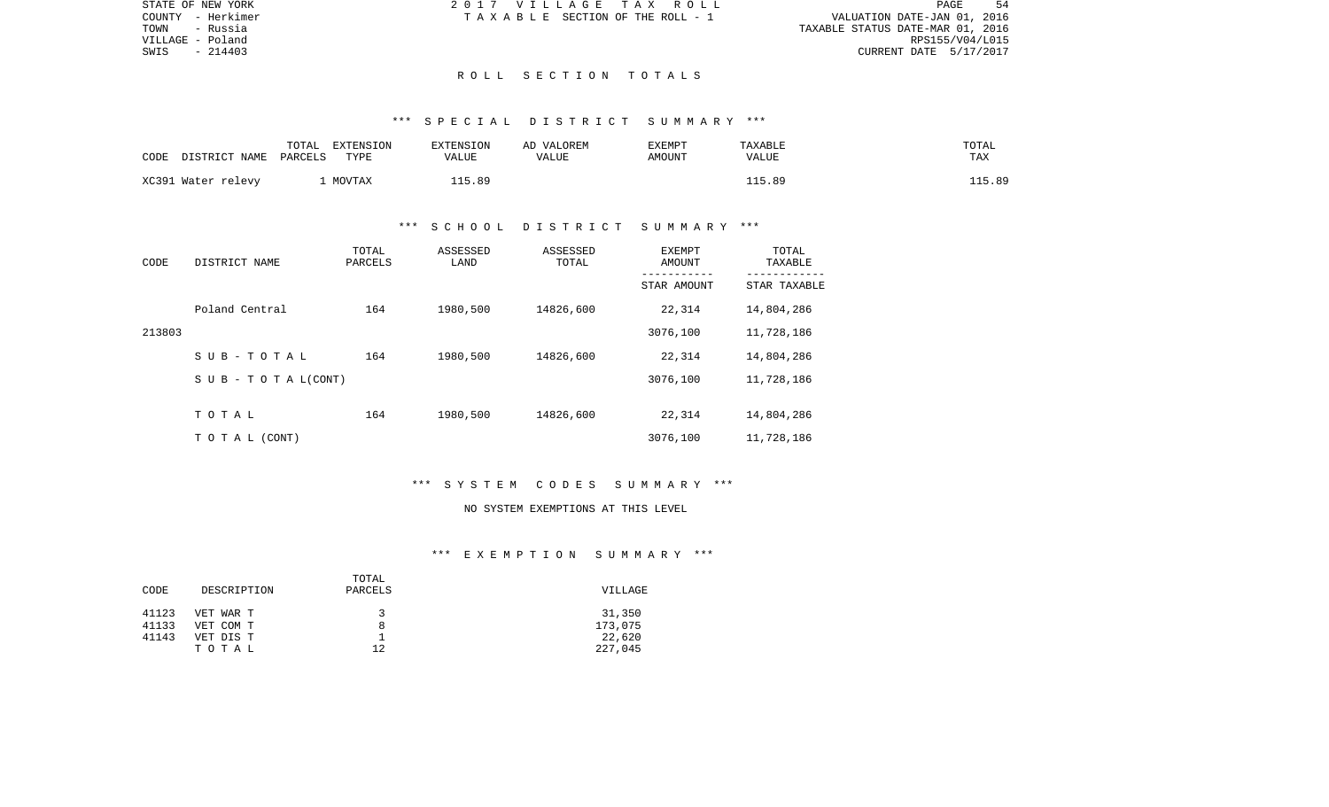STATE OF NEW YORK
COUNTY - Herkimer
TOWN - Russia
VILLAGE - Poland
SWIS - 214403

2 0 1 7 V I L L A G E T A X R O L L
T A X A B L E SECTION OF THE ROLL - 1

VALUATION DATE-JAN 01, 2016
TAXABLE STATUS DATE-MAR 01, 2016
RPS155/V04/L015
CURRENT DATE 5/17/2017

## R O L L S E C T I O N T O T A L S

### *** S P E C I A L D I S T R I C T S U M M A R Y ***

| CODE DISTRICT NAME | TOTAL PARCELS | EXTENSION TYPE | EXTENSION VALUE | AD VALOREM VALUE | EXEMPT AMOUNT | TAXABLE VALUE | TOTAL TAX |
|---|---|---|---|---|---|---|---|
| XC391 Water relevy | 1 | MOVTAX | 115.89 | | | 115.89 | 115.89 |

### *** S C H O O L D I S T R I C T S U M M A R Y ***

| CODE | DISTRICT NAME | TOTAL PARCELS | ASSESSED LAND | ASSESSED TOTAL | EXEMPT AMOUNT / STAR AMOUNT | TOTAL TAXABLE / STAR TAXABLE |
|---|---|---|---|---|---|---|
| | Poland Central | 164 | 1980,500 | 14826,600 | 22,314 | 14,804,286 |
| 213803 | | | | | 3076,100 | 11,728,186 |
| | S U B - T O T A L | 164 | 1980,500 | 14826,600 | 22,314 | 14,804,286 |
| | S U B - T O T A L(CONT) | | | | 3076,100 | 11,728,186 |
| | T O T A L | 164 | 1980,500 | 14826,600 | 22,314 | 14,804,286 |
| | T O T A L (CONT) | | | | 3076,100 | 11,728,186 |

### *** S Y S T E M C O D E S S U M M A R Y ***

NO SYSTEM EXEMPTIONS AT THIS LEVEL

### *** E X E M P T I O N S U M M A R Y ***

| CODE | DESCRIPTION | TOTAL PARCELS | VILLAGE |
|---|---|---|---|
| 41123 | VET WAR T | 3 | 31,350 |
| 41133 | VET COM T | 8 | 173,075 |
| 41143 | VET DIS T | 1 | 22,620 |
| | T O T A L | 12 | 227,045 |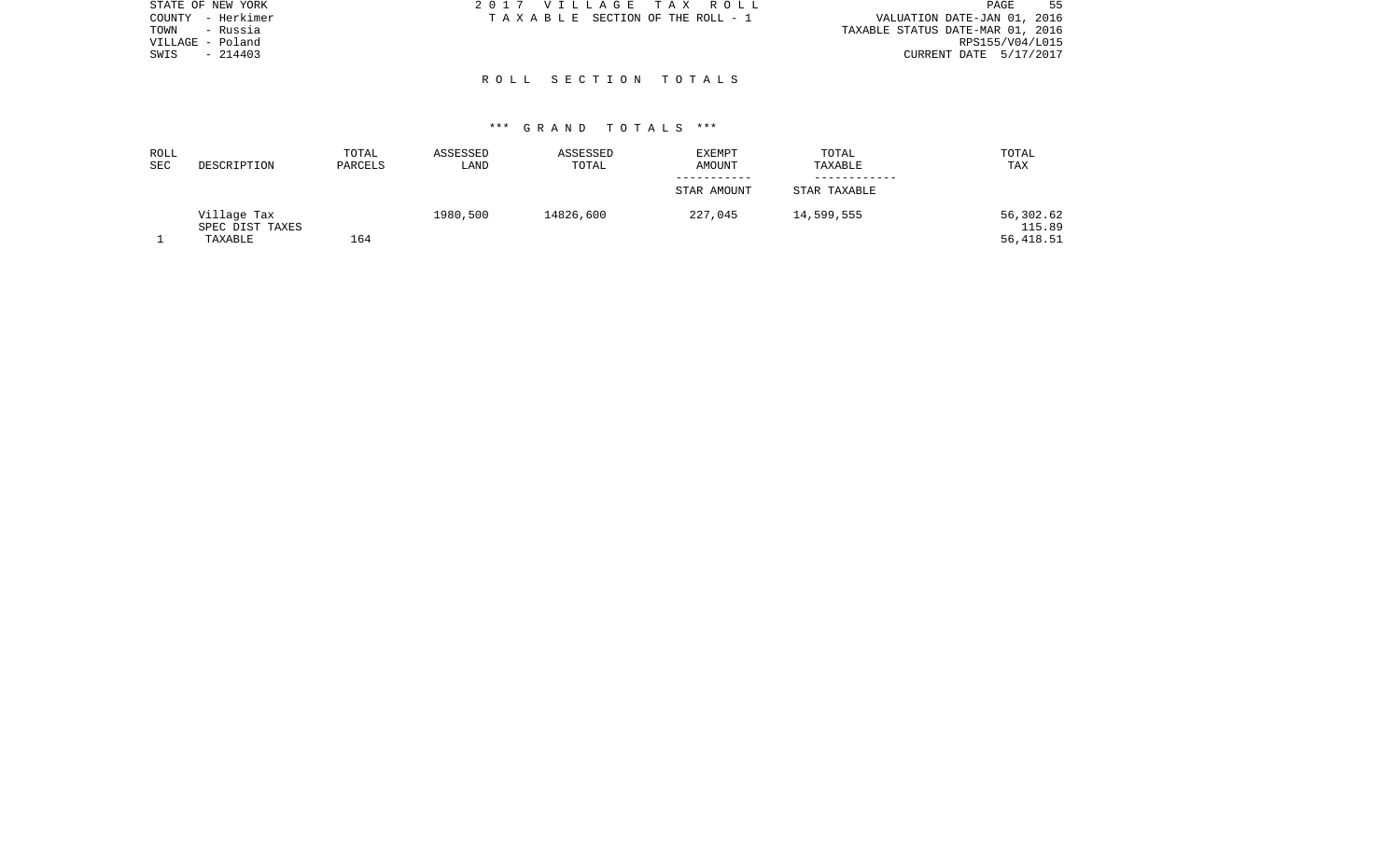STATE OF NEW YORK
COUNTY - Herkimer
TOWN - Russia
VILLAGE - Poland
SWIS - 214403

2 0 1 7 V I L L A G E T A X R O L L
T A X A B L E SECTION OF THE ROLL - 1

VALUATION DATE-JAN 01, 2016
TAXABLE STATUS DATE-MAR 01, 2016
RPS155/V04/L015
CURRENT DATE 5/17/2017

## R O L L S E C T I O N T O T A L S

### *** G R A N D T O T A L S ***

| ROLL SEC | DESCRIPTION | TOTAL PARCELS | ASSESSED LAND | ASSESSED TOTAL | EXEMPT AMOUNT<br>-----------<br>STAR AMOUNT | TOTAL TAXABLE<br>------------<br>STAR TAXABLE | TOTAL TAX |
|---|---|---|---|---|---|---|---|
| | Village Tax | | 1980,500 | 14826,600 | 227,045 | 14,599,555 | 56,302.62 |
| | SPEC DIST TAXES | | | | | | 115.89 |
| 1 | TAXABLE | 164 | | | | | 56,418.51 |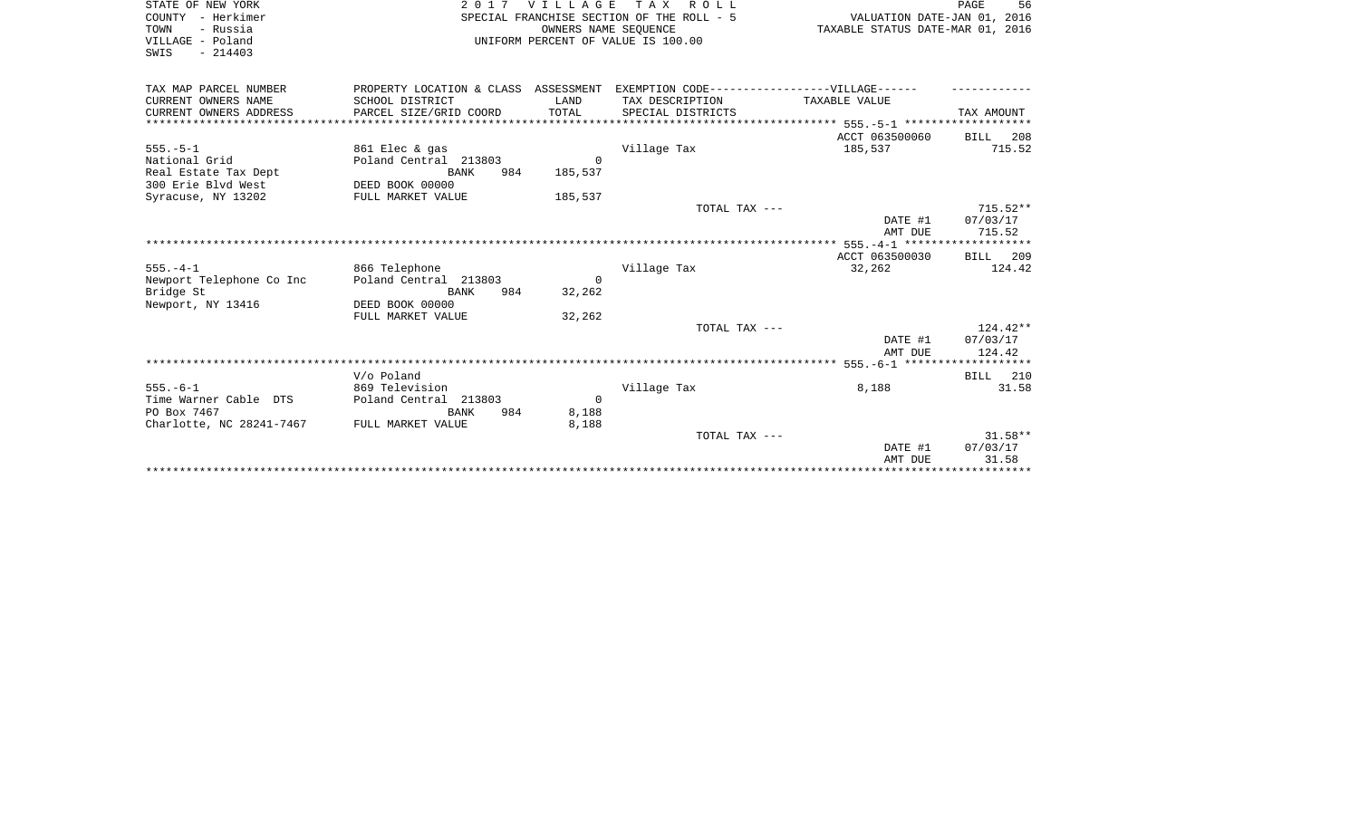STATE OF NEW YORK
COUNTY - Herkimer
TOWN - Russia
VILLAGE - Poland
SWIS - 214403

2 0 1 7 V I L L A G E T A X R O L L
SPECIAL FRANCHISE SECTION OF THE ROLL - 5
OWNERS NAME SEQUENCE
UNIFORM PERCENT OF VALUE IS 100.00

VALUATION DATE-JAN 01, 2016
TAXABLE STATUS DATE-MAR 01, 2016

| TAX MAP PARCEL NUMBER<br>CURRENT OWNERS NAME<br>CURRENT OWNERS ADDRESS | PROPERTY LOCATION & CLASS<br>SCHOOL DISTRICT<br>PARCEL SIZE/GRID COORD | ASSESSMENT<br>LAND<br>TOTAL | EXEMPTION CODE------VILLAGE------<br>TAX DESCRIPTION<br>SPECIAL DISTRICTS | TAXABLE VALUE | TAX AMOUNT |
|---|---|---|---|---|---|
| 555.-5-1 | | | | ACCT 063500060 | BILL 208 |
| 555.-5-1 | 861 Elec & gas | | Village Tax | 185,537 | 715.52 |
| National Grid | Poland Central 213803 | 0 | | | |
| Real Estate Tax Dept | BANK 984 | 185,537 | | | |
| 300 Erie Blvd West | DEED BOOK 00000 | | | | |
| Syracuse, NY 13202 | FULL MARKET VALUE | 185,537 | | | |
| | | | TOTAL TAX --- | | 715.52** |
| | | | | DATE #1 | 07/03/17 |
| | | | | AMT DUE | 715.52 |
| 555.-4-1 | | | | ACCT 063500030 | BILL 209 |
| 555.-4-1 | 866 Telephone | | Village Tax | 32,262 | 124.42 |
| Newport Telephone Co Inc | Poland Central 213803 | 0 | | | |
| Bridge St | BANK 984 | 32,262 | | | |
| Newport, NY 13416 | DEED BOOK 00000 | | | | |
| | FULL MARKET VALUE | 32,262 | | | |
| | | | TOTAL TAX --- | | 124.42** |
| | | | | DATE #1 | 07/03/17 |
| | | | | AMT DUE | 124.42 |
| 555.-6-1 | V/o Poland | | | | BILL 210 |
| 555.-6-1 | 869 Television | | Village Tax | 8,188 | 31.58 |
| Time Warner Cable DTS | Poland Central 213803 | 0 | | | |
| PO Box 7467 | BANK 984 | 8,188 | | | |
| Charlotte, NC 28241-7467 | FULL MARKET VALUE | 8,188 | | | |
| | | | TOTAL TAX --- | | 31.58** |
| | | | | DATE #1 | 07/03/17 |
| | | | | AMT DUE | 31.58 |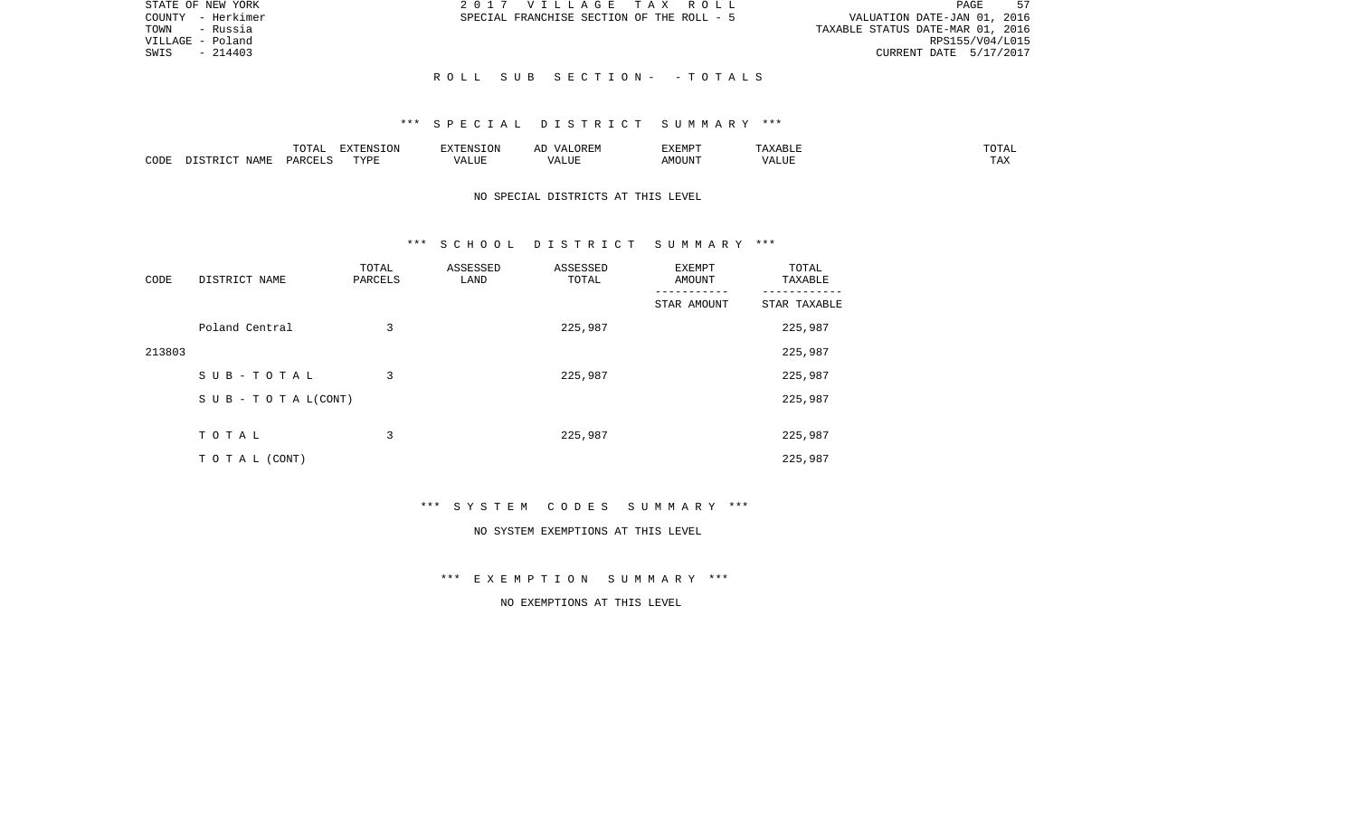STATE OF NEW YORK
COUNTY - Herkimer
TOWN - Russia
VILLAGE - Poland
SWIS - 214403

2 0 1 7 V I L L A G E T A X R O L L
SPECIAL FRANCHISE SECTION OF THE ROLL - 5

VALUATION DATE-JAN 01, 2016
TAXABLE STATUS DATE-MAR 01, 2016
RPS155/V04/L015
CURRENT DATE 5/17/2017

## R O L L S U B S E C T I O N - - T O T A L S

### *** S P E C I A L D I S T R I C T S U M M A R Y ***

| CODE | DISTRICT NAME | TOTAL PARCELS | EXTENSION TYPE | EXTENSION VALUE | AD VALOREM VALUE | EXEMPT AMOUNT | TAXABLE VALUE | TOTAL TAX |
|---|---|---|---|---|---|---|---|---|

NO SPECIAL DISTRICTS AT THIS LEVEL

### *** S C H O O L D I S T R I C T S U M M A R Y ***

| CODE | DISTRICT NAME | TOTAL PARCELS | ASSESSED LAND | ASSESSED TOTAL | EXEMPT AMOUNT<br>-----------<br>STAR AMOUNT | TOTAL TAXABLE<br>------------<br>STAR TAXABLE |
|---|---|---|---|---|---|---|
| 213803 | Poland Central | 3 | | 225,987 | | 225,987<br>225,987 |
| | S U B - T O T A L | 3 | | 225,987 | | 225,987 |
| | S U B - T O T A L(CONT) | | | | | 225,987 |
| | T O T A L | 3 | | 225,987 | | 225,987 |
| | T O T A L (CONT) | | | | | 225,987 |

### *** S Y S T E M C O D E S S U M M A R Y ***

NO SYSTEM EXEMPTIONS AT THIS LEVEL

### *** E X E M P T I O N S U M M A R Y ***

NO EXEMPTIONS AT THIS LEVEL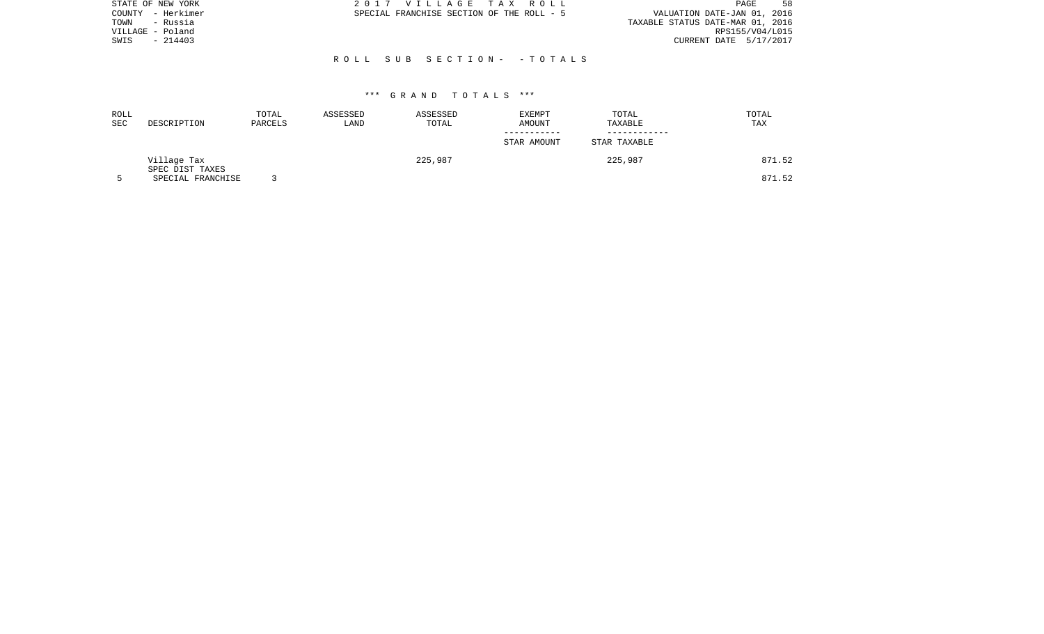STATE OF NEW YORK
COUNTY - Herkimer
TOWN - Russia
VILLAGE - Poland
SWIS - 214403

2 0 1 7 V I L L A G E T A X R O L L
SPECIAL FRANCHISE SECTION OF THE ROLL - 5

VALUATION DATE-JAN 01, 2016
TAXABLE STATUS DATE-MAR 01, 2016
RPS155/V04/L015
CURRENT DATE 5/17/2017

R O L L S U B S E C T I O N - - T O T A L S

*** G R A N D T O T A L S ***

| ROLL SEC | DESCRIPTION | TOTAL PARCELS | ASSESSED LAND | ASSESSED TOTAL | EXEMPT AMOUNT / STAR AMOUNT | TOTAL TAXABLE / STAR TAXABLE | TOTAL TAX |
|---|---|---|---|---|---|---|---|
| | Village Tax | | | 225,987 | | 225,987 | 871.52 |
| | SPEC DIST TAXES | | | | | | |
| 5 | SPECIAL FRANCHISE | 3 | | | | | 871.52 |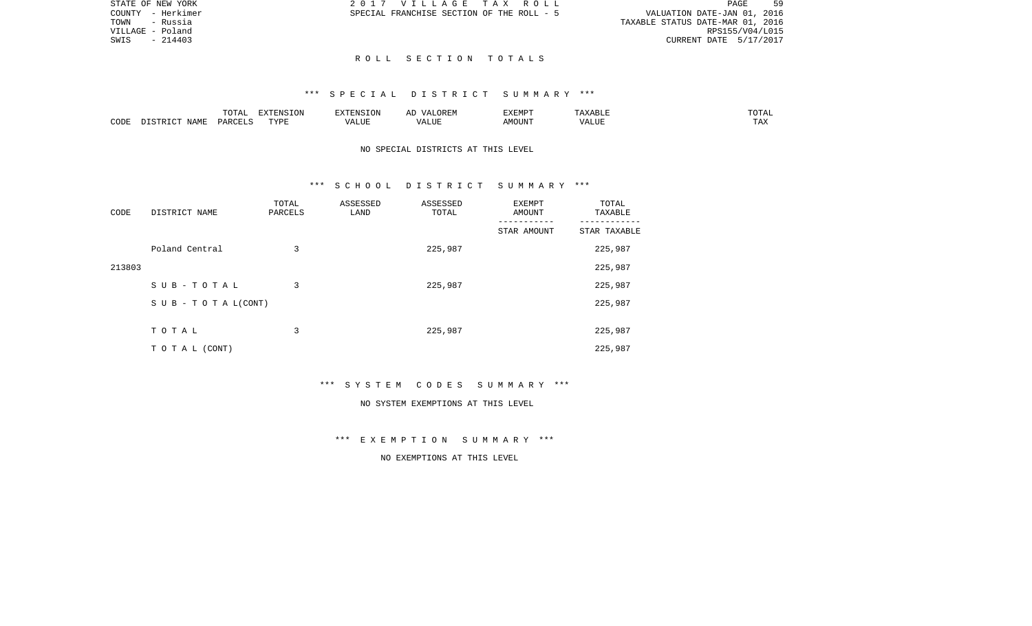STATE OF NEW YORK
COUNTY - Herkimer
TOWN - Russia
VILLAGE - Poland
SWIS - 214403

2 0 1 7 V I L L A G E T A X R O L L
SPECIAL FRANCHISE SECTION OF THE ROLL - 5

VALUATION DATE-JAN 01, 2016
TAXABLE STATUS DATE-MAR 01, 2016
RPS155/V04/L015
CURRENT DATE 5/17/2017

## R O L L S E C T I O N T O T A L S

### *** S P E C I A L D I S T R I C T S U M M A R Y ***

| CODE | DISTRICT NAME | TOTAL PARCELS | EXTENSION TYPE | EXTENSION VALUE | AD VALOREM VALUE | EXEMPT AMOUNT | TAXABLE VALUE | TOTAL TAX |
|---|---|---|---|---|---|---|---|---|

NO SPECIAL DISTRICTS AT THIS LEVEL

### *** S C H O O L D I S T R I C T S U M M A R Y ***

| CODE | DISTRICT NAME | TOTAL PARCELS | ASSESSED LAND | ASSESSED TOTAL | EXEMPT AMOUNT<br>-----------<br>STAR AMOUNT | TOTAL TAXABLE<br>------------<br>STAR TAXABLE |
|---|---|---|---|---|---|---|
| | Poland Central | 3 | | 225,987 | | 225,987 |
| 213803 | | | | | | 225,987 |
| | S U B - T O T A L | 3 | | 225,987 | | 225,987 |
| | S U B - T O T A L(CONT) | | | | | 225,987 |
| | T O T A L | 3 | | 225,987 | | 225,987 |
| | T O T A L (CONT) | | | | | 225,987 |

### *** S Y S T E M C O D E S S U M M A R Y ***

NO SYSTEM EXEMPTIONS AT THIS LEVEL

### *** E X E M P T I O N S U M M A R Y ***

NO EXEMPTIONS AT THIS LEVEL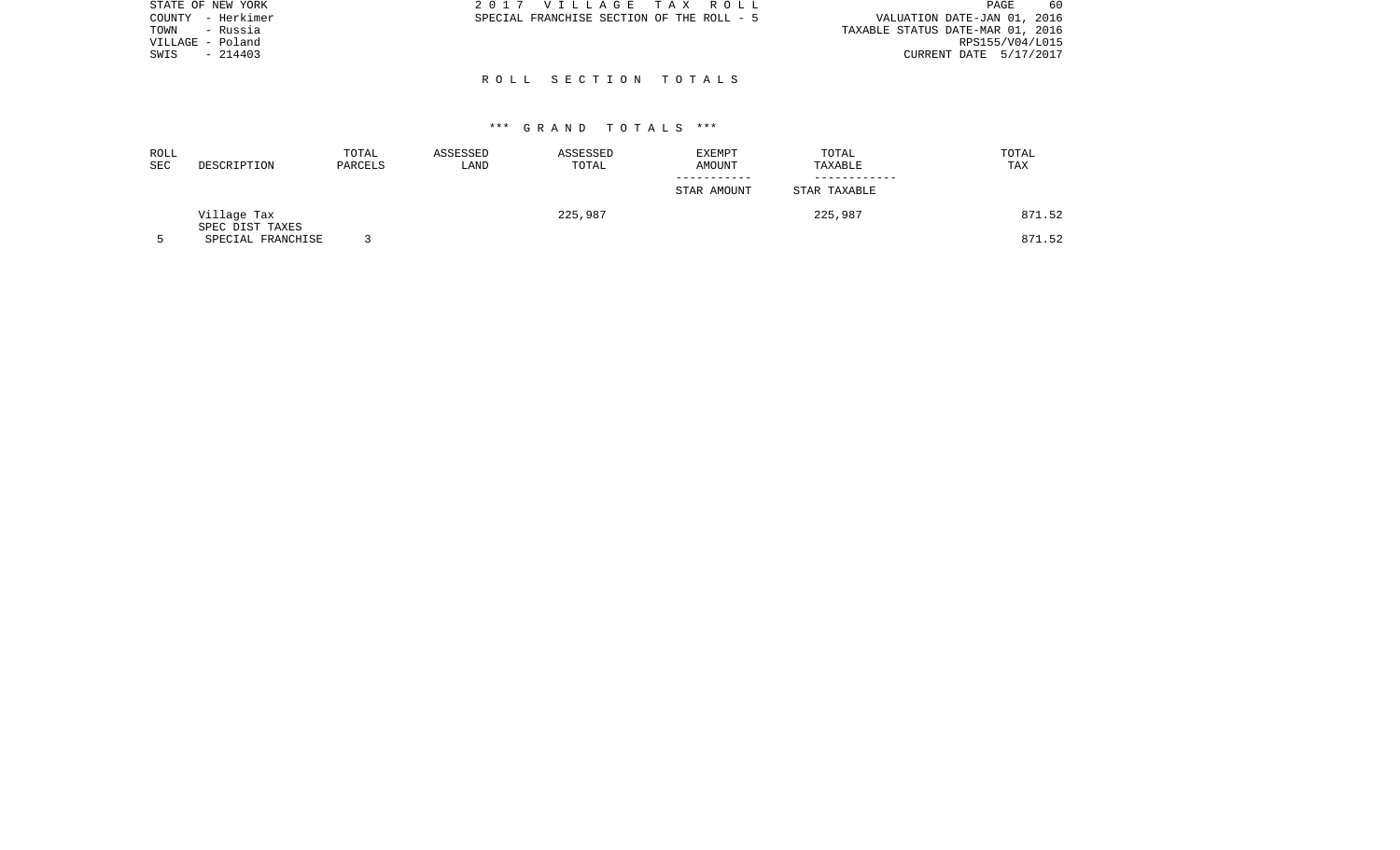STATE OF NEW YORK
COUNTY - Herkimer
TOWN - Russia
VILLAGE - Poland
SWIS - 214403

2 0 1 7 V I L L A G E T A X R O L L
SPECIAL FRANCHISE SECTION OF THE ROLL - 5

VALUATION DATE-JAN 01, 2016
TAXABLE STATUS DATE-MAR 01, 2016
RPS155/V04/L015
CURRENT DATE 5/17/2017

## R O L L S E C T I O N T O T A L S

### *** G R A N D T O T A L S ***

| ROLL SEC | DESCRIPTION | TOTAL PARCELS | ASSESSED LAND | ASSESSED TOTAL | EXEMPT AMOUNT / STAR AMOUNT | TOTAL TAXABLE / STAR TAXABLE | TOTAL TAX |
|---|---|---|---|---|---|---|---|
| | Village Tax | | | 225,987 | | 225,987 | 871.52 |
| | SPEC DIST TAXES | | | | | | |
| 5 | SPECIAL FRANCHISE | 3 | | | | | 871.52 |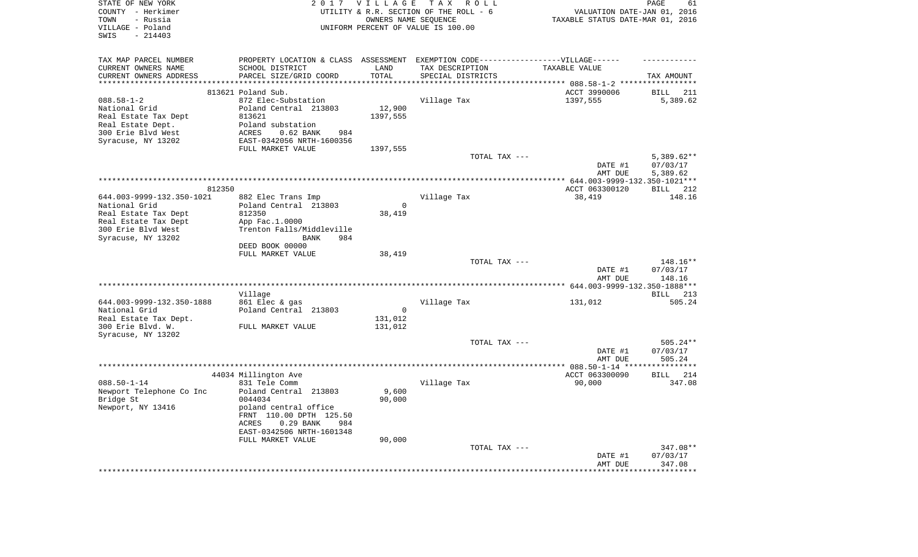STATE OF NEW YORK
COUNTY - Herkimer
TOWN - Russia
VILLAGE - Poland
SWIS - 214403

2 0 1 7 V I L L A G E T A X R O L L
UTILITY & R.R. SECTION OF THE ROLL - 6
OWNERS NAME SEQUENCE
UNIFORM PERCENT OF VALUE IS 100.00

VALUATION DATE-JAN 01, 2016
TAXABLE STATUS DATE-MAR 01, 2016

| TAX MAP PARCEL NUMBER / CURRENT OWNERS NAME / CURRENT OWNERS ADDRESS | PROPERTY LOCATION & CLASS / SCHOOL DISTRICT / PARCEL SIZE/GRID COORD | ASSESSMENT LAND / TOTAL | EXEMPTION CODE-----VILLAGE------ TAX DESCRIPTION / SPECIAL DISTRICTS | TAXABLE VALUE | TAX AMOUNT |
|---|---|---|---|---|---|
| 088.58-1-2 | 813621 Poland Sub. | | | ACCT 3990006 | BILL 211 |
| National Grid | 872 Elec-Substation | 12,900 | Village Tax | 1397,555 | 5,389.62 |
| Real Estate Tax Dept | Poland Central 213803 | 1397,555 | | | |
| Real Estate Dept. | 813621 | | | | |
| 300 Erie Blvd West | Poland substation | | | | |
| Syracuse, NY 13202 | ACRES 0.62 BANK 984 | | | | |
| | EAST-0342056 NRTH-1600356 | | | | |
| | FULL MARKET VALUE | 1397,555 | | | |
| | | | TOTAL TAX --- | | 5,389.62** |
| | | | | DATE #1 | 07/03/17 |
| | | | | AMT DUE | 5,389.62 |
| 644.003-9999-132.350-1021 | 812350 | | | ACCT 063300120 | BILL 212 |
| National Grid | 882 Elec Trans Imp | 0 | Village Tax | 38,419 | 148.16 |
| Real Estate Tax Dept | Poland Central 213803 | 38,419 | | | |
| Real Estate Tax Dept | 812350 | | | | |
| 300 Erie Blvd West | App Fac.1.0000 | | | | |
| Syracuse, NY 13202 | Trenton Falls/Middleville | | | | |
| | BANK 984 | | | | |
| | DEED BOOK 00000 | | | | |
| | FULL MARKET VALUE | 38,419 | | | |
| | | | TOTAL TAX --- | | 148.16** |
| | | | | DATE #1 | 07/03/17 |
| | | | | AMT DUE | 148.16 |
| 644.003-9999-132.350-1888 | Village | | | | BILL 213 |
| National Grid | 861 Elec & gas | 0 | Village Tax | 131,012 | 505.24 |
| Real Estate Tax Dept. | Poland Central 213803 | 131,012 | | | |
| 300 Erie Blvd. W. | FULL MARKET VALUE | 131,012 | | | |
| Syracuse, NY 13202 | | | | | |
| | | | TOTAL TAX --- | | 505.24** |
| | | | | DATE #1 | 07/03/17 |
| | | | | AMT DUE | 505.24 |
| 088.50-1-14 | 44034 Millington Ave | | | ACCT 063300090 | BILL 214 |
| Newport Telephone Co Inc | 831 Tele Comm | 9,600 | Village Tax | 90,000 | 347.08 |
| Bridge St | Poland Central 213803 | 90,000 | | | |
| Newport, NY 13416 | 0044034 | | | | |
| | poland central office | | | | |
| | FRNT 110.00 DPTH 125.50 | | | | |
| | ACRES 0.29 BANK 984 | | | | |
| | EAST-0342506 NRTH-1601348 | | | | |
| | FULL MARKET VALUE | 90,000 | | | |
| | | | TOTAL TAX --- | | 347.08** |
| | | | | DATE #1 | 07/03/17 |
| | | | | AMT DUE | 347.08 |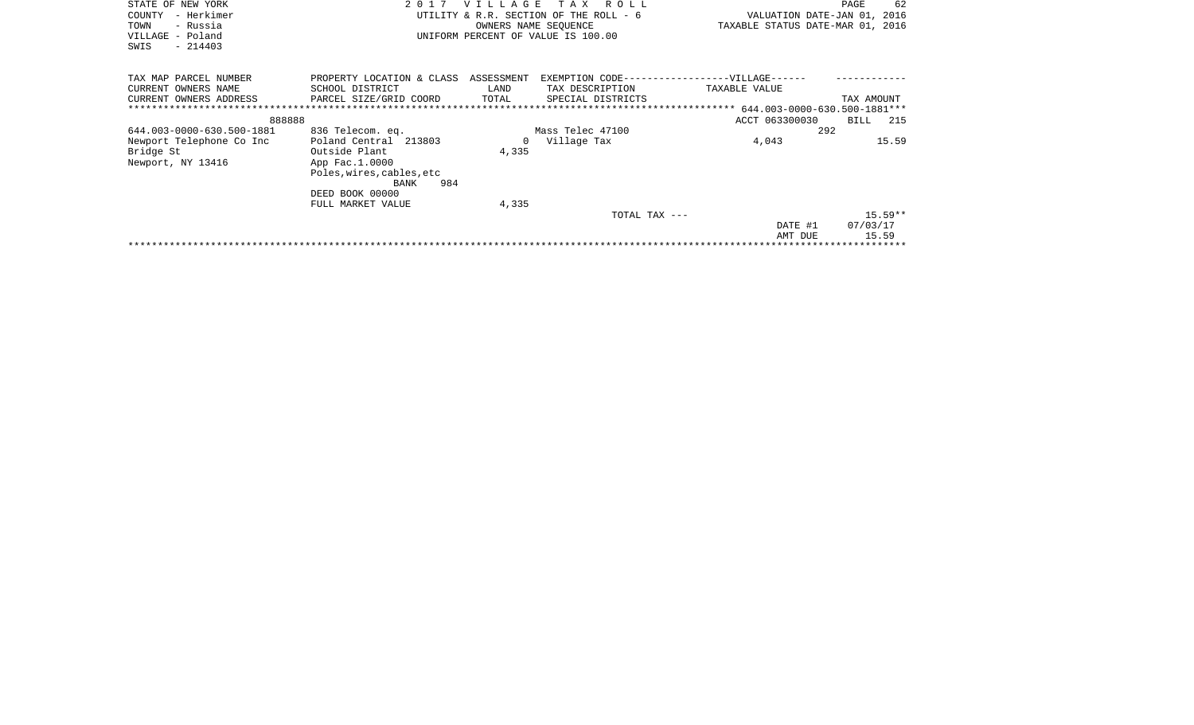STATE OF NEW YORK
COUNTY - Herkimer
TOWN - Russia
VILLAGE - Poland
SWIS - 214403

2 0 1 7 V I L L A G E T A X R O L L
UTILITY & R.R. SECTION OF THE ROLL - 6
OWNERS NAME SEQUENCE
UNIFORM PERCENT OF VALUE IS 100.00

VALUATION DATE-JAN 01, 2016
TAXABLE STATUS DATE-MAR 01, 2016

| TAX MAP PARCEL NUMBER / CURRENT OWNERS NAME / CURRENT OWNERS ADDRESS | PROPERTY LOCATION & CLASS / SCHOOL DISTRICT / PARCEL SIZE/GRID COORD | ASSESSMENT LAND / TOTAL | EXEMPTION CODE-----VILLAGE------ / TAX DESCRIPTION / SPECIAL DISTRICTS | TAXABLE VALUE | TAX AMOUNT |
|---|---|---|---|---|---|
| 888888 | | | | ACCT 063300030 | BILL 215 |
| 644.003-0000-630.500-1881 | 836 Telecom. eq. | | Mass Telec 47100 | 292 | |
| Newport Telephone Co Inc | Poland Central 213803 | 0 | Village Tax | 4,043 | 15.59 |
| Bridge St | Outside Plant | 4,335 | | | |
| Newport, NY 13416 | App Fac.1.0000 | | | | |
| | Poles,wires,cables,etc | | | | |
| | BANK 984 | | | | |
| | DEED BOOK 00000 | | | | |
| | FULL MARKET VALUE | 4,335 | | | |
| | | | TOTAL TAX --- | | 15.59** |
| | | | | DATE #1 | 07/03/17 |
| | | | | AMT DUE | 15.59 |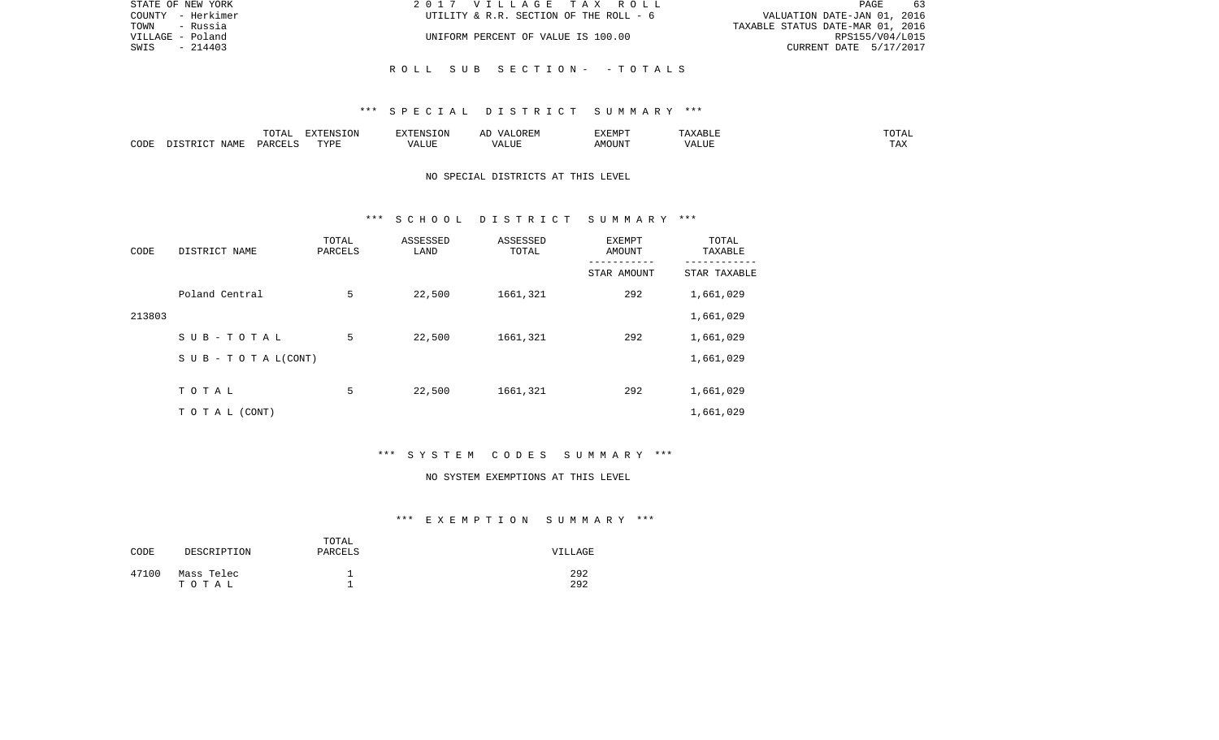STATE OF NEW YORK | 2017 VILLAGE TAX ROLL
COUNTY - Herkimer | UTILITY & R.R. SECTION OF THE ROLL - 6 | VALUATION DATE-JAN 01, 2016
TOWN - Russia | TAXABLE STATUS DATE-MAR 01, 2016
VILLAGE - Poland | UNIFORM PERCENT OF VALUE IS 100.00 | RPS155/V04/L015
SWIS - 214403 | CURRENT DATE 5/17/2017

## ROLL SUB SECTION- - TOTALS

### *** SPECIAL DISTRICT SUMMARY ***

| CODE | DISTRICT NAME | TOTAL PARCELS | EXTENSION TYPE | EXTENSION VALUE | AD VALOREM VALUE | EXEMPT AMOUNT | TAXABLE VALUE | TOTAL TAX |
|---|---|---|---|---|---|---|---|---|

NO SPECIAL DISTRICTS AT THIS LEVEL

### *** SCHOOL DISTRICT SUMMARY ***

| CODE | DISTRICT NAME | TOTAL PARCELS | ASSESSED LAND | ASSESSED TOTAL | EXEMPT AMOUNT / STAR AMOUNT | TOTAL TAXABLE / STAR TAXABLE |
|---|---|---|---|---|---|---|
| | Poland Central | 5 | 22,500 | 1661,321 | 292 | 1,661,029 |
| 213803 | | | | | | 1,661,029 |
| | SUB-TOTAL | 5 | 22,500 | 1661,321 | 292 | 1,661,029 |
| | SUB - TOTAL(CONT) | | | | | 1,661,029 |
| | TOTAL | 5 | 22,500 | 1661,321 | 292 | 1,661,029 |
| | TOTAL (CONT) | | | | | 1,661,029 |

### *** SYSTEM CODES SUMMARY ***

NO SYSTEM EXEMPTIONS AT THIS LEVEL

### *** EXEMPTION SUMMARY ***

| CODE | DESCRIPTION | TOTAL PARCELS | VILLAGE |
|---|---|---|---|
| 47100 | Mass Telec | 1 | 292 |
| | TOTAL | 1 | 292 |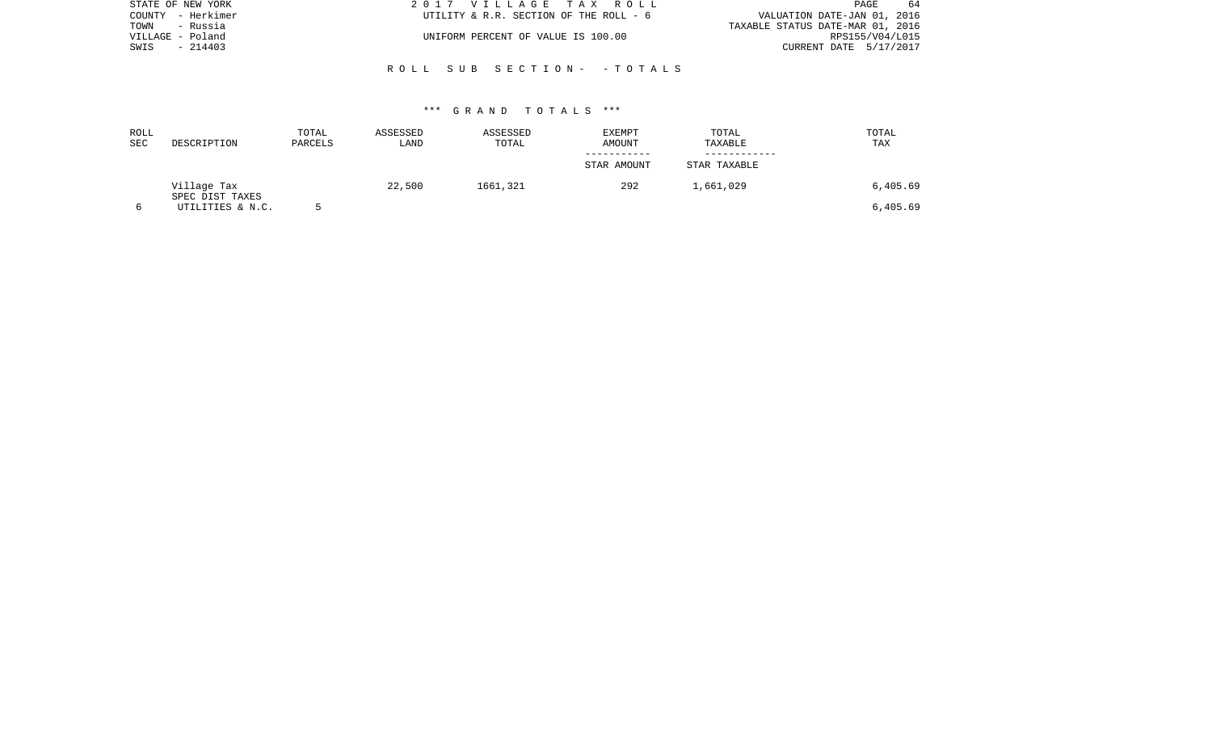STATE OF NEW YORK
COUNTY - Herkimer
TOWN - Russia
VILLAGE - Poland
SWIS - 214403

2 0 1 7 V I L L A G E T A X R O L L
UTILITY & R.R. SECTION OF THE ROLL - 6

UNIFORM PERCENT OF VALUE IS 100.00

VALUATION DATE-JAN 01, 2016
TAXABLE STATUS DATE-MAR 01, 2016
RPS155/V04/L015
CURRENT DATE 5/17/2017

R O L L S U B S E C T I O N - - T O T A L S

*** G R A N D T O T A L S ***

| ROLL SEC | DESCRIPTION | TOTAL PARCELS | ASSESSED LAND | ASSESSED TOTAL | EXEMPT AMOUNT / STAR AMOUNT | TOTAL TAXABLE / STAR TAXABLE | TOTAL TAX |
|---|---|---|---|---|---|---|---|
| | Village Tax | | 22,500 | 1661,321 | 292 | 1,661,029 | 6,405.69 |
| | SPEC DIST TAXES | | | | | | |
| 6 | UTILITIES & N.C. | 5 | | | | | 6,405.69 |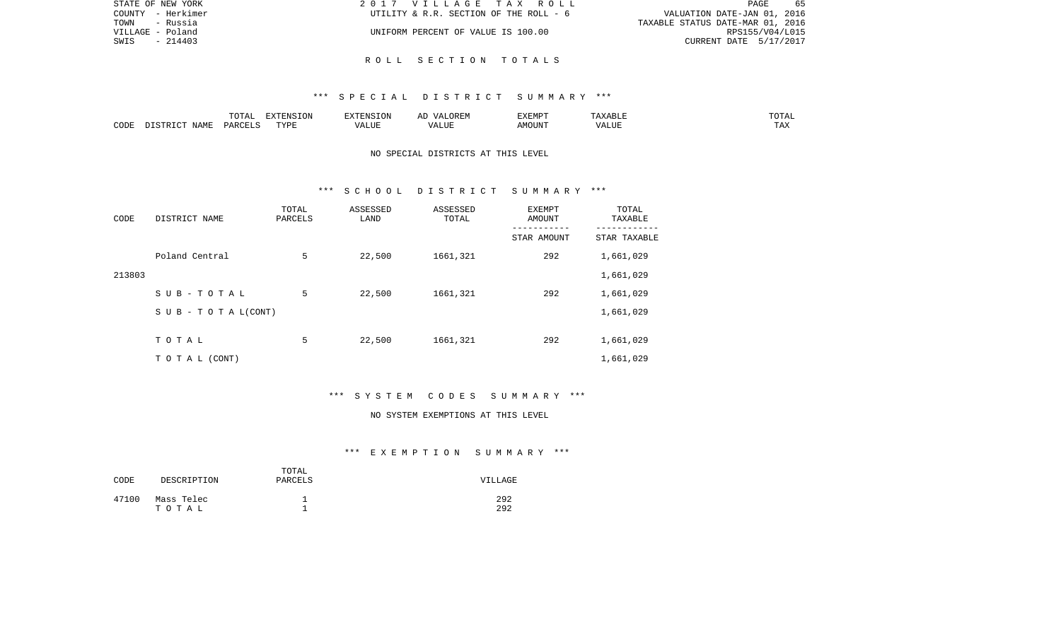# R O L L   S E C T I O N   T O T A L S

## *** S P E C I A L   D I S T R I C T   S U M M A R Y ***

| CODE | DISTRICT NAME | TOTAL PARCELS | EXTENSION TYPE | EXTENSION VALUE | AD VALOREM VALUE | EXEMPT AMOUNT | TAXABLE VALUE | TOTAL TAX |
|---|---|---|---|---|---|---|---|---|

NO SPECIAL DISTRICTS AT THIS LEVEL

## *** S C H O O L   D I S T R I C T   S U M M A R Y ***

| CODE | DISTRICT NAME | TOTAL PARCELS | ASSESSED LAND | ASSESSED TOTAL | EXEMPT AMOUNT / STAR AMOUNT | TOTAL TAXABLE / STAR TAXABLE |
|---|---|---|---|---|---|---|
| | Poland Central | 5 | 22,500 | 1661,321 | 292 | 1,661,029 |
| 213803 | | | | | | 1,661,029 |
| | S U B - T O T A L | 5 | 22,500 | 1661,321 | 292 | 1,661,029 |
| | S U B - T O T A L(CONT) | | | | | 1,661,029 |
| | T O T A L | 5 | 22,500 | 1661,321 | 292 | 1,661,029 |
| | T O T A L (CONT) | | | | | 1,661,029 |

## *** S Y S T E M   C O D E S   S U M M A R Y ***

NO SYSTEM EXEMPTIONS AT THIS LEVEL

## *** E X E M P T I O N   S U M M A R Y ***

| CODE | DESCRIPTION | TOTAL PARCELS | VILLAGE |
|---|---|---|---|
| 47100 | Mass Telec | 1 | 292 |
| | T O T A L | 1 | 292 |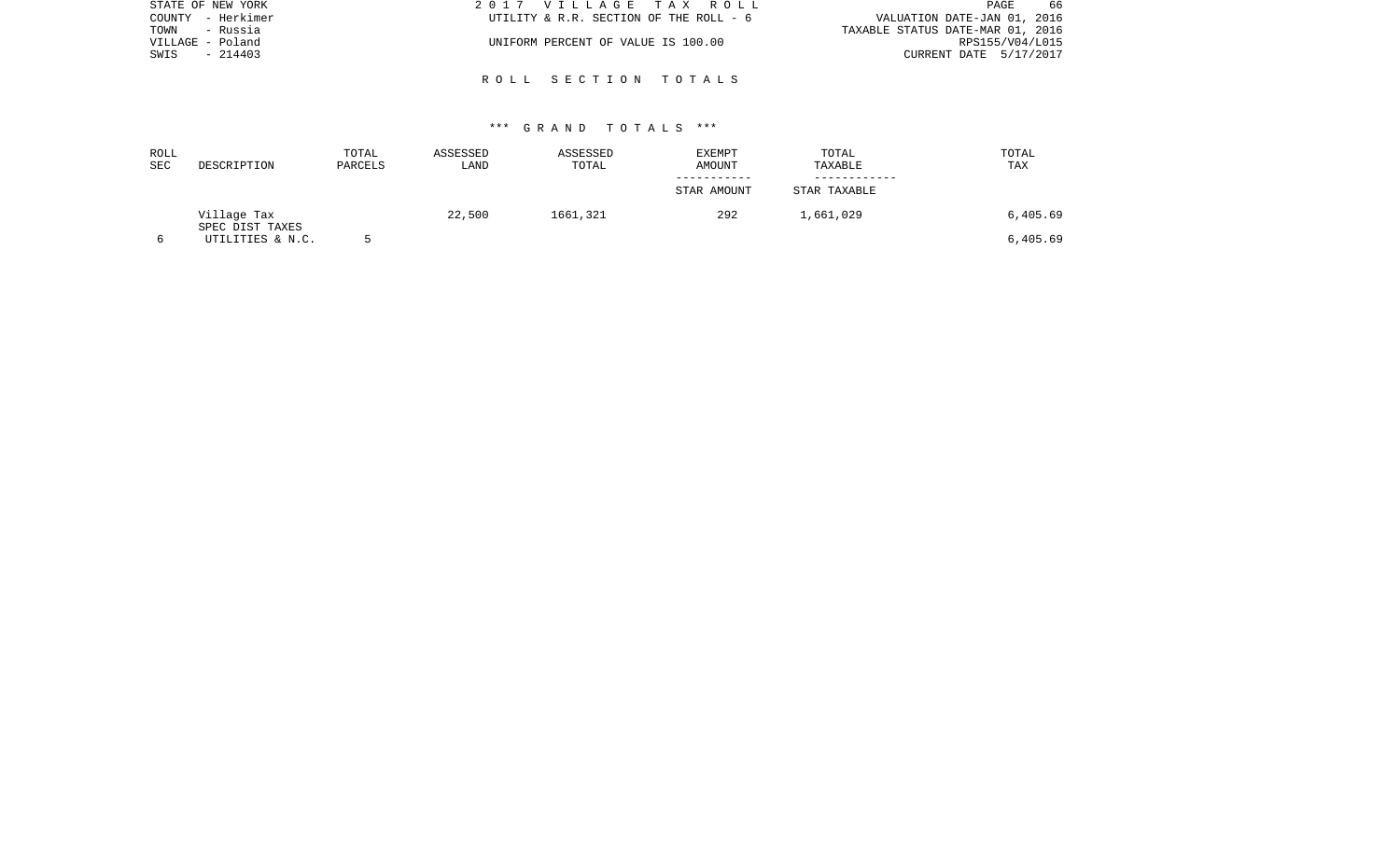STATE OF NEW YORK
COUNTY - Herkimer
TOWN - Russia
VILLAGE - Poland
SWIS - 214403

2017 VILLAGE TAX ROLL
UTILITY & R.R. SECTION OF THE ROLL - 6

UNIFORM PERCENT OF VALUE IS 100.00

VALUATION DATE-JAN 01, 2016
TAXABLE STATUS DATE-MAR 01, 2016
RPS155/V04/L015
CURRENT DATE 5/17/2017

## ROLL SECTION TOTALS

### *** GRAND TOTALS ***

| ROLL SEC | DESCRIPTION | TOTAL PARCELS | ASSESSED LAND | ASSESSED TOTAL | EXEMPT AMOUNT / STAR AMOUNT | TOTAL TAXABLE / STAR TAXABLE | TOTAL TAX |
|---|---|---|---|---|---|---|---|
| | Village Tax | | 22,500 | 1661,321 | 292 | 1,661,029 | 6,405.69 |
| | SPEC DIST TAXES | | | | | | |
| 6 | UTILITIES & N.C. | 5 | | | | | 6,405.69 |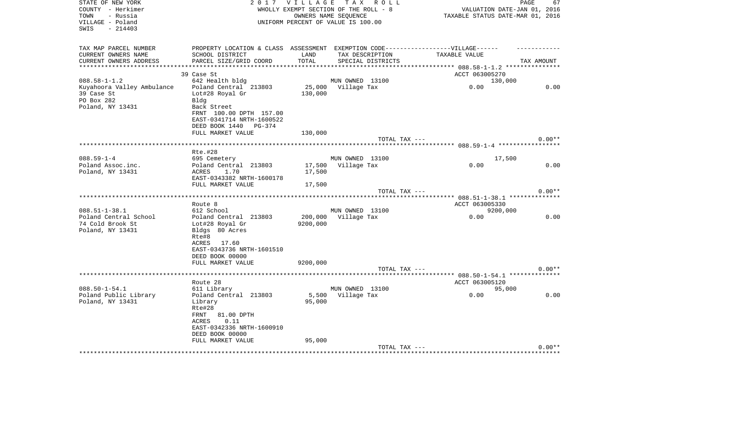STATE OF NEW YORK
COUNTY - Herkimer
TOWN - Russia
VILLAGE - Poland
SWIS - 214403

2017 VILLAGE TAX ROLL
WHOLLY EXEMPT SECTION OF THE ROLL - 8
OWNERS NAME SEQUENCE
UNIFORM PERCENT OF VALUE IS 100.00

VALUATION DATE-JAN 01, 2016
TAXABLE STATUS DATE-MAR 01, 2016

| TAX MAP PARCEL NUMBER / CURRENT OWNERS NAME / CURRENT OWNERS ADDRESS | PROPERTY LOCATION & CLASS / SCHOOL DISTRICT / PARCEL SIZE/GRID COORD | ASSESSMENT LAND / TOTAL | EXEMPTION CODE / TAX DESCRIPTION / SPECIAL DISTRICTS | VILLAGE TAXABLE VALUE | TAX AMOUNT |
|---|---|---|---|---|---|
| 088.58-1-1.2 | 39 Case St | | | ACCT 063005270 | |
| | 642 Health bldg | | MUN OWNED 13100 | 130,000 | |
| Kuyahoora Valley Ambulance | Poland Central 213803 | 25,000 | Village Tax | 0.00 | 0.00 |
| 39 Case St | Lot#28 Royal Gr | 130,000 | | | |
| PO Box 282 | Bldg | | | | |
| Poland, NY 13431 | Back Street | | | | |
| | FRNT 100.00 DPTH 157.00 | | | | |
| | EAST-0341714 NRTH-1600522 | | | | |
| | DEED BOOK 1440 PG-374 | | | | |
| | FULL MARKET VALUE | 130,000 | | | |
| | | | TOTAL TAX --- | | 0.00** |
| 088.59-1-4 | Rte.#28 | | | | |
| | 695 Cemetery | | MUN OWNED 13100 | 17,500 | |
| Poland Assoc.inc. | Poland Central 213803 | 17,500 | Village Tax | 0.00 | 0.00 |
| Poland, NY 13431 | ACRES 1.70 | 17,500 | | | |
| | EAST-0343382 NRTH-1600178 | | | | |
| | FULL MARKET VALUE | 17,500 | | | |
| | | | TOTAL TAX --- | | 0.00** |
| 088.51-1-38.1 | Route 8 | | | ACCT 063005330 | |
| | 612 School | | MUN OWNED 13100 | 9200,000 | |
| Poland Central School | Poland Central 213803 | 200,000 | Village Tax | 0.00 | 0.00 |
| 74 Cold Brook St | Lot#28 Royal Gr | 9200,000 | | | |
| Poland, NY 13431 | Bldgs 80 Acres | | | | |
| | Rte#8 | | | | |
| | ACRES 17.60 | | | | |
| | EAST-0343736 NRTH-1601510 | | | | |
| | DEED BOOK 00000 | | | | |
| | FULL MARKET VALUE | 9200,000 | | | |
| | | | TOTAL TAX --- | | 0.00** |
| 088.50-1-54.1 | Route 28 | | | ACCT 063005120 | |
| | 611 Library | | MUN OWNED 13100 | 95,000 | |
| Poland Public Library | Poland Central 213803 | 5,500 | Village Tax | 0.00 | 0.00 |
| Poland, NY 13431 | Library | 95,000 | | | |
| | Rte#28 | | | | |
| | FRNT 81.00 DPTH | | | | |
| | ACRES 0.11 | | | | |
| | EAST-0342336 NRTH-1600910 | | | | |
| | DEED BOOK 00000 | | | | |
| | FULL MARKET VALUE | 95,000 | | | |
| | | | TOTAL TAX --- | | 0.00** |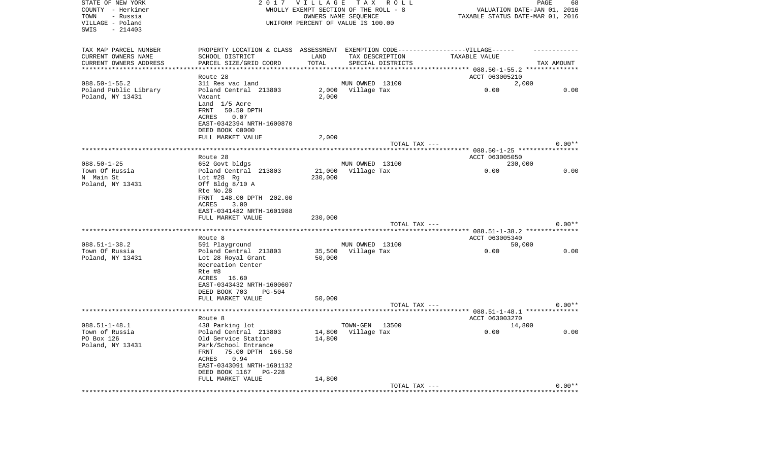STATE OF NEW YORK
COUNTY - Herkimer
TOWN - Russia
VILLAGE - Poland
SWIS - 214403

2 0 1 7 V I L L A G E T A X R O L L
WHOLLY EXEMPT SECTION OF THE ROLL - 8
OWNERS NAME SEQUENCE
UNIFORM PERCENT OF VALUE IS 100.00

VALUATION DATE-JAN 01, 2016
TAXABLE STATUS DATE-MAR 01, 2016

| TAX MAP PARCEL NUMBER<br>CURRENT OWNERS NAME<br>CURRENT OWNERS ADDRESS | PROPERTY LOCATION & CLASS<br>SCHOOL DISTRICT<br>PARCEL SIZE/GRID COORD | ASSESSMENT<br>LAND<br>TOTAL | EXEMPTION CODE-----VILLAGE------<br>TAX DESCRIPTION<br>SPECIAL DISTRICTS | TAXABLE VALUE | TAX AMOUNT |
|---|---|---|---|---|---|
| 088.50-1-55.2<br>Poland Public Library<br>Poland, NY 13431 | Route 28<br>311 Res vac land<br>Poland Central 213803<br>Vacant<br>Land 1/5 Acre<br>FRNT 50.50 DPTH<br>ACRES 0.07<br>EAST-0342394 NRTH-1600870<br>DEED BOOK 00000<br>FULL MARKET VALUE | <br><br>2,000<br>2,000<br><br><br><br><br><br>2,000 | <br>MUN OWNED 13100<br>Village Tax<br><br><br><br><br><br><br><br>TOTAL TAX --- | ACCT 063005210<br>2,000<br>0.00 | <br><br>0.00<br><br><br><br><br><br><br><br>0.00** |
| 088.50-1-25<br>Town Of Russia<br>N Main St<br>Poland, NY 13431 | Route 28<br>652 Govt bldgs<br>Poland Central 213803<br>Lot #28 Rg<br>Off Bldg 8/10 A<br>Rte No.28<br>FRNT 148.00 DPTH 202.00<br>ACRES 3.00<br>EAST-0341482 NRTH-1601988<br>FULL MARKET VALUE | <br><br>21,000<br>230,000<br><br><br><br><br><br>230,000 | <br>MUN OWNED 13100<br>Village Tax<br><br><br><br><br><br><br>TOTAL TAX --- | ACCT 063005050<br>230,000<br>0.00 | <br><br>0.00<br><br><br><br><br><br><br>0.00** |
| 088.51-1-38.2<br>Town Of Russia<br>Poland, NY 13431 | Route 8<br>591 Playground<br>Poland Central 213803<br>Lot 28 Royal Grant<br>Recreation Center<br>Rte #8<br>ACRES 16.60<br>EAST-0343432 NRTH-1600607<br>DEED BOOK 703 PG-504<br>FULL MARKET VALUE | <br><br>35,500<br>50,000<br><br><br><br><br><br>50,000 | <br>MUN OWNED 13100<br>Village Tax<br><br><br><br><br><br><br><br>TOTAL TAX --- | ACCT 063005340<br>50,000<br>0.00 | <br><br>0.00<br><br><br><br><br><br><br><br>0.00** |
| 088.51-1-48.1<br>Town of Russia<br>PO Box 126<br>Poland, NY 13431 | Route 8<br>438 Parking lot<br>Poland Central 213803<br>Old Service Station<br>Park/School Entrance<br>FRNT 75.00 DPTH 166.50<br>ACRES 0.94<br>EAST-0343091 NRTH-1601132<br>DEED BOOK 1167 PG-228<br>FULL MARKET VALUE | <br><br>14,800<br>14,800<br><br><br><br><br><br>14,800 | <br>TOWN-GEN 13500<br>Village Tax<br><br><br><br><br><br><br><br>TOTAL TAX --- | ACCT 063003270<br>14,800<br>0.00 | <br><br>0.00<br><br><br><br><br><br><br><br>0.00** |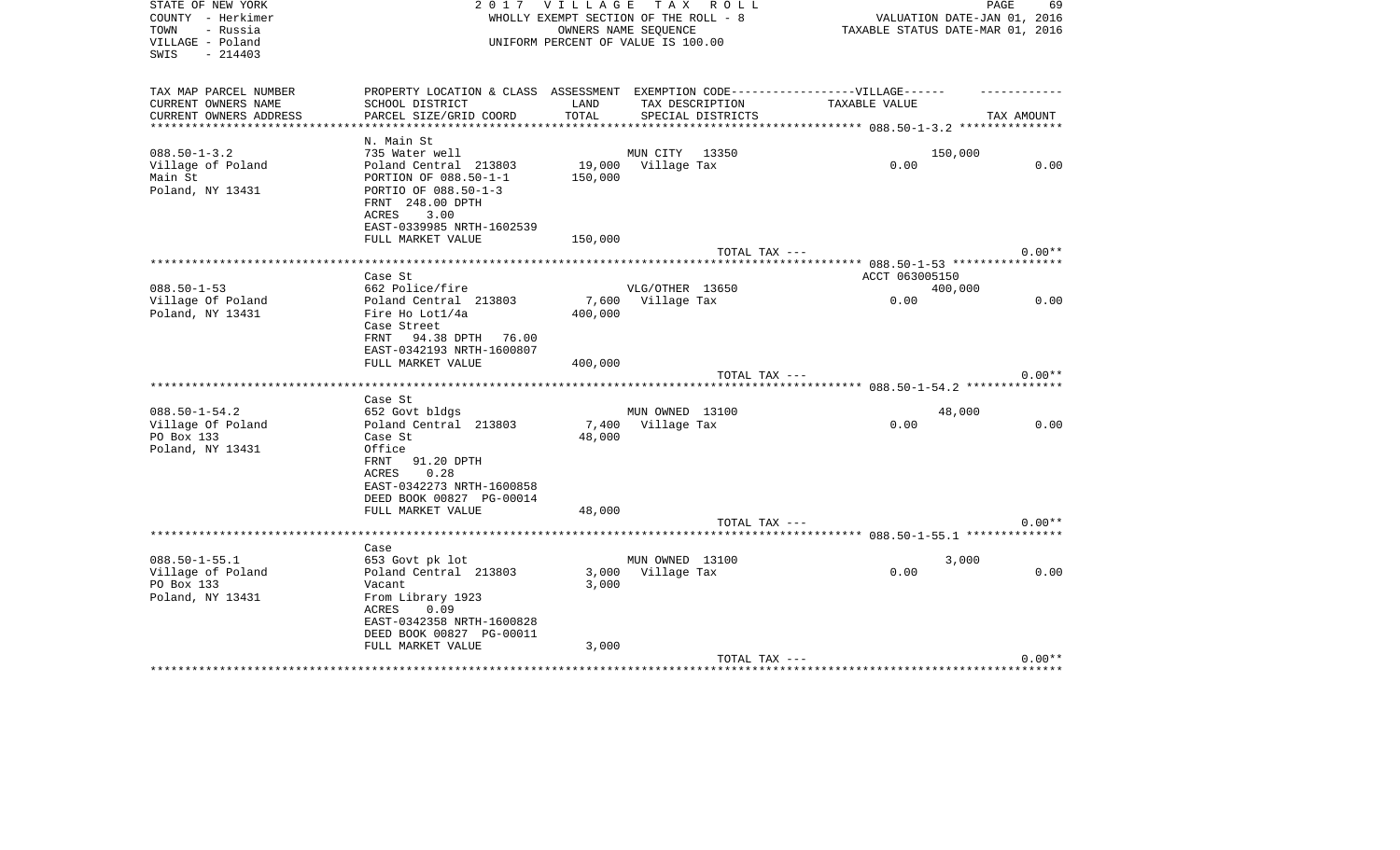STATE OF NEW YORK
COUNTY - Herkimer
TOWN - Russia
VILLAGE - Poland
SWIS - 214403

2 0 1 7 V I L L A G E T A X R O L L
WHOLLY EXEMPT SECTION OF THE ROLL - 8
OWNERS NAME SEQUENCE
UNIFORM PERCENT OF VALUE IS 100.00

VALUATION DATE-JAN 01, 2016
TAXABLE STATUS DATE-MAR 01, 2016

| TAX MAP PARCEL NUMBER<br>CURRENT OWNERS NAME<br>CURRENT OWNERS ADDRESS | PROPERTY LOCATION & CLASS<br>SCHOOL DISTRICT<br>PARCEL SIZE/GRID COORD | ASSESSMENT<br>LAND<br>TOTAL | EXEMPTION CODE------------------VILLAGE------<br>TAX DESCRIPTION<br>SPECIAL DISTRICTS | TAXABLE VALUE | TAX AMOUNT |
|---|---|---|---|---|---|
| 088.50-1-3.2<br>Village of Poland<br>Main St<br>Poland, NY 13431 | N. Main St<br>735 Water well<br>Poland Central 213803<br>PORTION OF 088.50-1-1<br>PORTIO OF 088.50-1-3<br>FRNT 248.00 DPTH<br>ACRES 3.00<br>EAST-0339985 NRTH-1602539<br>FULL MARKET VALUE | <br><br>19,000<br>150,000<br><br><br><br><br>150,000 | MUN CITY 13350<br>Village Tax<br><br><br><br><br><br><br><br>TOTAL TAX --- | 150,000<br>0.00 | <br>0.00<br><br><br><br><br><br><br><br>0.00** |
| 088.50-1-53<br>Village Of Poland<br>Poland, NY 13431 | Case St<br>662 Police/fire<br>Poland Central 213803<br>Fire Ho Lot1/4a<br>Case Street<br>FRNT 94.38 DPTH 76.00<br>EAST-0342193 NRTH-1600807<br>FULL MARKET VALUE | <br><br>7,600<br>400,000<br><br><br><br>400,000 | VLG/OTHER 13650<br>Village Tax<br><br><br><br><br><br>TOTAL TAX --- | ACCT 063005150<br>400,000<br>0.00 | <br><br>0.00<br><br><br><br><br><br>0.00** |
| 088.50-1-54.2<br>Village Of Poland<br>PO Box 133<br>Poland, NY 13431 | Case St<br>652 Govt bldgs<br>Poland Central 213803<br>Case St<br>Office<br>FRNT 91.20 DPTH<br>ACRES 0.28<br>EAST-0342273 NRTH-1600858<br>DEED BOOK 00827 PG-00014<br>FULL MARKET VALUE | <br><br>7,400<br>48,000<br><br><br><br><br><br>48,000 | MUN OWNED 13100<br>Village Tax<br><br><br><br><br><br><br><br><br>TOTAL TAX --- | 48,000<br>0.00 | <br>0.00<br><br><br><br><br><br><br><br><br>0.00** |
| 088.50-1-55.1<br>Village of Poland<br>PO Box 133<br>Poland, NY 13431 | Case<br>653 Govt pk lot<br>Poland Central 213803<br>Vacant<br>From Library 1923<br>ACRES 0.09<br>EAST-0342358 NRTH-1600828<br>DEED BOOK 00827 PG-00011<br>FULL MARKET VALUE | <br><br>3,000<br>3,000<br><br><br><br><br>3,000 | MUN OWNED 13100<br>Village Tax<br><br><br><br><br><br><br>TOTAL TAX --- | 3,000<br>0.00 | <br>0.00<br><br><br><br><br><br><br>0.00** |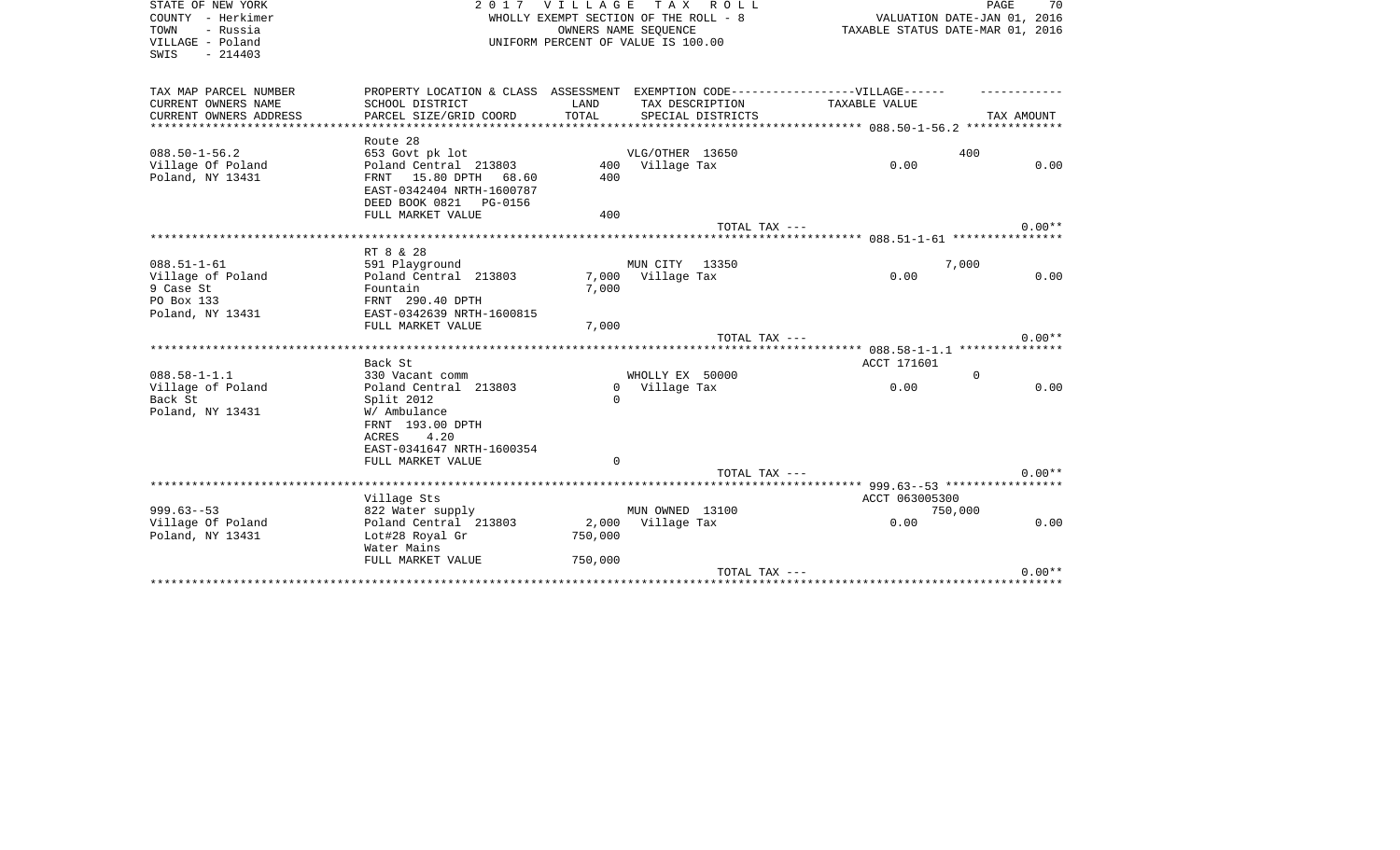STATE OF NEW YORK
COUNTY - Herkimer
TOWN - Russia
VILLAGE - Poland
SWIS - 214403

2 0 1 7 V I L L A G E T A X R O L L
WHOLLY EXEMPT SECTION OF THE ROLL - 8
OWNERS NAME SEQUENCE
UNIFORM PERCENT OF VALUE IS 100.00

VALUATION DATE-JAN 01, 2016
TAXABLE STATUS DATE-MAR 01, 2016

| TAX MAP PARCEL NUMBER / CURRENT OWNERS NAME / CURRENT OWNERS ADDRESS | PROPERTY LOCATION & CLASS / SCHOOL DISTRICT / PARCEL SIZE/GRID COORD | ASSESSMENT LAND / TOTAL | EXEMPTION CODE / TAX DESCRIPTION / SPECIAL DISTRICTS | VILLAGE TAXABLE VALUE | TAX AMOUNT |
|---|---|---|---|---|---|
| **088.50-1-56.2** | Route 28 | | | | |
| 088.50-1-56.2 | 653 Govt pk lot | | VLG/OTHER 13650 | 400 | |
| Village Of Poland | Poland Central 213803 | 400 | Village Tax | 0.00 | 0.00 |
| Poland, NY 13431 | FRNT 15.80 DPTH 68.60 | 400 | | | |
| | EAST-0342404 NRTH-1600787 | | | | |
| | DEED BOOK 0821 PG-0156 | | | | |
| | FULL MARKET VALUE | 400 | | | |
| | | | TOTAL TAX --- | | 0.00** |
| **088.51-1-61** | RT 8 & 28 | | | | |
| 088.51-1-61 | 591 Playground | | MUN CITY 13350 | 7,000 | |
| Village of Poland | Poland Central 213803 | 7,000 | Village Tax | 0.00 | 0.00 |
| 9 Case St | Fountain | 7,000 | | | |
| PO Box 133 | FRNT 290.40 DPTH | | | | |
| Poland, NY 13431 | EAST-0342639 NRTH-1600815 | | | | |
| | FULL MARKET VALUE | 7,000 | | | |
| | | | TOTAL TAX --- | | 0.00** |
| **088.58-1-1.1** | Back St | | | ACCT 171601 | |
| 088.58-1-1.1 | 330 Vacant comm | | WHOLLY EX 50000 | 0 | |
| Village of Poland | Poland Central 213803 | 0 | Village Tax | 0.00 | 0.00 |
| Back St | Split 2012 | 0 | | | |
| Poland, NY 13431 | W/ Ambulance | | | | |
| | FRNT 193.00 DPTH | | | | |
| | ACRES 4.20 | | | | |
| | EAST-0341647 NRTH-1600354 | | | | |
| | FULL MARKET VALUE | 0 | | | |
| | | | TOTAL TAX --- | | 0.00** |
| **999.63--53** | Village Sts | | | ACCT 063005300 | |
| 999.63--53 | 822 Water supply | | MUN OWNED 13100 | 750,000 | |
| Village Of Poland | Poland Central 213803 | 2,000 | Village Tax | 0.00 | 0.00 |
| Poland, NY 13431 | Lot#28 Royal Gr | 750,000 | | | |
| | Water Mains | | | | |
| | FULL MARKET VALUE | 750,000 | | | |
| | | | TOTAL TAX --- | | 0.00** |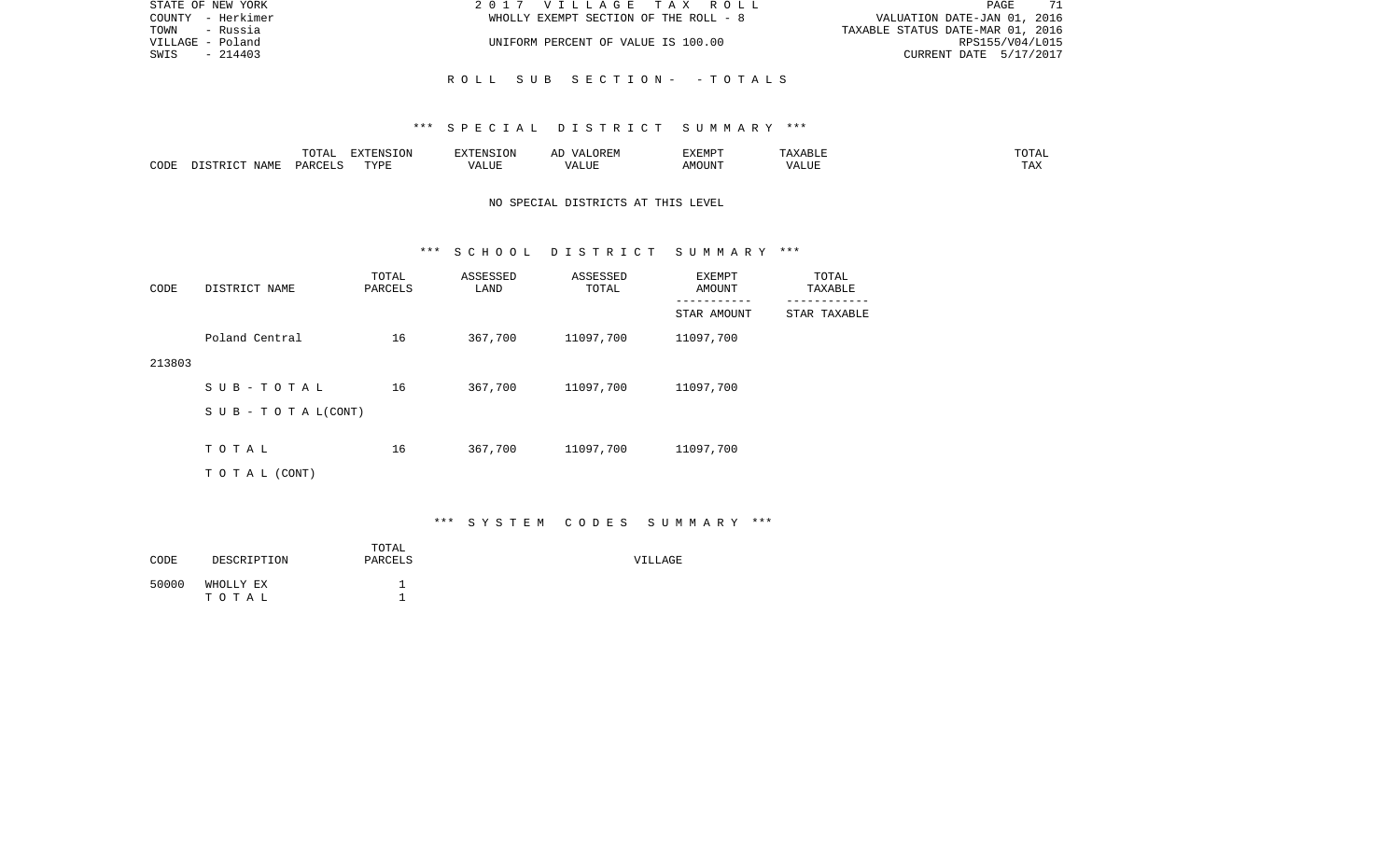STATE OF NEW YORK — 2017 VILLAGE TAX ROLL
COUNTY - Herkimer — WHOLLY EXEMPT SECTION OF THE ROLL - 8 — VALUATION DATE-JAN 01, 2016
TOWN - Russia — TAXABLE STATUS DATE-MAR 01, 2016
VILLAGE - Poland — UNIFORM PERCENT OF VALUE IS 100.00 — RPS155/V04/L015
SWIS - 214403 — CURRENT DATE 5/17/2017

## ROLL SUB SECTION- - TOTALS

### *** SPECIAL DISTRICT SUMMARY ***

| CODE | DISTRICT NAME | TOTAL PARCELS | EXTENSION TYPE | EXTENSION VALUE | AD VALOREM VALUE | EXEMPT AMOUNT | TAXABLE VALUE | TOTAL TAX |
|---|---|---|---|---|---|---|---|---|

NO SPECIAL DISTRICTS AT THIS LEVEL

### *** SCHOOL DISTRICT SUMMARY ***

| CODE | DISTRICT NAME | TOTAL PARCELS | ASSESSED LAND | ASSESSED TOTAL | EXEMPT AMOUNT / STAR AMOUNT | TOTAL TAXABLE / STAR TAXABLE |
|---|---|---|---|---|---|---|
| 213803 | Poland Central | 16 | 367,700 | 11097,700 | 11097,700 | |
| | S U B - T O T A L | 16 | 367,700 | 11097,700 | 11097,700 | |
| | S U B - T O T A L(CONT) | | | | | |
| | T O T A L | 16 | 367,700 | 11097,700 | 11097,700 | |
| | T O T A L (CONT) | | | | | |

### *** SYSTEM CODES SUMMARY ***

| CODE | DESCRIPTION | TOTAL PARCELS | VILLAGE |
|---|---|---|---|
| 50000 | WHOLLY EX | 1 | |
| | T O T A L | 1 | |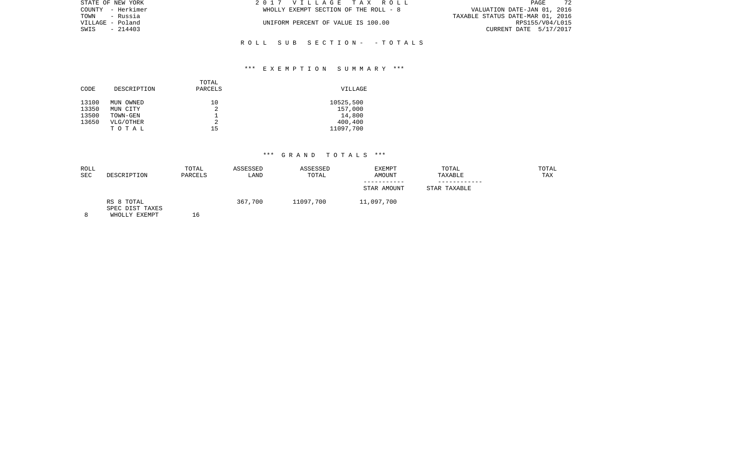STATE OF NEW YORK
COUNTY - Herkimer
TOWN - Russia
VILLAGE - Poland
SWIS - 214403

2 0 1 7 V I L L A G E T A X R O L L
WHOLLY EXEMPT SECTION OF THE ROLL - 8

UNIFORM PERCENT OF VALUE IS 100.00

VALUATION DATE-JAN 01, 2016
TAXABLE STATUS DATE-MAR 01, 2016
RPS155/V04/L015
CURRENT DATE 5/17/2017

R O L L S U B S E C T I O N - - T O T A L S

*** E X E M P T I O N S U M M A R Y ***

| CODE | DESCRIPTION | TOTAL PARCELS | VILLAGE |
|---|---|---|---|
| 13100 | MUN OWNED | 10 | 10525,500 |
| 13350 | MUN CITY | 2 | 157,000 |
| 13500 | TOWN-GEN | 1 | 14,800 |
| 13650 | VLG/OTHER | 2 | 400,400 |
| | T O T A L | 15 | 11097,700 |

*** G R A N D T O T A L S ***

| ROLL SEC | DESCRIPTION | TOTAL PARCELS | ASSESSED LAND | ASSESSED TOTAL | EXEMPT AMOUNT / STAR AMOUNT | TOTAL TAXABLE / STAR TAXABLE | TOTAL TAX |
|---|---|---|---|---|---|---|---|
| | RS 8 TOTAL | | 367,700 | 11097,700 | 11,097,700 | | |
| | SPEC DIST TAXES | | | | | | |
| 8 | WHOLLY EXEMPT | 16 | | | | | |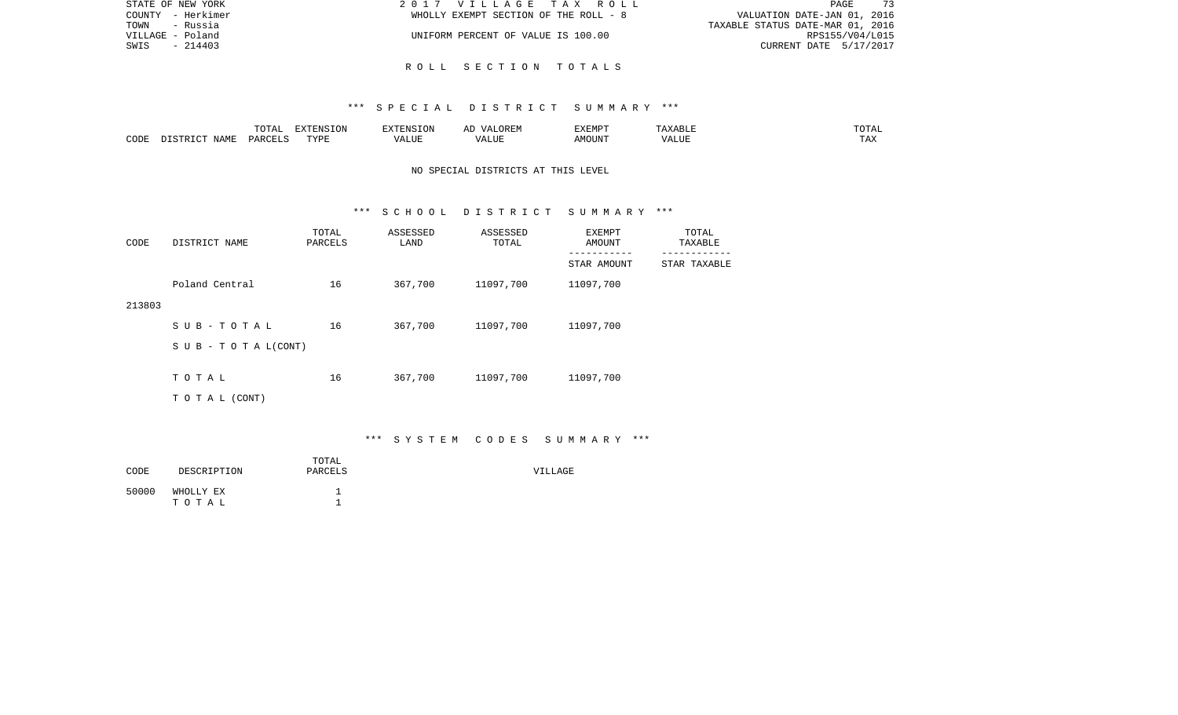STATE OF NEW YORK — 2 0 1 7 V I L L A G E T A X R O L L
COUNTY - Herkimer — WHOLLY EXEMPT SECTION OF THE ROLL - 8 — VALUATION DATE-JAN 01, 2016
TOWN - Russia — TAXABLE STATUS DATE-MAR 01, 2016
VILLAGE - Poland — UNIFORM PERCENT OF VALUE IS 100.00 — RPS155/V04/L015
SWIS - 214403 — CURRENT DATE 5/17/2017

## R O L L S E C T I O N T O T A L S

### *** S P E C I A L D I S T R I C T S U M M A R Y ***

| CODE | DISTRICT NAME | TOTAL PARCELS | EXTENSION TYPE | EXTENSION VALUE | AD VALOREM VALUE | EXEMPT AMOUNT | TAXABLE VALUE | TOTAL TAX |
|---|---|---|---|---|---|---|---|---|

NO SPECIAL DISTRICTS AT THIS LEVEL

### *** S C H O O L D I S T R I C T S U M M A R Y ***

| CODE | DISTRICT NAME | TOTAL PARCELS | ASSESSED LAND | ASSESSED TOTAL | EXEMPT AMOUNT / STAR AMOUNT | TOTAL TAXABLE / STAR TAXABLE |
|---|---|---|---|---|---|---|
| 213803 | Poland Central | 16 | 367,700 | 11097,700 | 11097,700 | |
| | S U B - T O T A L | 16 | 367,700 | 11097,700 | 11097,700 | |
| | S U B - T O T A L(CONT) | | | | | |
| | T O T A L | 16 | 367,700 | 11097,700 | 11097,700 | |
| | T O T A L (CONT) | | | | | |

### *** S Y S T E M C O D E S S U M M A R Y ***

| CODE | DESCRIPTION | TOTAL PARCELS | VILLAGE |
|---|---|---|---|
| 50000 | WHOLLY EX | 1 | |
| | T O T A L | 1 | |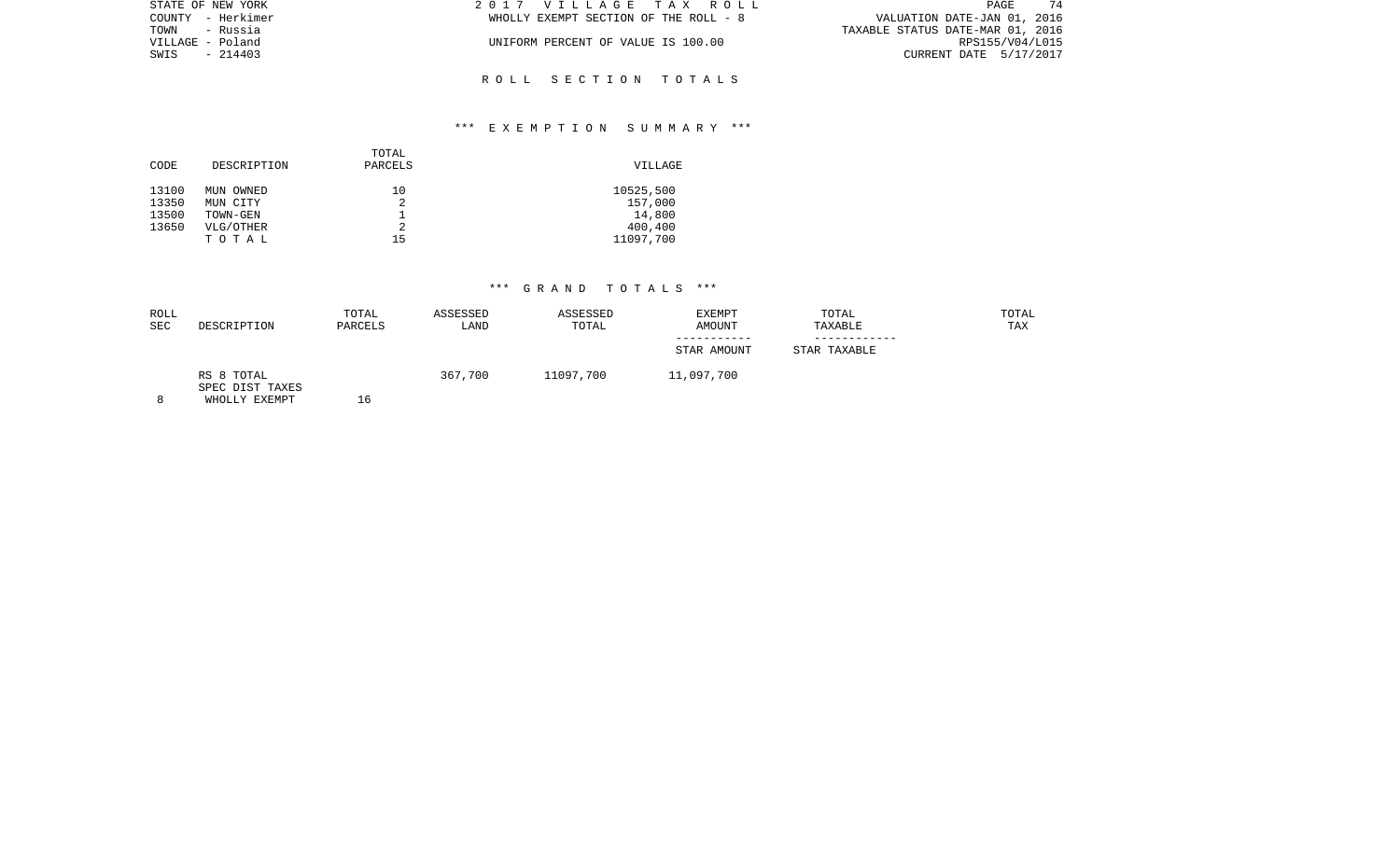STATE OF NEW YORK
COUNTY - Herkimer
TOWN - Russia
VILLAGE - Poland
SWIS - 214403

2 0 1 7 V I L L A G E T A X R O L L
WHOLLY EXEMPT SECTION OF THE ROLL - 8

UNIFORM PERCENT OF VALUE IS 100.00

PAGE 74
VALUATION DATE-JAN 01, 2016
TAXABLE STATUS DATE-MAR 01, 2016
RPS155/V04/L015
CURRENT DATE 5/17/2017

## R O L L S E C T I O N T O T A L S

### *** E X E M P T I O N S U M M A R Y ***

| CODE | DESCRIPTION | TOTAL PARCELS | VILLAGE |
|---|---|---|---|
| 13100 | MUN OWNED | 10 | 10525,500 |
| 13350 | MUN CITY | 2 | 157,000 |
| 13500 | TOWN-GEN | 1 | 14,800 |
| 13650 | VLG/OTHER | 2 | 400,400 |
| | T O T A L | 15 | 11097,700 |

### *** G R A N D T O T A L S ***

| ROLL SEC | DESCRIPTION | TOTAL PARCELS | ASSESSED LAND | ASSESSED TOTAL | EXEMPT AMOUNT / STAR AMOUNT | TOTAL TAXABLE / STAR TAXABLE | TOTAL TAX |
|---|---|---|---|---|---|---|---|
| 8 | RS 8 TOTAL SPEC DIST TAXES WHOLLY EXEMPT | 16 | 367,700 | 11097,700 | 11,097,700 | | |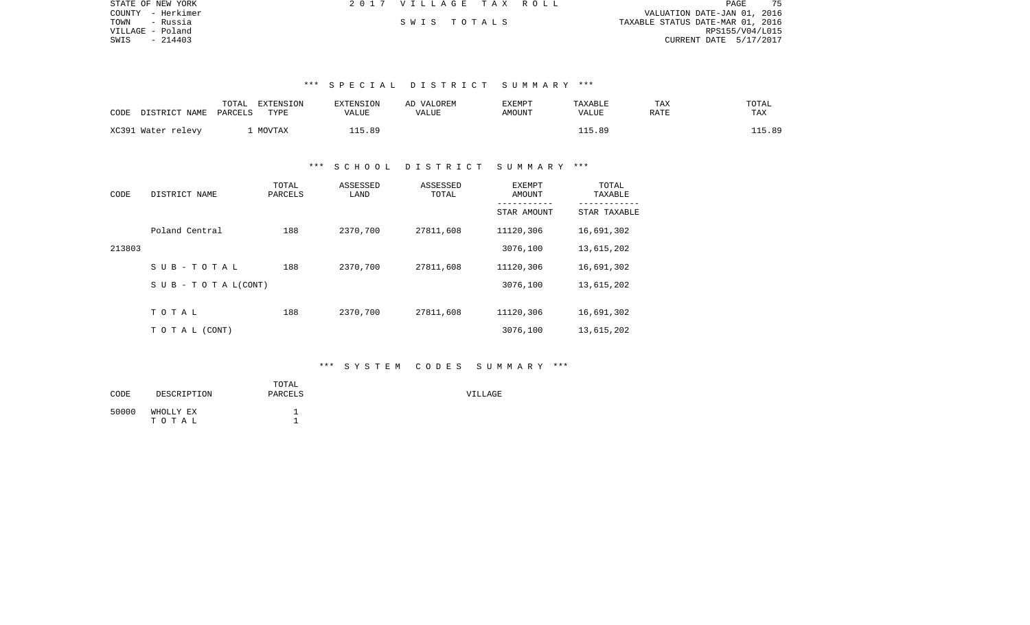STATE OF NEW YORK
COUNTY - Herkimer
TOWN - Russia
VILLAGE - Poland
SWIS - 214403

2 0 1 7 V I L L A G E T A X R O L L

S W I S T O T A L S

VALUATION DATE-JAN 01, 2016
TAXABLE STATUS DATE-MAR 01, 2016
RPS155/V04/L015
CURRENT DATE 5/17/2017

### *** S P E C I A L D I S T R I C T S U M M A R Y ***

| CODE | DISTRICT NAME | TOTAL PARCELS | EXTENSION TYPE | EXTENSION VALUE | AD VALOREM VALUE | EXEMPT AMOUNT | TAXABLE VALUE | TAX RATE | TOTAL TAX |
|---|---|---|---|---|---|---|---|---|---|
| XC391 | Water relevy | 1 | MOVTAX | 115.89 | | | 115.89 | | 115.89 |

### *** S C H O O L D I S T R I C T S U M M A R Y ***

| CODE | DISTRICT NAME | TOTAL PARCELS | ASSESSED LAND | ASSESSED TOTAL | EXEMPT AMOUNT / STAR AMOUNT | TOTAL TAXABLE / STAR TAXABLE |
|---|---|---|---|---|---|---|
| | Poland Central | 188 | 2370,700 | 27811,608 | 11120,306 | 16,691,302 |
| 213803 | | | | | 3076,100 | 13,615,202 |
| | S U B - T O T A L | 188 | 2370,700 | 27811,608 | 11120,306 | 16,691,302 |
| | S U B - T O T A L(CONT) | | | | 3076,100 | 13,615,202 |
| | T O T A L | 188 | 2370,700 | 27811,608 | 11120,306 | 16,691,302 |
| | T O T A L (CONT) | | | | 3076,100 | 13,615,202 |

### *** S Y S T E M C O D E S S U M M A R Y ***

| CODE | DESCRIPTION | TOTAL PARCELS | VILLAGE |
|---|---|---|---|
| 50000 | WHOLLY EX | 1 | |
| | T O T A L | 1 | |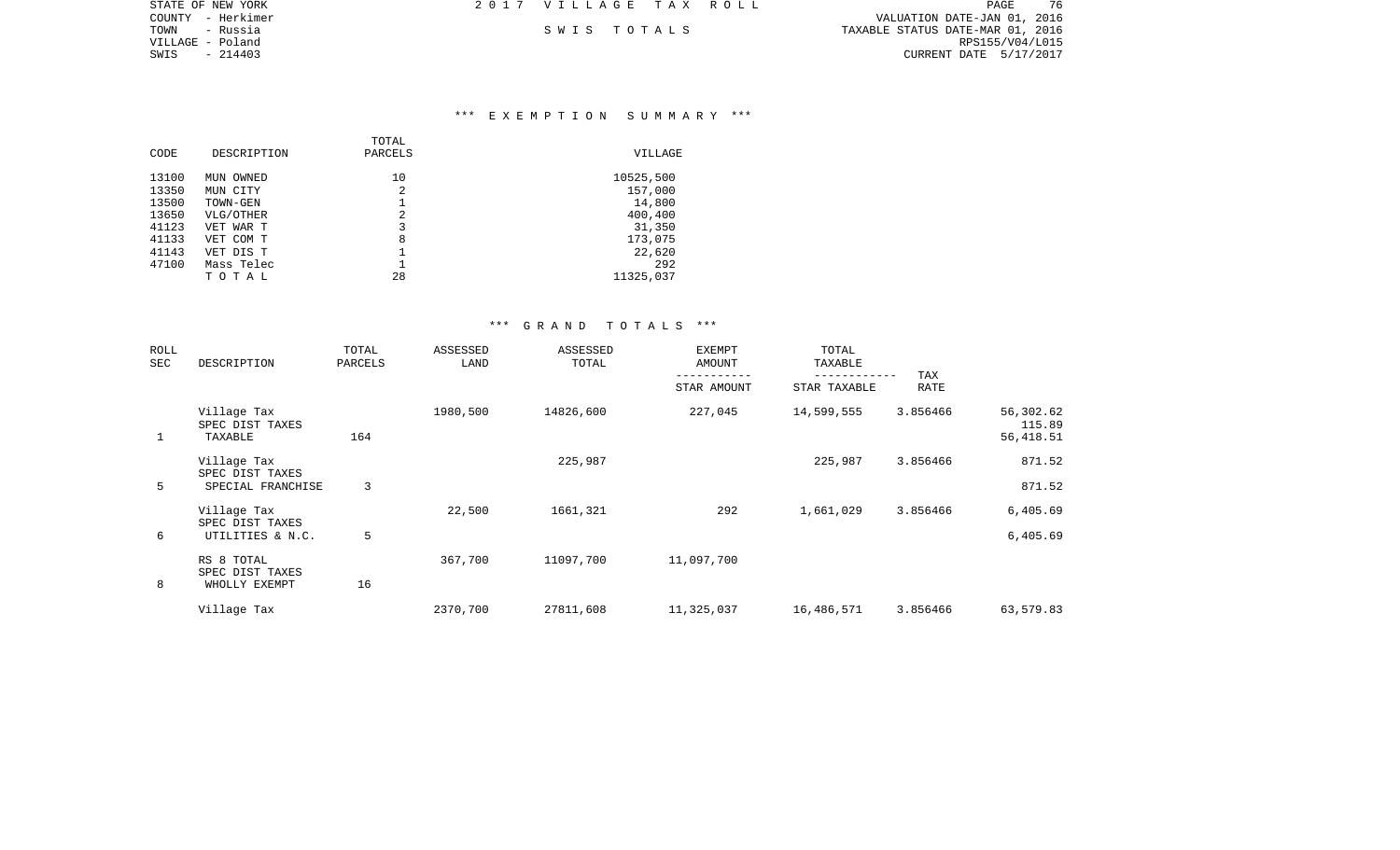STATE OF NEW YORK
COUNTY - Herkimer
TOWN - Russia
VILLAGE - Poland
SWIS - 214403

2017 VILLAGE TAX ROLL

SWIS TOTALS

VALUATION DATE-JAN 01, 2016
TAXABLE STATUS DATE-MAR 01, 2016
RPS155/V04/L015
CURRENT DATE 5/17/2017

## *** EXEMPTION SUMMARY ***

| CODE | DESCRIPTION | TOTAL PARCELS | VILLAGE |
|---|---|---|---|
| 13100 | MUN OWNED | 10 | 10525,500 |
| 13350 | MUN CITY | 2 | 157,000 |
| 13500 | TOWN-GEN | 1 | 14,800 |
| 13650 | VLG/OTHER | 2 | 400,400 |
| 41123 | VET WAR T | 3 | 31,350 |
| 41133 | VET COM T | 8 | 173,075 |
| 41143 | VET DIS T | 1 | 22,620 |
| 47100 | Mass Telec | 1 | 292 |
| | T O T A L | 28 | 11325,037 |

## *** GRAND TOTALS ***

| ROLL SEC | DESCRIPTION | TOTAL PARCELS | ASSESSED LAND | ASSESSED TOTAL | EXEMPT AMOUNT / STAR AMOUNT | TOTAL TAXABLE / STAR TAXABLE | TAX RATE | |
|---|---|---|---|---|---|---|---|---|
| | Village Tax | | 1980,500 | 14826,600 | 227,045 | 14,599,555 | 3.856466 | 56,302.62 |
| | SPEC DIST TAXES | | | | | | | 115.89 |
| 1 | TAXABLE | 164 | | | | | | 56,418.51 |
| | Village Tax | | | 225,987 | | 225,987 | 3.856466 | 871.52 |
| | SPEC DIST TAXES | | | | | | | |
| 5 | SPECIAL FRANCHISE | 3 | | | | | | 871.52 |
| | Village Tax | | 22,500 | 1661,321 | 292 | 1,661,029 | 3.856466 | 6,405.69 |
| | SPEC DIST TAXES | | | | | | | |
| 6 | UTILITIES & N.C. | 5 | | | | | | 6,405.69 |
| | RS 8 TOTAL | | 367,700 | 11097,700 | 11,097,700 | | | |
| | SPEC DIST TAXES | | | | | | | |
| 8 | WHOLLY EXEMPT | 16 | | | | | | |
| | Village Tax | | 2370,700 | 27811,608 | 11,325,037 | 16,486,571 | 3.856466 | 63,579.83 |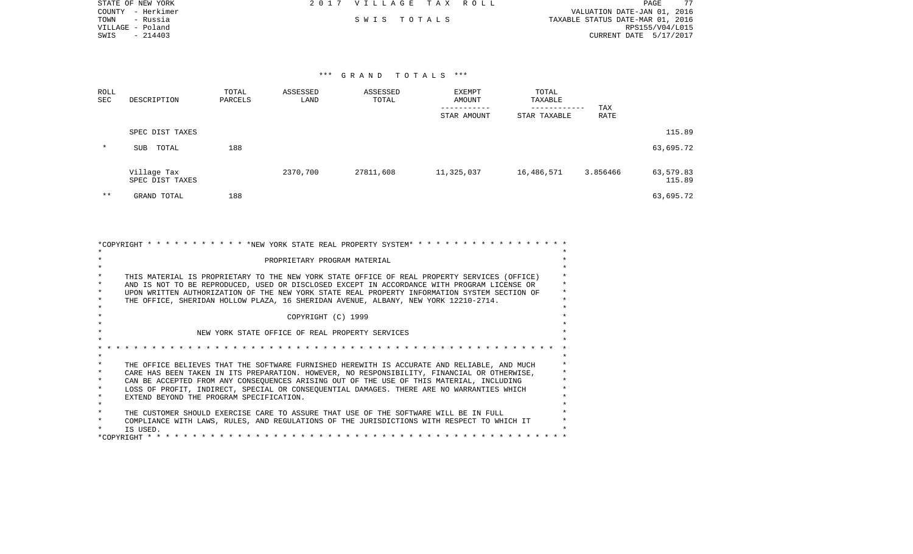STATE OF NEW YORK
COUNTY - Herkimer
TOWN - Russia
VILLAGE - Poland
SWIS - 214403

2 0 1 7 V I L L A G E T A X R O L L

S W I S T O T A L S

VALUATION DATE-JAN 01, 2016
TAXABLE STATUS DATE-MAR 01, 2016
RPS155/V04/L015
CURRENT DATE 5/17/2017

*** G R A N D T O T A L S ***

| ROLL SEC | DESCRIPTION | TOTAL PARCELS | ASSESSED LAND | ASSESSED TOTAL | EXEMPT AMOUNT<br>-----------<br>STAR AMOUNT | TOTAL TAXABLE<br>------------<br>STAR TAXABLE | TAX RATE | |
|---|---|---|---|---|---|---|---|---|
| | SPEC DIST TAXES | | | | | | | 115.89 |
| * | SUB TOTAL | 188 | | | | | | 63,695.72 |
| | Village Tax | | 2370,700 | 27811,608 | 11,325,037 | 16,486,571 | 3.856466 | 63,579.83 |
| | SPEC DIST TAXES | | | | | | | 115.89 |
| ** | GRAND TOTAL | 188 | | | | | | 63,695.72 |

```
*COPYRIGHT * * * * * * * * * * * *NEW YORK STATE REAL PROPERTY SYSTEM* * * * * * * * * * * * * * * * * *
*                                                                                                       *
*                                    PROPRIETARY PROGRAM MATERIAL                                       *
*                                                                                                       *
*     THIS MATERIAL IS PROPRIETARY TO THE NEW YORK STATE OFFICE OF REAL PROPERTY SERVICES (OFFICE)      *
*     AND IS NOT TO BE REPRODUCED, USED OR DISCLOSED EXCEPT IN ACCORDANCE WITH PROGRAM LICENSE OR       *
*     UPON WRITTEN AUTHORIZATION OF THE NEW YORK STATE REAL PROPERTY INFORMATION SYSTEM SECTION OF      *
*     THE OFFICE, SHERIDAN HOLLOW PLAZA, 16 SHERIDAN AVENUE, ALBANY, NEW YORK 12210-2714.               *
*                                                                                                       *
*                                        COPYRIGHT (C) 1999                                             *
*                                                                                                       *
*                      NEW YORK STATE OFFICE OF REAL PROPERTY SERVICES                                  *
*                                                                                                       *
* * * * * * * * * * * * * * * * * * * * * * * * * * * * * * * * * * * * * * * * * * * * * * * * * * * * *
*                                                                                                       *
*     THE OFFICE BELIEVES THAT THE SOFTWARE FURNISHED HEREWITH IS ACCURATE AND RELIABLE, AND MUCH       *
*     CARE HAS BEEN TAKEN IN ITS PREPARATION. HOWEVER, NO RESPONSIBILITY, FINANCIAL OR OTHERWISE,       *
*     CAN BE ACCEPTED FROM ANY CONSEQUENCES ARISING OUT OF THE USE OF THIS MATERIAL, INCLUDING          *
*     LOSS OF PROFIT, INDIRECT, SPECIAL OR CONSEQUENTIAL DAMAGES. THERE ARE NO WARRANTIES WHICH         *
*     EXTEND BEYOND THE PROGRAM SPECIFICATION.                                                          *
*                                                                                                       *
*     THE CUSTOMER SHOULD EXERCISE CARE TO ASSURE THAT USE OF THE SOFTWARE WILL BE IN FULL              *
*     COMPLIANCE WITH LAWS, RULES, AND REGULATIONS OF THE JURISDICTIONS WITH RESPECT TO WHICH IT        *
*     IS USED.                                                                                          *
*COPYRIGHT * * * * * * * * * * * * * * * * * * * * * * * * * * * * * * * * * * * * * * * * * * * * * * *
```